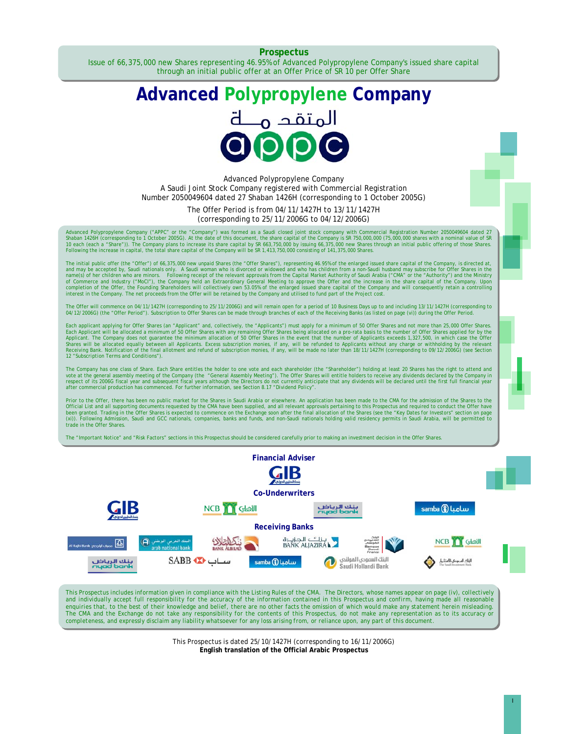**Prospectus**

Issue of 66,375,000 new Shares representing 46.95% of Advanced Polypropylene Company's issued share capital through an initial public offer at an Offer Price of SR 10 per Offer Share

# Advanced Polypropylene Company

المتقدمة

appc

Advanced Polypropylene Company
A Saudi Joint Stock Company registered with Commercial Registration Number 2050049604 dated 27 Shaban 1426H (corresponding to 1 October 2005G)

The Offer Period is from 04/11/1427H to 13/11/1427H (corresponding to 25/11/2006G to 04/12/2006G)

Advanced Polypropylene Company ("APPC" or the "Company") was formed as a Saudi closed joint stock company with Commercial Registration Number 2050049604 dated 27 Shaban 1426H (corresponding to 1 October 2005G). At the date of this document, the share capital of the Company is SR 750,000,000 (75,000,000 shares with a nominal value of SR 10 each (each a "Share")). The Company plans to increase its share capital by SR 663,750,000 by issuing 66,375,000 new Shares through an initial public offering of those Shares. Following the increase in capital, the total share capital of the Company will be SR 1,413,750,000 consisting of 141,375,000 Shares.

The initial public offer (the "Offer") of 66,375,000 new unpaid Shares (the "Offer Shares"), representing 46.95% of the enlarged issued share capital of the Company, is directed at, and may be accepted by, Saudi nationals only. A Saudi woman who is divorced or widowed and who has children from a non-Saudi husband may subscribe for Offer Shares in the name(s) of her children who are minors. Following receipt of the relevant approvals from the Capital Market Authority of Saudi Arabia ("CMA" or the "Authority") and the Ministry of Commerce and Industry ("MoCI"), the Company held an Extraordinary General Meeting to approve the Offer and the increase in the share capital of the Company. Upon completion of the Offer, the Founding Shareholders will collectively own 53.05% of the enlarged issued share capital of the Company and will consequently retain a controlling interest in the Company. The net proceeds from the Offer will be retained by the Company and utilised to fund part of the Project cost.

The Offer will commence on 04/11/1427H (corresponding to 25/11/2006G) and will remain open for a period of 10 Business Days up to and including 13/11/1427H (corresponding to 04/12/2006G) (the "Offer Period"). Subscription to Offer Shares can be made through branches of each of the Receiving Banks (as listed on page (vi)) during the Offer Period.

Each applicant applying for Offer Shares (an "Applicant" and, collectively, the "Applicants") must apply for a minimum of 50 Offer Shares and not more than 25,000 Offer Shares. Each Applicant will be allocated a minimum of 50 Offer Shares with any remaining Offer Shares being allocated on a pro-rata basis to the number of Offer Shares applied for by the Applicant. The Company does not guarantee the minimum allocation of 50 Offer Shares in the event that the number of Applicants exceeds 1,327,500, in which case the Offer Shares will be allocated equally between all Applicants. Excess subscription monies, if any, will be refunded to Applicants without any charge or withholding by the relevant Receiving Bank. Notification of the final allotment and refund of subscription monies, if any, will be made no later than 18/11/1427H (corresponding to 09/12/2006G) (see Section 12 "Subscription Terms and Conditions").

The Company has one class of Share. Each Share entitles the holder to one vote and each shareholder (the "Shareholder") holding at least 20 Shares has the right to attend and vote at the general assembly meeting of the Company (the "General Assembly Meeting"). The Offer Shares will entitle holders to receive any dividends declared by the Company in respect of its 2006G fiscal year and subsequent fiscal years although the Directors do not currently anticipate that any dividends will be declared until the first full financial year after commercial production has commenced. For further information, see Section 8.17 "Dividend Policy".

Prior to the Offer, there has been no public market for the Shares in Saudi Arabia or elsewhere. An application has been made to the CMA for the admission of the Shares to the Official List and all supporting documents requested by the CMA have been supplied, and all relevant approvals pertaining to this Prospectus and required to conduct the Offer have been granted. Trading in the Offer Shares is expected to commence on the Exchange soon after the final allocation of the Shares (see the "Key Dates for Investors" section on page (xi)). Following Admission, Saudi and GCC nationals, companies, banks and funds, and non-Saudi nationals holding valid residency permits in Saudi Arabia, will be permitted to trade in the Offer Shares.

The "Important Notice" and "Risk Factors" sections in this Prospectus should be considered carefully prior to making an investment decision in the Offer Shares.

**Financial Adviser**

GIB

**Co-Underwriters**

GIB | NCB الأهلي | بنك الرياض riyad bank | samba سامبا

**Receiving Banks**

Al Rajhi Bank مصرف الراجحي | البنك العربي الوطني arab national bank | بنك البلاد BANK ALBILAD | بنك الجزيرة BANK ALJAZIRA | البنك السعودي الفرنسي Banque Saudi Fransi | NCB الأهلي | بنك الرياض riyad bank | SABB ساب | samba سامبا | البنك السعودي الهولندي Saudi Hollandi Bank | البنك السعودي للاستثمار The Saudi Investment Bank

This Prospectus includes information given in compliance with the Listing Rules of the CMA. The Directors, whose names appear on page (iv), collectively and individually accept full responsibility for the accuracy of the information contained in this Prospectus and confirm, having made all reasonable enquiries that, to the best of their knowledge and belief, there are no other facts the omission of which would make any statement herein misleading. The CMA and the Exchange do not take any responsibility for the contents of this Prospectus, do not make any representation as to its accuracy or completeness, and expressly disclaim any liability whatsoever for any loss arising from, or reliance upon, any part of this document.

This Prospectus is dated 25/10/1427H (corresponding to 16/11/2006G)
**English translation of the Official Arabic Prospectus**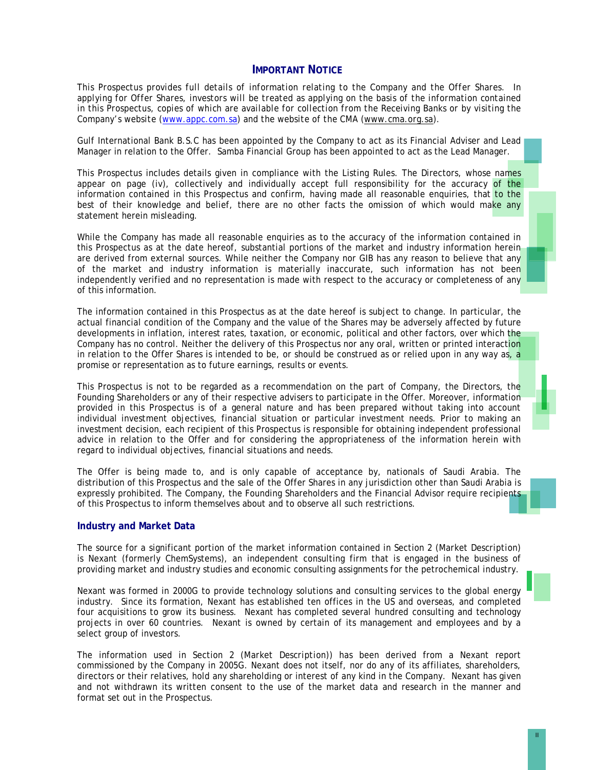# IMPORTANT NOTICE

*This Prospectus provides full details of information relating to the Company and the Offer Shares. In applying for Offer Shares, investors will be treated as applying on the basis of the information contained in this Prospectus, copies of which are available for collection from the Receiving Banks or by visiting the Company's website (www.appc.com.sa) and the website of the CMA (www.cma.org.sa).*

Gulf International Bank B.S.C has been appointed by the Company to act as its Financial Adviser and Lead Manager in relation to the Offer. Samba Financial Group has been appointed to act as the Lead Manager.

This Prospectus includes details given in compliance with the Listing Rules. The Directors, whose names appear on page (iv), collectively and individually accept full responsibility for the accuracy of the information contained in this Prospectus and confirm, having made all reasonable enquiries, that to the best of their knowledge and belief, there are no other facts the omission of which would make any statement herein misleading.

While the Company has made all reasonable enquiries as to the accuracy of the information contained in this Prospectus as at the date hereof, substantial portions of the market and industry information herein are derived from external sources. While neither the Company nor GIB has any reason to believe that any of the market and industry information is materially inaccurate, such information has not been independently verified and no representation is made with respect to the accuracy or completeness of any of this information.

The information contained in this Prospectus as at the date hereof is subject to change. In particular, the actual financial condition of the Company and the value of the Shares may be adversely affected by future developments in inflation, interest rates, taxation, or economic, political and other factors, over which the Company has no control. Neither the delivery of this Prospectus nor any oral, written or printed interaction in relation to the Offer Shares is intended to be, or should be construed as or relied upon in any way as, a promise or representation as to future earnings, results or events.

This Prospectus is not to be regarded as a recommendation on the part of Company, the Directors, the Founding Shareholders or any of their respective advisers to participate in the Offer. Moreover, information provided in this Prospectus is of a general nature and has been prepared without taking into account individual investment objectives, financial situation or particular investment needs. Prior to making an investment decision, each recipient of this Prospectus is responsible for obtaining independent professional advice in relation to the Offer and for considering the appropriateness of the information herein with regard to individual objectives, financial situations and needs.

The Offer is being made to, and is only capable of acceptance by, nationals of Saudi Arabia. The distribution of this Prospectus and the sale of the Offer Shares in any jurisdiction other than Saudi Arabia is expressly prohibited. The Company, the Founding Shareholders and the Financial Advisor require recipients of this Prospectus to inform themselves about and to observe all such restrictions.

## Industry and Market Data

The source for a significant portion of the market information contained in Section 2 (*Market Description*) is Nexant (formerly ChemSystems), an independent consulting firm that is engaged in the business of providing market and industry studies and economic consulting assignments for the petrochemical industry.

Nexant was formed in 2000G to provide technology solutions and consulting services to the global energy industry. Since its formation, Nexant has established ten offices in the US and overseas, and completed four acquisitions to grow its business. Nexant has completed several hundred consulting and technology projects in over 60 countries. Nexant is owned by certain of its management and employees and by a select group of investors.

The information used in Section 2 (*Market Description*)) has been derived from a Nexant report commissioned by the Company in 2005G. Nexant does not itself, nor do any of its affiliates, shareholders, directors or their relatives, hold any shareholding or interest of any kind in the Company. Nexant has given and not withdrawn its written consent to the use of the market data and research in the manner and format set out in the Prospectus.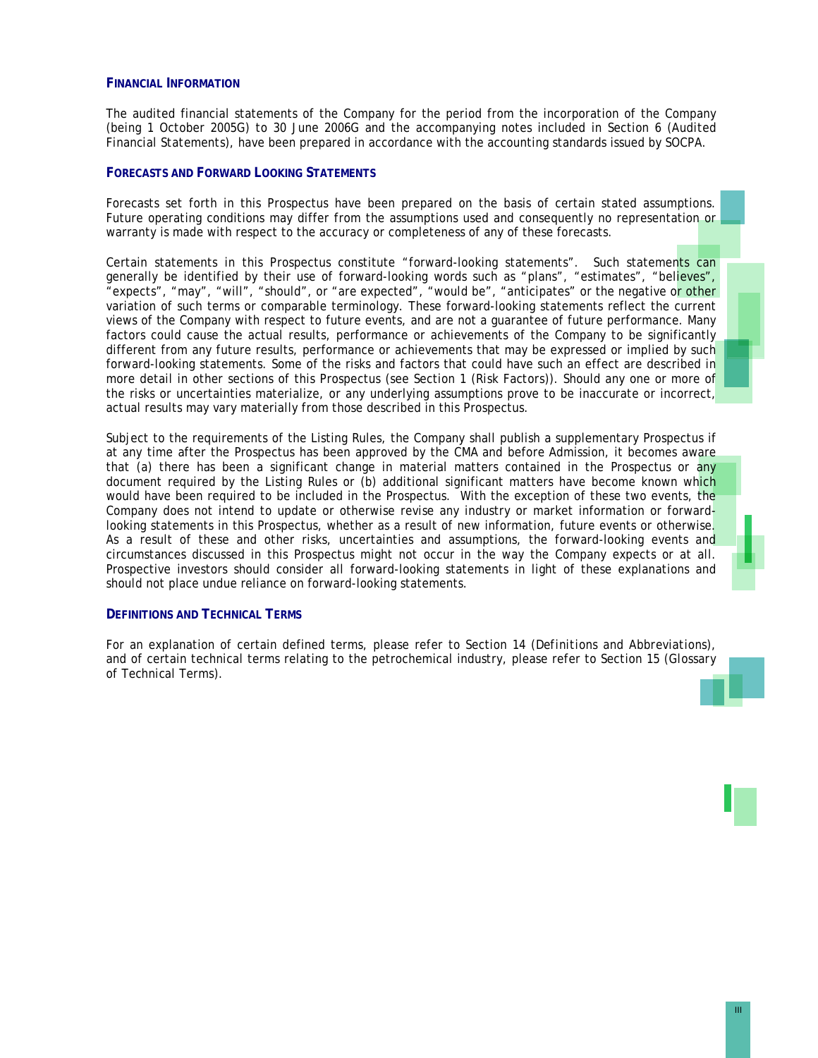## FINANCIAL INFORMATION

The audited financial statements of the Company for the period from the incorporation of the Company (being 1 October 2005G) to 30 June 2006G and the accompanying notes included in Section 6 (*Audited Financial Statements*), have been prepared in accordance with the accounting standards issued by SOCPA.

## FORECASTS AND FORWARD LOOKING STATEMENTS

Forecasts set forth in this Prospectus have been prepared on the basis of certain stated assumptions. Future operating conditions may differ from the assumptions used and consequently no representation or warranty is made with respect to the accuracy or completeness of any of these forecasts.

Certain statements in this Prospectus constitute "forward-looking statements". Such statements can generally be identified by their use of forward-looking words such as "plans", "estimates", "believes", "expects", "may", "will", "should", or "are expected", "would be", "anticipates" or the negative or other variation of such terms or comparable terminology. These forward-looking statements reflect the current views of the Company with respect to future events, and are not a guarantee of future performance. Many factors could cause the actual results, performance or achievements of the Company to be significantly different from any future results, performance or achievements that may be expressed or implied by such forward-looking statements. Some of the risks and factors that could have such an effect are described in more detail in other sections of this Prospectus (see Section 1 (*Risk Factors*)). Should any one or more of the risks or uncertainties materialize, or any underlying assumptions prove to be inaccurate or incorrect, actual results may vary materially from those described in this Prospectus.

Subject to the requirements of the Listing Rules, the Company shall publish a supplementary Prospectus if at any time after the Prospectus has been approved by the CMA and before Admission, it becomes aware that (a) there has been a significant change in material matters contained in the Prospectus or any document required by the Listing Rules or (b) additional significant matters have become known which would have been required to be included in the Prospectus. With the exception of these two events, the Company does not intend to update or otherwise revise any industry or market information or forward-looking statements in this Prospectus, whether as a result of new information, future events or otherwise. As a result of these and other risks, uncertainties and assumptions, the forward-looking events and circumstances discussed in this Prospectus might not occur in the way the Company expects or at all. Prospective investors should consider all forward-looking statements in light of these explanations and should not place undue reliance on forward-looking statements.

## DEFINITIONS AND TECHNICAL TERMS

For an explanation of certain defined terms, please refer to Section 14 (*Definitions and Abbreviations*), and of certain technical terms relating to the petrochemical industry, please refer to Section 15 (*Glossary of Technical Terms*).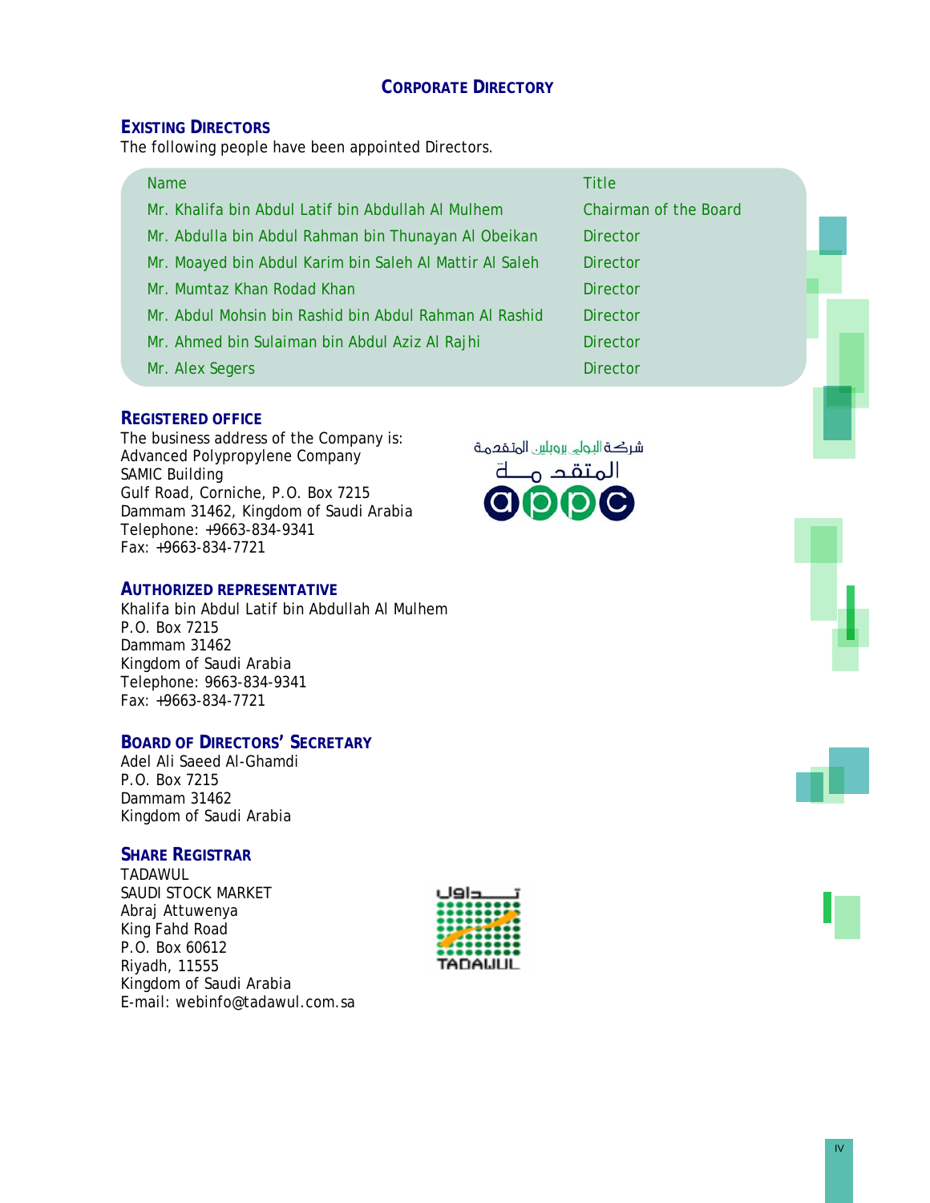# CORPORATE DIRECTORY

## EXISTING DIRECTORS

The following people have been appointed Directors.

| Name | Title |
|---|---|
| Mr. Khalifa bin Abdul Latif bin Abdullah Al Mulhem | Chairman of the Board |
| Mr. Abdulla bin Abdul Rahman bin Thunayan Al Obeikan | Director |
| Mr. Moayed bin Abdul Karim bin Saleh Al Mattir Al Saleh | Director |
| Mr. Mumtaz Khan Rodad Khan | Director |
| Mr. Abdul Mohsin bin Rashid bin Abdul Rahman Al Rashid | Director |
| Mr. Ahmed bin Sulaiman bin Abdul Aziz Al Rajhi | Director |
| Mr. Alex Segers | Director |

## REGISTERED OFFICE

The business address of the Company is:
Advanced Polypropylene Company
SAMIC Building
Gulf Road, Corniche, P.O. Box 7215
Dammam 31462, Kingdom of Saudi Arabia
Telephone: +9663-834-9341
Fax: +9663-834-7721

## AUTHORIZED REPRESENTATIVE

Khalifa bin Abdul Latif bin Abdullah Al Mulhem
P.O. Box 7215
Dammam 31462
Kingdom of Saudi Arabia
Telephone: 9663-834-9341
Fax: +9663-834-7721

## BOARD OF DIRECTORS' SECRETARY

Adel Ali Saeed Al-Ghamdi
P.O. Box 7215
Dammam 31462
Kingdom of Saudi Arabia

## SHARE REGISTRAR

TADAWUL
SAUDI STOCK MARKET
Abraj Attuwenya
King Fahd Road
P.O. Box 60612
Riyadh, 11555
Kingdom of Saudi Arabia
E-mail: webinfo@tadawul.com.sa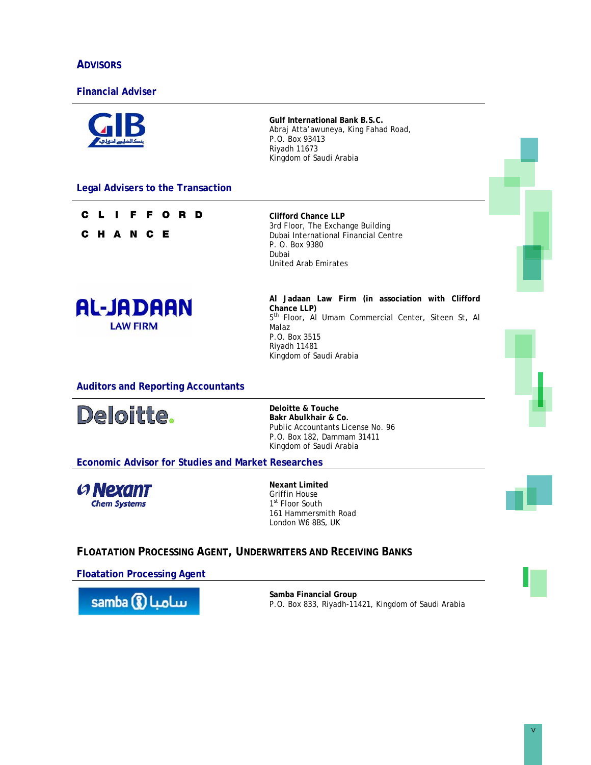# ADVISORS

## Financial Adviser

**Gulf International Bank B.S.C.**
Abraj Atta'awuneya, King Fahad Road,
P.O. Box 93413
Riyadh 11673
Kingdom of Saudi Arabia

## Legal Advisers to the Transaction

**Clifford Chance LLP**
3rd Floor, The Exchange Building
Dubai International Financial Centre
P. O. Box 9380
Dubai
United Arab Emirates

**Al Jadaan Law Firm (in association with Clifford Chance LLP)**
5th Floor, Al Umam Commercial Center, Siteen St, Al Malaz
P.O. Box 3515
Riyadh 11481
Kingdom of Saudi Arabia

## Auditors and Reporting Accountants

**Deloitte & Touche**
**Bakr Abulkhair & Co.**
Public Accountants License No. 96
P.O. Box 182, Dammam 31411
Kingdom of Saudi Arabia

## Economic Advisor for Studies and Market Researches

**Nexant Limited**
Griffin House
1st Floor South
161 Hammersmith Road
London W6 8BS, UK

# FLOATATION PROCESSING AGENT, UNDERWRITERS AND RECEIVING BANKS

## Floatation Processing Agent

**Samba Financial Group**
P.O. Box 833, Riyadh-11421, Kingdom of Saudi Arabia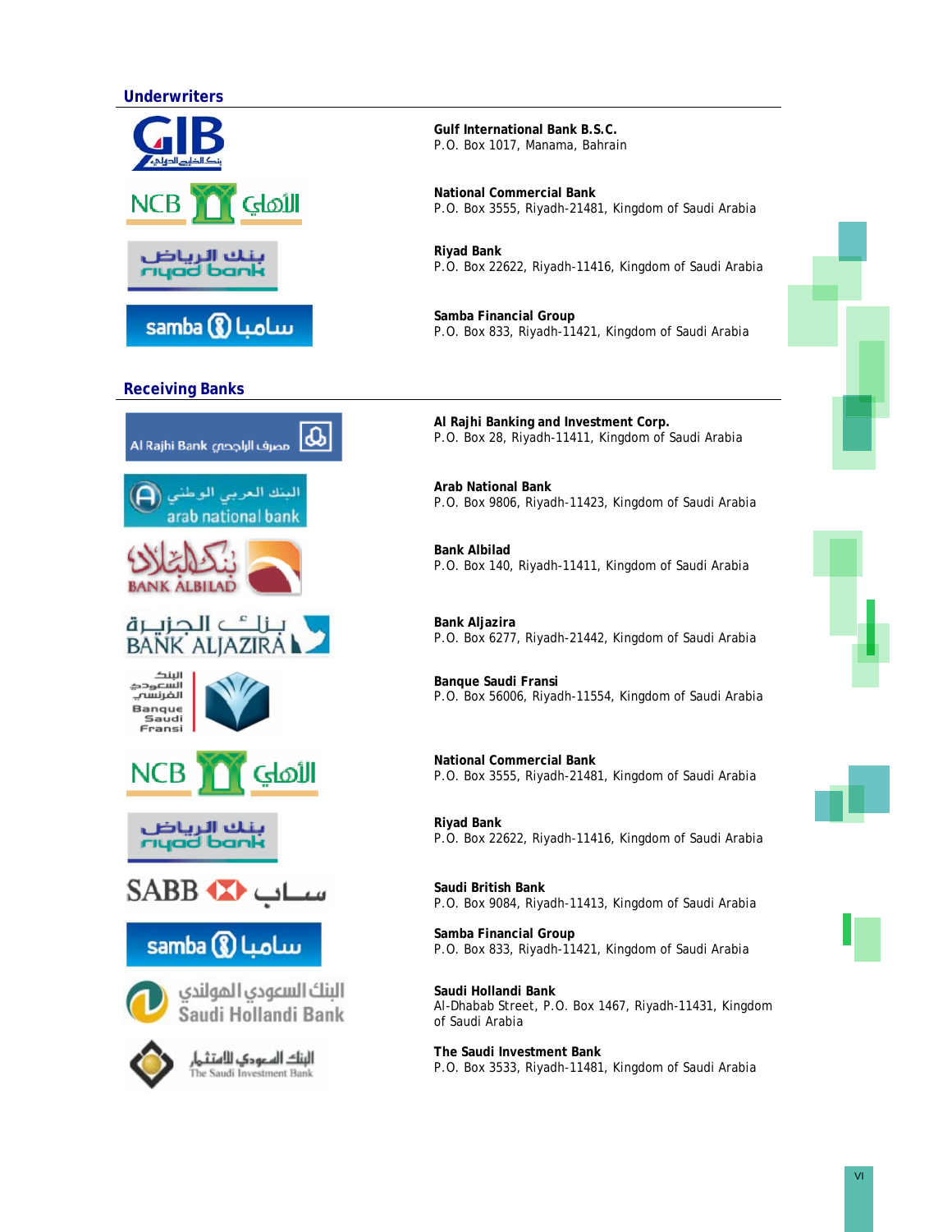## Underwriters

**Gulf International Bank B.S.C.**
P.O. Box 1017, Manama, Bahrain

**National Commercial Bank**
P.O. Box 3555, Riyadh-21481, Kingdom of Saudi Arabia

**Riyad Bank**
P.O. Box 22622, Riyadh-11416, Kingdom of Saudi Arabia

**Samba Financial Group**
P.O. Box 833, Riyadh-11421, Kingdom of Saudi Arabia

## Receiving Banks

**Al Rajhi Banking and Investment Corp.**
P.O. Box 28, Riyadh-11411, Kingdom of Saudi Arabia

**Arab National Bank**
P.O. Box 9806, Riyadh-11423, Kingdom of Saudi Arabia

**Bank Albilad**
P.O. Box 140, Riyadh-11411, Kingdom of Saudi Arabia

**Bank Aljazira**
P.O. Box 6277, Riyadh-21442, Kingdom of Saudi Arabia

**Banque Saudi Fransi**
P.O. Box 56006, Riyadh-11554, Kingdom of Saudi Arabia

**National Commercial Bank**
P.O. Box 3555, Riyadh-21481, Kingdom of Saudi Arabia

**Riyad Bank**
P.O. Box 22622, Riyadh-11416, Kingdom of Saudi Arabia

**Saudi British Bank**
P.O. Box 9084, Riyadh-11413, Kingdom of Saudi Arabia

**Samba Financial Group**
P.O. Box 833, Riyadh-11421, Kingdom of Saudi Arabia

**Saudi Hollandi Bank**
Al-Dhabab Street, P.O. Box 1467, Riyadh-11431, Kingdom of Saudi Arabia

**The Saudi Investment Bank**
P.O. Box 3533, Riyadh-11481, Kingdom of Saudi Arabia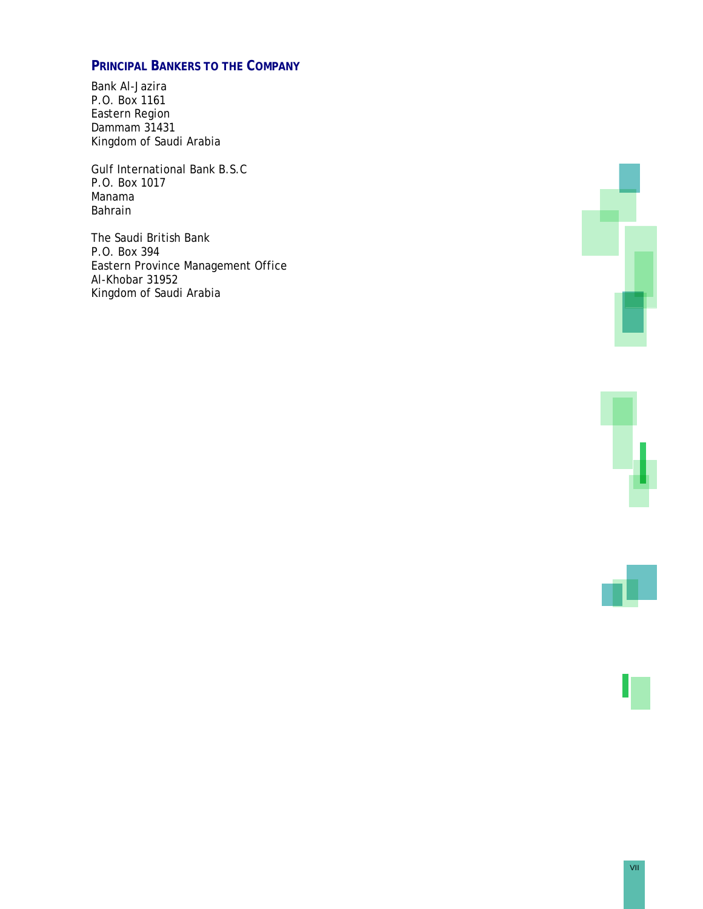## Principal Bankers to the Company

Bank Al-Jazira
P.O. Box 1161
Eastern Region
Dammam 31431
Kingdom of Saudi Arabia

Gulf International Bank B.S.C
P.O. Box 1017
Manama
Bahrain

The Saudi British Bank
P.O. Box 394
Eastern Province Management Office
Al-Khobar 31952
Kingdom of Saudi Arabia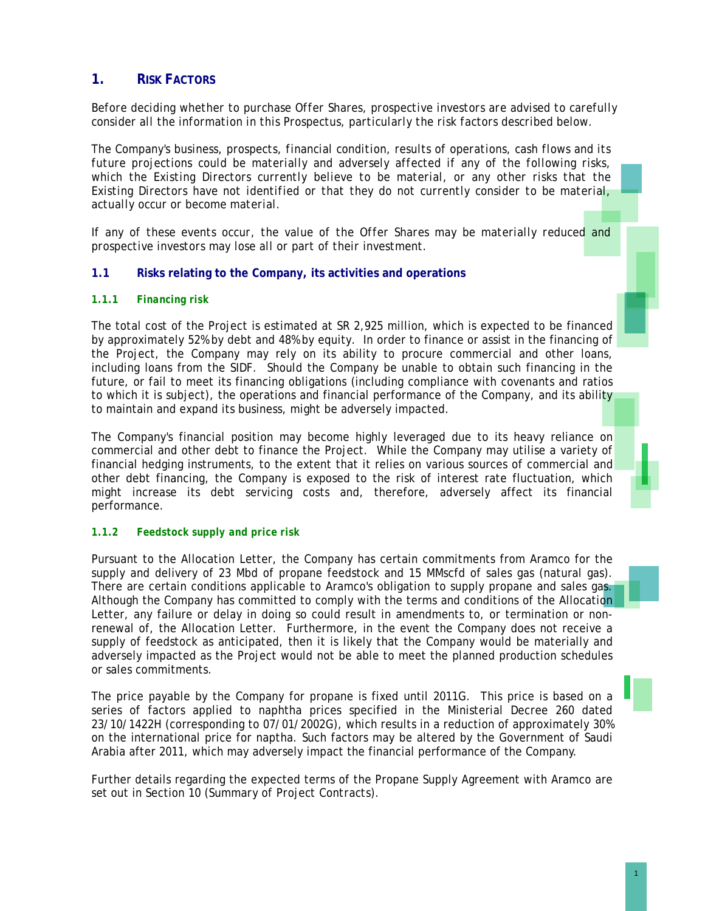# 1. RISK FACTORS

Before deciding whether to purchase Offer Shares, prospective investors are advised to carefully consider all the information in this Prospectus, particularly the risk factors described below.

The Company's business, prospects, financial condition, results of operations, cash flows and its future projections could be materially and adversely affected if any of the following risks, which the Existing Directors currently believe to be material, or any other risks that the Existing Directors have not identified or that they do not currently consider to be material, actually occur or become material.

If any of these events occur, the value of the Offer Shares may be materially reduced and prospective investors may lose all or part of their investment.

## 1.1 Risks relating to the Company, its activities and operations

### 1.1.1 Financing risk

The total cost of the Project is estimated at SR 2,925 million, which is expected to be financed by approximately 52% by debt and 48% by equity. In order to finance or assist in the financing of the Project, the Company may rely on its ability to procure commercial and other loans, including loans from the SIDF. Should the Company be unable to obtain such financing in the future, or fail to meet its financing obligations (including compliance with covenants and ratios to which it is subject), the operations and financial performance of the Company, and its ability to maintain and expand its business, might be adversely impacted.

The Company's financial position may become highly leveraged due to its heavy reliance on commercial and other debt to finance the Project. While the Company may utilise a variety of financial hedging instruments, to the extent that it relies on various sources of commercial and other debt financing, the Company is exposed to the risk of interest rate fluctuation, which might increase its debt servicing costs and, therefore, adversely affect its financial performance.

### 1.1.2 Feedstock supply and price risk

Pursuant to the Allocation Letter, the Company has certain commitments from Aramco for the supply and delivery of 23 Mbd of propane feedstock and 15 MMscfd of sales gas (natural gas). There are certain conditions applicable to Aramco's obligation to supply propane and sales gas. Although the Company has committed to comply with the terms and conditions of the Allocation Letter, any failure or delay in doing so could result in amendments to, or termination or non-renewal of, the Allocation Letter. Furthermore, in the event the Company does not receive a supply of feedstock as anticipated, then it is likely that the Company would be materially and adversely impacted as the Project would not be able to meet the planned production schedules or sales commitments.

The price payable by the Company for propane is fixed until 2011G. This price is based on a series of factors applied to naphtha prices specified in the Ministerial Decree 260 dated 23/10/1422H (corresponding to 07/01/2002G), which results in a reduction of approximately 30% on the international price for naptha. Such factors may be altered by the Government of Saudi Arabia after 2011, which may adversely impact the financial performance of the Company.

Further details regarding the expected terms of the Propane Supply Agreement with Aramco are set out in Section 10 (Summary of Project Contracts).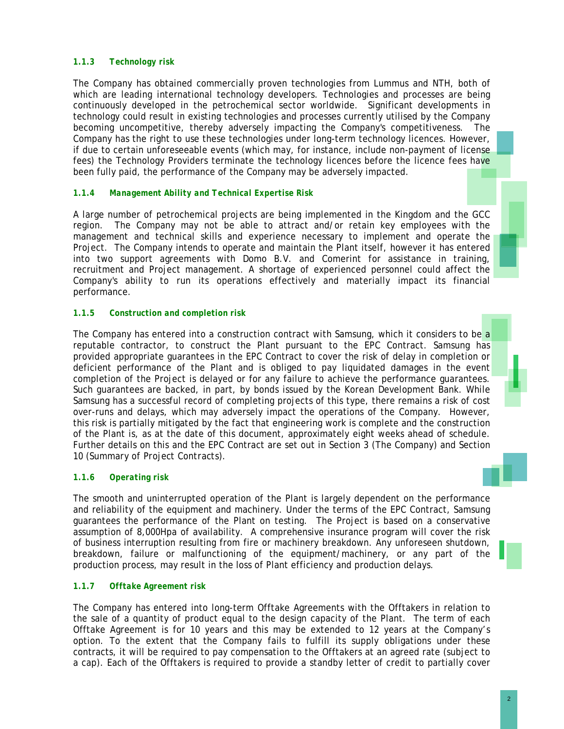### 1.1.3 Technology risk

The Company has obtained commercially proven technologies from Lummus and NTH, both of which are leading international technology developers. Technologies and processes are being continuously developed in the petrochemical sector worldwide. Significant developments in technology could result in existing technologies and processes currently utilised by the Company becoming uncompetitive, thereby adversely impacting the Company's competitiveness. The Company has the right to use these technologies under long-term technology licences. However, if due to certain unforeseeable events (which may, for instance, include non-payment of license fees) the Technology Providers terminate the technology licences before the licence fees have been fully paid, the performance of the Company may be adversely impacted.

### 1.1.4 Management Ability and Technical Expertise Risk

A large number of petrochemical projects are being implemented in the Kingdom and the GCC region. The Company may not be able to attract and/or retain key employees with the management and technical skills and experience necessary to implement and operate the Project. The Company intends to operate and maintain the Plant itself, however it has entered into two support agreements with Domo B.V. and Comerint for assistance in training, recruitment and Project management. A shortage of experienced personnel could affect the Company's ability to run its operations effectively and materially impact its financial performance.

### 1.1.5 Construction and completion risk

The Company has entered into a construction contract with Samsung, which it considers to be a reputable contractor, to construct the Plant pursuant to the EPC Contract. Samsung has provided appropriate guarantees in the EPC Contract to cover the risk of delay in completion or deficient performance of the Plant and is obliged to pay liquidated damages in the event completion of the Project is delayed or for any failure to achieve the performance guarantees. Such guarantees are backed, in part, by bonds issued by the Korean Development Bank. While Samsung has a successful record of completing projects of this type, there remains a risk of cost over-runs and delays, which may adversely impact the operations of the Company. However, this risk is partially mitigated by the fact that engineering work is complete and the construction of the Plant is, as at the date of this document, approximately eight weeks ahead of schedule. Further details on this and the EPC Contract are set out in Section 3 (The Company) and Section 10 (Summary of Project Contracts).

### 1.1.6 Operating risk

The smooth and uninterrupted operation of the Plant is largely dependent on the performance and reliability of the equipment and machinery. Under the terms of the EPC Contract, Samsung guarantees the performance of the Plant on testing. The Project is based on a conservative assumption of 8,000Hpa of availability. A comprehensive insurance program will cover the risk of business interruption resulting from fire or machinery breakdown. Any unforeseen shutdown, breakdown, failure or malfunctioning of the equipment/machinery, or any part of the production process, may result in the loss of Plant efficiency and production delays.

### 1.1.7 Offtake Agreement risk

The Company has entered into long-term Offtake Agreements with the Offtakers in relation to the sale of a quantity of product equal to the design capacity of the Plant. The term of each Offtake Agreement is for 10 years and this may be extended to 12 years at the Company's option. To the extent that the Company fails to fulfill its supply obligations under these contracts, it will be required to pay compensation to the Offtakers at an agreed rate (subject to a cap). Each of the Offtakers is required to provide a standby letter of credit to partially cover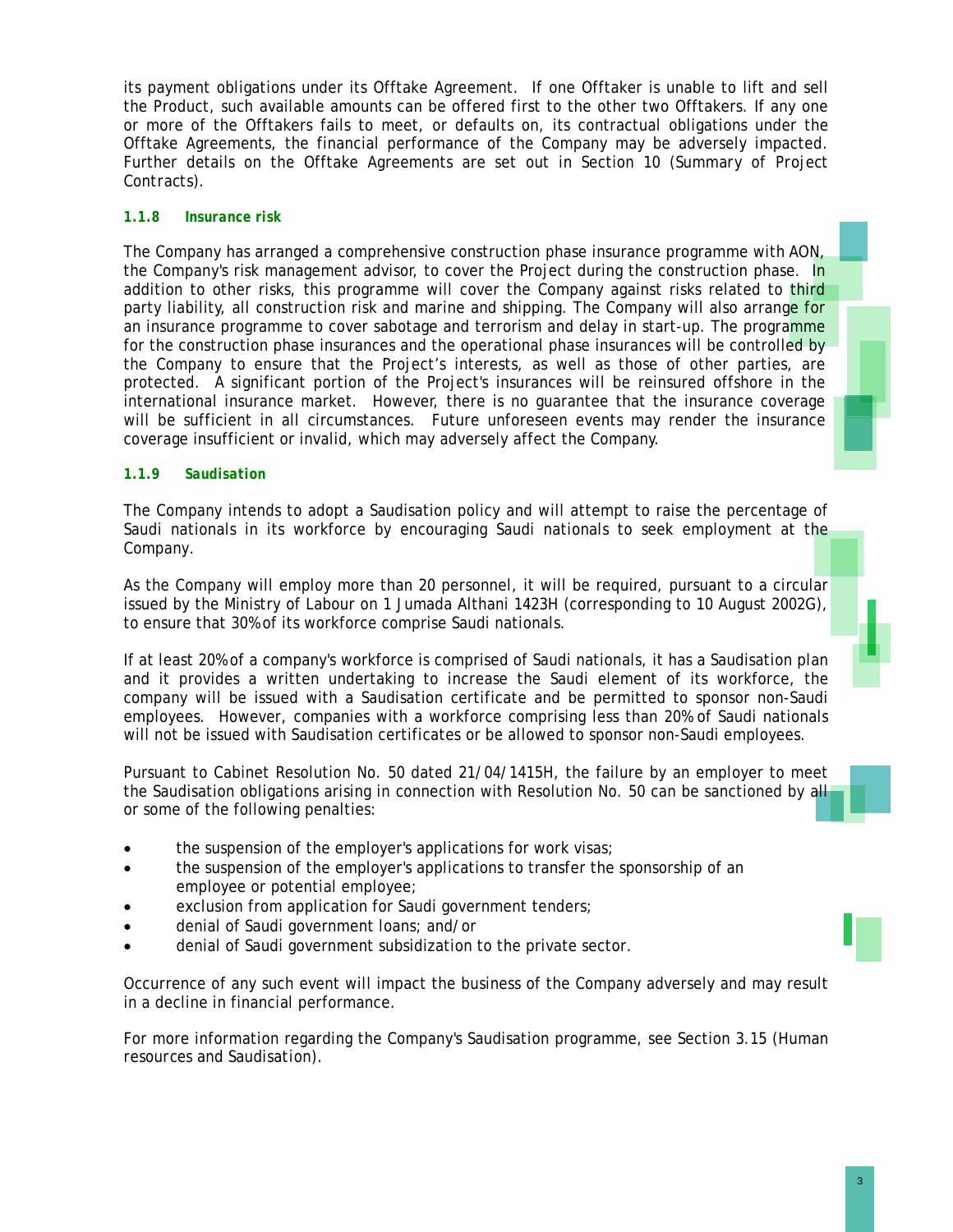its payment obligations under its Offtake Agreement. If one Offtaker is unable to lift and sell the Product, such available amounts can be offered first to the other two Offtakers. If any one or more of the Offtakers fails to meet, or defaults on, its contractual obligations under the Offtake Agreements, the financial performance of the Company may be adversely impacted. Further details on the Offtake Agreements are set out in Section 10 (Summary of Project Contracts).

### 1.1.8 *Insurance risk*

The Company has arranged a comprehensive construction phase insurance programme with AON, the Company's risk management advisor, to cover the Project during the construction phase. In addition to other risks, this programme will cover the Company against risks related to third party liability, all construction risk and marine and shipping. The Company will also arrange for an insurance programme to cover sabotage and terrorism and delay in start-up. The programme for the construction phase insurances and the operational phase insurances will be controlled by the Company to ensure that the Project's interests, as well as those of other parties, are protected. A significant portion of the Project's insurances will be reinsured offshore in the international insurance market. However, there is no guarantee that the insurance coverage will be sufficient in all circumstances. Future unforeseen events may render the insurance coverage insufficient or invalid, which may adversely affect the Company.

### 1.1.9 *Saudisation*

The Company intends to adopt a Saudisation policy and will attempt to raise the percentage of Saudi nationals in its workforce by encouraging Saudi nationals to seek employment at the Company.

As the Company will employ more than 20 personnel, it will be required, pursuant to a circular issued by the Ministry of Labour on 1 Jumada Althani 1423H (corresponding to 10 August 2002G), to ensure that 30% of its workforce comprise Saudi nationals.

If at least 20% of a company's workforce is comprised of Saudi nationals, it has a Saudisation plan and it provides a written undertaking to increase the Saudi element of its workforce, the company will be issued with a Saudisation certificate and be permitted to sponsor non-Saudi employees. However, companies with a workforce comprising less than 20% of Saudi nationals will not be issued with Saudisation certificates or be allowed to sponsor non-Saudi employees.

Pursuant to Cabinet Resolution No. 50 dated 21/04/1415H, the failure by an employer to meet the Saudisation obligations arising in connection with Resolution No. 50 can be sanctioned by all or some of the following penalties:

- the suspension of the employer's applications for work visas;
- the suspension of the employer's applications to transfer the sponsorship of an employee or potential employee;
- exclusion from application for Saudi government tenders;
- denial of Saudi government loans; and/or
- denial of Saudi government subsidization to the private sector.

Occurrence of any such event will impact the business of the Company adversely and may result in a decline in financial performance.

For more information regarding the Company's Saudisation programme, see Section 3.15 (Human resources and Saudisation).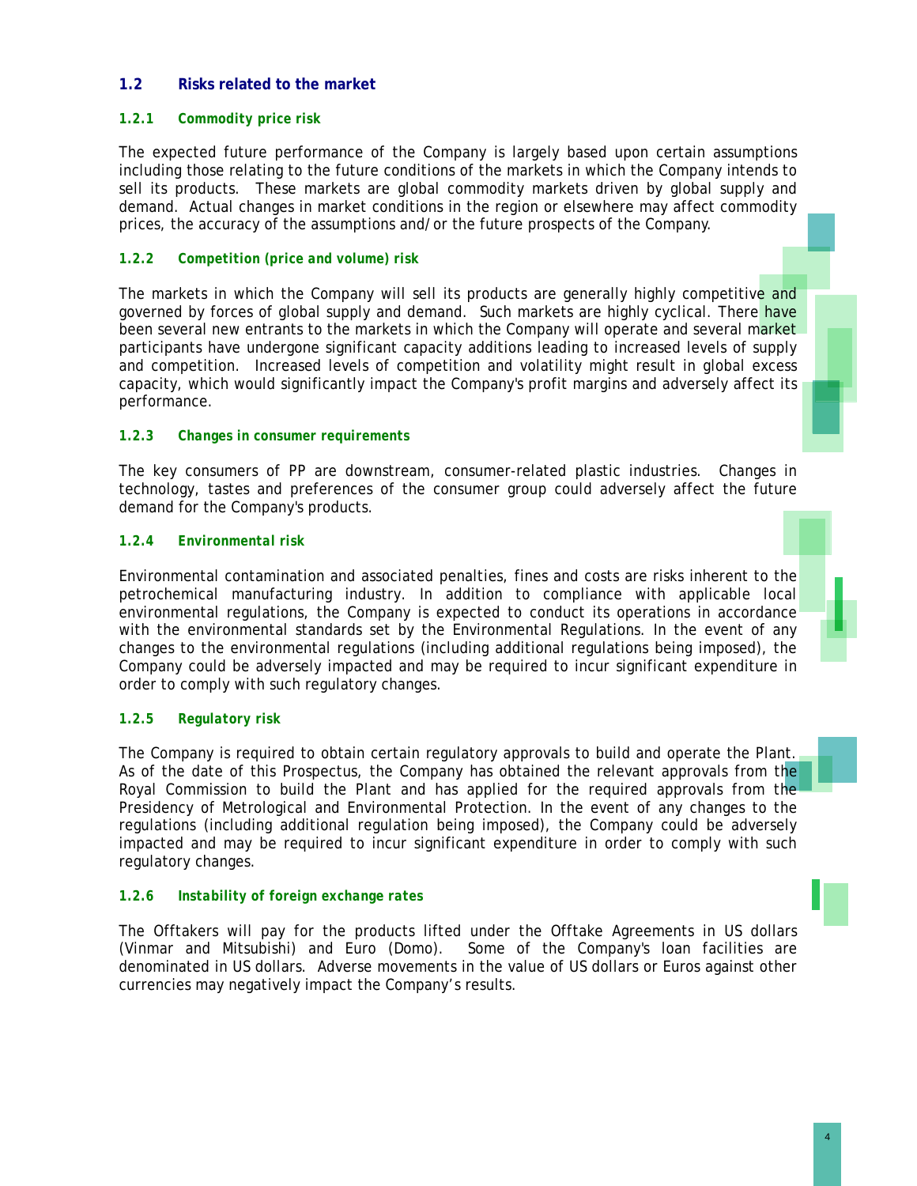## 1.2 Risks related to the market

### 1.2.1 Commodity price risk

The expected future performance of the Company is largely based upon certain assumptions including those relating to the future conditions of the markets in which the Company intends to sell its products. These markets are global commodity markets driven by global supply and demand. Actual changes in market conditions in the region or elsewhere may affect commodity prices, the accuracy of the assumptions and/or the future prospects of the Company.

### 1.2.2 Competition (price and volume) risk

The markets in which the Company will sell its products are generally highly competitive and governed by forces of global supply and demand. Such markets are highly cyclical. There have been several new entrants to the markets in which the Company will operate and several market participants have undergone significant capacity additions leading to increased levels of supply and competition. Increased levels of competition and volatility might result in global excess capacity, which would significantly impact the Company's profit margins and adversely affect its performance.

### 1.2.3 Changes in consumer requirements

The key consumers of PP are downstream, consumer-related plastic industries. Changes in technology, tastes and preferences of the consumer group could adversely affect the future demand for the Company's products.

### 1.2.4 Environmental risk

Environmental contamination and associated penalties, fines and costs are risks inherent to the petrochemical manufacturing industry. In addition to compliance with applicable local environmental regulations, the Company is expected to conduct its operations in accordance with the environmental standards set by the Environmental Regulations. In the event of any changes to the environmental regulations (including additional regulations being imposed), the Company could be adversely impacted and may be required to incur significant expenditure in order to comply with such regulatory changes.

### 1.2.5 Regulatory risk

The Company is required to obtain certain regulatory approvals to build and operate the Plant. As of the date of this Prospectus, the Company has obtained the relevant approvals from the Royal Commission to build the Plant and has applied for the required approvals from the Presidency of Metrological and Environmental Protection. In the event of any changes to the regulations (including additional regulation being imposed), the Company could be adversely impacted and may be required to incur significant expenditure in order to comply with such regulatory changes.

### 1.2.6 Instability of foreign exchange rates

The Offtakers will pay for the products lifted under the Offtake Agreements in US dollars (Vinmar and Mitsubishi) and Euro (Domo). Some of the Company's loan facilities are denominated in US dollars. Adverse movements in the value of US dollars or Euros against other currencies may negatively impact the Company's results.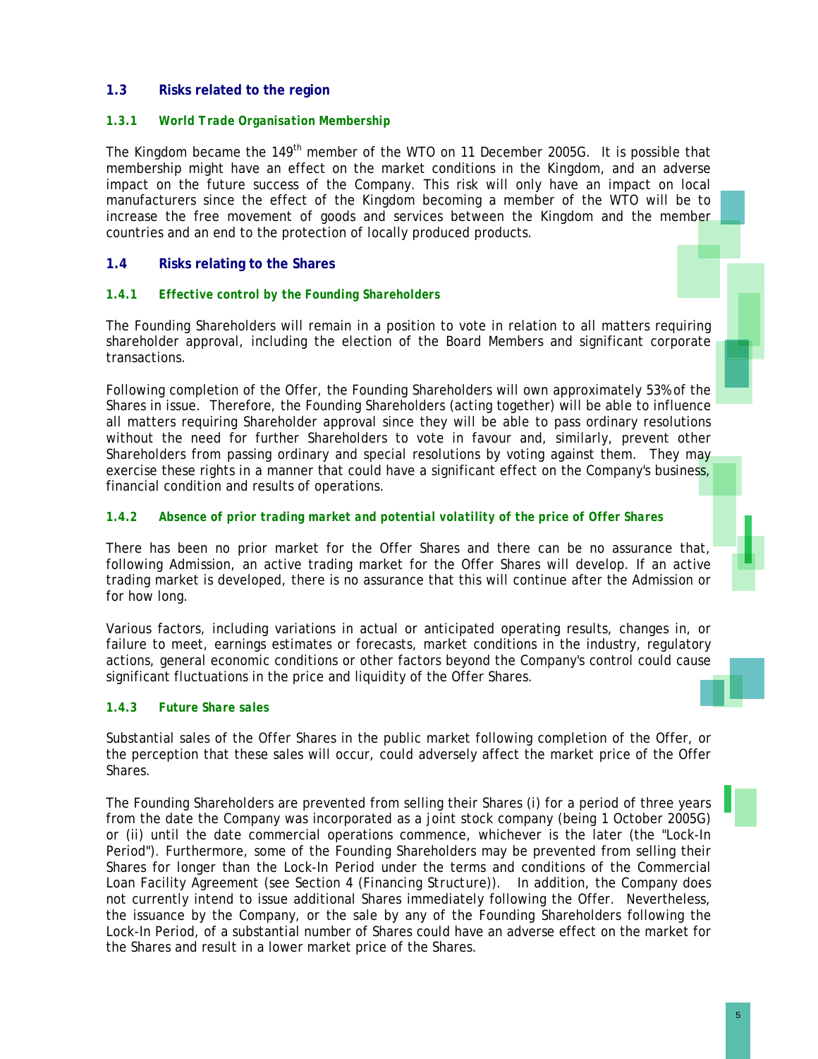## 1.3 Risks related to the region

### 1.3.1 *World Trade Organisation Membership*

The Kingdom became the 149th member of the WTO on 11 December 2005G. It is possible that membership might have an effect on the market conditions in the Kingdom, and an adverse impact on the future success of the Company. This risk will only have an impact on local manufacturers since the effect of the Kingdom becoming a member of the WTO will be to increase the free movement of goods and services between the Kingdom and the member countries and an end to the protection of locally produced products.

## 1.4 Risks relating to the Shares

### 1.4.1 *Effective control by the Founding Shareholders*

The Founding Shareholders will remain in a position to vote in relation to all matters requiring shareholder approval, including the election of the Board Members and significant corporate transactions.

Following completion of the Offer, the Founding Shareholders will own approximately 53% of the Shares in issue. Therefore, the Founding Shareholders (acting together) will be able to influence all matters requiring Shareholder approval since they will be able to pass ordinary resolutions without the need for further Shareholders to vote in favour and, similarly, prevent other Shareholders from passing ordinary and special resolutions by voting against them. They may exercise these rights in a manner that could have a significant effect on the Company's business, financial condition and results of operations.

### 1.4.2 *Absence of prior trading market and potential volatility of the price of Offer Shares*

There has been no prior market for the Offer Shares and there can be no assurance that, following Admission, an active trading market for the Offer Shares will develop. If an active trading market is developed, there is no assurance that this will continue after the Admission or for how long.

Various factors, including variations in actual or anticipated operating results, changes in, or failure to meet, earnings estimates or forecasts, market conditions in the industry, regulatory actions, general economic conditions or other factors beyond the Company's control could cause significant fluctuations in the price and liquidity of the Offer Shares.

### 1.4.3 *Future Share sales*

Substantial sales of the Offer Shares in the public market following completion of the Offer, or the perception that these sales will occur, could adversely affect the market price of the Offer Shares.

The Founding Shareholders are prevented from selling their Shares (i) for a period of three years from the date the Company was incorporated as a joint stock company (being 1 October 2005G) or (ii) until the date commercial operations commence, whichever is the later (the "Lock-In Period"). Furthermore, some of the Founding Shareholders may be prevented from selling their Shares for longer than the Lock-In Period under the terms and conditions of the Commercial Loan Facility Agreement (see Section 4 (Financing Structure)). In addition, the Company does not currently intend to issue additional Shares immediately following the Offer. Nevertheless, the issuance by the Company, or the sale by any of the Founding Shareholders following the Lock-In Period, of a substantial number of Shares could have an adverse effect on the market for the Shares and result in a lower market price of the Shares.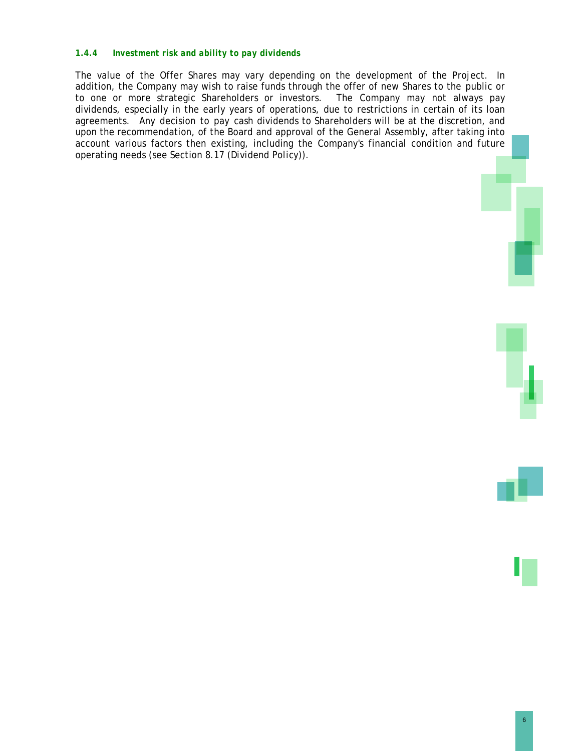#### *1.4.4 Investment risk and ability to pay dividends*

The value of the Offer Shares may vary depending on the development of the Project. In addition, the Company may wish to raise funds through the offer of new Shares to the public or to one or more strategic Shareholders or investors. The Company may not always pay dividends, especially in the early years of operations, due to restrictions in certain of its loan agreements. Any decision to pay cash dividends to Shareholders will be at the discretion, and upon the recommendation, of the Board and approval of the General Assembly, after taking into account various factors then existing, including the Company's financial condition and future operating needs (see Section 8.17 (*Dividend Policy*)).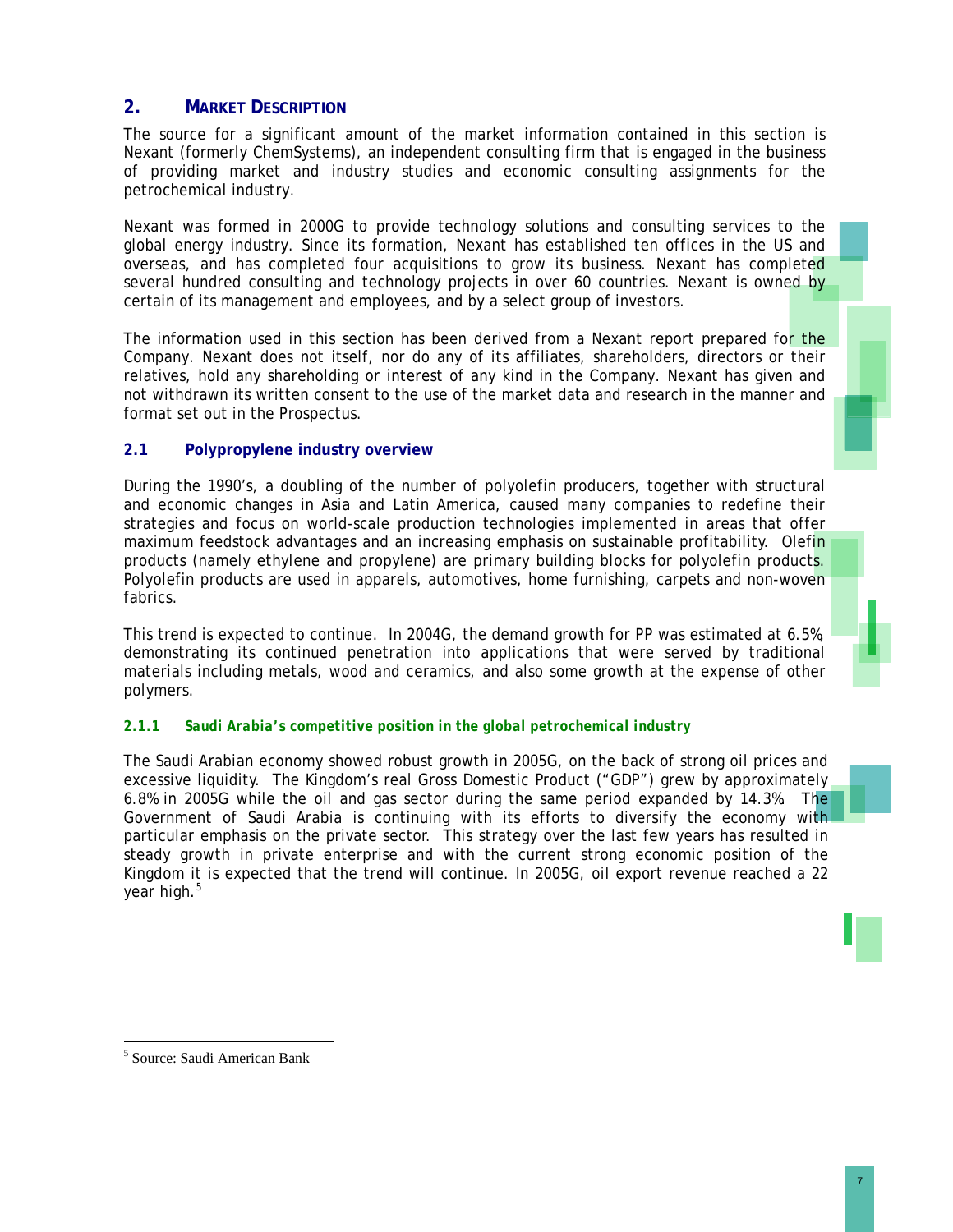## 2. MARKET DESCRIPTION

The source for a significant amount of the market information contained in this section is Nexant (formerly ChemSystems), an independent consulting firm that is engaged in the business of providing market and industry studies and economic consulting assignments for the petrochemical industry.

Nexant was formed in 2000G to provide technology solutions and consulting services to the global energy industry. Since its formation, Nexant has established ten offices in the US and overseas, and has completed four acquisitions to grow its business. Nexant has completed several hundred consulting and technology projects in over 60 countries. Nexant is owned by certain of its management and employees, and by a select group of investors.

The information used in this section has been derived from a Nexant report prepared for the Company. Nexant does not itself, nor do any of its affiliates, shareholders, directors or their relatives, hold any shareholding or interest of any kind in the Company. Nexant has given and not withdrawn its written consent to the use of the market data and research in the manner and format set out in the Prospectus.

### 2.1 Polypropylene industry overview

During the 1990's, a doubling of the number of polyolefin producers, together with structural and economic changes in Asia and Latin America, caused many companies to redefine their strategies and focus on world-scale production technologies implemented in areas that offer maximum feedstock advantages and an increasing emphasis on sustainable profitability. Olefin products (namely ethylene and propylene) are primary building blocks for polyolefin products. Polyolefin products are used in apparels, automotives, home furnishing, carpets and non-woven fabrics.

This trend is expected to continue. In 2004G, the demand growth for PP was estimated at 6.5%, demonstrating its continued penetration into applications that were served by traditional materials including metals, wood and ceramics, and also some growth at the expense of other polymers.

#### *2.1.1 Saudi Arabia's competitive position in the global petrochemical industry*

The Saudi Arabian economy showed robust growth in 2005G, on the back of strong oil prices and excessive liquidity. The Kingdom's real Gross Domestic Product ("GDP") grew by approximately 6.8% in 2005G while the oil and gas sector during the same period expanded by 14.3%. The Government of Saudi Arabia is continuing with its efforts to diversify the economy with particular emphasis on the private sector. This strategy over the last few years has resulted in steady growth in private enterprise and with the current strong economic position of the Kingdom it is expected that the trend will continue. In 2005G, oil export revenue reached a 22 year high.[5]

---

[5] Source: Saudi American Bank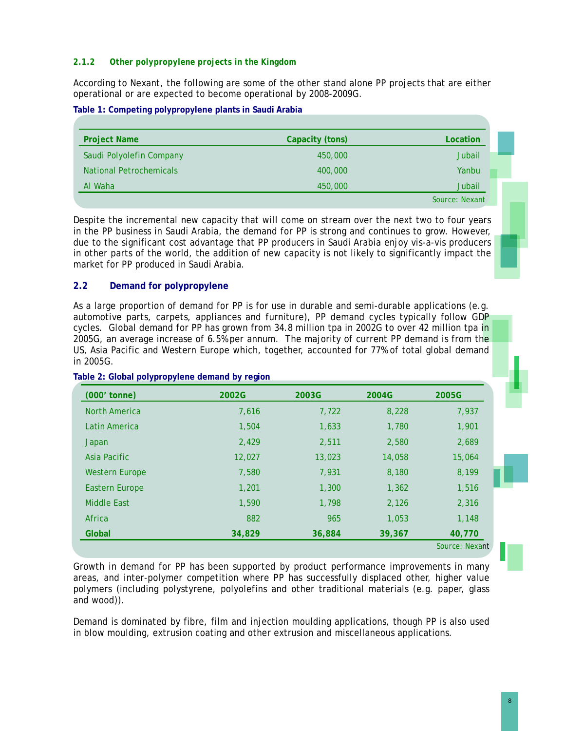### 2.1.2 Other polypropylene projects in the Kingdom

According to Nexant, the following are some of the other stand alone PP projects that are either operational or are expected to become operational by 2008-2009G.

**Table 1: Competing polypropylene plants in Saudi Arabia**

| Project Name | Capacity (tons) | Location |
|---|---|---|
| Saudi Polyolefin Company | 450,000 | Jubail |
| National Petrochemicals | 400,000 | Yanbu |
| Al Waha | 450,000 | Jubail |

Source: Nexant

Despite the incremental new capacity that will come on stream over the next two to four years in the PP business in Saudi Arabia, the demand for PP is strong and continues to grow. However, due to the significant cost advantage that PP producers in Saudi Arabia enjoy vis-a-vis producers in other parts of the world, the addition of new capacity is not likely to significantly impact the market for PP produced in Saudi Arabia.

## 2.2 Demand for polypropylene

As a large proportion of demand for PP is for use in durable and semi-durable applications (e.g. automotive parts, carpets, appliances and furniture), PP demand cycles typically follow GDP cycles. Global demand for PP has grown from 34.8 million tpa in 2002G to over 42 million tpa in 2005G, an average increase of 6.5% per annum. The majority of current PP demand is from the US, Asia Pacific and Western Europe which, together, accounted for 77% of total global demand in 2005G.

**Table 2: Global polypropylene demand by region**

| (000' tonne) | 2002G | 2003G | 2004G | 2005G |
|---|---|---|---|---|
| North America | 7,616 | 7,722 | 8,228 | 7,937 |
| Latin America | 1,504 | 1,633 | 1,780 | 1,901 |
| Japan | 2,429 | 2,511 | 2,580 | 2,689 |
| Asia Pacific | 12,027 | 13,023 | 14,058 | 15,064 |
| Western Europe | 7,580 | 7,931 | 8,180 | 8,199 |
| Eastern Europe | 1,201 | 1,300 | 1,362 | 1,516 |
| Middle East | 1,590 | 1,798 | 2,126 | 2,316 |
| Africa | 882 | 965 | 1,053 | 1,148 |
| **Global** | **34,829** | **36,884** | **39,367** | **40,770** |

Source: Nexant

Growth in demand for PP has been supported by product performance improvements in many areas, and inter-polymer competition where PP has successfully displaced other, higher value polymers (including polystyrene, polyolefins and other traditional materials (e.g. paper, glass and wood)).

Demand is dominated by fibre, film and injection moulding applications, though PP is also used in blow moulding, extrusion coating and other extrusion and miscellaneous applications.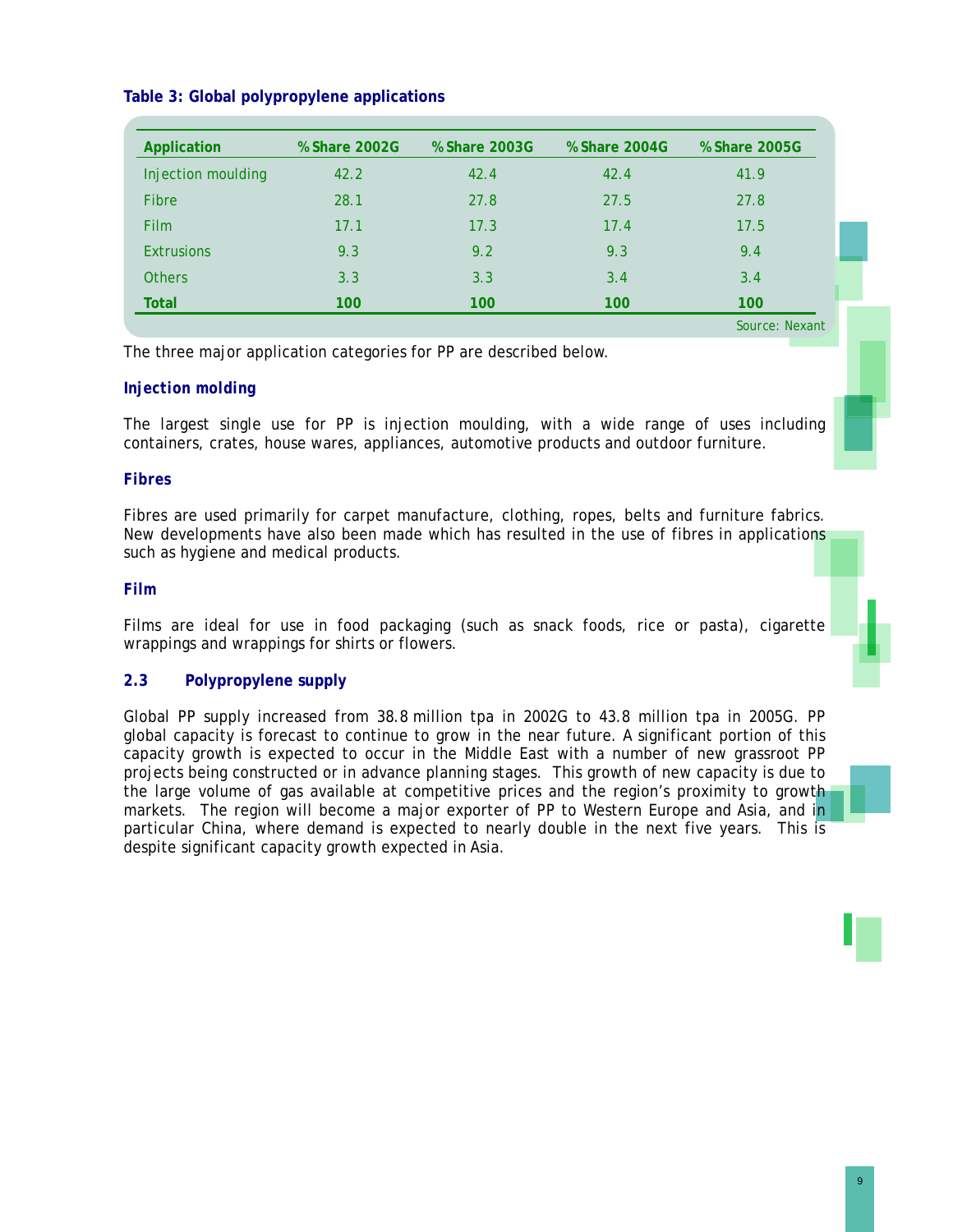**Table 3: Global polypropylene applications**

| Application | % Share 2002G | % Share 2003G | % Share 2004G | % Share 2005G |
|---|---|---|---|---|
| Injection moulding | 42.2 | 42.4 | 42.4 | 41.9 |
| Fibre | 28.1 | 27.8 | 27.5 | 27.8 |
| Film | 17.1 | 17.3 | 17.4 | 17.5 |
| Extrusions | 9.3 | 9.2 | 9.3 | 9.4 |
| Others | 3.3 | 3.3 | 3.4 | 3.4 |
| **Total** | **100** | **100** | **100** | **100** |

Source: Nexant

The three major application categories for PP are described below.

### Injection molding

The largest single use for PP is injection moulding, with a wide range of uses including containers, crates, house wares, appliances, automotive products and outdoor furniture.

### Fibres

Fibres are used primarily for carpet manufacture, clothing, ropes, belts and furniture fabrics. New developments have also been made which has resulted in the use of fibres in applications such as hygiene and medical products.

### Film

Films are ideal for use in food packaging (such as snack foods, rice or pasta), cigarette wrappings and wrappings for shirts or flowers.

## 2.3 Polypropylene supply

Global PP supply increased from 38.8 million tpa in 2002G to 43.8 million tpa in 2005G. PP global capacity is forecast to continue to grow in the near future. A significant portion of this capacity growth is expected to occur in the Middle East with a number of new grassroot PP projects being constructed or in advance planning stages. This growth of new capacity is due to the large volume of gas available at competitive prices and the region's proximity to growth markets. The region will become a major exporter of PP to Western Europe and Asia, and in particular China, where demand is expected to nearly double in the next five years. This is despite significant capacity growth expected in Asia.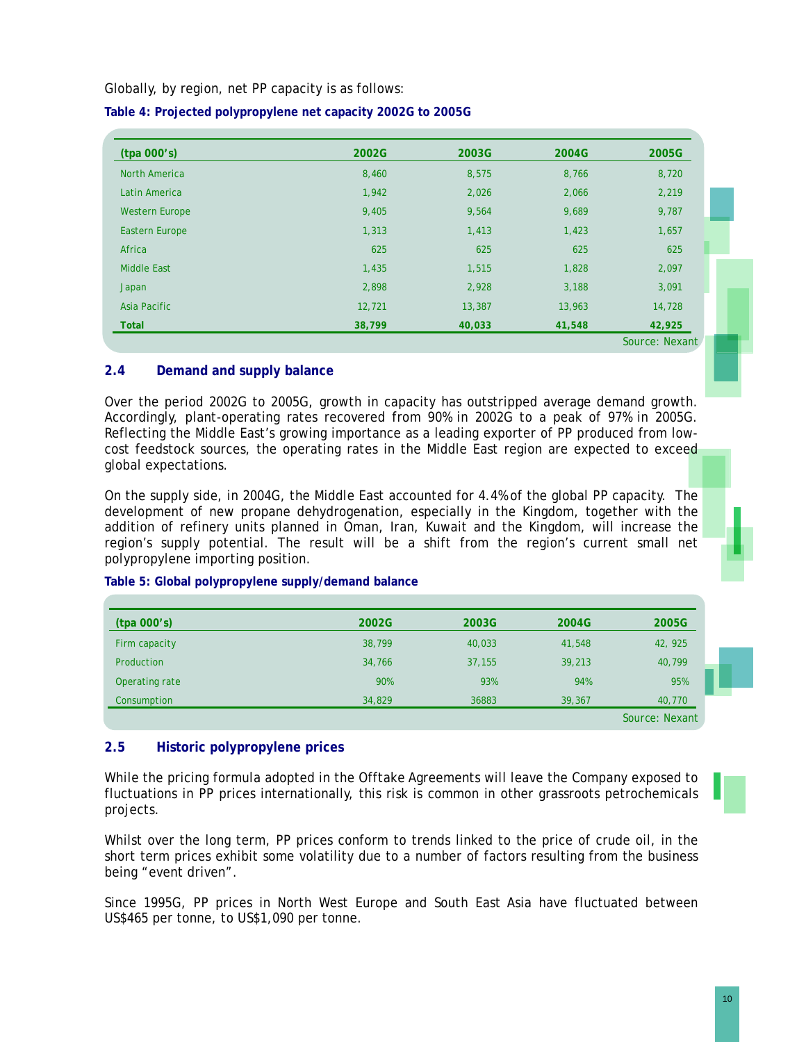Globally, by region, net PP capacity is as follows:

**Table 4: Projected polypropylene net capacity 2002G to 2005G**

| (tpa 000's) | 2002G | 2003G | 2004G | 2005G |
|---|---|---|---|---|
| North America | 8,460 | 8,575 | 8,766 | 8,720 |
| Latin America | 1,942 | 2,026 | 2,066 | 2,219 |
| Western Europe | 9,405 | 9,564 | 9,689 | 9,787 |
| Eastern Europe | 1,313 | 1,413 | 1,423 | 1,657 |
| Africa | 625 | 625 | 625 | 625 |
| Middle East | 1,435 | 1,515 | 1,828 | 2,097 |
| Japan | 2,898 | 2,928 | 3,188 | 3,091 |
| Asia Pacific | 12,721 | 13,387 | 13,963 | 14,728 |
| **Total** | **38,799** | **40,033** | **41,548** | **42,925** |

Source: Nexant

## 2.4 Demand and supply balance

Over the period 2002G to 2005G, growth in capacity has outstripped average demand growth. Accordingly, plant-operating rates recovered from 90% in 2002G to a peak of 97% in 2005G. Reflecting the Middle East's growing importance as a leading exporter of PP produced from low-cost feedstock sources, the operating rates in the Middle East region are expected to exceed global expectations.

On the supply side, in 2004G, the Middle East accounted for 4.4% of the global PP capacity. The development of new propane dehydrogenation, especially in the Kingdom, together with the addition of refinery units planned in Oman, Iran, Kuwait and the Kingdom, will increase the region's supply potential. The result will be a shift from the region's current small net polypropylene importing position.

**Table 5: Global polypropylene supply/demand balance**

| (tpa 000's) | 2002G | 2003G | 2004G | 2005G |
|---|---|---|---|---|
| Firm capacity | 38,799 | 40,033 | 41,548 | 42, 925 |
| Production | 34,766 | 37,155 | 39,213 | 40,799 |
| Operating rate | 90% | 93% | 94% | 95% |
| Consumption | 34,829 | 36883 | 39,367 | 40,770 |

Source: Nexant

## 2.5 Historic polypropylene prices

While the pricing formula adopted in the Offtake Agreements will leave the Company exposed to fluctuations in PP prices internationally, this risk is common in other grassroots petrochemicals projects.

Whilst over the long term, PP prices conform to trends linked to the price of crude oil, in the short term prices exhibit some volatility due to a number of factors resulting from the business being "event driven".

Since 1995G, PP prices in North West Europe and South East Asia have fluctuated between US$465 per tonne, to US$1,090 per tonne.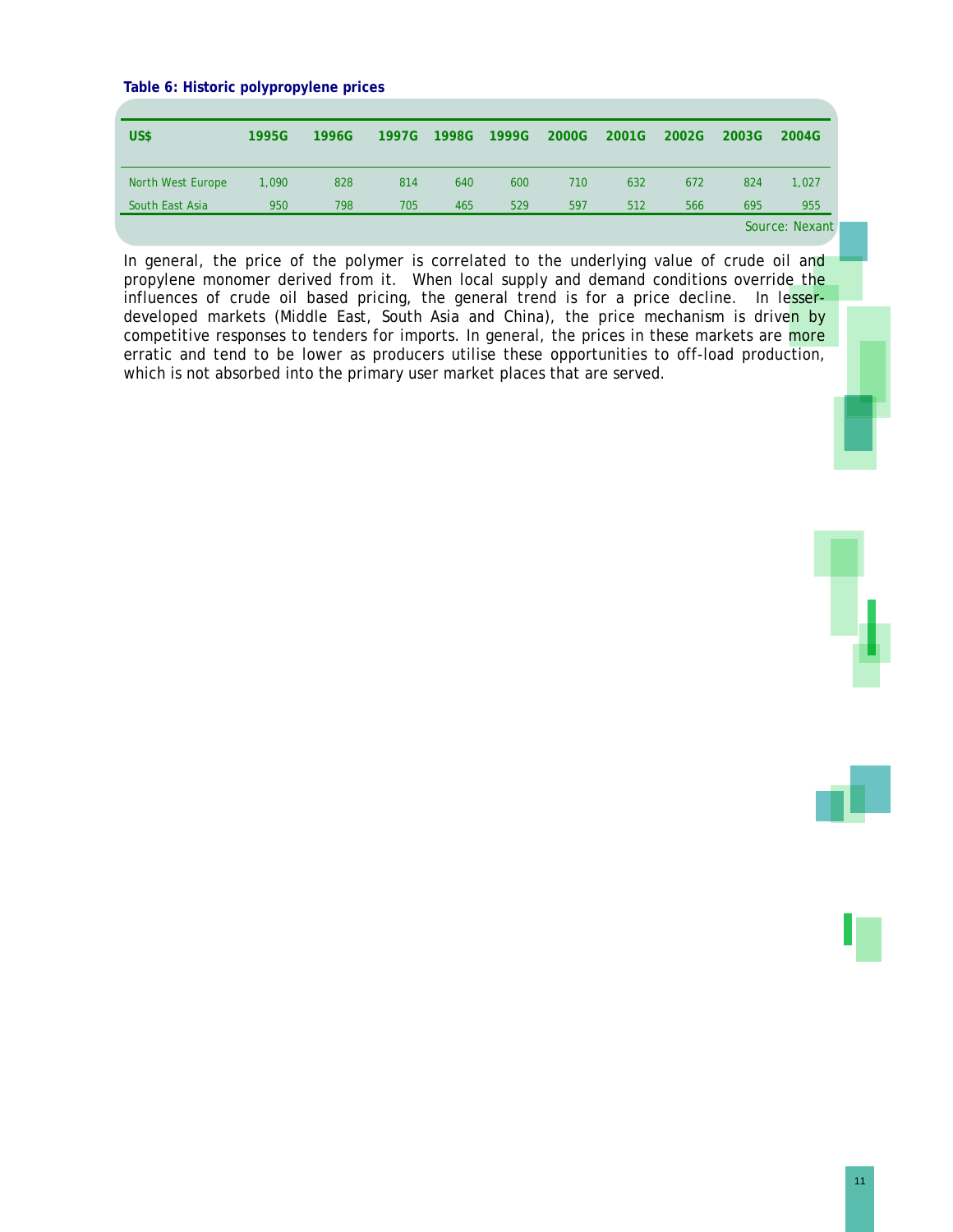**Table 6: Historic polypropylene prices**

| US$ | 1995G | 1996G | 1997G | 1998G | 1999G | 2000G | 2001G | 2002G | 2003G | 2004G |
|---|---|---|---|---|---|---|---|---|---|---|
| North West Europe | 1,090 | 828 | 814 | 640 | 600 | 710 | 632 | 672 | 824 | 1,027 |
| South East Asia | 950 | 798 | 705 | 465 | 529 | 597 | 512 | 566 | 695 | 955 |

Source: Nexant

In general, the price of the polymer is correlated to the underlying value of crude oil and propylene monomer derived from it. When local supply and demand conditions override the influences of crude oil based pricing, the general trend is for a price decline. In lesser-developed markets (Middle East, South Asia and China), the price mechanism is driven by competitive responses to tenders for imports. In general, the prices in these markets are more erratic and tend to be lower as producers utilise these opportunities to off-load production, which is not absorbed into the primary user market places that are served.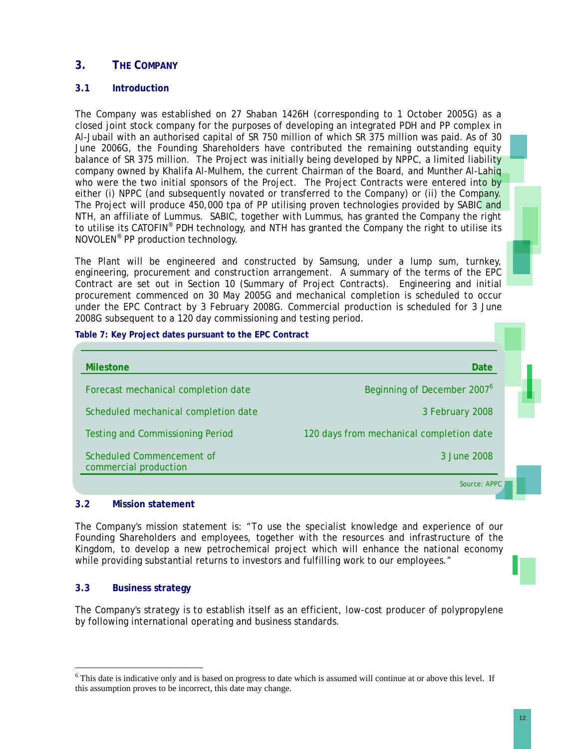# 3. THE COMPANY

## 3.1 Introduction

The Company was established on 27 Shaban 1426H (corresponding to 1 October 2005G) as a closed joint stock company for the purposes of developing an integrated PDH and PP complex in Al-Jubail with an authorised capital of SR 750 million of which SR 375 million was paid. As of 30 June 2006G, the Founding Shareholders have contributed the remaining outstanding equity balance of SR 375 million. The Project was initially being developed by NPPC, a limited liability company owned by Khalifa Al-Mulhem, the current Chairman of the Board, and Munther Al-Lahiq who were the two initial sponsors of the Project. The Project Contracts were entered into by either (i) NPPC (and subsequently novated or transferred to the Company) or (ii) the Company. The Project will produce 450,000 tpa of PP utilising proven technologies provided by SABIC and NTH, an affiliate of Lummus. SABIC, together with Lummus, has granted the Company the right to utilise its CATOFIN® PDH technology, and NTH has granted the Company the right to utilise its NOVOLEN® PP production technology.

The Plant will be engineered and constructed by Samsung, under a lump sum, turnkey, engineering, procurement and construction arrangement. A summary of the terms of the EPC Contract are set out in Section 10 (Summary of Project Contracts). Engineering and initial procurement commenced on 30 May 2005G and mechanical completion is scheduled to occur under the EPC Contract by 3 February 2008G. Commercial production is scheduled for 3 June 2008G subsequent to a 120 day commissioning and testing period.

**Table 7: Key Project dates pursuant to the EPC Contract**

| Milestone | Date |
|---|---|
| Forecast mechanical completion date | Beginning of December 2007[6] |
| Scheduled mechanical completion date | 3 February 2008 |
| Testing and Commissioning Period | 120 days from mechanical completion date |
| Scheduled Commencement of commercial production | 3 June 2008 |

Source: APPC

## 3.2 Mission statement

The Company's mission statement is: "To use the specialist knowledge and experience of our Founding Shareholders and employees, together with the resources and infrastructure of the Kingdom, to develop a new petrochemical project which will enhance the national economy while providing substantial returns to investors and fulfilling work to our employees."

## 3.3 Business strategy

The Company's strategy is to establish itself as an efficient, low-cost producer of polypropylene by following international operating and business standards.

[6] This date is indicative only and is based on progress to date which is assumed will continue at or above this level. If this assumption proves to be incorrect, this date may change.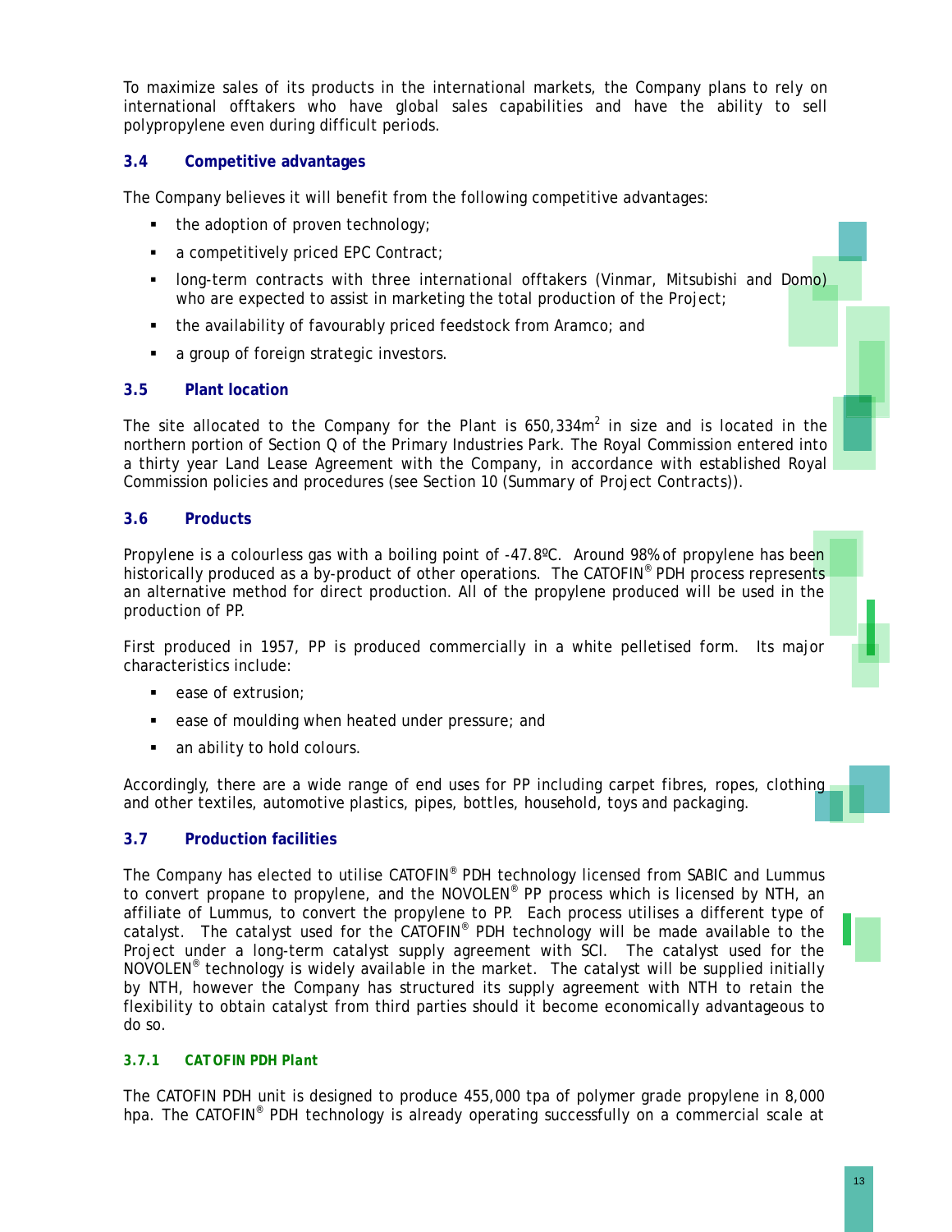To maximize sales of its products in the international markets, the Company plans to rely on international offtakers who have global sales capabilities and have the ability to sell polypropylene even during difficult periods.

### 3.4 Competitive advantages

The Company believes it will benefit from the following competitive advantages:

- the adoption of proven technology;
- a competitively priced EPC Contract;
- long-term contracts with three international offtakers (Vinmar, Mitsubishi and Domo) who are expected to assist in marketing the total production of the Project;
- the availability of favourably priced feedstock from Aramco; and
- a group of foreign strategic investors.

### 3.5 Plant location

The site allocated to the Company for the Plant is 650,334m$^2$ in size and is located in the northern portion of Section Q of the Primary Industries Park. The Royal Commission entered into a thirty year Land Lease Agreement with the Company, in accordance with established Royal Commission policies and procedures (see Section 10 (Summary of Project Contracts)).

### 3.6 Products

Propylene is a colourless gas with a boiling point of -47.8ºC. Around 98% of propylene has been historically produced as a by-product of other operations. The CATOFIN® PDH process represents an alternative method for direct production. All of the propylene produced will be used in the production of PP.

First produced in 1957, PP is produced commercially in a white pelletised form. Its major characteristics include:

- ease of extrusion;
- ease of moulding when heated under pressure; and
- an ability to hold colours.

Accordingly, there are a wide range of end uses for PP including carpet fibres, ropes, clothing and other textiles, automotive plastics, pipes, bottles, household, toys and packaging.

### 3.7 Production facilities

The Company has elected to utilise CATOFIN® PDH technology licensed from SABIC and Lummus to convert propane to propylene, and the NOVOLEN® PP process which is licensed by NTH, an affiliate of Lummus, to convert the propylene to PP. Each process utilises a different type of catalyst. The catalyst used for the CATOFIN® PDH technology will be made available to the Project under a long-term catalyst supply agreement with SCI. The catalyst used for the NOVOLEN® technology is widely available in the market. The catalyst will be supplied initially by NTH, however the Company has structured its supply agreement with NTH to retain the flexibility to obtain catalyst from third parties should it become economically advantageous to do so.

#### 3.7.1 CATOFIN PDH Plant

The CATOFIN PDH unit is designed to produce 455,000 tpa of polymer grade propylene in 8,000 hpa. The CATOFIN® PDH technology is already operating successfully on a commercial scale at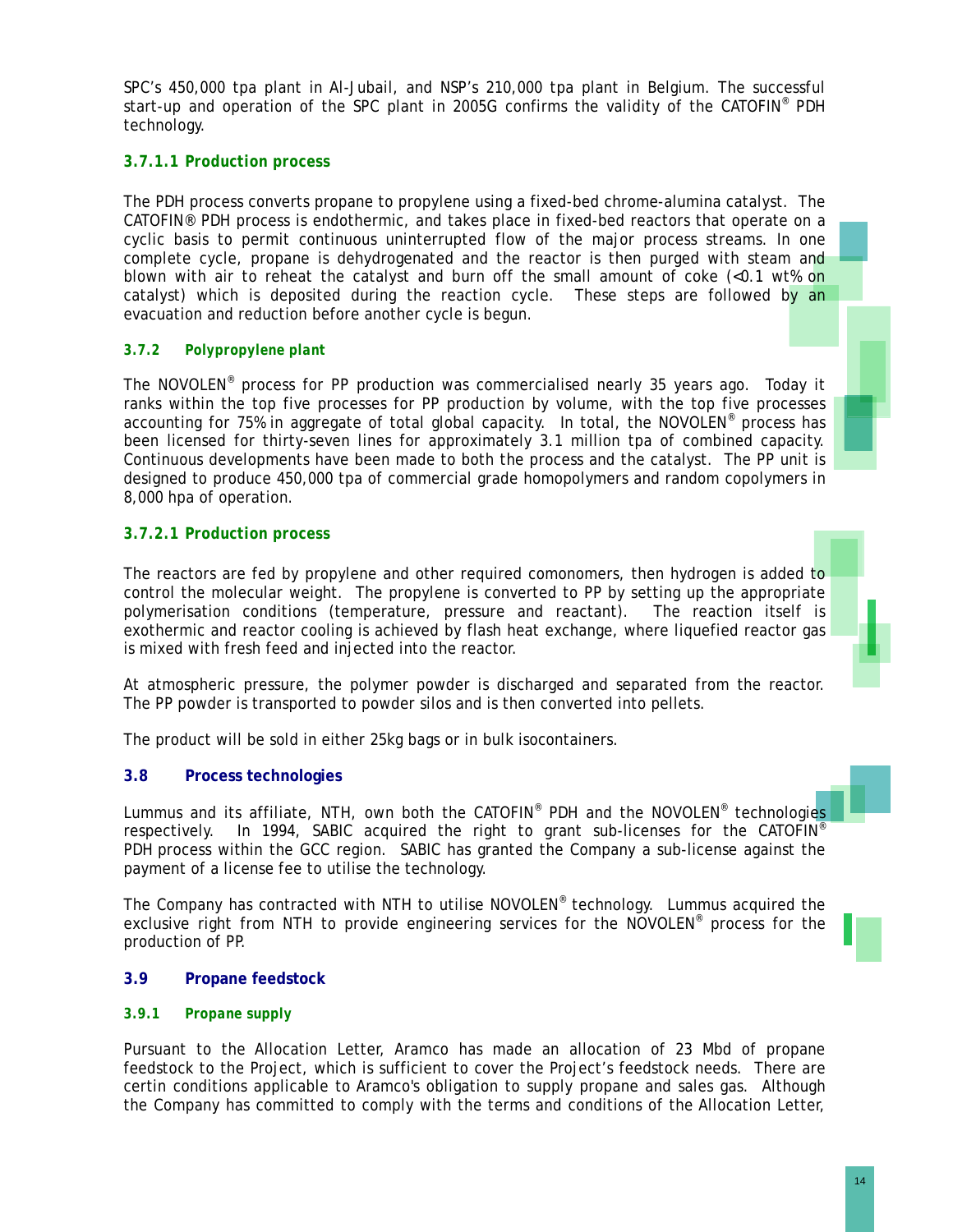SPC's 450,000 tpa plant in Al-Jubail, and NSP's 210,000 tpa plant in Belgium. The successful start-up and operation of the SPC plant in 2005G confirms the validity of the CATOFIN® PDH technology.

#### 3.7.1.1 Production process

The PDH process converts propane to propylene using a fixed-bed chrome-alumina catalyst. The CATOFIN® PDH process is endothermic, and takes place in fixed-bed reactors that operate on a cyclic basis to permit continuous uninterrupted flow of the major process streams. In one complete cycle, propane is dehydrogenated and the reactor is then purged with steam and blown with air to reheat the catalyst and burn off the small amount of coke (<0.1 wt% on catalyst) which is deposited during the reaction cycle. These steps are followed by an evacuation and reduction before another cycle is begun.

### 3.7.2 Polypropylene plant

The NOVOLEN® process for PP production was commercialised nearly 35 years ago. Today it ranks within the top five processes for PP production by volume, with the top five processes accounting for 75% in aggregate of total global capacity. In total, the NOVOLEN® process has been licensed for thirty-seven lines for approximately 3.1 million tpa of combined capacity. Continuous developments have been made to both the process and the catalyst. The PP unit is designed to produce 450,000 tpa of commercial grade homopolymers and random copolymers in 8,000 hpa of operation.

#### 3.7.2.1 Production process

The reactors are fed by propylene and other required comonomers, then hydrogen is added to control the molecular weight. The propylene is converted to PP by setting up the appropriate polymerisation conditions (temperature, pressure and reactant). The reaction itself is exothermic and reactor cooling is achieved by flash heat exchange, where liquefied reactor gas is mixed with fresh feed and injected into the reactor.

At atmospheric pressure, the polymer powder is discharged and separated from the reactor. The PP powder is transported to powder silos and is then converted into pellets.

The product will be sold in either 25kg bags or in bulk isocontainers.

## 3.8 Process technologies

Lummus and its affiliate, NTH, own both the CATOFIN® PDH and the NOVOLEN® technologies respectively. In 1994, SABIC acquired the right to grant sub-licenses for the CATOFIN® PDH process within the GCC region. SABIC has granted the Company a sub-license against the payment of a license fee to utilise the technology.

The Company has contracted with NTH to utilise NOVOLEN® technology. Lummus acquired the exclusive right from NTH to provide engineering services for the NOVOLEN® process for the production of PP.

## 3.9 Propane feedstock

### 3.9.1 Propane supply

Pursuant to the Allocation Letter, Aramco has made an allocation of 23 Mbd of propane feedstock to the Project, which is sufficient to cover the Project's feedstock needs. There are certin conditions applicable to Aramco's obligation to supply propane and sales gas. Although the Company has committed to comply with the terms and conditions of the Allocation Letter,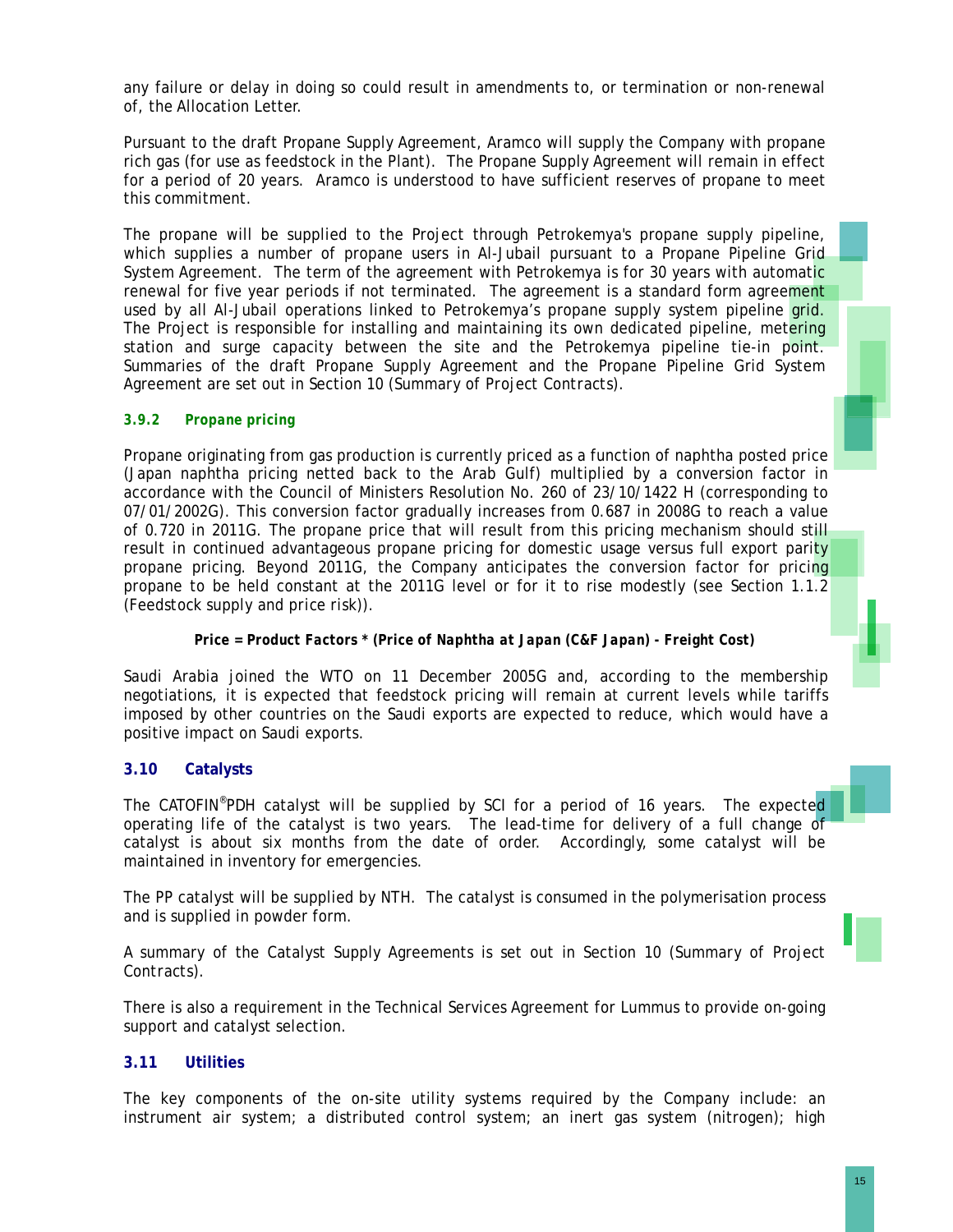any failure or delay in doing so could result in amendments to, or termination or non-renewal of, the Allocation Letter.

Pursuant to the draft Propane Supply Agreement, Aramco will supply the Company with propane rich gas (for use as feedstock in the Plant). The Propane Supply Agreement will remain in effect for a period of 20 years. Aramco is understood to have sufficient reserves of propane to meet this commitment.

The propane will be supplied to the Project through Petrokemya's propane supply pipeline, which supplies a number of propane users in Al-Jubail pursuant to a Propane Pipeline Grid System Agreement. The term of the agreement with Petrokemya is for 30 years with automatic renewal for five year periods if not terminated. The agreement is a standard form agreement used by all Al-Jubail operations linked to Petrokemya's propane supply system pipeline grid. The Project is responsible for installing and maintaining its own dedicated pipeline, metering station and surge capacity between the site and the Petrokemya pipeline tie-in point. Summaries of the draft Propane Supply Agreement and the Propane Pipeline Grid System Agreement are set out in Section 10 (Summary of Project Contracts).

#### 3.9.2 Propane pricing

Propane originating from gas production is currently priced as a function of naphtha posted price (Japan naphtha pricing netted back to the Arab Gulf) multiplied by a conversion factor in accordance with the Council of Ministers Resolution No. 260 of 23/10/1422 H (corresponding to 07/01/2002G). This conversion factor gradually increases from 0.687 in 2008G to reach a value of 0.720 in 2011G. The propane price that will result from this pricing mechanism should still result in continued advantageous propane pricing for domestic usage versus full export parity propane pricing. Beyond 2011G, the Company anticipates the conversion factor for pricing propane to be held constant at the 2011G level or for it to rise modestly (see Section 1.1.2 (Feedstock supply and price risk)).

**Price = Product Factors * (Price of Naphtha at Japan (C&F Japan) - Freight Cost)**

Saudi Arabia joined the WTO on 11 December 2005G and, according to the membership negotiations, it is expected that feedstock pricing will remain at current levels while tariffs imposed by other countries on the Saudi exports are expected to reduce, which would have a positive impact on Saudi exports.

### 3.10 Catalysts

The CATOFIN®PDH catalyst will be supplied by SCI for a period of 16 years. The expected operating life of the catalyst is two years. The lead-time for delivery of a full change of catalyst is about six months from the date of order. Accordingly, some catalyst will be maintained in inventory for emergencies.

The PP catalyst will be supplied by NTH. The catalyst is consumed in the polymerisation process and is supplied in powder form.

A summary of the Catalyst Supply Agreements is set out in Section 10 (Summary of Project Contracts).

There is also a requirement in the Technical Services Agreement for Lummus to provide on-going support and catalyst selection.

### 3.11 Utilities

The key components of the on-site utility systems required by the Company include: an instrument air system; a distributed control system; an inert gas system (nitrogen); high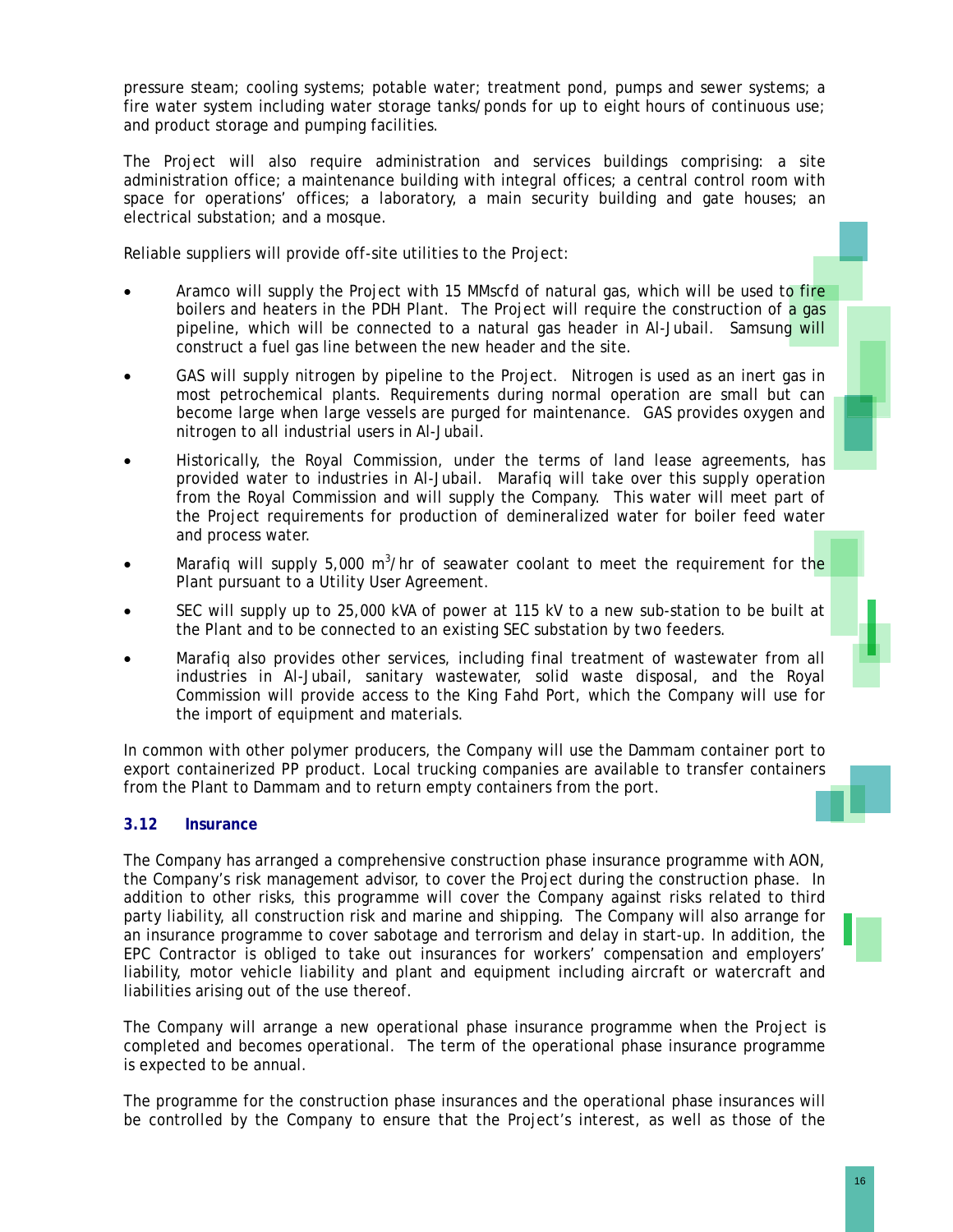pressure steam; cooling systems; potable water; treatment pond, pumps and sewer systems; a fire water system including water storage tanks/ponds for up to eight hours of continuous use; and product storage and pumping facilities.

The Project will also require administration and services buildings comprising: a site administration office; a maintenance building with integral offices; a central control room with space for operations' offices; a laboratory, a main security building and gate houses; an electrical substation; and a mosque.

Reliable suppliers will provide off-site utilities to the Project:

- Aramco will supply the Project with 15 MMscfd of natural gas, which will be used to fire boilers and heaters in the PDH Plant. The Project will require the construction of a gas pipeline, which will be connected to a natural gas header in Al-Jubail. Samsung will construct a fuel gas line between the new header and the site.
- GAS will supply nitrogen by pipeline to the Project. Nitrogen is used as an inert gas in most petrochemical plants. Requirements during normal operation are small but can become large when large vessels are purged for maintenance. GAS provides oxygen and nitrogen to all industrial users in Al-Jubail.
- Historically, the Royal Commission, under the terms of land lease agreements, has provided water to industries in Al-Jubail. Marafiq will take over this supply operation from the Royal Commission and will supply the Company. This water will meet part of the Project requirements for production of demineralized water for boiler feed water and process water.
- Marafiq will supply 5,000 $m^3$/hr of seawater coolant to meet the requirement for the Plant pursuant to a Utility User Agreement.
- SEC will supply up to 25,000 kVA of power at 115 kV to a new sub-station to be built at the Plant and to be connected to an existing SEC substation by two feeders.
- Marafiq also provides other services, including final treatment of wastewater from all industries in Al-Jubail, sanitary wastewater, solid waste disposal, and the Royal Commission will provide access to the King Fahd Port, which the Company will use for the import of equipment and materials.

In common with other polymer producers, the Company will use the Dammam container port to export containerized PP product. Local trucking companies are available to transfer containers from the Plant to Dammam and to return empty containers from the port.

### 3.12 Insurance

The Company has arranged a comprehensive construction phase insurance programme with AON, the Company's risk management advisor, to cover the Project during the construction phase. In addition to other risks, this programme will cover the Company against risks related to third party liability, all construction risk and marine and shipping. The Company will also arrange for an insurance programme to cover sabotage and terrorism and delay in start-up. In addition, the EPC Contractor is obliged to take out insurances for workers' compensation and employers' liability, motor vehicle liability and plant and equipment including aircraft or watercraft and liabilities arising out of the use thereof.

The Company will arrange a new operational phase insurance programme when the Project is completed and becomes operational. The term of the operational phase insurance programme is expected to be annual.

The programme for the construction phase insurances and the operational phase insurances will be controlled by the Company to ensure that the Project's interest, as well as those of the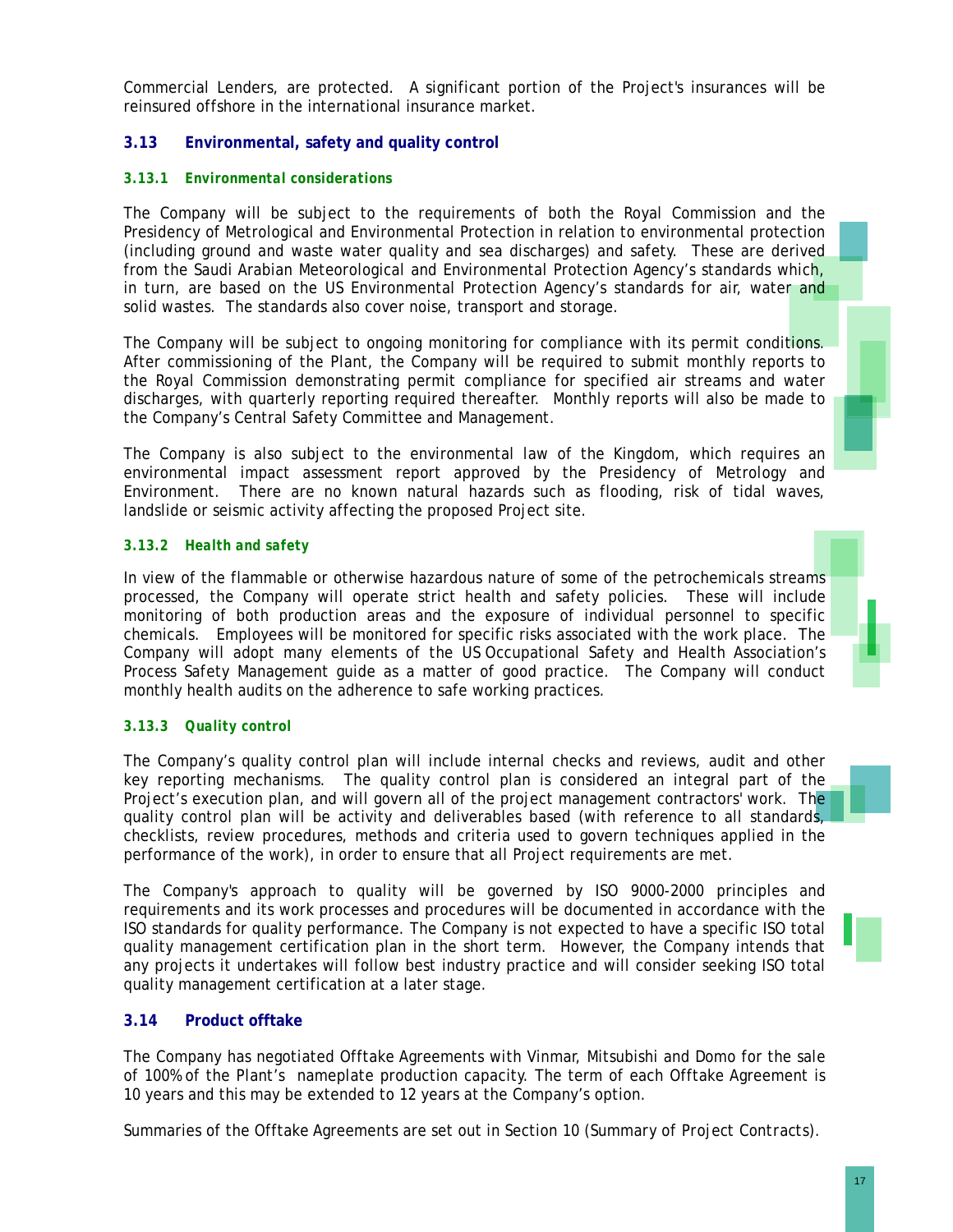Commercial Lenders, are protected. A significant portion of the Project's insurances will be reinsured offshore in the international insurance market.

## 3.13 Environmental, safety and quality control

### 3.13.1 *Environmental considerations*

The Company will be subject to the requirements of both the Royal Commission and the Presidency of Metrological and Environmental Protection in relation to environmental protection (including ground and waste water quality and sea discharges) and safety. These are derived from the Saudi Arabian Meteorological and Environmental Protection Agency's standards which, in turn, are based on the US Environmental Protection Agency's standards for air, water and solid wastes. The standards also cover noise, transport and storage.

The Company will be subject to ongoing monitoring for compliance with its permit conditions. After commissioning of the Plant, the Company will be required to submit monthly reports to the Royal Commission demonstrating permit compliance for specified air streams and water discharges, with quarterly reporting required thereafter. Monthly reports will also be made to the Company's Central Safety Committee and Management.

The Company is also subject to the environmental law of the Kingdom, which requires an environmental impact assessment report approved by the Presidency of Metrology and Environment. There are no known natural hazards such as flooding, risk of tidal waves, landslide or seismic activity affecting the proposed Project site.

### 3.13.2 *Health and safety*

In view of the flammable or otherwise hazardous nature of some of the petrochemicals streams processed, the Company will operate strict health and safety policies. These will include monitoring of both production areas and the exposure of individual personnel to specific chemicals. Employees will be monitored for specific risks associated with the work place. The Company will adopt many elements of the US Occupational Safety and Health Association's Process Safety Management guide as a matter of good practice. The Company will conduct monthly health audits on the adherence to safe working practices.

### 3.13.3 *Quality control*

The Company's quality control plan will include internal checks and reviews, audit and other key reporting mechanisms. The quality control plan is considered an integral part of the Project's execution plan, and will govern all of the project management contractors' work. The quality control plan will be activity and deliverables based (with reference to all standards, checklists, review procedures, methods and criteria used to govern techniques applied in the performance of the work), in order to ensure that all Project requirements are met.

The Company's approach to quality will be governed by ISO 9000-2000 principles and requirements and its work processes and procedures will be documented in accordance with the ISO standards for quality performance. The Company is not expected to have a specific ISO total quality management certification plan in the short term. However, the Company intends that any projects it undertakes will follow best industry practice and will consider seeking ISO total quality management certification at a later stage.

## 3.14 Product offtake

The Company has negotiated Offtake Agreements with Vinmar, Mitsubishi and Domo for the sale of 100% of the Plant's nameplate production capacity. The term of each Offtake Agreement is 10 years and this may be extended to 12 years at the Company's option.

Summaries of the Offtake Agreements are set out in Section 10 (Summary of Project Contracts).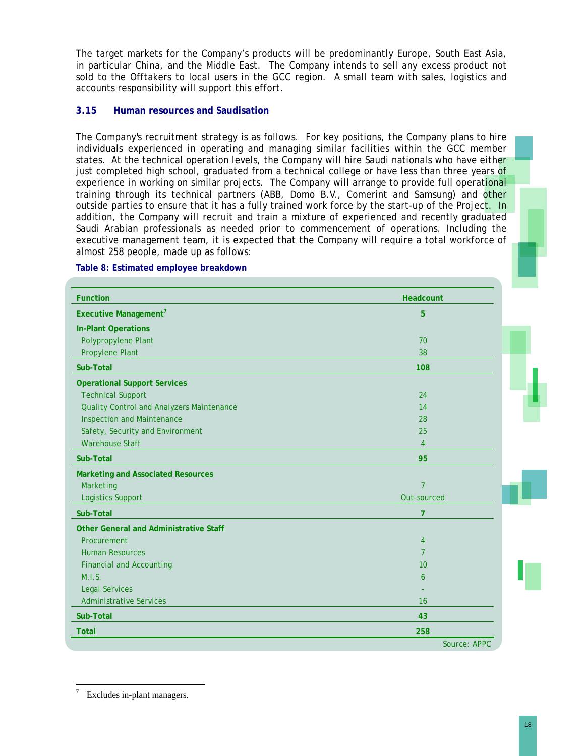The target markets for the Company's products will be predominantly Europe, South East Asia, in particular China, and the Middle East. The Company intends to sell any excess product not sold to the Offtakers to local users in the GCC region. A small team with sales, logistics and accounts responsibility will support this effort.

### 3.15 Human resources and Saudisation

The Company's recruitment strategy is as follows. For key positions, the Company plans to hire individuals experienced in operating and managing similar facilities within the GCC member states. At the technical operation levels, the Company will hire Saudi nationals who have either just completed high school, graduated from a technical college or have less than three years of experience in working on similar projects. The Company will arrange to provide full operational training through its technical partners (ABB, Domo B.V., Comerint and Samsung) and other outside parties to ensure that it has a fully trained work force by the start-up of the Project. In addition, the Company will recruit and train a mixture of experienced and recently graduated Saudi Arabian professionals as needed prior to commencement of operations. Including the executive management team, it is expected that the Company will require a total workforce of almost 258 people, made up as follows:

**Table 8: Estimated employee breakdown**

| Function | Headcount |
|---|---|
| **Executive Management**[7] | **5** |
| **In-Plant Operations** | |
| Polypropylene Plant | 70 |
| Propylene Plant | 38 |
| **Sub-Total** | **108** |
| **Operational Support Services** | |
| Technical Support | 24 |
| Quality Control and Analyzers Maintenance | 14 |
| Inspection and Maintenance | 28 |
| Safety, Security and Environment | 25 |
| Warehouse Staff | 4 |
| **Sub-Total** | **95** |
| **Marketing and Associated Resources** | |
| Marketing | 7 |
| Logistics Support | Out-sourced |
| **Sub-Total** | **7** |
| **Other General and Administrative Staff** | |
| Procurement | 4 |
| Human Resources | 7 |
| Financial and Accounting | 10 |
| M.I.S. | 6 |
| Legal Services | - |
| Administrative Services | 16 |
| **Sub-Total** | **43** |
| **Total** | **258** |

Source: APPC

[7] Excludes in-plant managers.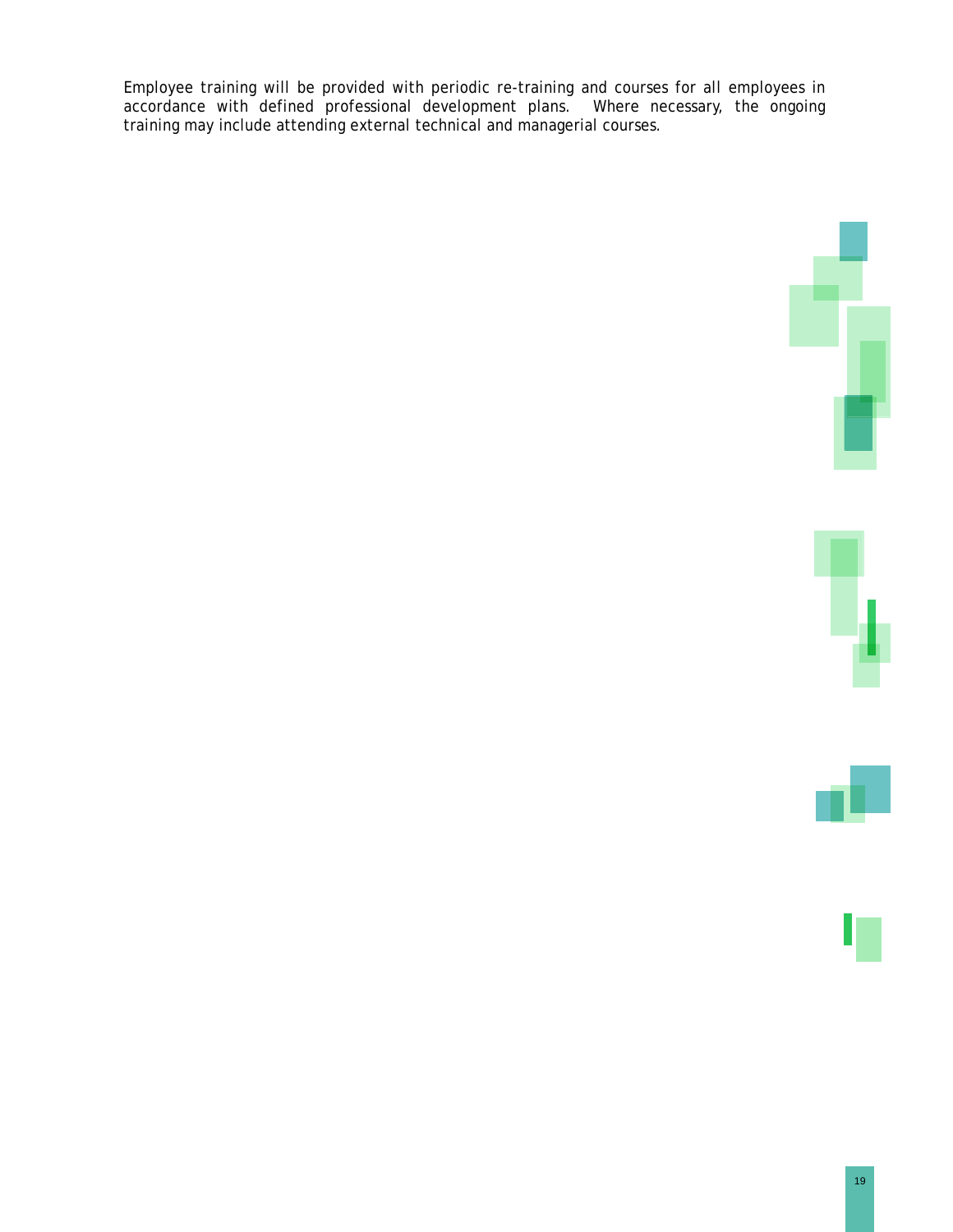Employee training will be provided with periodic re-training and courses for all employees in accordance with defined professional development plans. Where necessary, the ongoing training may include attending external technical and managerial courses.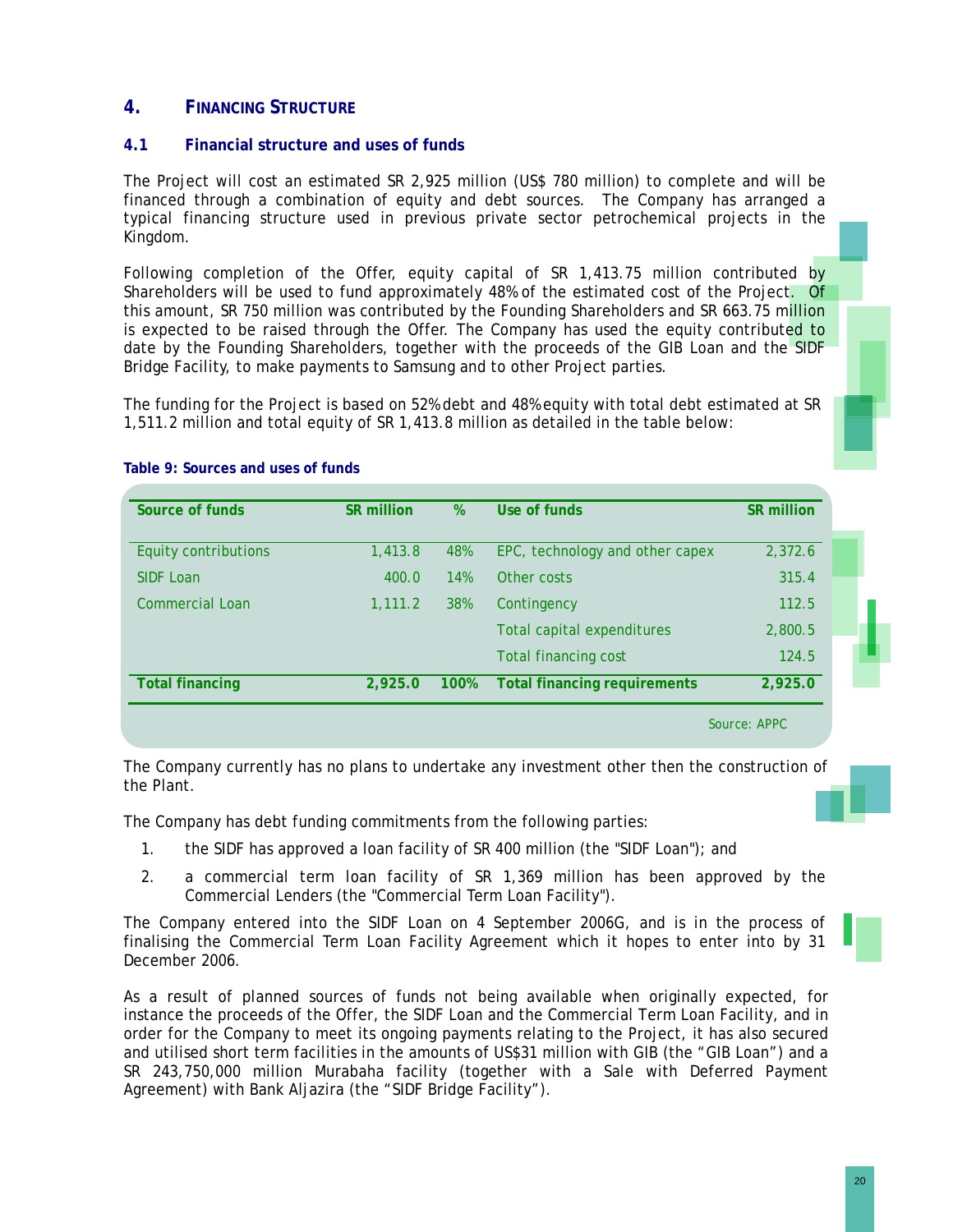# 4. FINANCING STRUCTURE

## 4.1 Financial structure and uses of funds

The Project will cost an estimated SR 2,925 million (US$ 780 million) to complete and will be financed through a combination of equity and debt sources. The Company has arranged a typical financing structure used in previous private sector petrochemical projects in the Kingdom.

Following completion of the Offer, equity capital of SR 1,413.75 million contributed by Shareholders will be used to fund approximately 48% of the estimated cost of the Project. Of this amount, SR 750 million was contributed by the Founding Shareholders and SR 663.75 million is expected to be raised through the Offer. The Company has used the equity contributed to date by the Founding Shareholders, together with the proceeds of the GIB Loan and the SIDF Bridge Facility, to make payments to Samsung and to other Project parties.

The funding for the Project is based on 52% debt and 48% equity with total debt estimated at SR 1,511.2 million and total equity of SR 1,413.8 million as detailed in the table below:

**Table 9: Sources and uses of funds**

| Source of funds | SR million | % | Use of funds | SR million |
|---|---|---|---|---|
| Equity contributions | 1,413.8 | 48% | EPC, technology and other capex | 2,372.6 |
| SIDF Loan | 400.0 | 14% | Other costs | 315.4 |
| Commercial Loan | 1,111.2 | 38% | Contingency | 112.5 |
| | | | Total capital expenditures | 2,800.5 |
| | | | Total financing cost | 124.5 |
| **Total financing** | **2,925.0** | **100%** | **Total financing requirements** | **2,925.0** |

Source: APPC

The Company currently has no plans to undertake any investment other then the construction of the Plant.

The Company has debt funding commitments from the following parties:

1. the SIDF has approved a loan facility of SR 400 million (the "SIDF Loan"); and
2. a commercial term loan facility of SR 1,369 million has been approved by the Commercial Lenders (the "Commercial Term Loan Facility").

The Company entered into the SIDF Loan on 4 September 2006G, and is in the process of finalising the Commercial Term Loan Facility Agreement which it hopes to enter into by 31 December 2006.

As a result of planned sources of funds not being available when originally expected, for instance the proceeds of the Offer, the SIDF Loan and the Commercial Term Loan Facility, and in order for the Company to meet its ongoing payments relating to the Project, it has also secured and utilised short term facilities in the amounts of US$31 million with GIB (the "GIB Loan") and a SR 243,750,000 million Murabaha facility (together with a Sale with Deferred Payment Agreement) with Bank Aljazira (the "SIDF Bridge Facility").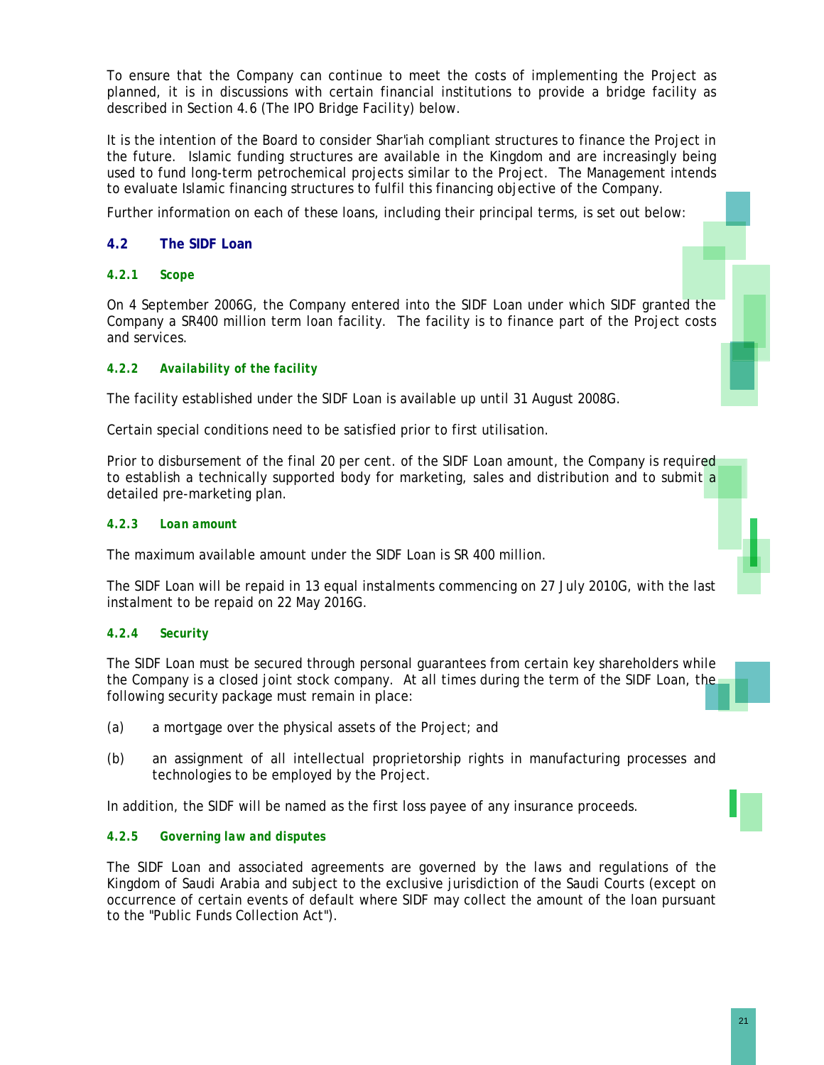To ensure that the Company can continue to meet the costs of implementing the Project as planned, it is in discussions with certain financial institutions to provide a bridge facility as described in Section 4.6 (The IPO Bridge Facility) below.

It is the intention of the Board to consider Shar'iah compliant structures to finance the Project in the future. Islamic funding structures are available in the Kingdom and are increasingly being used to fund long-term petrochemical projects similar to the Project. The Management intends to evaluate Islamic financing structures to fulfil this financing objective of the Company.

Further information on each of these loans, including their principal terms, is set out below:

## 4.2 The SIDF Loan

### *4.2.1 Scope*

On 4 September 2006G, the Company entered into the SIDF Loan under which SIDF granted the Company a SR400 million term loan facility. The facility is to finance part of the Project costs and services.

### *4.2.2 Availability of the facility*

The facility established under the SIDF Loan is available up until 31 August 2008G.

Certain special conditions need to be satisfied prior to first utilisation.

Prior to disbursement of the final 20 per cent. of the SIDF Loan amount, the Company is required to establish a technically supported body for marketing, sales and distribution and to submit a detailed pre-marketing plan.

### *4.2.3 Loan amount*

The maximum available amount under the SIDF Loan is SR 400 million.

The SIDF Loan will be repaid in 13 equal instalments commencing on 27 July 2010G, with the last instalment to be repaid on 22 May 2016G.

### *4.2.4 Security*

The SIDF Loan must be secured through personal guarantees from certain key shareholders while the Company is a closed joint stock company. At all times during the term of the SIDF Loan, the following security package must remain in place:

(a) a mortgage over the physical assets of the Project; and

(b) an assignment of all intellectual proprietorship rights in manufacturing processes and technologies to be employed by the Project.

In addition, the SIDF will be named as the first loss payee of any insurance proceeds.

### *4.2.5 Governing law and disputes*

The SIDF Loan and associated agreements are governed by the laws and regulations of the Kingdom of Saudi Arabia and subject to the exclusive jurisdiction of the Saudi Courts (except on occurrence of certain events of default where SIDF may collect the amount of the loan pursuant to the "Public Funds Collection Act").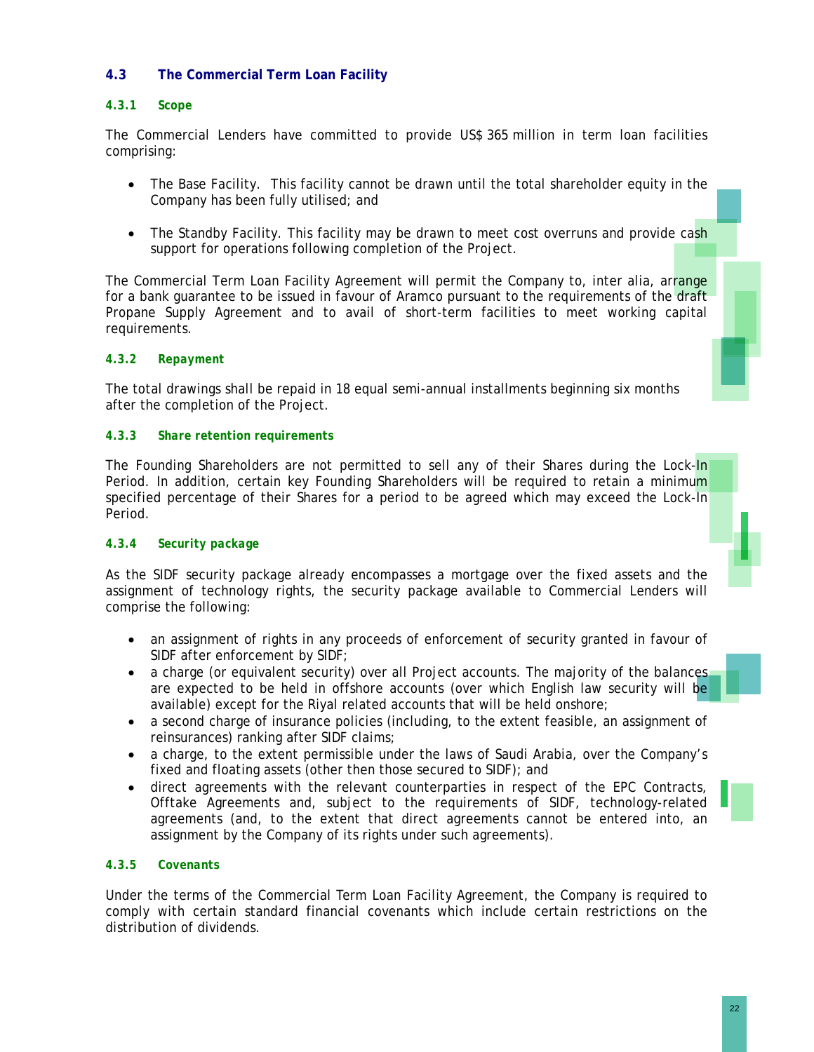## 4.3 The Commercial Term Loan Facility

### 4.3.1 Scope

The Commercial Lenders have committed to provide US$ 365 million in term loan facilities comprising:

- The Base Facility. This facility cannot be drawn until the total shareholder equity in the Company has been fully utilised; and

- The Standby Facility. This facility may be drawn to meet cost overruns and provide cash support for operations following completion of the Project.

The Commercial Term Loan Facility Agreement will permit the Company to, inter alia, arrange for a bank guarantee to be issued in favour of Aramco pursuant to the requirements of the draft Propane Supply Agreement and to avail of short-term facilities to meet working capital requirements.

### 4.3.2 Repayment

The total drawings shall be repaid in 18 equal semi-annual installments beginning six months after the completion of the Project.

### 4.3.3 Share retention requirements

The Founding Shareholders are not permitted to sell any of their Shares during the Lock-In Period. In addition, certain key Founding Shareholders will be required to retain a minimum specified percentage of their Shares for a period to be agreed which may exceed the Lock-In Period.

### 4.3.4 Security package

As the SIDF security package already encompasses a mortgage over the fixed assets and the assignment of technology rights, the security package available to Commercial Lenders will comprise the following:

- an assignment of rights in any proceeds of enforcement of security granted in favour of SIDF after enforcement by SIDF;
- a charge (or equivalent security) over all Project accounts. The majority of the balances are expected to be held in offshore accounts (over which English law security will be available) except for the Riyal related accounts that will be held onshore;
- a second charge of insurance policies (including, to the extent feasible, an assignment of reinsurances) ranking after SIDF claims;
- a charge, to the extent permissible under the laws of Saudi Arabia, over the Company's fixed and floating assets (other then those secured to SIDF); and
- direct agreements with the relevant counterparties in respect of the EPC Contracts, Offtake Agreements and, subject to the requirements of SIDF, technology-related agreements (and, to the extent that direct agreements cannot be entered into, an assignment by the Company of its rights under such agreements).

### 4.3.5 Covenants

Under the terms of the Commercial Term Loan Facility Agreement, the Company is required to comply with certain standard financial covenants which include certain restrictions on the distribution of dividends.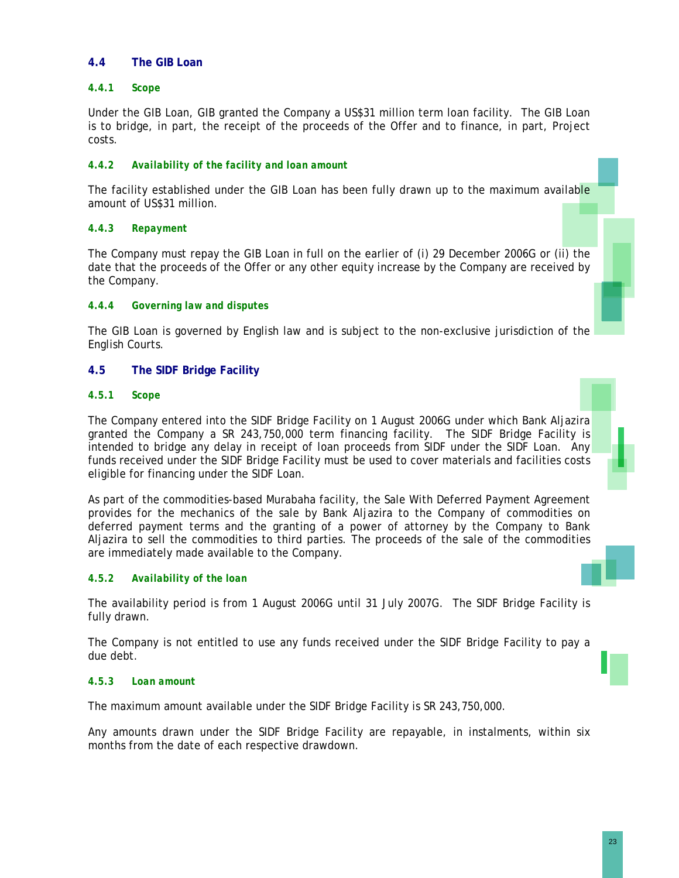### 4.4 The GIB Loan

#### 4.4.1 *Scope*

Under the GIB Loan, GIB granted the Company a US$31 million term loan facility. The GIB Loan is to bridge, in part, the receipt of the proceeds of the Offer and to finance, in part, Project costs.

#### 4.4.2 *Availability of the facility and loan amount*

The facility established under the GIB Loan has been fully drawn up to the maximum available amount of US$31 million.

#### 4.4.3 *Repayment*

The Company must repay the GIB Loan in full on the earlier of (i) 29 December 2006G or (ii) the date that the proceeds of the Offer or any other equity increase by the Company are received by the Company.

#### 4.4.4 *Governing law and disputes*

The GIB Loan is governed by English law and is subject to the non-exclusive jurisdiction of the English Courts.

### 4.5 The SIDF Bridge Facility

#### 4.5.1 *Scope*

The Company entered into the SIDF Bridge Facility on 1 August 2006G under which Bank Aljazira granted the Company a SR 243,750,000 term financing facility. The SIDF Bridge Facility is intended to bridge any delay in receipt of loan proceeds from SIDF under the SIDF Loan. Any funds received under the SIDF Bridge Facility must be used to cover materials and facilities costs eligible for financing under the SIDF Loan.

As part of the commodities-based Murabaha facility, the Sale With Deferred Payment Agreement provides for the mechanics of the sale by Bank Aljazira to the Company of commodities on deferred payment terms and the granting of a power of attorney by the Company to Bank Aljazira to sell the commodities to third parties. The proceeds of the sale of the commodities are immediately made available to the Company.

#### 4.5.2 *Availability of the loan*

The availability period is from 1 August 2006G until 31 July 2007G. The SIDF Bridge Facility is fully drawn.

The Company is not entitled to use any funds received under the SIDF Bridge Facility to pay a due debt.

#### 4.5.3 *Loan amount*

The maximum amount available under the SIDF Bridge Facility is SR 243,750,000.

Any amounts drawn under the SIDF Bridge Facility are repayable, in instalments, within six months from the date of each respective drawdown.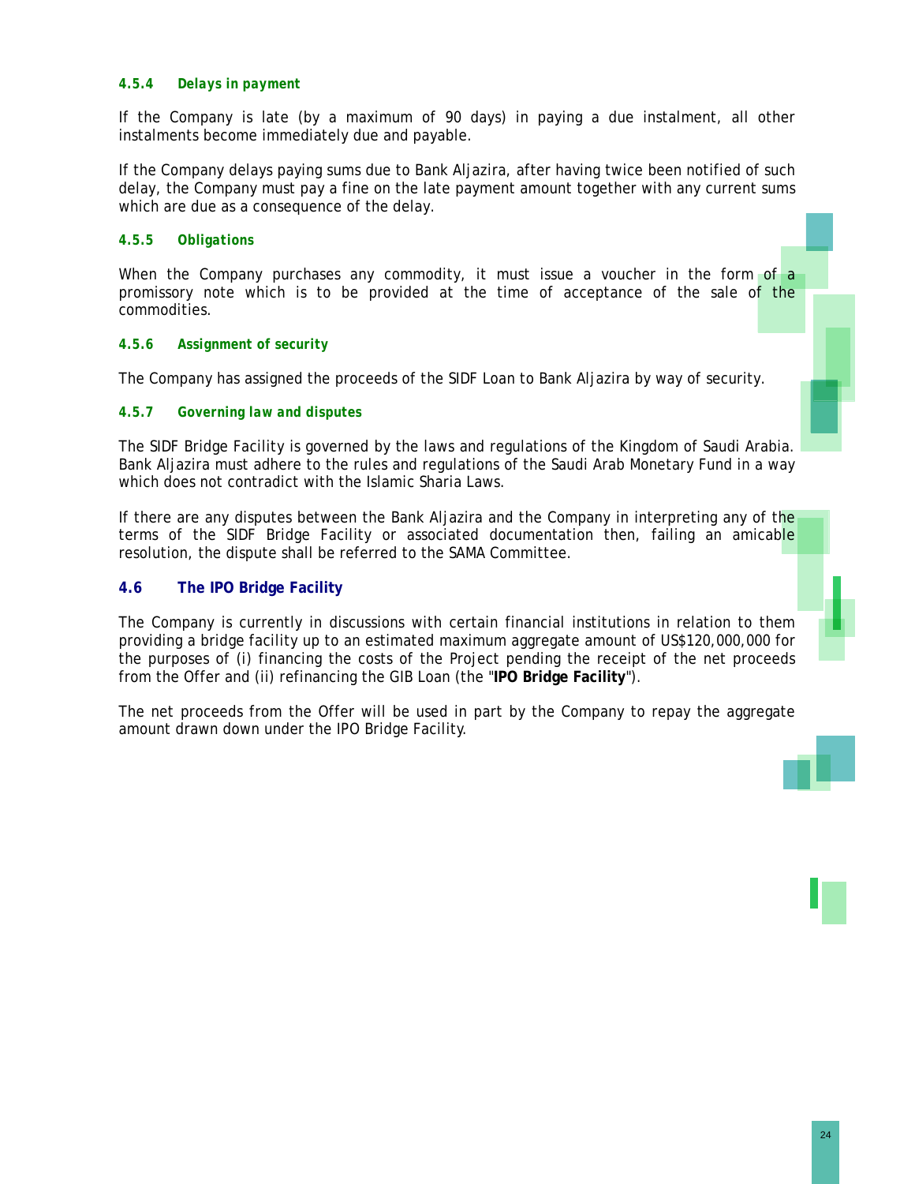#### 4.5.4 Delays in payment

If the Company is late (by a maximum of 90 days) in paying a due instalment, all other instalments become immediately due and payable.

If the Company delays paying sums due to Bank Aljazira, after having twice been notified of such delay, the Company must pay a fine on the late payment amount together with any current sums which are due as a consequence of the delay.

#### 4.5.5 Obligations

When the Company purchases any commodity, it must issue a voucher in the form of a promissory note which is to be provided at the time of acceptance of the sale of the commodities.

#### 4.5.6 Assignment of security

The Company has assigned the proceeds of the SIDF Loan to Bank Aljazira by way of security.

#### 4.5.7 Governing law and disputes

The SIDF Bridge Facility is governed by the laws and regulations of the Kingdom of Saudi Arabia. Bank Aljazira must adhere to the rules and regulations of the Saudi Arab Monetary Fund in a way which does not contradict with the Islamic Sharia Laws.

If there are any disputes between the Bank Aljazira and the Company in interpreting any of the terms of the SIDF Bridge Facility or associated documentation then, failing an amicable resolution, the dispute shall be referred to the SAMA Committee.

### 4.6 The IPO Bridge Facility

The Company is currently in discussions with certain financial institutions in relation to them providing a bridge facility up to an estimated maximum aggregate amount of US$120,000,000 for the purposes of (i) financing the costs of the Project pending the receipt of the net proceeds from the Offer and (ii) refinancing the GIB Loan (the "**IPO Bridge Facility**").

The net proceeds from the Offer will be used in part by the Company to repay the aggregate amount drawn down under the IPO Bridge Facility.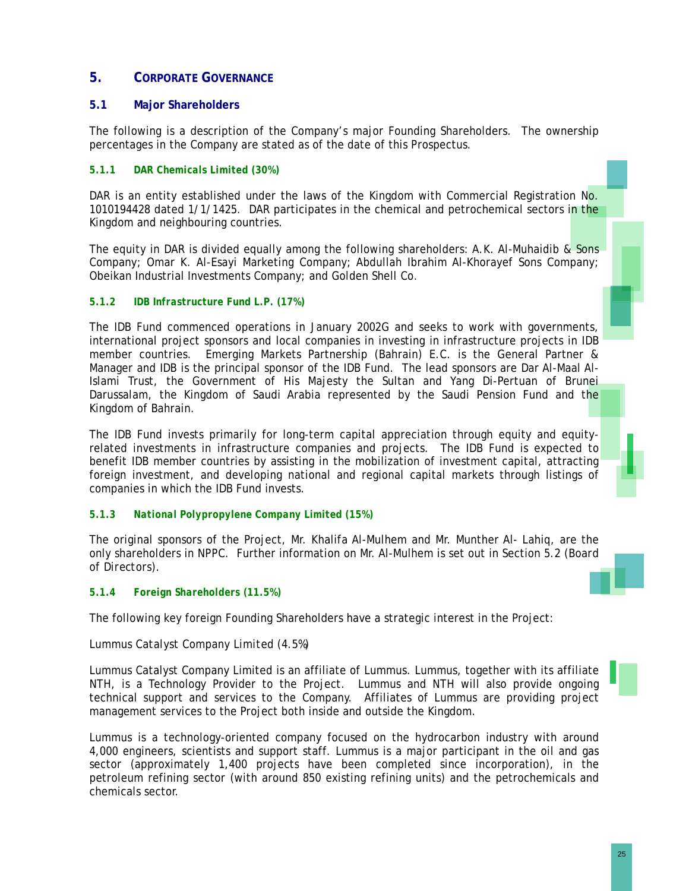# 5. CORPORATE GOVERNANCE

## 5.1 Major Shareholders

The following is a description of the Company's major Founding Shareholders. The ownership percentages in the Company are stated as of the date of this Prospectus.

### 5.1.1 DAR Chemicals Limited (30%)

DAR is an entity established under the laws of the Kingdom with Commercial Registration No. 1010194428 dated 1/1/1425. DAR participates in the chemical and petrochemical sectors in the Kingdom and neighbouring countries.

The equity in DAR is divided equally among the following shareholders: A.K. Al-Muhaidib & Sons Company; Omar K. Al-Esayi Marketing Company; Abdullah Ibrahim Al-Khorayef Sons Company; Obeikan Industrial Investments Company; and Golden Shell Co.

### 5.1.2 IDB Infrastructure Fund L.P. (17%)

The IDB Fund commenced operations in January 2002G and seeks to work with governments, international project sponsors and local companies in investing in infrastructure projects in IDB member countries. Emerging Markets Partnership (Bahrain) E.C. is the General Partner & Manager and IDB is the principal sponsor of the IDB Fund. The lead sponsors are Dar Al-Maal Al-Islami Trust, the Government of His Majesty the Sultan and Yang Di-Pertuan of Brunei Darussalam, the Kingdom of Saudi Arabia represented by the Saudi Pension Fund and the Kingdom of Bahrain.

The IDB Fund invests primarily for long-term capital appreciation through equity and equity-related investments in infrastructure companies and projects. The IDB Fund is expected to benefit IDB member countries by assisting in the mobilization of investment capital, attracting foreign investment, and developing national and regional capital markets through listings of companies in which the IDB Fund invests.

### 5.1.3 National Polypropylene Company Limited (15%)

The original sponsors of the Project, Mr. Khalifa Al-Mulhem and Mr. Munther Al- Lahiq, are the only shareholders in NPPC. Further information on Mr. Al-Mulhem is set out in Section 5.2 (Board of Directors).

### 5.1.4 Foreign Shareholders (11.5%)

The following key foreign Founding Shareholders have a strategic interest in the Project:

*Lummus Catalyst Company Limited (4.5%)*

Lummus Catalyst Company Limited is an affiliate of Lummus. Lummus, together with its affiliate NTH, is a Technology Provider to the Project. Lummus and NTH will also provide ongoing technical support and services to the Company. Affiliates of Lummus are providing project management services to the Project both inside and outside the Kingdom.

Lummus is a technology-oriented company focused on the hydrocarbon industry with around 4,000 engineers, scientists and support staff. Lummus is a major participant in the oil and gas sector (approximately 1,400 projects have been completed since incorporation), in the petroleum refining sector (with around 850 existing refining units) and the petrochemicals and chemicals sector.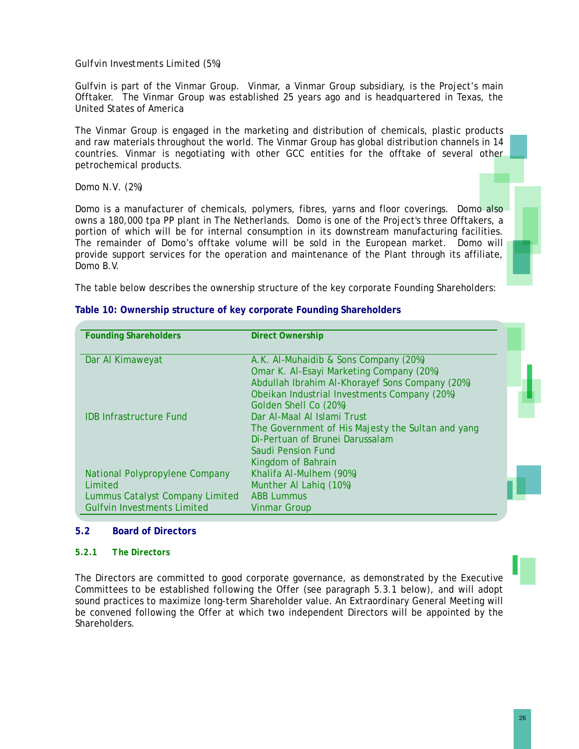Gulfvin Investments Limited (5%)

Gulfvin is part of the Vinmar Group. Vinmar, a Vinmar Group subsidiary, is the Project's main Offtaker. The Vinmar Group was established 25 years ago and is headquartered in Texas, the United States of America

The Vinmar Group is engaged in the marketing and distribution of chemicals, plastic products and raw materials throughout the world. The Vinmar Group has global distribution channels in 14 countries. Vinmar is negotiating with other GCC entities for the offtake of several other petrochemical products.

Domo N.V. (2%)

Domo is a manufacturer of chemicals, polymers, fibres, yarns and floor coverings. Domo also owns a 180,000 tpa PP plant in The Netherlands. Domo is one of the Project's three Offtakers, a portion of which will be for internal consumption in its downstream manufacturing facilities. The remainder of Domo's offtake volume will be sold in the European market. Domo will provide support services for the operation and maintenance of the Plant through its affiliate, Domo B.V.

The table below describes the ownership structure of the key corporate Founding Shareholders:

**Table 10: Ownership structure of key corporate Founding Shareholders**

| Founding Shareholders | Direct Ownership |
|---|---|
| Dar Al Kimaweyat | A.K. Al-Muhaidib & Sons Company (20%)<br>Omar K. Al-Esayi Marketing Company (20%)<br>Abdullah Ibrahim Al-Khorayef Sons Company (20%)<br>Obeikan Industrial Investments Company (20%)<br>Golden Shell Co (20%) |
| IDB Infrastructure Fund | Dar Al-Maal Al Islami Trust<br>The Government of His Majesty the Sultan and yang Di-Pertuan of Brunei Darussalam<br>Saudi Pension Fund<br>Kingdom of Bahrain |
| National Polypropylene Company Limited | Khalifa Al-Mulhem (90%)<br>Munther Al Lahiq (10%) |
| Lummus Catalyst Company Limited | ABB Lummus |
| Gulfvin Investments Limited | Vinmar Group |

## 5.2 Board of Directors

### 5.2.1 The Directors

The Directors are committed to good corporate governance, as demonstrated by the Executive Committees to be established following the Offer (see paragraph 5.3.1 below), and will adopt sound practices to maximize long-term Shareholder value. An Extraordinary General Meeting will be convened following the Offer at which two independent Directors will be appointed by the Shareholders.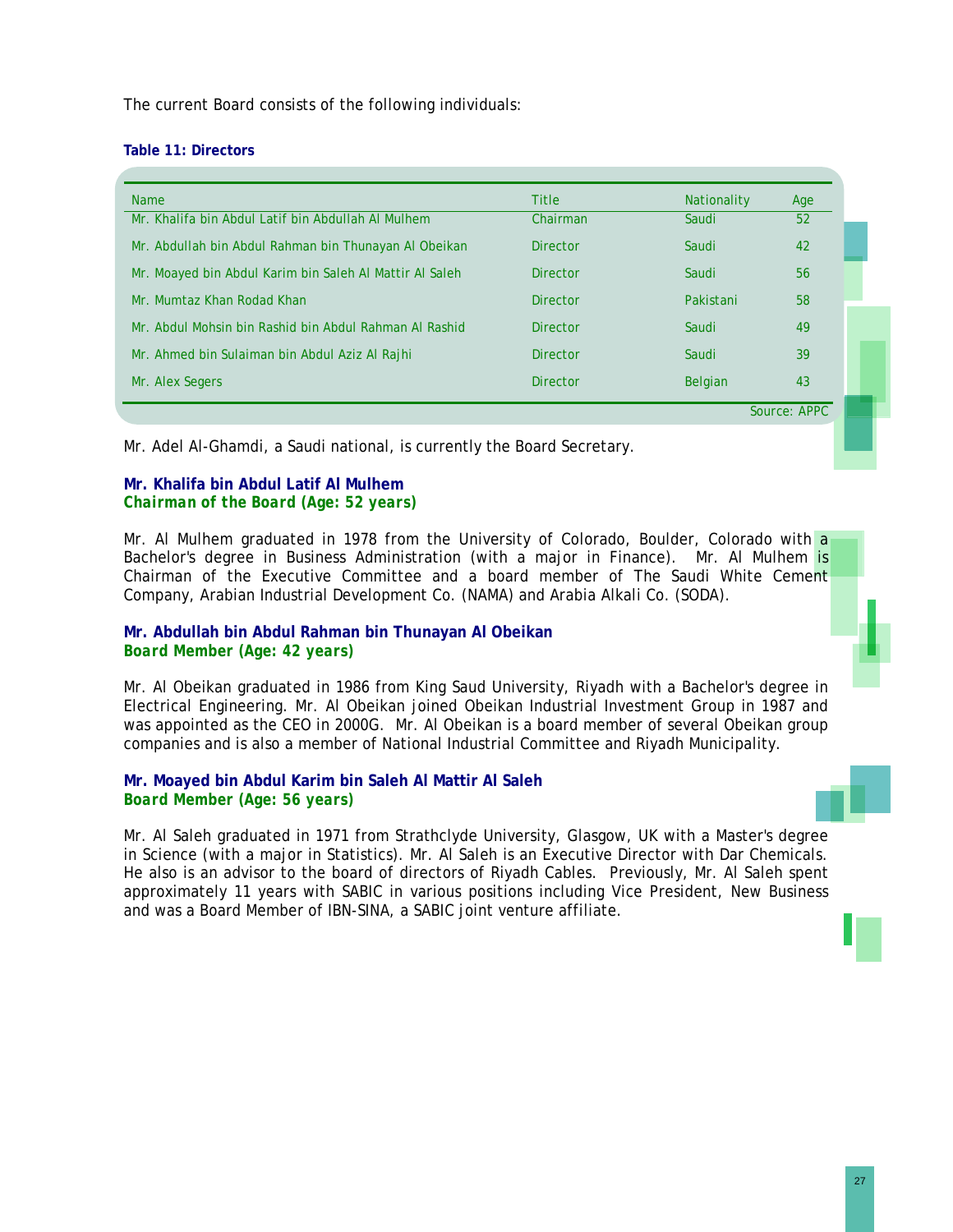The current Board consists of the following individuals:

**Table 11: Directors**

| Name | Title | Nationality | Age |
|---|---|---|---|
| Mr. Khalifa bin Abdul Latif bin Abdullah Al Mulhem | Chairman | Saudi | 52 |
| Mr. Abdullah bin Abdul Rahman bin Thunayan Al Obeikan | Director | Saudi | 42 |
| Mr. Moayed bin Abdul Karim bin Saleh Al Mattir Al Saleh | Director | Saudi | 56 |
| Mr. Mumtaz Khan Rodad Khan | Director | Pakistani | 58 |
| Mr. Abdul Mohsin bin Rashid bin Abdul Rahman Al Rashid | Director | Saudi | 49 |
| Mr. Ahmed bin Sulaiman bin Abdul Aziz Al Rajhi | Director | Saudi | 39 |
| Mr. Alex Segers | Director | Belgian | 43 |

Source: APPC

Mr. Adel Al-Ghamdi, a Saudi national, is currently the Board Secretary.

**Mr. Khalifa bin Abdul Latif Al Mulhem**
***Chairman of the Board (Age: 52 years)***

Mr. Al Mulhem graduated in 1978 from the University of Colorado, Boulder, Colorado with a Bachelor's degree in Business Administration (with a major in Finance). Mr. Al Mulhem is Chairman of the Executive Committee and a board member of The Saudi White Cement Company, Arabian Industrial Development Co. (NAMA) and Arabia Alkali Co. (SODA).

**Mr. Abdullah bin Abdul Rahman bin Thunayan Al Obeikan**
***Board Member (Age: 42 years)***

Mr. Al Obeikan graduated in 1986 from King Saud University, Riyadh with a Bachelor's degree in Electrical Engineering. Mr. Al Obeikan joined Obeikan Industrial Investment Group in 1987 and was appointed as the CEO in 2000G. Mr. Al Obeikan is a board member of several Obeikan group companies and is also a member of National Industrial Committee and Riyadh Municipality.

**Mr. Moayed bin Abdul Karim bin Saleh Al Mattir Al Saleh**
***Board Member (Age: 56 years)***

Mr. Al Saleh graduated in 1971 from Strathclyde University, Glasgow, UK with a Master's degree in Science (with a major in Statistics). Mr. Al Saleh is an Executive Director with Dar Chemicals. He also is an advisor to the board of directors of Riyadh Cables. Previously, Mr. Al Saleh spent approximately 11 years with SABIC in various positions including Vice President, New Business and was a Board Member of IBN-SINA, a SABIC joint venture affiliate.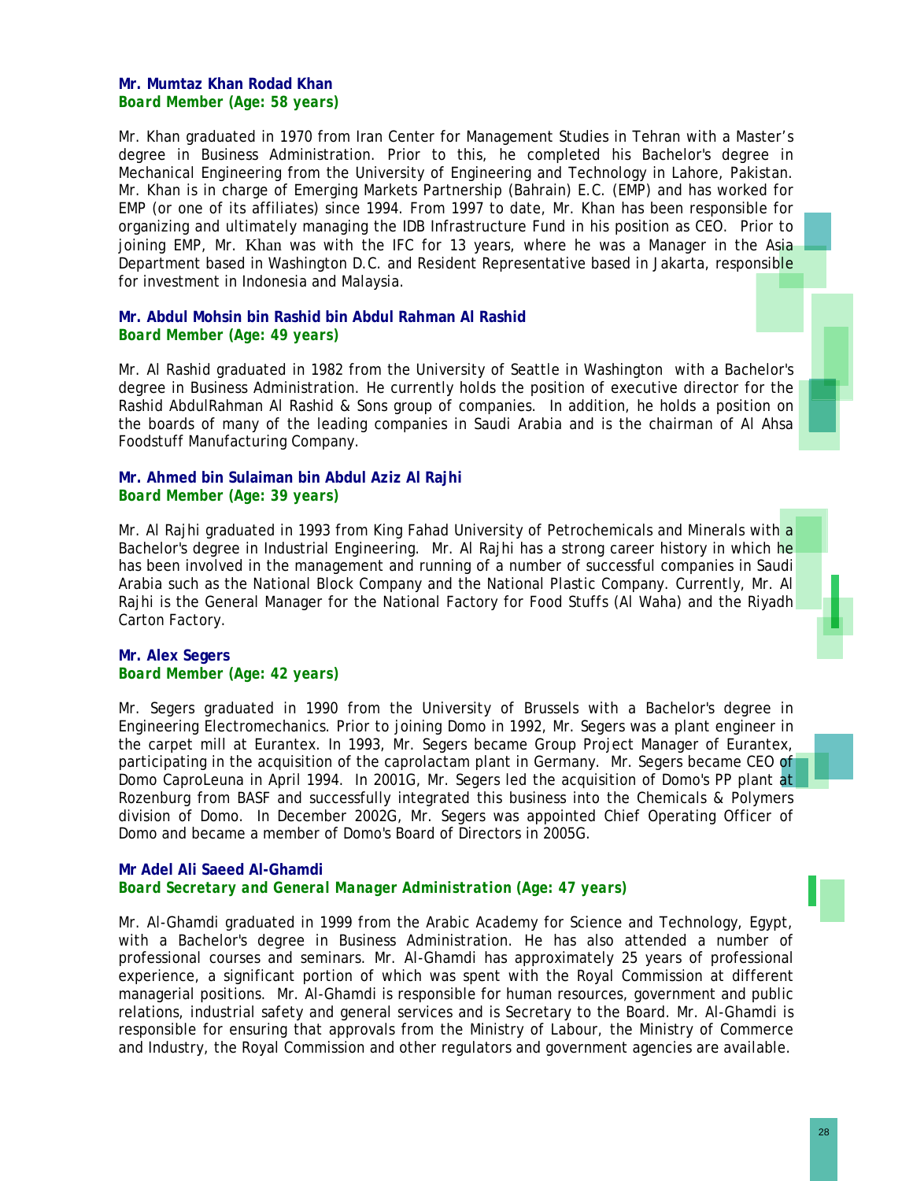**Mr. Mumtaz Khan Rodad Khan**
***Board Member (Age: 58 years)***

Mr. Khan graduated in 1970 from Iran Center for Management Studies in Tehran with a Master's degree in Business Administration. Prior to this, he completed his Bachelor's degree in Mechanical Engineering from the University of Engineering and Technology in Lahore, Pakistan. Mr. Khan is in charge of Emerging Markets Partnership (Bahrain) E.C. (EMP) and has worked for EMP (or one of its affiliates) since 1994. From 1997 to date, Mr. Khan has been responsible for organizing and ultimately managing the IDB Infrastructure Fund in his position as CEO. Prior to joining EMP, Mr. Khan was with the IFC for 13 years, where he was a Manager in the Asia Department based in Washington D.C. and Resident Representative based in Jakarta, responsible for investment in Indonesia and Malaysia.

**Mr. Abdul Mohsin bin Rashid bin Abdul Rahman Al Rashid**
***Board Member (Age: 49 years)***

Mr. Al Rashid graduated in 1982 from the University of Seattle in Washington with a Bachelor's degree in Business Administration. He currently holds the position of executive director for the Rashid AbdulRahman Al Rashid & Sons group of companies. In addition, he holds a position on the boards of many of the leading companies in Saudi Arabia and is the chairman of Al Ahsa Foodstuff Manufacturing Company.

**Mr. Ahmed bin Sulaiman bin Abdul Aziz Al Rajhi**
***Board Member (Age: 39 years)***

Mr. Al Rajhi graduated in 1993 from King Fahad University of Petrochemicals and Minerals with a Bachelor's degree in Industrial Engineering. Mr. Al Rajhi has a strong career history in which he has been involved in the management and running of a number of successful companies in Saudi Arabia such as the National Block Company and the National Plastic Company. Currently, Mr. Al Rajhi is the General Manager for the National Factory for Food Stuffs (Al Waha) and the Riyadh Carton Factory.

**Mr. Alex Segers**
***Board Member (Age: 42 years)***

Mr. Segers graduated in 1990 from the University of Brussels with a Bachelor's degree in Engineering Electromechanics. Prior to joining Domo in 1992, Mr. Segers was a plant engineer in the carpet mill at Eurantex. In 1993, Mr. Segers became Group Project Manager of Eurantex, participating in the acquisition of the caprolactam plant in Germany. Mr. Segers became CEO of Domo CaproLeuna in April 1994. In 2001G, Mr. Segers led the acquisition of Domo's PP plant at Rozenburg from BASF and successfully integrated this business into the Chemicals & Polymers division of Domo. In December 2002G, Mr. Segers was appointed Chief Operating Officer of Domo and became a member of Domo's Board of Directors in 2005G.

**Mr Adel Ali Saeed Al-Ghamdi**
***Board Secretary and General Manager Administration (Age: 47 years)***

Mr. Al-Ghamdi graduated in 1999 from the Arabic Academy for Science and Technology, Egypt, with a Bachelor's degree in Business Administration. He has also attended a number of professional courses and seminars. Mr. Al-Ghamdi has approximately 25 years of professional experience, a significant portion of which was spent with the Royal Commission at different managerial positions. Mr. Al-Ghamdi is responsible for human resources, government and public relations, industrial safety and general services and is Secretary to the Board. Mr. Al-Ghamdi is responsible for ensuring that approvals from the Ministry of Labour, the Ministry of Commerce and Industry, the Royal Commission and other regulators and government agencies are available.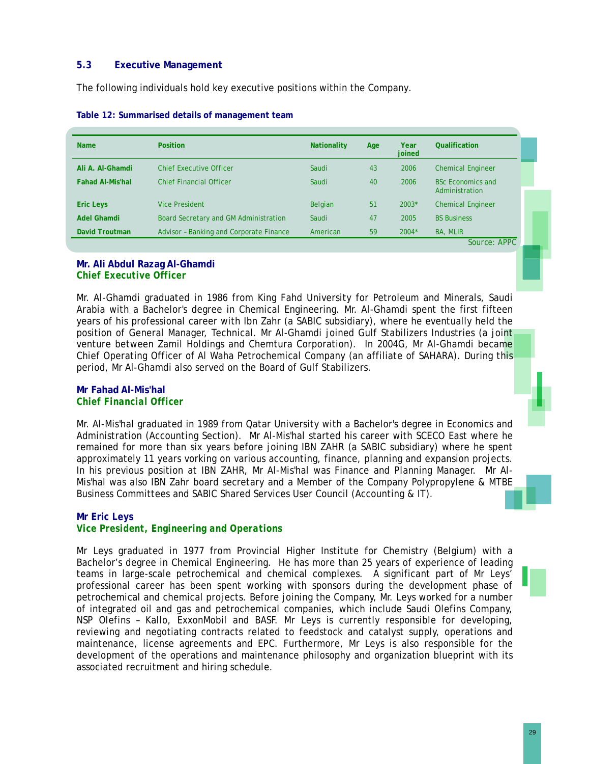### 5.3 Executive Management

The following individuals hold key executive positions within the Company.

**Table 12: Summarised details of management team**

| Name | Position | Nationality | Age | Year joined | Qualification |
|---|---|---|---|---|---|
| **Ali A. Al-Ghamdi** | Chief Executive Officer | Saudi | 43 | 2006 | Chemical Engineer |
| **Fahad Al-Mis'hal** | Chief Financial Officer | Saudi | 40 | 2006 | BSc Economics and Administration |
| **Eric Leys** | Vice President | Belgian | 51 | 2003* | Chemical Engineer |
| **Adel Ghamdi** | Board Secretary and GM Administration | Saudi | 47 | 2005 | BS Business |
| **David Troutman** | Advisor – Banking and Corporate Finance | American | 59 | 2004* | BA, MLIR |

Source: APPC

**Mr. Ali Abdul Razag Al-Ghamdi**
***Chief Executive Officer***

Mr. Al-Ghamdi graduated in 1986 from King Fahd University for Petroleum and Minerals, Saudi Arabia with a Bachelor's degree in Chemical Engineering. Mr. Al-Ghamdi spent the first fifteen years of his professional career with Ibn Zahr (a SABIC subsidiary), where he eventually held the position of General Manager, Technical. Mr Al-Ghamdi joined Gulf Stabilizers Industries (a joint venture between Zamil Holdings and Chemtura Corporation). In 2004G, Mr Al-Ghamdi became Chief Operating Officer of Al Waha Petrochemical Company (an affiliate of SAHARA). During this period, Mr Al-Ghamdi also served on the Board of Gulf Stabilizers.

**Mr Fahad Al-Mis'hal**
***Chief Financial Officer***

Mr. Al-Mis'hal graduated in 1989 from Qatar University with a Bachelor's degree in Economics and Administration (Accounting Section). Mr Al-Mis'hal started his career with SCECO East where he remained for more than six years before joining IBN ZAHR (a SABIC subsidiary) where he spent approximately 11 years vorking on various accounting, finance, planning and expansion projects. In his previous position at IBN ZAHR, Mr Al-Mis'hal was Finance and Planning Manager. Mr Al-Mis'hal was also IBN Zahr board secretary and a Member of the Company Polypropylene & MTBE Business Committees and SABIC Shared Services User Council (Accounting & IT).

**Mr Eric Leys**
***Vice President, Engineering and Operations***

Mr Leys graduated in 1977 from Provincial Higher Institute for Chemistry (Belgium) with a Bachelor's degree in Chemical Engineering. He has more than 25 years of experience of leading teams in large-scale petrochemical and chemical complexes. A significant part of Mr Leys' professional career has been spent working with sponsors during the development phase of petrochemical and chemical projects. Before joining the Company, Mr. Leys worked for a number of integrated oil and gas and petrochemical companies, which include Saudi Olefins Company, NSP Olefins – Kallo, ExxonMobil and BASF. Mr Leys is currently responsible for developing, reviewing and negotiating contracts related to feedstock and catalyst supply, operations and maintenance, license agreements and EPC. Furthermore, Mr Leys is also responsible for the development of the operations and maintenance philosophy and organization blueprint with its associated recruitment and hiring schedule.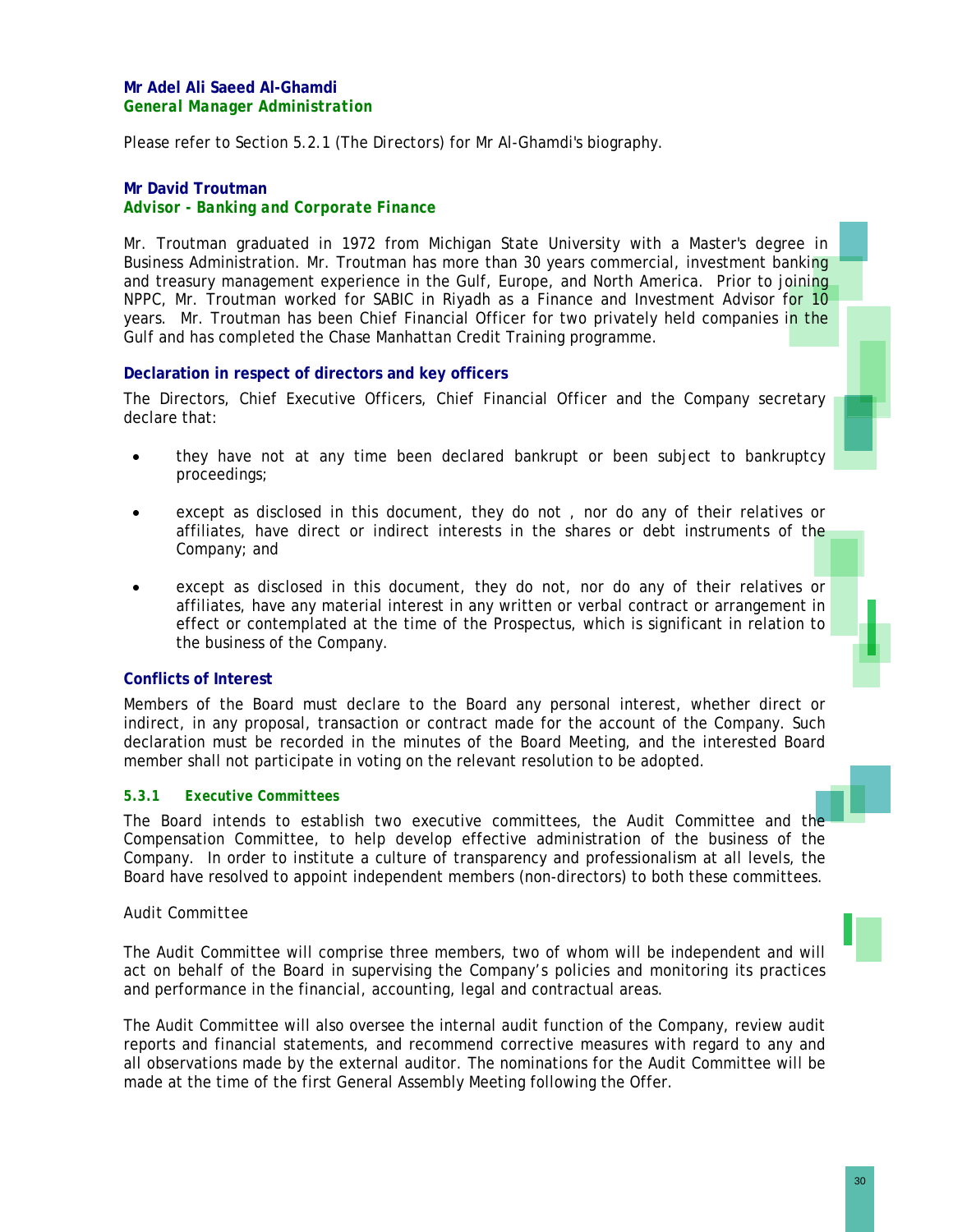**Mr Adel Ali Saeed Al-Ghamdi**
***General Manager Administration***

Please refer to Section 5.2.1 (The Directors) for Mr Al-Ghamdi's biography.

**Mr David Troutman**
***Advisor - Banking and Corporate Finance***

Mr. Troutman graduated in 1972 from Michigan State University with a Master's degree in Business Administration. Mr. Troutman has more than 30 years commercial, investment banking and treasury management experience in the Gulf, Europe, and North America. Prior to joining NPPC, Mr. Troutman worked for SABIC in Riyadh as a Finance and Investment Advisor for 10 years. Mr. Troutman has been Chief Financial Officer for two privately held companies in the Gulf and has completed the Chase Manhattan Credit Training programme.

### Declaration in respect of directors and key officers

The Directors, Chief Executive Officers, Chief Financial Officer and the Company secretary declare that:

- they have not at any time been declared bankrupt or been subject to bankruptcy proceedings;
- except as disclosed in this document, they do not , nor do any of their relatives or affiliates, have direct or indirect interests in the shares or debt instruments of the Company; and
- except as disclosed in this document, they do not, nor do any of their relatives or affiliates, have any material interest in any written or verbal contract or arrangement in effect or contemplated at the time of the Prospectus, which is significant in relation to the business of the Company.

### Conflicts of Interest

Members of the Board must declare to the Board any personal interest, whether direct or indirect, in any proposal, transaction or contract made for the account of the Company. Such declaration must be recorded in the minutes of the Board Meeting, and the interested Board member shall not participate in voting on the relevant resolution to be adopted.

#### 5.3.1 Executive Committees

The Board intends to establish two executive committees, the Audit Committee and the Compensation Committee, to help develop effective administration of the business of the Company. In order to institute a culture of transparency and professionalism at all levels, the Board have resolved to appoint independent members (non-directors) to both these committees.

*Audit Committee*

The Audit Committee will comprise three members, two of whom will be independent and will act on behalf of the Board in supervising the Company's policies and monitoring its practices and performance in the financial, accounting, legal and contractual areas.

The Audit Committee will also oversee the internal audit function of the Company, review audit reports and financial statements, and recommend corrective measures with regard to any and all observations made by the external auditor. The nominations for the Audit Committee will be made at the time of the first General Assembly Meeting following the Offer.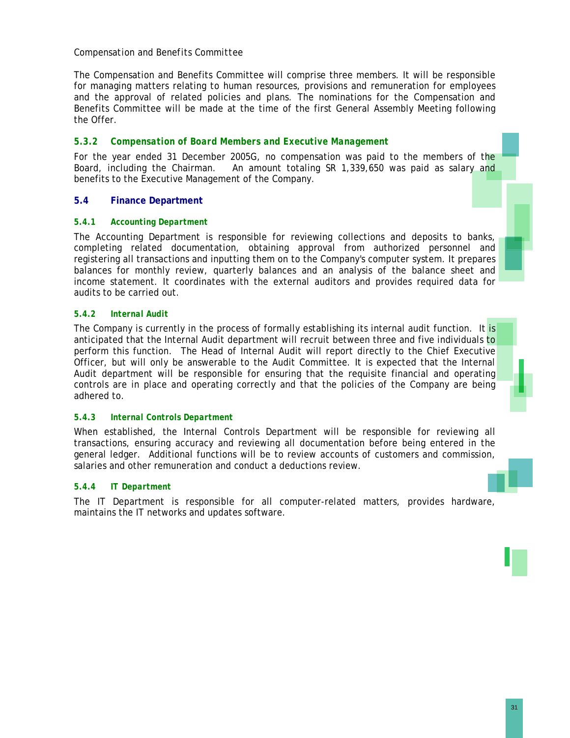*Compensation and Benefits Committee*

The Compensation and Benefits Committee will comprise three members. It will be responsible for managing matters relating to human resources, provisions and remuneration for employees and the approval of related policies and plans. The nominations for the Compensation and Benefits Committee will be made at the time of the first General Assembly Meeting following the Offer.

#### 5.3.2 Compensation of Board Members and Executive Management

For the year ended 31 December 2005G, no compensation was paid to the members of the Board, including the Chairman. An amount totaling SR 1,339,650 was paid as salary and benefits to the Executive Management of the Company.

### 5.4 Finance Department

#### 5.4.1 Accounting Department

The Accounting Department is responsible for reviewing collections and deposits to banks, completing related documentation, obtaining approval from authorized personnel and registering all transactions and inputting them on to the Company's computer system. It prepares balances for monthly review, quarterly balances and an analysis of the balance sheet and income statement. It coordinates with the external auditors and provides required data for audits to be carried out.

#### 5.4.2 Internal Audit

The Company is currently in the process of formally establishing its internal audit function. It is anticipated that the Internal Audit department will recruit between three and five individuals to perform this function. The Head of Internal Audit will report directly to the Chief Executive Officer, but will only be answerable to the Audit Committee. It is expected that the Internal Audit department will be responsible for ensuring that the requisite financial and operating controls are in place and operating correctly and that the policies of the Company are being adhered to.

#### 5.4.3 Internal Controls Department

When established, the Internal Controls Department will be responsible for reviewing all transactions, ensuring accuracy and reviewing all documentation before being entered in the general ledger. Additional functions will be to review accounts of customers and commission, salaries and other remuneration and conduct a deductions review.

#### 5.4.4 IT Department

The IT Department is responsible for all computer-related matters, provides hardware, maintains the IT networks and updates software.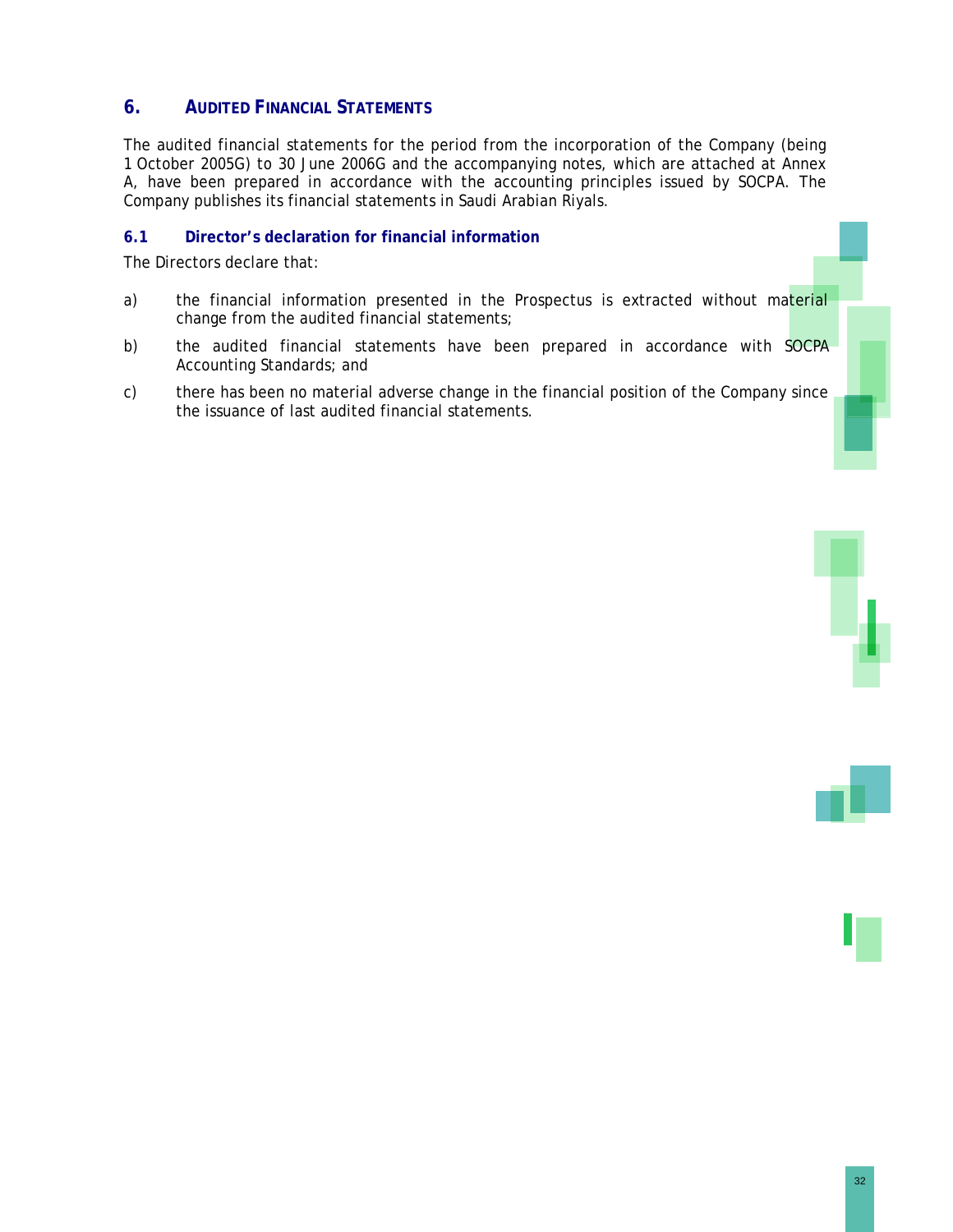# 6. AUDITED FINANCIAL STATEMENTS

The audited financial statements for the period from the incorporation of the Company (being 1 October 2005G) to 30 June 2006G and the accompanying notes, which are attached at Annex A, have been prepared in accordance with the accounting principles issued by SOCPA. The Company publishes its financial statements in Saudi Arabian Riyals.

## 6.1 Director's declaration for financial information

The Directors declare that:

a) the financial information presented in the Prospectus is extracted without material change from the audited financial statements;

b) the audited financial statements have been prepared in accordance with SOCPA Accounting Standards; and

c) there has been no material adverse change in the financial position of the Company since the issuance of last audited financial statements.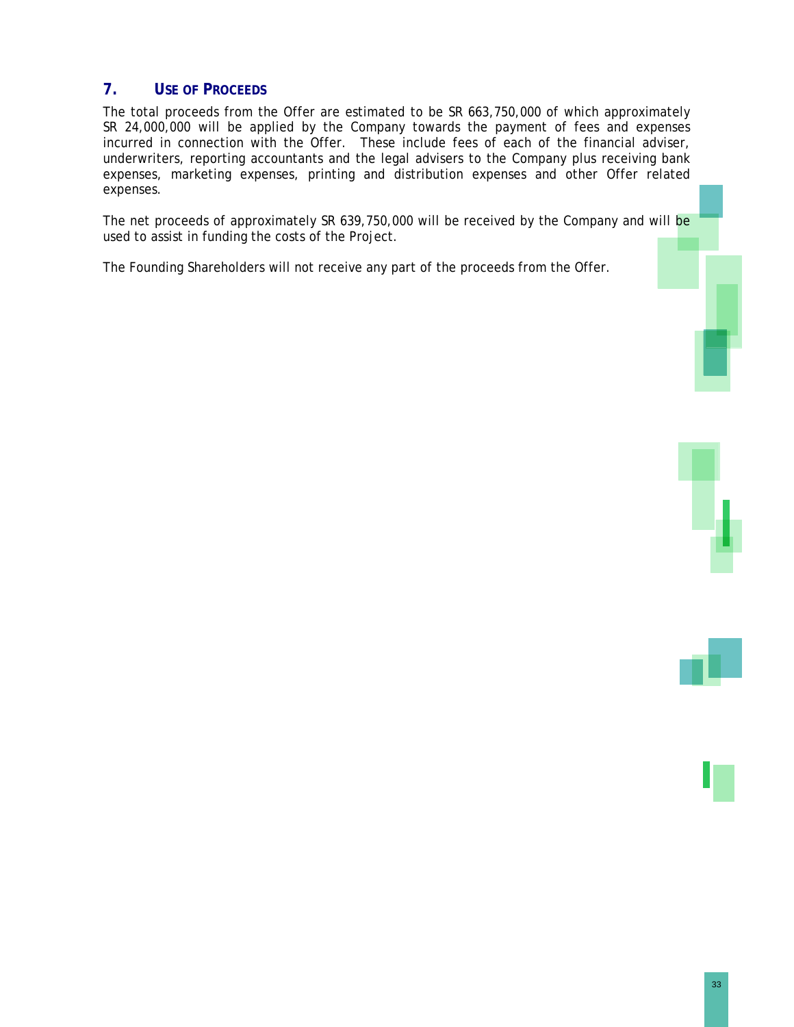## 7. USE OF PROCEEDS

The total proceeds from the Offer are estimated to be SR 663,750,000 of which approximately SR 24,000,000 will be applied by the Company towards the payment of fees and expenses incurred in connection with the Offer. These include fees of each of the financial adviser, underwriters, reporting accountants and the legal advisers to the Company plus receiving bank expenses, marketing expenses, printing and distribution expenses and other Offer related expenses.

The net proceeds of approximately SR 639,750,000 will be received by the Company and will be used to assist in funding the costs of the Project.

The Founding Shareholders will not receive any part of the proceeds from the Offer.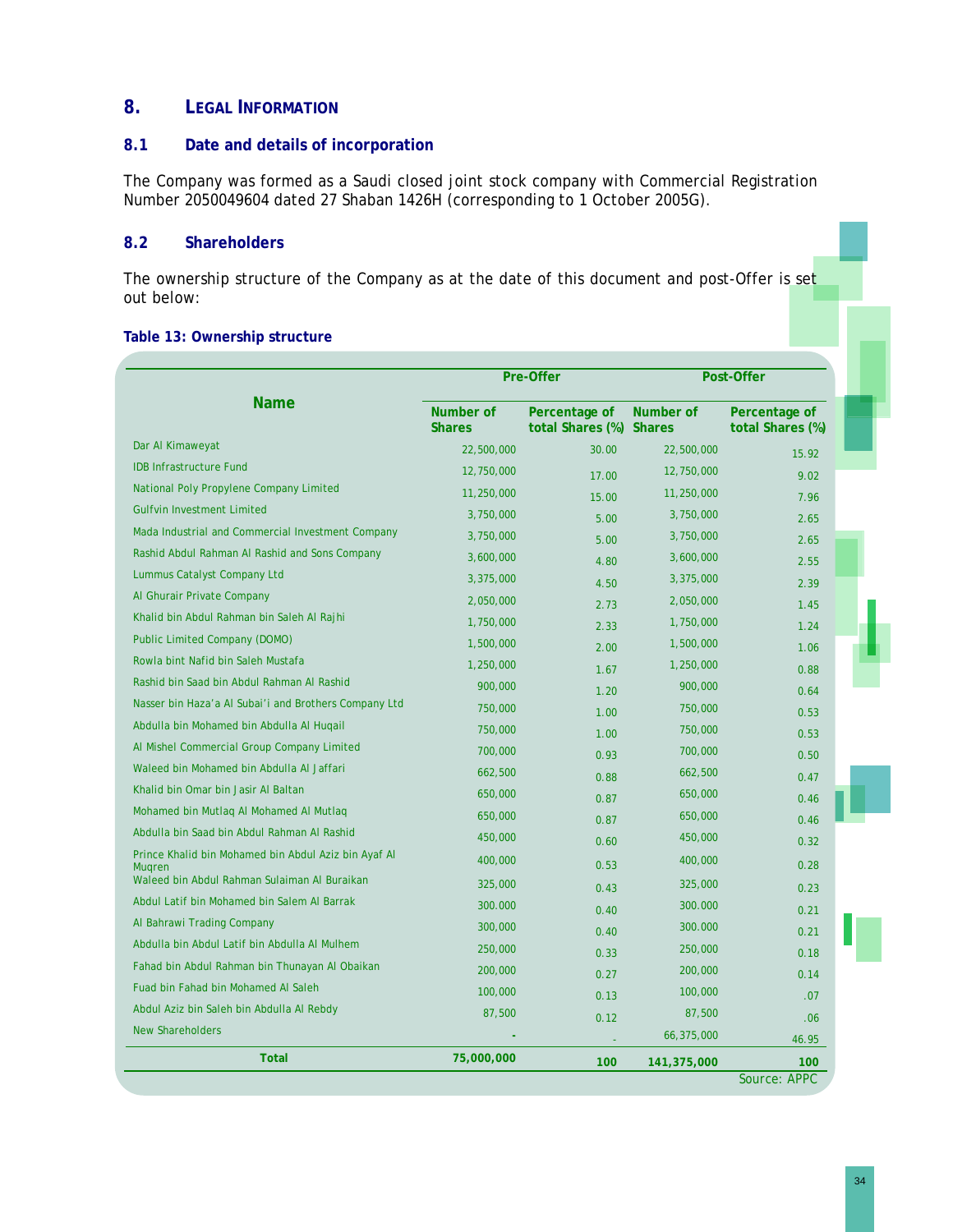# 8. LEGAL INFORMATION

## 8.1 Date and details of incorporation

The Company was formed as a Saudi closed joint stock company with Commercial Registration Number 2050049604 dated 27 Shaban 1426H (corresponding to 1 October 2005G).

## 8.2 Shareholders

The ownership structure of the Company as at the date of this document and post-Offer is set out below:

**Table 13: Ownership structure**

| Name | Pre-Offer | | Post-Offer | |
|---|---|---|---|---|
| | Number of Shares | Percentage of total Shares (%) | Number of Shares | Percentage of total Shares (%) |
| Dar Al Kimaweyat | 22,500,000 | 30.00 | 22,500,000 | 15.92 |
| IDB Infrastructure Fund | 12,750,000 | 17.00 | 12,750,000 | 9.02 |
| National Poly Propylene Company Limited | 11,250,000 | 15.00 | 11,250,000 | 7.96 |
| Gulfvin Investment Limited | 3,750,000 | 5.00 | 3,750,000 | 2.65 |
| Mada Industrial and Commercial Investment Company | 3,750,000 | 5.00 | 3,750,000 | 2.65 |
| Rashid Abdul Rahman Al Rashid and Sons Company | 3,600,000 | 4.80 | 3,600,000 | 2.55 |
| Lummus Catalyst Company Ltd | 3,375,000 | 4.50 | 3,375,000 | 2.39 |
| Al Ghurair Private Company | 2,050,000 | 2.73 | 2,050,000 | 1.45 |
| Khalid bin Abdul Rahman bin Saleh Al Rajhi | 1,750,000 | 2.33 | 1,750,000 | 1.24 |
| Public Limited Company (DOMO) | 1,500,000 | 2.00 | 1,500,000 | 1.06 |
| Rowla bint Nafid bin Saleh Mustafa | 1,250,000 | 1.67 | 1,250,000 | 0.88 |
| Rashid bin Saad bin Abdul Rahman Al Rashid | 900,000 | 1.20 | 900,000 | 0.64 |
| Nasser bin Haza'a Al Subai'i and Brothers Company Ltd | 750,000 | 1.00 | 750,000 | 0.53 |
| Abdulla bin Mohamed bin Abdulla Al Huqail | 750,000 | 1.00 | 750,000 | 0.53 |
| Al Mishel Commercial Group Company Limited | 700,000 | 0.93 | 700,000 | 0.50 |
| Waleed bin Mohamed bin Abdulla Al Jaffari | 662,500 | 0.88 | 662,500 | 0.47 |
| Khalid bin Omar bin Jasir Al Baltan | 650,000 | 0.87 | 650,000 | 0.46 |
| Mohamed bin Mutlaq Al Mohamed Al Mutlaq | 650,000 | 0.87 | 650,000 | 0.46 |
| Abdulla bin Saad bin Abdul Rahman Al Rashid | 450,000 | 0.60 | 450,000 | 0.32 |
| Prince Khalid bin Mohamed bin Abdul Aziz bin Ayaf Al Muqren | 400,000 | 0.53 | 400,000 | 0.28 |
| Waleed bin Abdul Rahman Sulaiman Al Buraikan | 325,000 | 0.43 | 325,000 | 0.23 |
| Abdul Latif bin Mohamed bin Salem Al Barrak | 300.000 | 0.40 | 300.000 | 0.21 |
| Al Bahrawi Trading Company | 300,000 | 0.40 | 300,000 | 0.21 |
| Abdulla bin Abdul Latif bin Abdulla Al Mulhem | 250,000 | 0.33 | 250,000 | 0.18 |
| Fahad bin Abdul Rahman bin Thunayan Al Obaikan | 200,000 | 0.27 | 200,000 | 0.14 |
| Fuad bin Fahad bin Mohamed Al Saleh | 100,000 | 0.13 | 100,000 | .07 |
| Abdul Aziz bin Saleh bin Abdulla Al Rebdy | 87,500 | 0.12 | 87,500 | .06 |
| New Shareholders | - | - | 66,375,000 | 46.95 |
| **Total** | **75,000,000** | **100** | **141,375,000** | **100** |

Source: APPC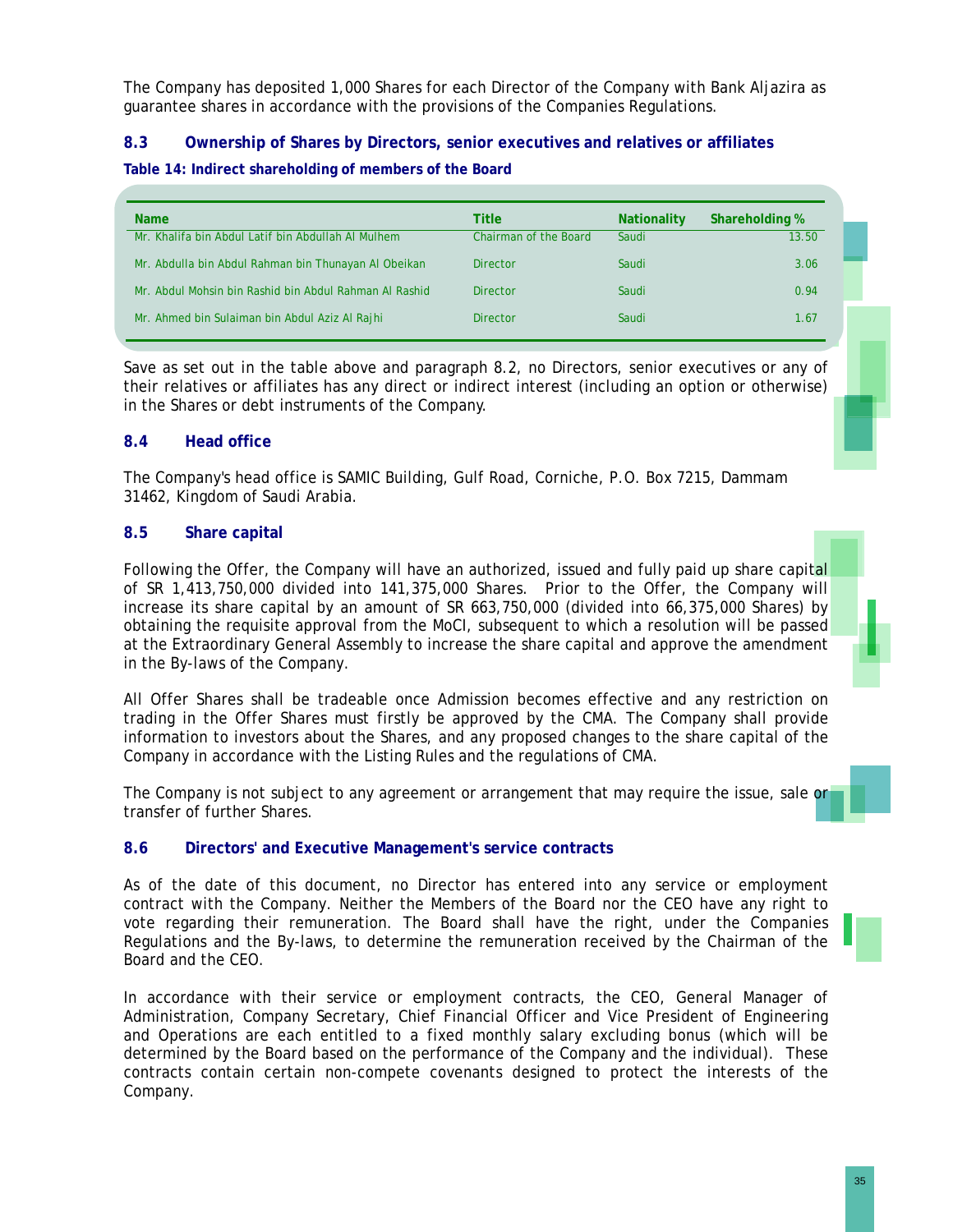The Company has deposited 1,000 Shares for each Director of the Company with Bank AlJazira as guarantee shares in accordance with the provisions of the Companies Regulations.

### 8.3 Ownership of Shares by Directors, senior executives and relatives or affiliates

**Table 14: Indirect shareholding of members of the Board**

| Name | Title | Nationality | Shareholding % |
|---|---|---|---|
| Mr. Khalifa bin Abdul Latif bin Abdullah Al Mulhem | Chairman of the Board | Saudi | 13.50 |
| Mr. Abdulla bin Abdul Rahman bin Thunayan Al Obeikan | Director | Saudi | 3.06 |
| Mr. Abdul Mohsin bin Rashid bin Abdul Rahman Al Rashid | Director | Saudi | 0.94 |
| Mr. Ahmed bin Sulaiman bin Abdul Aziz Al Rajhi | Director | Saudi | 1.67 |

Save as set out in the table above and paragraph 8.2, no Directors, senior executives or any of their relatives or affiliates has any direct or indirect interest (including an option or otherwise) in the Shares or debt instruments of the Company.

### 8.4 Head office

The Company's head office is SAMIC Building, Gulf Road, Corniche, P.O. Box 7215, Dammam 31462, Kingdom of Saudi Arabia.

### 8.5 Share capital

Following the Offer, the Company will have an authorized, issued and fully paid up share capital of SR 1,413,750,000 divided into 141,375,000 Shares. Prior to the Offer, the Company will increase its share capital by an amount of SR 663,750,000 (divided into 66,375,000 Shares) by obtaining the requisite approval from the MoCI, subsequent to which a resolution will be passed at the Extraordinary General Assembly to increase the share capital and approve the amendment in the By-laws of the Company.

All Offer Shares shall be tradeable once Admission becomes effective and any restriction on trading in the Offer Shares must firstly be approved by the CMA. The Company shall provide information to investors about the Shares, and any proposed changes to the share capital of the Company in accordance with the Listing Rules and the regulations of CMA.

The Company is not subject to any agreement or arrangement that may require the issue, sale or transfer of further Shares.

### 8.6 Directors' and Executive Management's service contracts

As of the date of this document, no Director has entered into any service or employment contract with the Company. Neither the Members of the Board nor the CEO have any right to vote regarding their remuneration. The Board shall have the right, under the Companies Regulations and the By-laws, to determine the remuneration received by the Chairman of the Board and the CEO.

In accordance with their service or employment contracts, the CEO, General Manager of Administration, Company Secretary, Chief Financial Officer and Vice President of Engineering and Operations are each entitled to a fixed monthly salary excluding bonus (which will be determined by the Board based on the performance of the Company and the individual). These contracts contain certain non-compete covenants designed to protect the interests of the Company.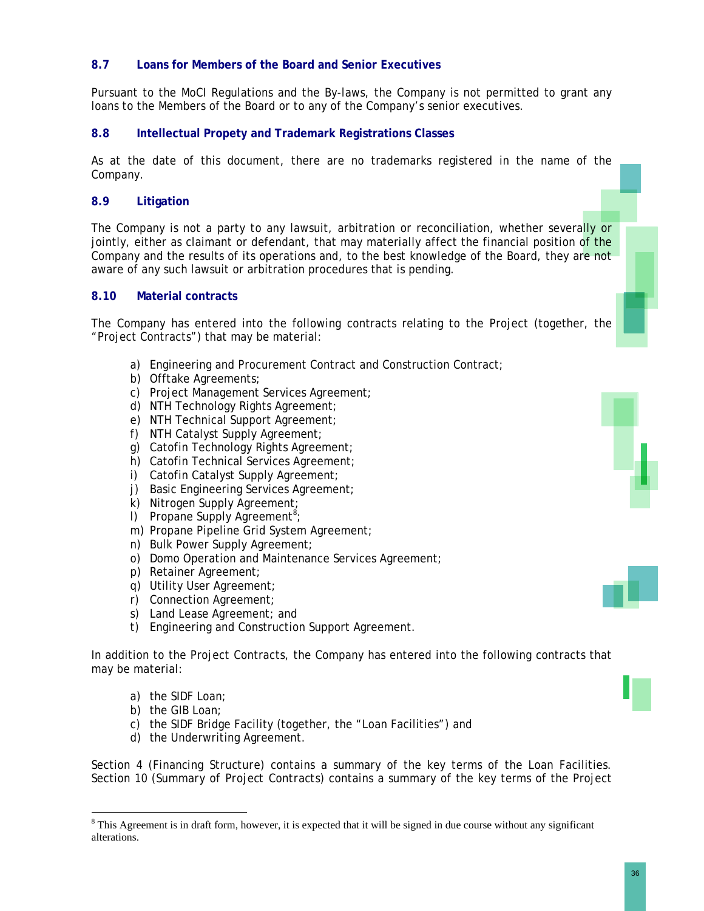### 8.7 Loans for Members of the Board and Senior Executives

Pursuant to the MoCI Regulations and the By-laws, the Company is not permitted to grant any loans to the Members of the Board or to any of the Company's senior executives.

### 8.8 Intellectual Propety and Trademark Registrations Classes

As at the date of this document, there are no trademarks registered in the name of the Company.

### 8.9 Litigation

The Company is not a party to any lawsuit, arbitration or reconciliation, whether severally or jointly, either as claimant or defendant, that may materially affect the financial position of the Company and the results of its operations and, to the best knowledge of the Board, they are not aware of any such lawsuit or arbitration procedures that is pending.

### 8.10 Material contracts

The Company has entered into the following contracts relating to the Project (together, the "Project Contracts") that may be material:

a) Engineering and Procurement Contract and Construction Contract;
b) Offtake Agreements;
c) Project Management Services Agreement;
d) NTH Technology Rights Agreement;
e) NTH Technical Support Agreement;
f) NTH Catalyst Supply Agreement;
g) Catofin Technology Rights Agreement;
h) Catofin Technical Services Agreement;
i) Catofin Catalyst Supply Agreement;
j) Basic Engineering Services Agreement;
k) Nitrogen Supply Agreement;
l) Propane Supply Agreement[8];
m) Propane Pipeline Grid System Agreement;
n) Bulk Power Supply Agreement;
o) Domo Operation and Maintenance Services Agreement;
p) Retainer Agreement;
q) Utility User Agreement;
r) Connection Agreement;
s) Land Lease Agreement; and
t) Engineering and Construction Support Agreement.

In addition to the Project Contracts, the Company has entered into the following contracts that may be material:

a) the SIDF Loan;
b) the GIB Loan;
c) the SIDF Bridge Facility (together, the "Loan Facilities") and
d) the Underwriting Agreement.

Section 4 (Financing Structure) contains a summary of the key terms of the Loan Facilities. Section 10 (Summary of Project Contracts) contains a summary of the key terms of the Project

[8] This Agreement is in draft form, however, it is expected that it will be signed in due course without any significant alterations.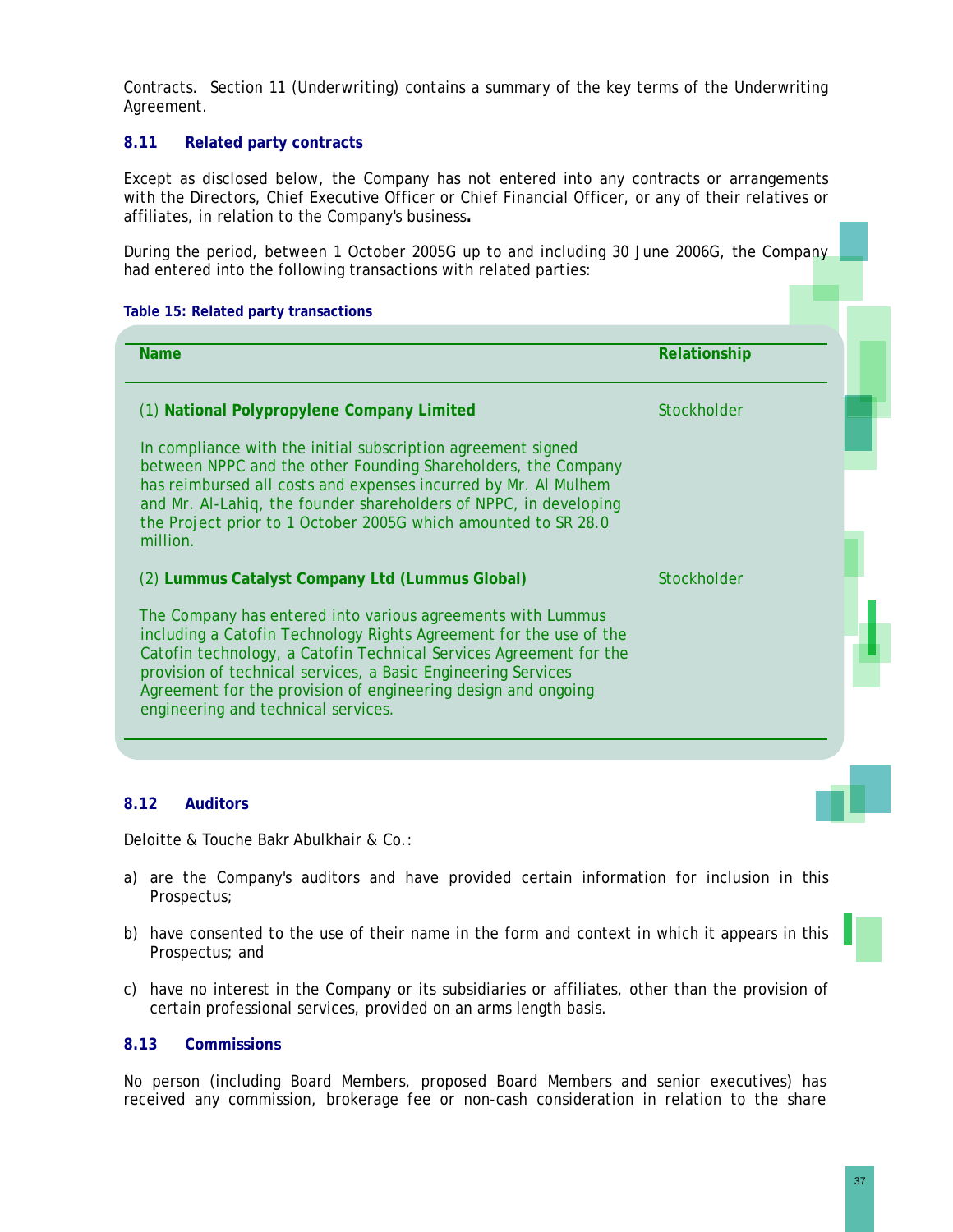Contracts. Section 11 (Underwriting) contains a summary of the key terms of the Underwriting Agreement.

### 8.11 Related party contracts

Except as disclosed below, the Company has not entered into any contracts or arrangements with the Directors, Chief Executive Officer or Chief Financial Officer, or any of their relatives or affiliates, in relation to the Company's business**.**

During the period, between 1 October 2005G up to and including 30 June 2006G, the Company had entered into the following transactions with related parties:

**Table 15: Related party transactions**

| Name | Relationship |
|---|---|
| (1) **National Polypropylene Company Limited** | Stockholder |
| In compliance with the initial subscription agreement signed between NPPC and the other Founding Shareholders, the Company has reimbursed all costs and expenses incurred by Mr. Al Mulhem and Mr. Al-Lahiq, the founder shareholders of NPPC, in developing the Project prior to 1 October 2005G which amounted to SR 28.0 million. | |
| (2) **Lummus Catalyst Company Ltd (Lummus Global)** | Stockholder |
| The Company has entered into various agreements with Lummus including a Catofin Technology Rights Agreement for the use of the Catofin technology, a Catofin Technical Services Agreement for the provision of technical services, a Basic Engineering Services Agreement for the provision of engineering design and ongoing engineering and technical services. | |

### 8.12 Auditors

Deloitte & Touche Bakr Abulkhair & Co.:

a) are the Company's auditors and have provided certain information for inclusion in this Prospectus;

b) have consented to the use of their name in the form and context in which it appears in this Prospectus; and

c) have no interest in the Company or its subsidiaries or affiliates, other than the provision of certain professional services, provided on an arms length basis.

### 8.13 Commissions

No person (including Board Members, proposed Board Members and senior executives) has received any commission, brokerage fee or non-cash consideration in relation to the share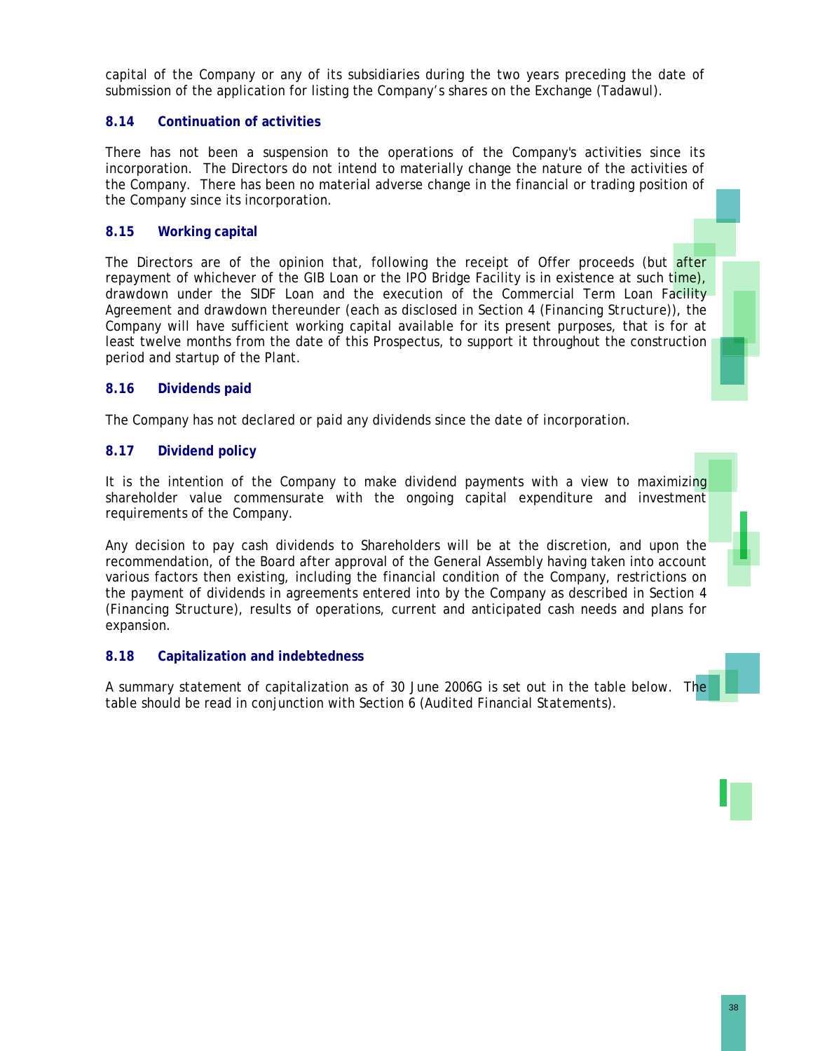capital of the Company or any of its subsidiaries during the two years preceding the date of submission of the application for listing the Company's shares on the Exchange (Tadawul).

### 8.14 Continuation of activities

There has not been a suspension to the operations of the Company's activities since its incorporation. The Directors do not intend to materially change the nature of the activities of the Company. There has been no material adverse change in the financial or trading position of the Company since its incorporation.

### 8.15 Working capital

The Directors are of the opinion that, following the receipt of Offer proceeds (but after repayment of whichever of the GIB Loan or the IPO Bridge Facility is in existence at such time), drawdown under the SIDF Loan and the execution of the Commercial Term Loan Facility Agreement and drawdown thereunder (each as disclosed in Section 4 (Financing Structure)), the Company will have sufficient working capital available for its present purposes, that is for at least twelve months from the date of this Prospectus, to support it throughout the construction period and startup of the Plant.

### 8.16 Dividends paid

The Company has not declared or paid any dividends since the date of incorporation.

### 8.17 Dividend policy

It is the intention of the Company to make dividend payments with a view to maximizing shareholder value commensurate with the ongoing capital expenditure and investment requirements of the Company.

Any decision to pay cash dividends to Shareholders will be at the discretion, and upon the recommendation, of the Board after approval of the General Assembly having taken into account various factors then existing, including the financial condition of the Company, restrictions on the payment of dividends in agreements entered into by the Company as described in Section 4 (Financing Structure), results of operations, current and anticipated cash needs and plans for expansion.

### 8.18 Capitalization and indebtedness

A summary statement of capitalization as of 30 June 2006G is set out in the table below. The table should be read in conjunction with Section 6 (Audited Financial Statements).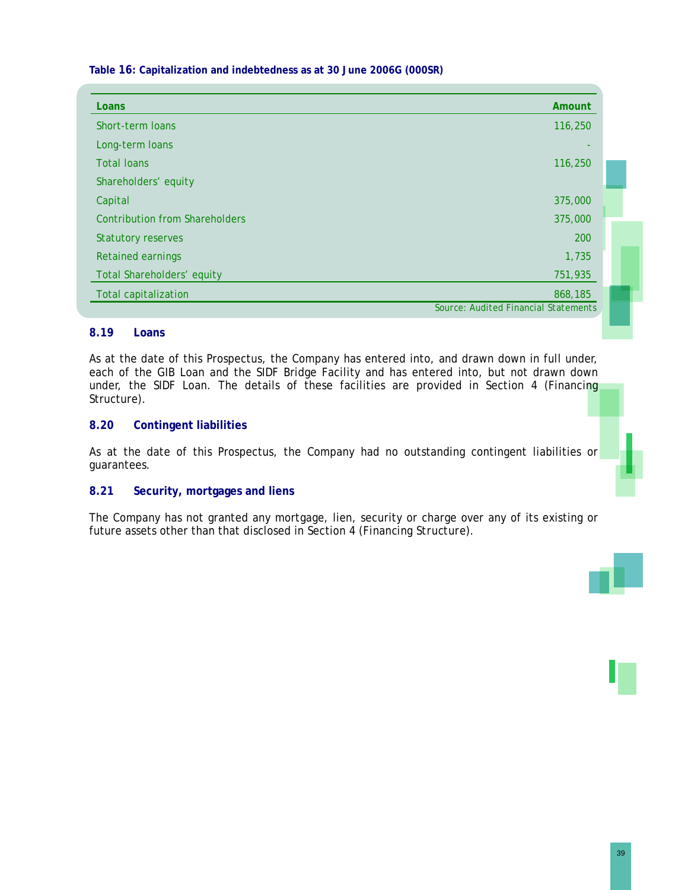**Table 16: Capitalization and indebtedness as at 30 June 2006G (000SR)**

| Loans | Amount |
|---|---|
| Short-term loans | 116,250 |
| Long-term loans | - |
| Total loans | 116,250 |
| Shareholders' equity | |
| Capital | 375,000 |
| Contribution from Shareholders | 375,000 |
| Statutory reserves | 200 |
| Retained earnings | 1,735 |
| Total Shareholders' equity | 751,935 |
| Total capitalization | 868,185 |

Source: Audited Financial Statements

### 8.19 Loans

As at the date of this Prospectus, the Company has entered into, and drawn down in full under, each of the GIB Loan and the SIDF Bridge Facility and has entered into, but not drawn down under, the SIDF Loan. The details of these facilities are provided in Section 4 (Financing Structure).

### 8.20 Contingent liabilities

As at the date of this Prospectus, the Company had no outstanding contingent liabilities or guarantees.

### 8.21 Security, mortgages and liens

The Company has not granted any mortgage, lien, security or charge over any of its existing or future assets other than that disclosed in Section 4 (Financing Structure).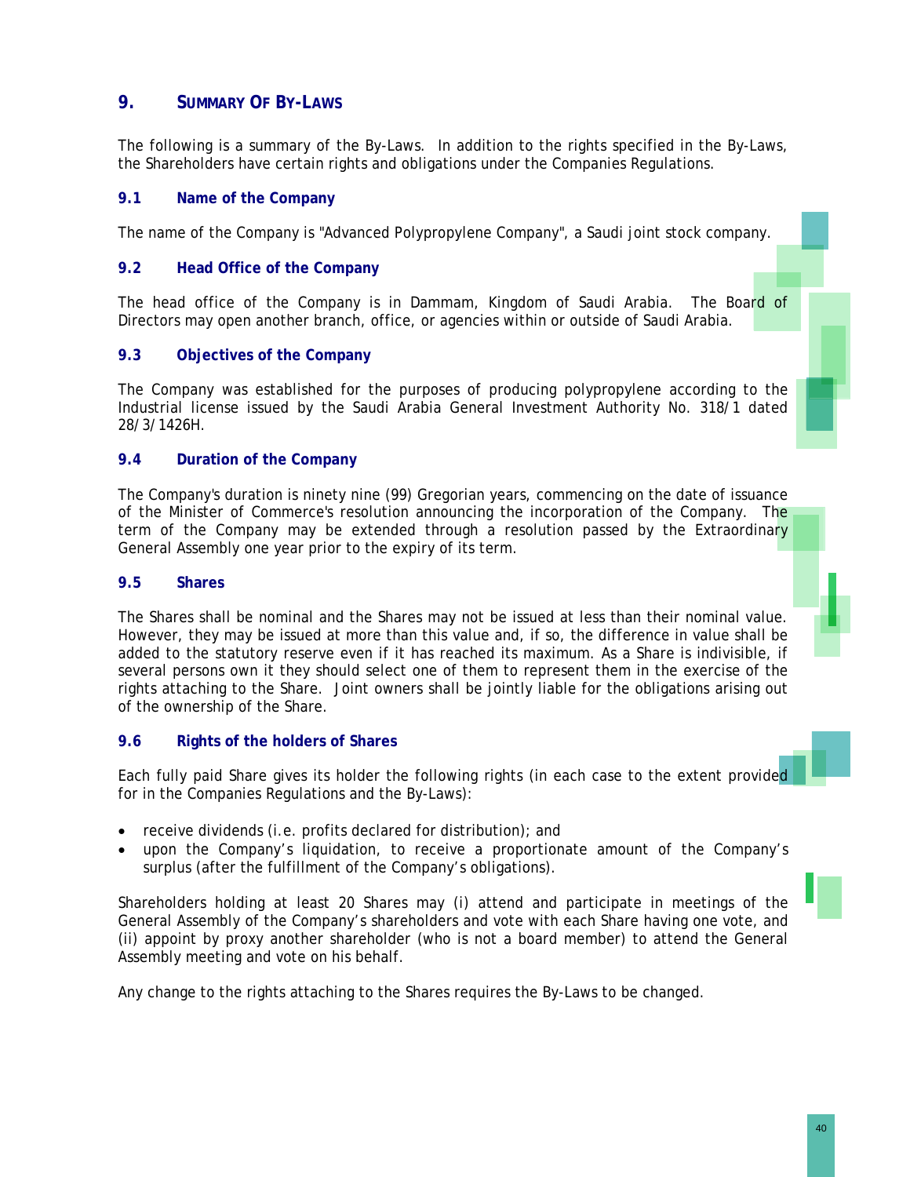## 9. SUMMARY OF BY-LAWS

The following is a summary of the By-Laws. In addition to the rights specified in the By-Laws, the Shareholders have certain rights and obligations under the Companies Regulations.

### 9.1 Name of the Company

The name of the Company is "Advanced Polypropylene Company", a Saudi joint stock company.

### 9.2 Head Office of the Company

The head office of the Company is in Dammam, Kingdom of Saudi Arabia. The Board of Directors may open another branch, office, or agencies within or outside of Saudi Arabia.

### 9.3 Objectives of the Company

The Company was established for the purposes of producing polypropylene according to the Industrial license issued by the Saudi Arabia General Investment Authority No. 318/1 dated 28/3/1426H.

### 9.4 Duration of the Company

The Company's duration is ninety nine (99) Gregorian years, commencing on the date of issuance of the Minister of Commerce's resolution announcing the incorporation of the Company. The term of the Company may be extended through a resolution passed by the Extraordinary General Assembly one year prior to the expiry of its term.

### 9.5 Shares

The Shares shall be nominal and the Shares may not be issued at less than their nominal value. However, they may be issued at more than this value and, if so, the difference in value shall be added to the statutory reserve even if it has reached its maximum. As a Share is indivisible, if several persons own it they should select one of them to represent them in the exercise of the rights attaching to the Share. Joint owners shall be jointly liable for the obligations arising out of the ownership of the Share.

### 9.6 Rights of the holders of Shares

Each fully paid Share gives its holder the following rights (in each case to the extent provided for in the Companies Regulations and the By-Laws):

- receive dividends (i.e. profits declared for distribution); and
- upon the Company's liquidation, to receive a proportionate amount of the Company's surplus (after the fulfillment of the Company's obligations).

Shareholders holding at least 20 Shares may (i) attend and participate in meetings of the General Assembly of the Company's shareholders and vote with each Share having one vote, and (ii) appoint by proxy another shareholder (who is not a board member) to attend the General Assembly meeting and vote on his behalf.

Any change to the rights attaching to the Shares requires the By-Laws to be changed.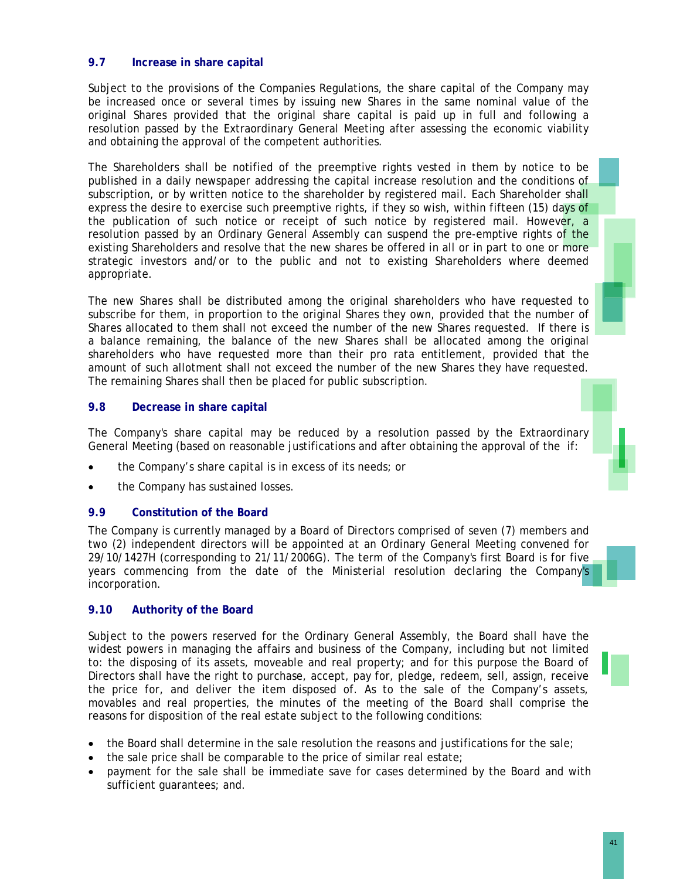### 9.7 Increase in share capital

Subject to the provisions of the Companies Regulations, the share capital of the Company may be increased once or several times by issuing new Shares in the same nominal value of the original Shares provided that the original share capital is paid up in full and following a resolution passed by the Extraordinary General Meeting after assessing the economic viability and obtaining the approval of the competent authorities.

The Shareholders shall be notified of the preemptive rights vested in them by notice to be published in a daily newspaper addressing the capital increase resolution and the conditions of subscription, or by written notice to the shareholder by registered mail. Each Shareholder shall express the desire to exercise such preemptive rights, if they so wish, within fifteen (15) days of the publication of such notice or receipt of such notice by registered mail. However, a resolution passed by an Ordinary General Assembly can suspend the pre-emptive rights of the existing Shareholders and resolve that the new shares be offered in all or in part to one or more strategic investors and/or to the public and not to existing Shareholders where deemed appropriate.

The new Shares shall be distributed among the original shareholders who have requested to subscribe for them, in proportion to the original Shares they own, provided that the number of Shares allocated to them shall not exceed the number of the new Shares requested. If there is a balance remaining, the balance of the new Shares shall be allocated among the original shareholders who have requested more than their pro rata entitlement, provided that the amount of such allotment shall not exceed the number of the new Shares they have requested. The remaining Shares shall then be placed for public subscription.

### 9.8 Decrease in share capital

The Company's share capital may be reduced by a resolution passed by the Extraordinary General Meeting (based on reasonable justifications and after obtaining the approval of the if:

- the Company's share capital is in excess of its needs; or
- the Company has sustained losses.

### 9.9 Constitution of the Board

The Company is currently managed by a Board of Directors comprised of seven (7) members and two (2) independent directors will be appointed at an Ordinary General Meeting convened for 29/10/1427H (corresponding to 21/11/2006G). The term of the Company's first Board is for five years commencing from the date of the Ministerial resolution declaring the Company's incorporation.

### 9.10 Authority of the Board

Subject to the powers reserved for the Ordinary General Assembly, the Board shall have the widest powers in managing the affairs and business of the Company, including but not limited to: the disposing of its assets, moveable and real property; and for this purpose the Board of Directors shall have the right to purchase, accept, pay for, pledge, redeem, sell, assign, receive the price for, and deliver the item disposed of. As to the sale of the Company's assets, movables and real properties, the minutes of the meeting of the Board shall comprise the reasons for disposition of the real estate subject to the following conditions:

- the Board shall determine in the sale resolution the reasons and justifications for the sale;
- the sale price shall be comparable to the price of similar real estate;
- payment for the sale shall be immediate save for cases determined by the Board and with sufficient guarantees; and.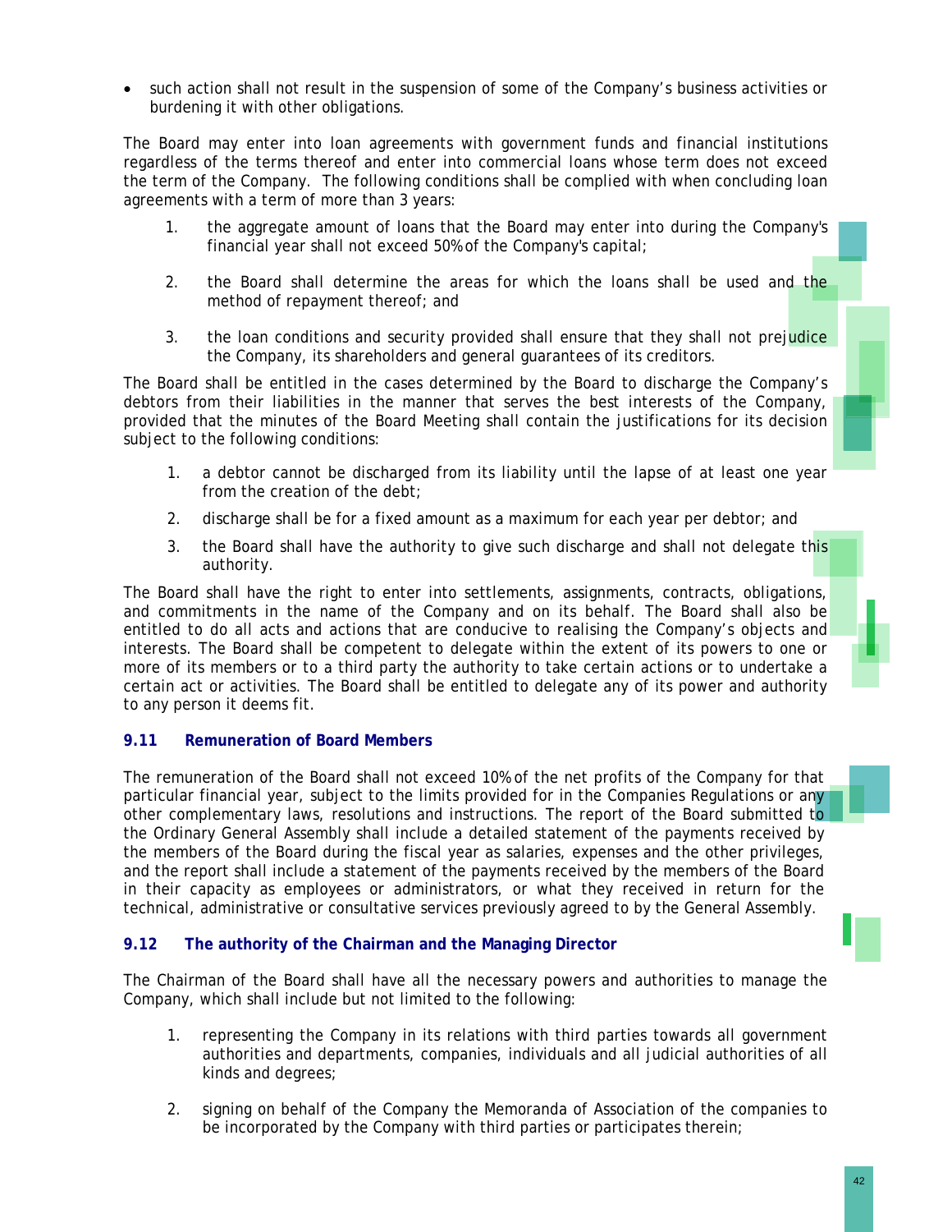- such action shall not result in the suspension of some of the Company's business activities or burdening it with other obligations.

The Board may enter into loan agreements with government funds and financial institutions regardless of the terms thereof and enter into commercial loans whose term does not exceed the term of the Company. The following conditions shall be complied with when concluding loan agreements with a term of more than 3 years:

1. the aggregate amount of loans that the Board may enter into during the Company's financial year shall not exceed 50% of the Company's capital;

2. the Board shall determine the areas for which the loans shall be used and the method of repayment thereof; and

3. the loan conditions and security provided shall ensure that they shall not prejudice the Company, its shareholders and general guarantees of its creditors.

The Board shall be entitled in the cases determined by the Board to discharge the Company's debtors from their liabilities in the manner that serves the best interests of the Company, provided that the minutes of the Board Meeting shall contain the justifications for its decision subject to the following conditions:

1. a debtor cannot be discharged from its liability until the lapse of at least one year from the creation of the debt;
2. discharge shall be for a fixed amount as a maximum for each year per debtor; and
3. the Board shall have the authority to give such discharge and shall not delegate this authority.

The Board shall have the right to enter into settlements, assignments, contracts, obligations, and commitments in the name of the Company and on its behalf. The Board shall also be entitled to do all acts and actions that are conducive to realising the Company's objects and interests. The Board shall be competent to delegate within the extent of its powers to one or more of its members or to a third party the authority to take certain actions or to undertake a certain act or activities. The Board shall be entitled to delegate any of its power and authority to any person it deems fit.

### 9.11 Remuneration of Board Members

The remuneration of the Board shall not exceed 10% of the net profits of the Company for that particular financial year, subject to the limits provided for in the Companies Regulations or any other complementary laws, resolutions and instructions. The report of the Board submitted to the Ordinary General Assembly shall include a detailed statement of the payments received by the members of the Board during the fiscal year as salaries, expenses and the other privileges, and the report shall include a statement of the payments received by the members of the Board in their capacity as employees or administrators, or what they received in return for the technical, administrative or consultative services previously agreed to by the General Assembly.

### 9.12 The authority of the Chairman and the Managing Director

The Chairman of the Board shall have all the necessary powers and authorities to manage the Company, which shall include but not limited to the following:

1. representing the Company in its relations with third parties towards all government authorities and departments, companies, individuals and all judicial authorities of all kinds and degrees;

2. signing on behalf of the Company the Memoranda of Association of the companies to be incorporated by the Company with third parties or participates therein;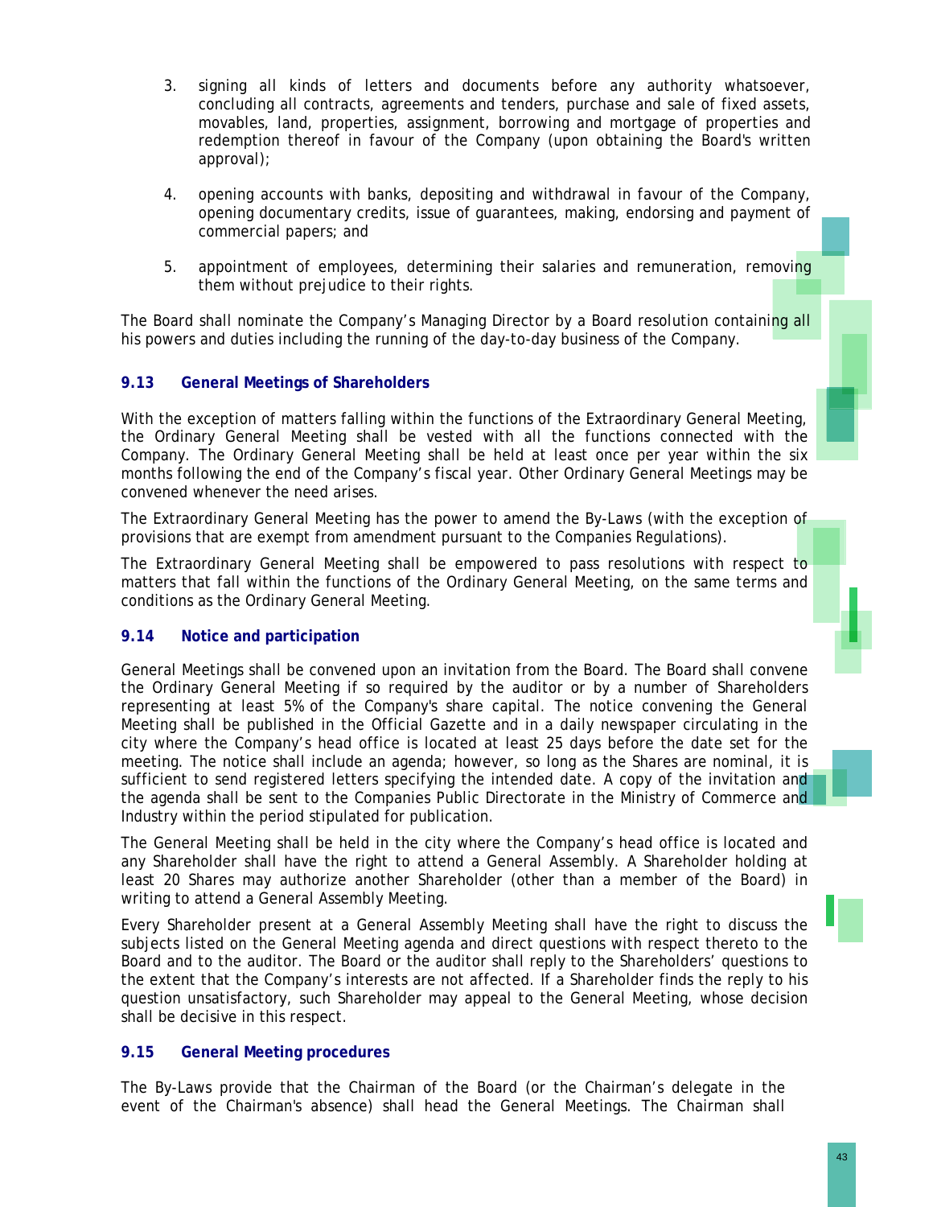3. signing all kinds of letters and documents before any authority whatsoever, concluding all contracts, agreements and tenders, purchase and sale of fixed assets, movables, land, properties, assignment, borrowing and mortgage of properties and redemption thereof in favour of the Company (upon obtaining the Board's written approval);

4. opening accounts with banks, depositing and withdrawal in favour of the Company, opening documentary credits, issue of guarantees, making, endorsing and payment of commercial papers; and

5. appointment of employees, determining their salaries and remuneration, removing them without prejudice to their rights.

The Board shall nominate the Company's Managing Director by a Board resolution containing all his powers and duties including the running of the day-to-day business of the Company.

### 9.13 General Meetings of Shareholders

With the exception of matters falling within the functions of the Extraordinary General Meeting, the Ordinary General Meeting shall be vested with all the functions connected with the Company. The Ordinary General Meeting shall be held at least once per year within the six months following the end of the Company's fiscal year. Other Ordinary General Meetings may be convened whenever the need arises.

The Extraordinary General Meeting has the power to amend the By-Laws (with the exception of provisions that are exempt from amendment pursuant to the Companies Regulations).

The Extraordinary General Meeting shall be empowered to pass resolutions with respect to matters that fall within the functions of the Ordinary General Meeting, on the same terms and conditions as the Ordinary General Meeting.

### 9.14 Notice and participation

General Meetings shall be convened upon an invitation from the Board. The Board shall convene the Ordinary General Meeting if so required by the auditor or by a number of Shareholders representing at least 5% of the Company's share capital. The notice convening the General Meeting shall be published in the Official Gazette and in a daily newspaper circulating in the city where the Company's head office is located at least 25 days before the date set for the meeting. The notice shall include an agenda; however, so long as the Shares are nominal, it is sufficient to send registered letters specifying the intended date. A copy of the invitation and the agenda shall be sent to the Companies Public Directorate in the Ministry of Commerce and Industry within the period stipulated for publication.

The General Meeting shall be held in the city where the Company's head office is located and any Shareholder shall have the right to attend a General Assembly. A Shareholder holding at least 20 Shares may authorize another Shareholder (other than a member of the Board) in writing to attend a General Assembly Meeting.

Every Shareholder present at a General Assembly Meeting shall have the right to discuss the subjects listed on the General Meeting agenda and direct questions with respect thereto to the Board and to the auditor. The Board or the auditor shall reply to the Shareholders' questions to the extent that the Company's interests are not affected. If a Shareholder finds the reply to his question unsatisfactory, such Shareholder may appeal to the General Meeting, whose decision shall be decisive in this respect.

### 9.15 General Meeting procedures

The By-Laws provide that the Chairman of the Board (or the Chairman's delegate in the event of the Chairman's absence) shall head the General Meetings. The Chairman shall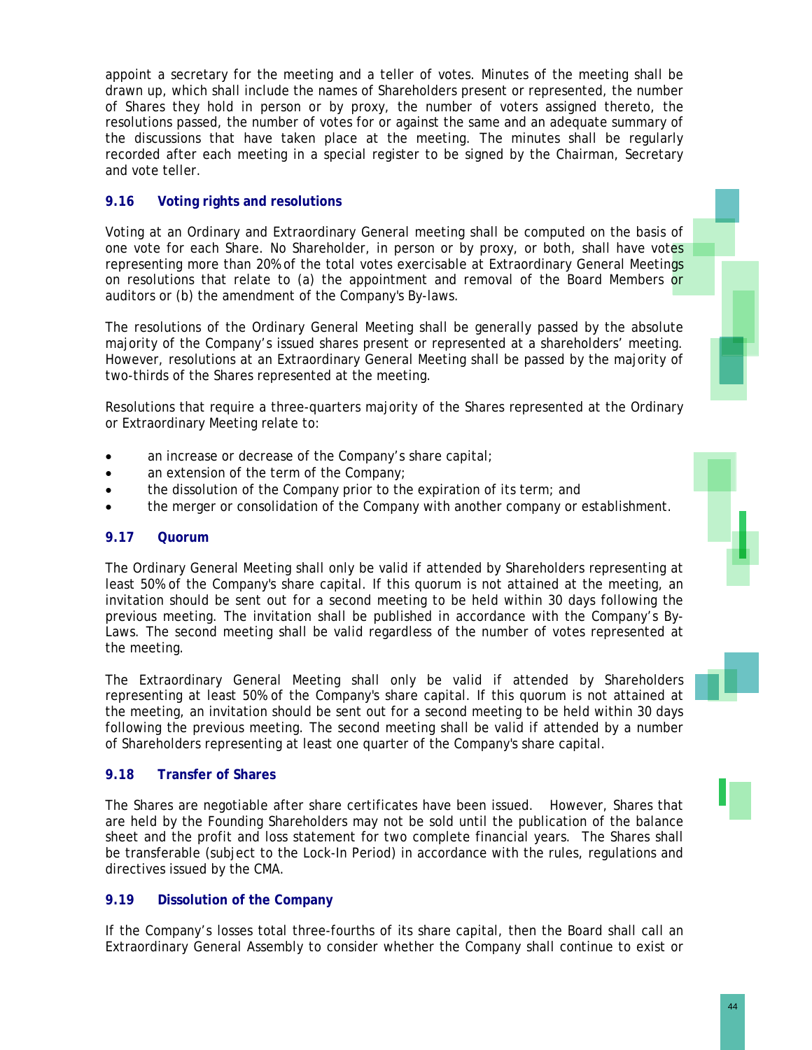appoint a secretary for the meeting and a teller of votes. Minutes of the meeting shall be drawn up, which shall include the names of Shareholders present or represented, the number of Shares they hold in person or by proxy, the number of voters assigned thereto, the resolutions passed, the number of votes for or against the same and an adequate summary of the discussions that have taken place at the meeting. The minutes shall be regularly recorded after each meeting in a special register to be signed by the Chairman, Secretary and vote teller.

### 9.16 Voting rights and resolutions

Voting at an Ordinary and Extraordinary General meeting shall be computed on the basis of one vote for each Share. No Shareholder, in person or by proxy, or both, shall have votes representing more than 20% of the total votes exercisable at Extraordinary General Meetings on resolutions that relate to (a) the appointment and removal of the Board Members or auditors or (b) the amendment of the Company's By-laws.

The resolutions of the Ordinary General Meeting shall be generally passed by the absolute majority of the Company's issued shares present or represented at a shareholders' meeting. However, resolutions at an Extraordinary General Meeting shall be passed by the majority of two-thirds of the Shares represented at the meeting.

Resolutions that require a three-quarters majority of the Shares represented at the Ordinary or Extraordinary Meeting relate to:

- an increase or decrease of the Company's share capital;
- an extension of the term of the Company;
- the dissolution of the Company prior to the expiration of its term; and
- the merger or consolidation of the Company with another company or establishment.

### 9.17 Quorum

The Ordinary General Meeting shall only be valid if attended by Shareholders representing at least 50% of the Company's share capital. If this quorum is not attained at the meeting, an invitation should be sent out for a second meeting to be held within 30 days following the previous meeting. The invitation shall be published in accordance with the Company's By-Laws. The second meeting shall be valid regardless of the number of votes represented at the meeting.

The Extraordinary General Meeting shall only be valid if attended by Shareholders representing at least 50% of the Company's share capital. If this quorum is not attained at the meeting, an invitation should be sent out for a second meeting to be held within 30 days following the previous meeting. The second meeting shall be valid if attended by a number of Shareholders representing at least one quarter of the Company's share capital.

### 9.18 Transfer of Shares

The Shares are negotiable after share certificates have been issued. However, Shares that are held by the Founding Shareholders may not be sold until the publication of the balance sheet and the profit and loss statement for two complete financial years. The Shares shall be transferable (subject to the Lock-In Period) in accordance with the rules, regulations and directives issued by the CMA.

### 9.19 Dissolution of the Company

If the Company's losses total three-fourths of its share capital, then the Board shall call an Extraordinary General Assembly to consider whether the Company shall continue to exist or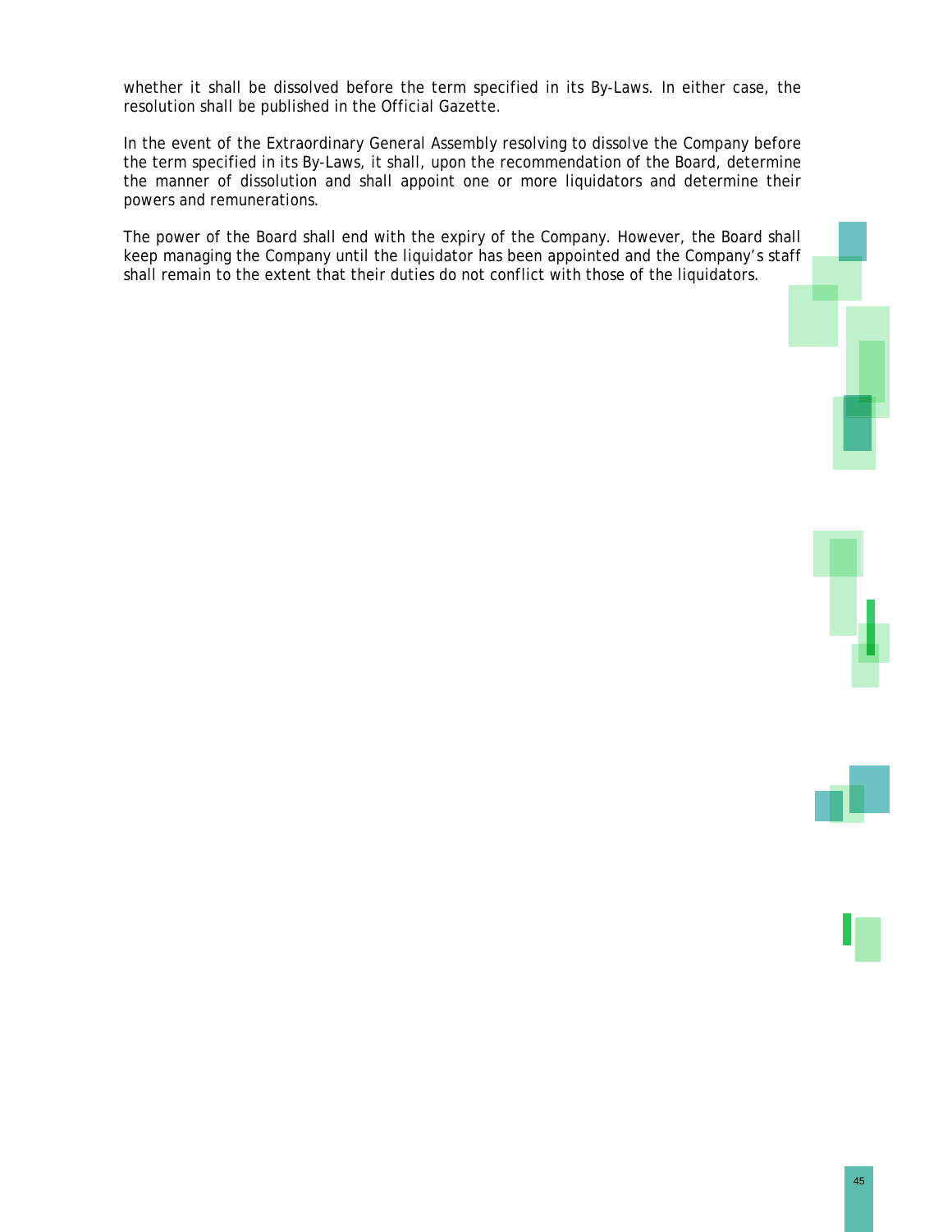whether it shall be dissolved before the term specified in its By-Laws. In either case, the resolution shall be published in the Official Gazette.

In the event of the Extraordinary General Assembly resolving to dissolve the Company before the term specified in its By-Laws, it shall, upon the recommendation of the Board, determine the manner of dissolution and shall appoint one or more liquidators and determine their powers and remunerations.

The power of the Board shall end with the expiry of the Company. However, the Board shall keep managing the Company until the liquidator has been appointed and the Company's staff shall remain to the extent that their duties do not conflict with those of the liquidators.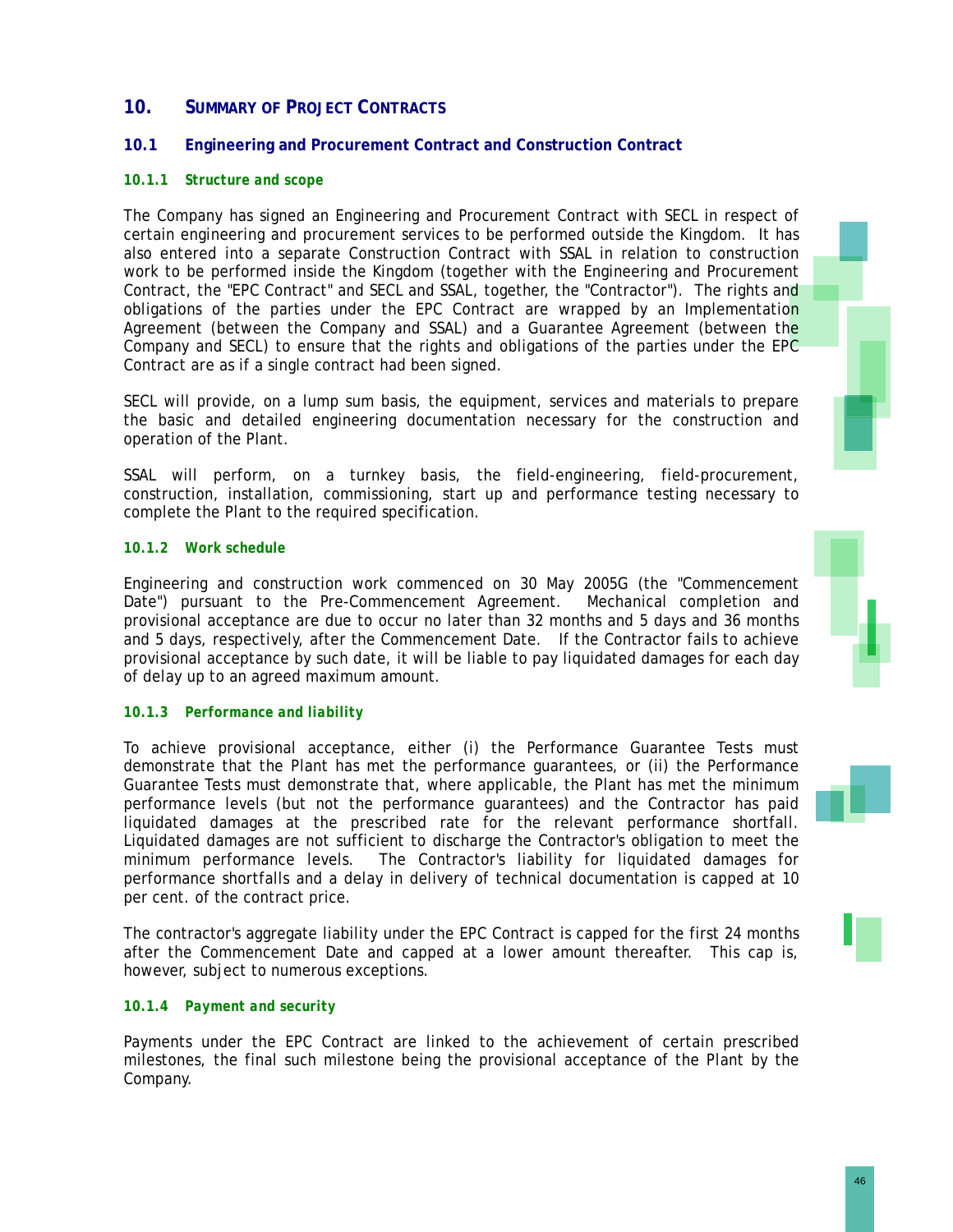# 10. SUMMARY OF PROJECT CONTRACTS

## 10.1 Engineering and Procurement Contract and Construction Contract

### 10.1.1 *Structure and scope*

The Company has signed an Engineering and Procurement Contract with SECL in respect of certain engineering and procurement services to be performed outside the Kingdom. It has also entered into a separate Construction Contract with SSAL in relation to construction work to be performed inside the Kingdom (together with the Engineering and Procurement Contract, the "EPC Contract" and SECL and SSAL, together, the "Contractor"). The rights and obligations of the parties under the EPC Contract are wrapped by an Implementation Agreement (between the Company and SSAL) and a Guarantee Agreement (between the Company and SECL) to ensure that the rights and obligations of the parties under the EPC Contract are as if a single contract had been signed.

SECL will provide, on a lump sum basis, the equipment, services and materials to prepare the basic and detailed engineering documentation necessary for the construction and operation of the Plant.

SSAL will perform, on a turnkey basis, the field-engineering, field-procurement, construction, installation, commissioning, start up and performance testing necessary to complete the Plant to the required specification.

### 10.1.2 *Work schedule*

Engineering and construction work commenced on 30 May 2005G (the "Commencement Date") pursuant to the Pre-Commencement Agreement. Mechanical completion and provisional acceptance are due to occur no later than 32 months and 5 days and 36 months and 5 days, respectively, after the Commencement Date. If the Contractor fails to achieve provisional acceptance by such date, it will be liable to pay liquidated damages for each day of delay up to an agreed maximum amount.

### 10.1.3 *Performance and liability*

To achieve provisional acceptance, either (i) the Performance Guarantee Tests must demonstrate that the Plant has met the performance guarantees, or (ii) the Performance Guarantee Tests must demonstrate that, where applicable, the Plant has met the minimum performance levels (but not the performance guarantees) and the Contractor has paid liquidated damages at the prescribed rate for the relevant performance shortfall. Liquidated damages are not sufficient to discharge the Contractor's obligation to meet the minimum performance levels. The Contractor's liability for liquidated damages for performance shortfalls and a delay in delivery of technical documentation is capped at 10 per cent. of the contract price.

The contractor's aggregate liability under the EPC Contract is capped for the first 24 months after the Commencement Date and capped at a lower amount thereafter. This cap is, however, subject to numerous exceptions.

### 10.1.4 *Payment and security*

Payments under the EPC Contract are linked to the achievement of certain prescribed milestones, the final such milestone being the provisional acceptance of the Plant by the Company.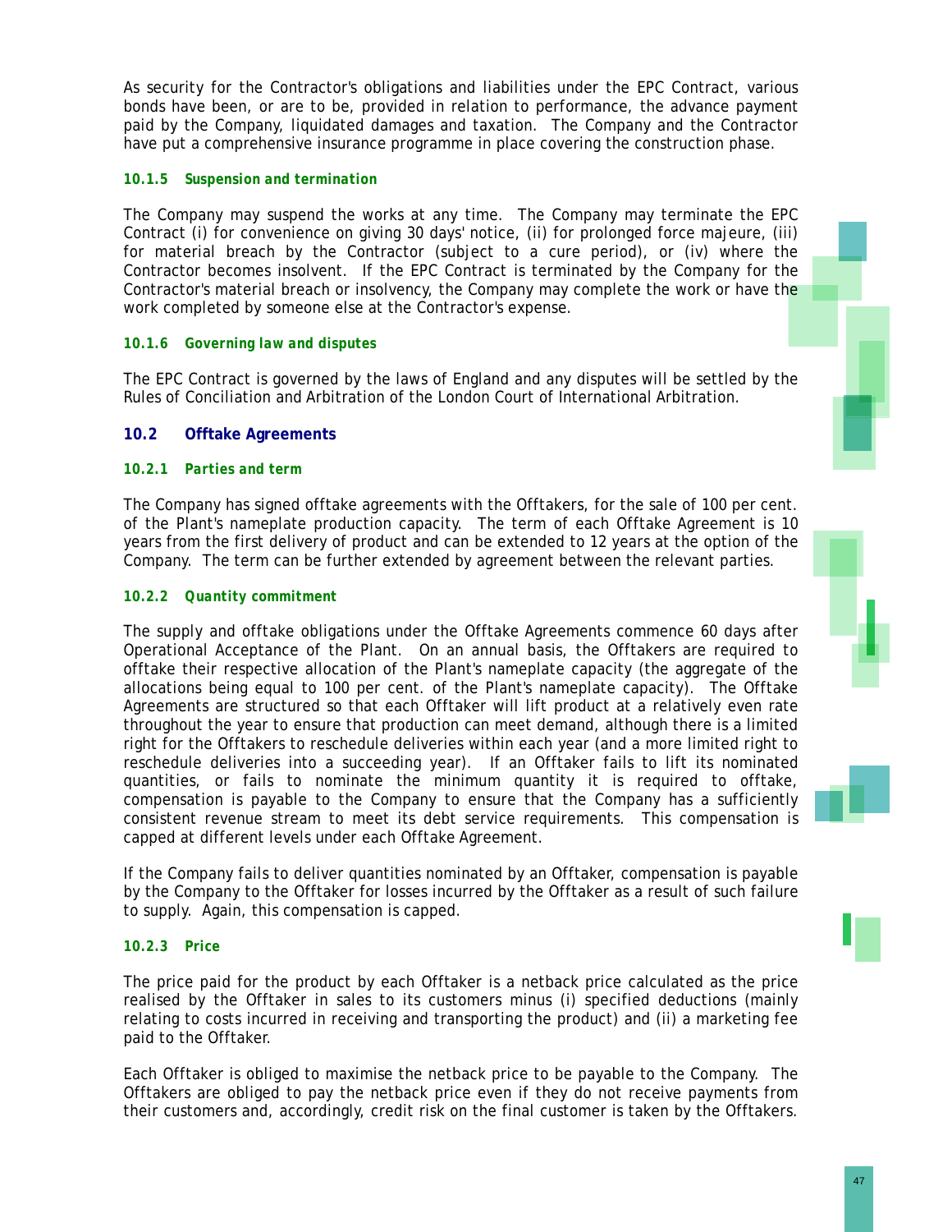As security for the Contractor's obligations and liabilities under the EPC Contract, various bonds have been, or are to be, provided in relation to performance, the advance payment paid by the Company, liquidated damages and taxation. The Company and the Contractor have put a comprehensive insurance programme in place covering the construction phase.

#### *10.1.5 Suspension and termination*

The Company may suspend the works at any time. The Company may terminate the EPC Contract (i) for convenience on giving 30 days' notice, (ii) for prolonged force majeure, (iii) for material breach by the Contractor (subject to a cure period), or (iv) where the Contractor becomes insolvent. If the EPC Contract is terminated by the Company for the Contractor's material breach or insolvency, the Company may complete the work or have the work completed by someone else at the Contractor's expense.

#### *10.1.6 Governing law and disputes*

The EPC Contract is governed by the laws of England and any disputes will be settled by the Rules of Conciliation and Arbitration of the London Court of International Arbitration.

### 10.2 Offtake Agreements

#### *10.2.1 Parties and term*

The Company has signed offtake agreements with the Offtakers, for the sale of 100 per cent. of the Plant's nameplate production capacity. The term of each Offtake Agreement is 10 years from the first delivery of product and can be extended to 12 years at the option of the Company. The term can be further extended by agreement between the relevant parties.

#### *10.2.2 Quantity commitment*

The supply and offtake obligations under the Offtake Agreements commence 60 days after Operational Acceptance of the Plant. On an annual basis, the Offtakers are required to offtake their respective allocation of the Plant's nameplate capacity (the aggregate of the allocations being equal to 100 per cent. of the Plant's nameplate capacity). The Offtake Agreements are structured so that each Offtaker will lift product at a relatively even rate throughout the year to ensure that production can meet demand, although there is a limited right for the Offtakers to reschedule deliveries within each year (and a more limited right to reschedule deliveries into a succeeding year). If an Offtaker fails to lift its nominated quantities, or fails to nominate the minimum quantity it is required to offtake, compensation is payable to the Company to ensure that the Company has a sufficiently consistent revenue stream to meet its debt service requirements. This compensation is capped at different levels under each Offtake Agreement.

If the Company fails to deliver quantities nominated by an Offtaker, compensation is payable by the Company to the Offtaker for losses incurred by the Offtaker as a result of such failure to supply. Again, this compensation is capped.

#### *10.2.3 Price*

The price paid for the product by each Offtaker is a netback price calculated as the price realised by the Offtaker in sales to its customers minus (i) specified deductions (mainly relating to costs incurred in receiving and transporting the product) and (ii) a marketing fee paid to the Offtaker.

Each Offtaker is obliged to maximise the netback price to be payable to the Company. The Offtakers are obliged to pay the netback price even if they do not receive payments from their customers and, accordingly, credit risk on the final customer is taken by the Offtakers.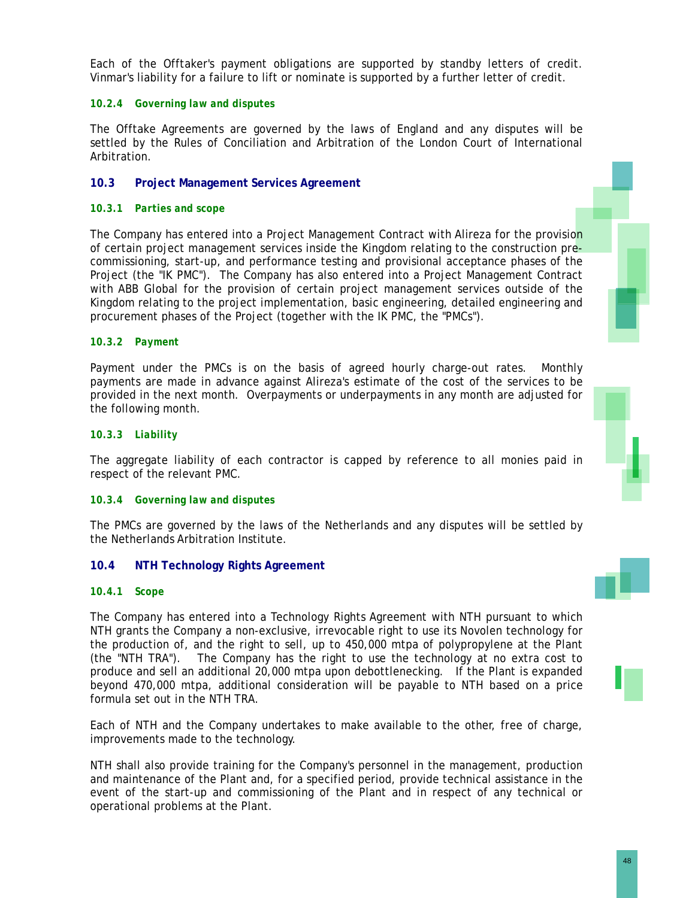Each of the Offtaker's payment obligations are supported by standby letters of credit. Vinmar's liability for a failure to lift or nominate is supported by a further letter of credit.

#### 10.2.4 Governing law and disputes

The Offtake Agreements are governed by the laws of England and any disputes will be settled by the Rules of Conciliation and Arbitration of the London Court of International Arbitration.

### 10.3 Project Management Services Agreement

#### 10.3.1 Parties and scope

The Company has entered into a Project Management Contract with Alireza for the provision of certain project management services inside the Kingdom relating to the construction pre-commissioning, start-up, and performance testing and provisional acceptance phases of the Project (the "IK PMC"). The Company has also entered into a Project Management Contract with ABB Global for the provision of certain project management services outside of the Kingdom relating to the project implementation, basic engineering, detailed engineering and procurement phases of the Project (together with the IK PMC, the "PMCs").

#### 10.3.2 Payment

Payment under the PMCs is on the basis of agreed hourly charge-out rates. Monthly payments are made in advance against Alireza's estimate of the cost of the services to be provided in the next month. Overpayments or underpayments in any month are adjusted for the following month.

#### 10.3.3 Liability

The aggregate liability of each contractor is capped by reference to all monies paid in respect of the relevant PMC.

#### 10.3.4 Governing law and disputes

The PMCs are governed by the laws of the Netherlands and any disputes will be settled by the Netherlands Arbitration Institute.

### 10.4 NTH Technology Rights Agreement

#### 10.4.1 Scope

The Company has entered into a Technology Rights Agreement with NTH pursuant to which NTH grants the Company a non-exclusive, irrevocable right to use its Novolen technology for the production of, and the right to sell, up to 450,000 mtpa of polypropylene at the Plant (the "NTH TRA"). The Company has the right to use the technology at no extra cost to produce and sell an additional 20,000 mtpa upon debottlenecking. If the Plant is expanded beyond 470,000 mtpa, additional consideration will be payable to NTH based on a price formula set out in the NTH TRA.

Each of NTH and the Company undertakes to make available to the other, free of charge, improvements made to the technology.

NTH shall also provide training for the Company's personnel in the management, production and maintenance of the Plant and, for a specified period, provide technical assistance in the event of the start-up and commissioning of the Plant and in respect of any technical or operational problems at the Plant.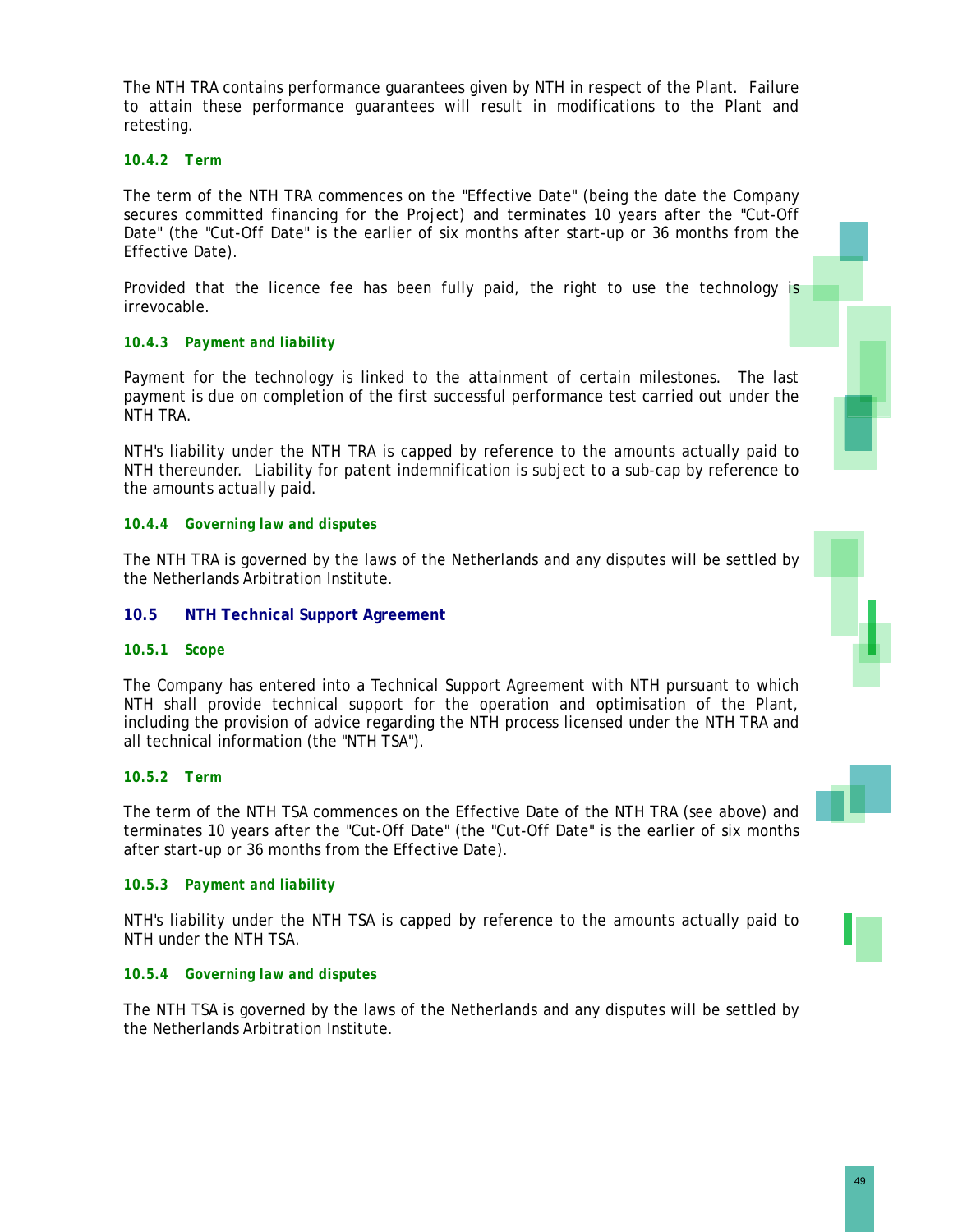The NTH TRA contains performance guarantees given by NTH in respect of the Plant. Failure to attain these performance guarantees will result in modifications to the Plant and retesting.

#### 10.4.2 Term

The term of the NTH TRA commences on the "Effective Date" (being the date the Company secures committed financing for the Project) and terminates 10 years after the "Cut-Off Date" (the "Cut-Off Date" is the earlier of six months after start-up or 36 months from the Effective Date).

Provided that the licence fee has been fully paid, the right to use the technology is irrevocable.

#### 10.4.3 Payment and liability

Payment for the technology is linked to the attainment of certain milestones. The last payment is due on completion of the first successful performance test carried out under the NTH TRA.

NTH's liability under the NTH TRA is capped by reference to the amounts actually paid to NTH thereunder. Liability for patent indemnification is subject to a sub-cap by reference to the amounts actually paid.

#### 10.4.4 Governing law and disputes

The NTH TRA is governed by the laws of the Netherlands and any disputes will be settled by the Netherlands Arbitration Institute.

### 10.5 NTH Technical Support Agreement

#### 10.5.1 Scope

The Company has entered into a Technical Support Agreement with NTH pursuant to which NTH shall provide technical support for the operation and optimisation of the Plant, including the provision of advice regarding the NTH process licensed under the NTH TRA and all technical information (the "NTH TSA").

#### 10.5.2 Term

The term of the NTH TSA commences on the Effective Date of the NTH TRA (see above) and terminates 10 years after the "Cut-Off Date" (the "Cut-Off Date" is the earlier of six months after start-up or 36 months from the Effective Date).

#### 10.5.3 Payment and liability

NTH's liability under the NTH TSA is capped by reference to the amounts actually paid to NTH under the NTH TSA.

#### 10.5.4 Governing law and disputes

The NTH TSA is governed by the laws of the Netherlands and any disputes will be settled by the Netherlands Arbitration Institute.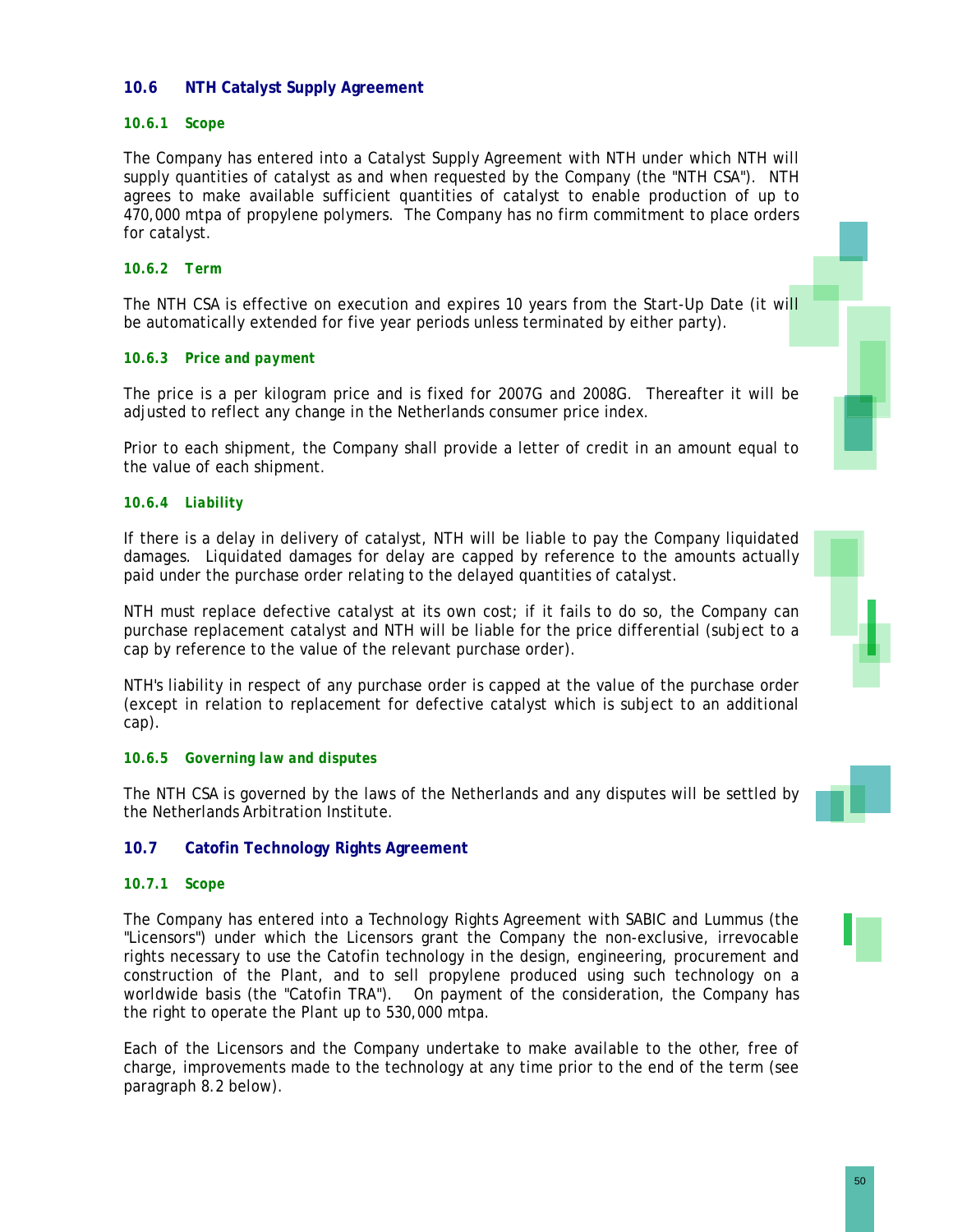## 10.6 NTH Catalyst Supply Agreement

### 10.6.1 Scope

The Company has entered into a Catalyst Supply Agreement with NTH under which NTH will supply quantities of catalyst as and when requested by the Company (the "NTH CSA"). NTH agrees to make available sufficient quantities of catalyst to enable production of up to 470,000 mtpa of propylene polymers. The Company has no firm commitment to place orders for catalyst.

### 10.6.2 Term

The NTH CSA is effective on execution and expires 10 years from the Start-Up Date (it will be automatically extended for five year periods unless terminated by either party).

### 10.6.3 Price and payment

The price is a per kilogram price and is fixed for 2007G and 2008G. Thereafter it will be adjusted to reflect any change in the Netherlands consumer price index.

Prior to each shipment, the Company shall provide a letter of credit in an amount equal to the value of each shipment.

### 10.6.4 Liability

If there is a delay in delivery of catalyst, NTH will be liable to pay the Company liquidated damages. Liquidated damages for delay are capped by reference to the amounts actually paid under the purchase order relating to the delayed quantities of catalyst.

NTH must replace defective catalyst at its own cost; if it fails to do so, the Company can purchase replacement catalyst and NTH will be liable for the price differential (subject to a cap by reference to the value of the relevant purchase order).

NTH's liability in respect of any purchase order is capped at the value of the purchase order (except in relation to replacement for defective catalyst which is subject to an additional cap).

### 10.6.5 Governing law and disputes

The NTH CSA is governed by the laws of the Netherlands and any disputes will be settled by the Netherlands Arbitration Institute.

## 10.7 Catofin Technology Rights Agreement

### 10.7.1 Scope

The Company has entered into a Technology Rights Agreement with SABIC and Lummus (the "Licensors") under which the Licensors grant the Company the non-exclusive, irrevocable rights necessary to use the Catofin technology in the design, engineering, procurement and construction of the Plant, and to sell propylene produced using such technology on a worldwide basis (the "Catofin TRA"). On payment of the consideration, the Company has the right to operate the Plant up to 530,000 mtpa.

Each of the Licensors and the Company undertake to make available to the other, free of charge, improvements made to the technology at any time prior to the end of the term (see paragraph 8.2 below).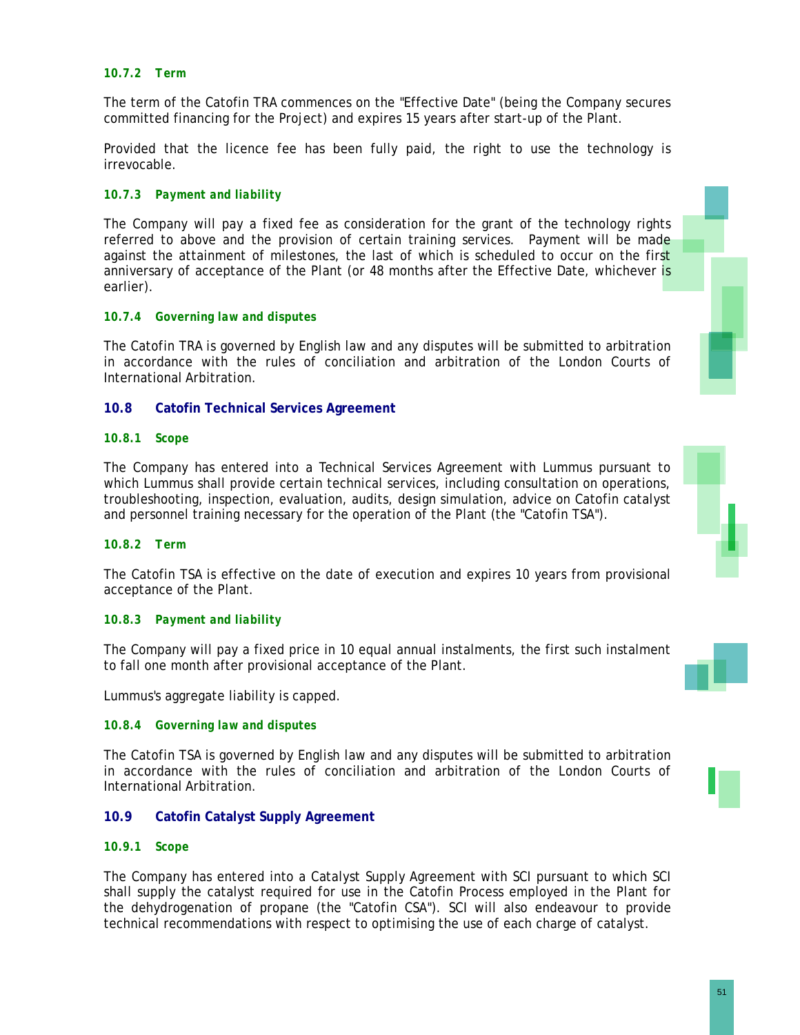#### 10.7.2 Term

The term of the Catofin TRA commences on the "Effective Date" (being the Company secures committed financing for the Project) and expires 15 years after start-up of the Plant.

Provided that the licence fee has been fully paid, the right to use the technology is irrevocable.

#### 10.7.3 Payment and liability

The Company will pay a fixed fee as consideration for the grant of the technology rights referred to above and the provision of certain training services. Payment will be made against the attainment of milestones, the last of which is scheduled to occur on the first anniversary of acceptance of the Plant (or 48 months after the Effective Date, whichever is earlier).

#### 10.7.4 Governing law and disputes

The Catofin TRA is governed by English law and any disputes will be submitted to arbitration in accordance with the rules of conciliation and arbitration of the London Courts of International Arbitration.

### 10.8 Catofin Technical Services Agreement

#### 10.8.1 Scope

The Company has entered into a Technical Services Agreement with Lummus pursuant to which Lummus shall provide certain technical services, including consultation on operations, troubleshooting, inspection, evaluation, audits, design simulation, advice on Catofin catalyst and personnel training necessary for the operation of the Plant (the "Catofin TSA").

#### 10.8.2 Term

The Catofin TSA is effective on the date of execution and expires 10 years from provisional acceptance of the Plant.

#### 10.8.3 Payment and liability

The Company will pay a fixed price in 10 equal annual instalments, the first such instalment to fall one month after provisional acceptance of the Plant.

Lummus's aggregate liability is capped.

#### 10.8.4 Governing law and disputes

The Catofin TSA is governed by English law and any disputes will be submitted to arbitration in accordance with the rules of conciliation and arbitration of the London Courts of International Arbitration.

### 10.9 Catofin Catalyst Supply Agreement

#### 10.9.1 Scope

The Company has entered into a Catalyst Supply Agreement with SCI pursuant to which SCI shall supply the catalyst required for use in the Catofin Process employed in the Plant for the dehydrogenation of propane (the "Catofin CSA"). SCI will also endeavour to provide technical recommendations with respect to optimising the use of each charge of catalyst.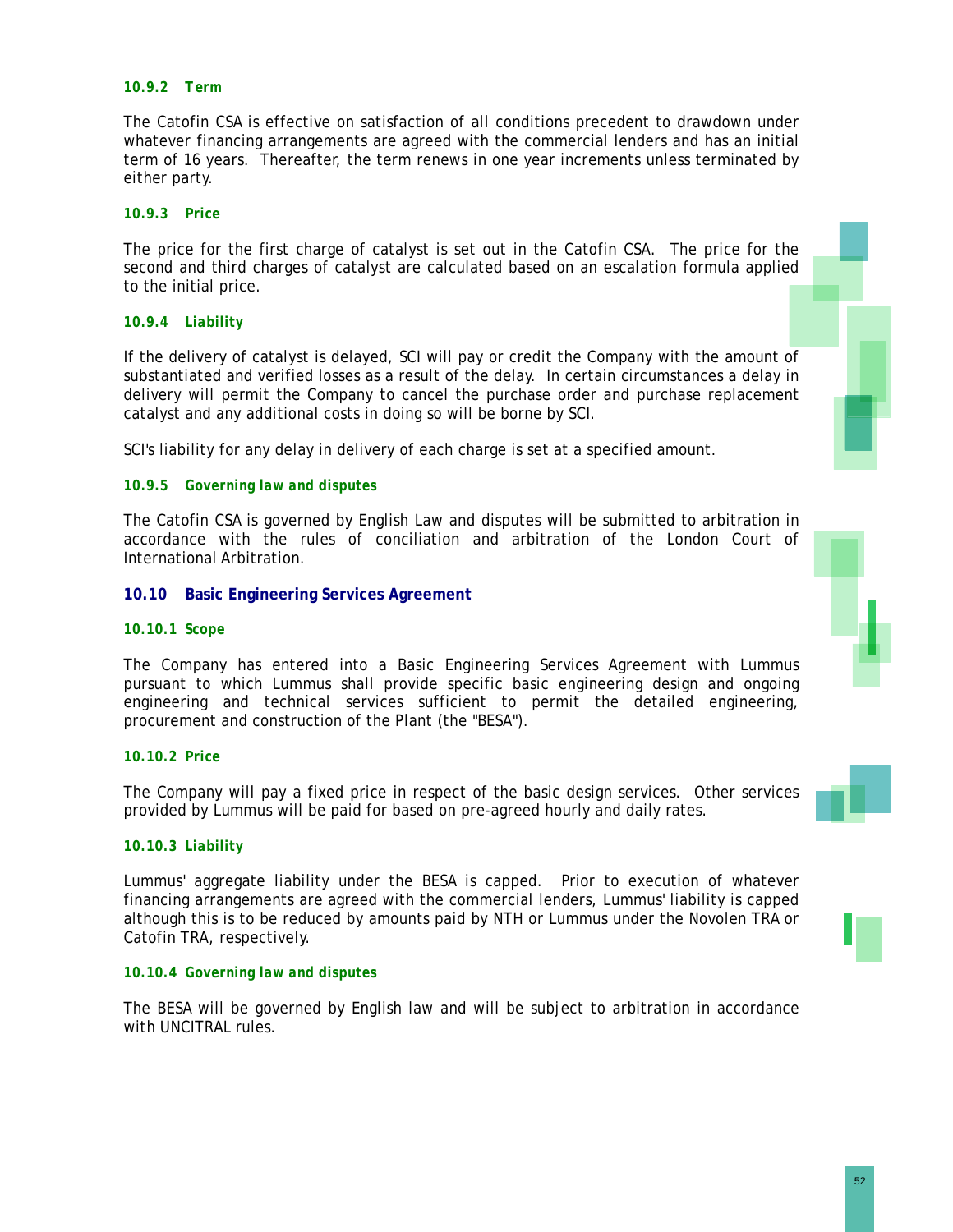#### 10.9.2 Term

The Catofin CSA is effective on satisfaction of all conditions precedent to drawdown under whatever financing arrangements are agreed with the commercial lenders and has an initial term of 16 years. Thereafter, the term renews in one year increments unless terminated by either party.

#### 10.9.3 Price

The price for the first charge of catalyst is set out in the Catofin CSA. The price for the second and third charges of catalyst are calculated based on an escalation formula applied to the initial price.

#### 10.9.4 Liability

If the delivery of catalyst is delayed, SCI will pay or credit the Company with the amount of substantiated and verified losses as a result of the delay. In certain circumstances a delay in delivery will permit the Company to cancel the purchase order and purchase replacement catalyst and any additional costs in doing so will be borne by SCI.

SCI's liability for any delay in delivery of each charge is set at a specified amount.

#### 10.9.5 Governing law and disputes

The Catofin CSA is governed by English Law and disputes will be submitted to arbitration in accordance with the rules of conciliation and arbitration of the London Court of International Arbitration.

### 10.10 Basic Engineering Services Agreement

#### 10.10.1 Scope

The Company has entered into a Basic Engineering Services Agreement with Lummus pursuant to which Lummus shall provide specific basic engineering design and ongoing engineering and technical services sufficient to permit the detailed engineering, procurement and construction of the Plant (the "BESA").

#### 10.10.2 Price

The Company will pay a fixed price in respect of the basic design services. Other services provided by Lummus will be paid for based on pre-agreed hourly and daily rates.

#### 10.10.3 Liability

Lummus' aggregate liability under the BESA is capped. Prior to execution of whatever financing arrangements are agreed with the commercial lenders, Lummus' liability is capped although this is to be reduced by amounts paid by NTH or Lummus under the Novolen TRA or Catofin TRA, respectively.

#### 10.10.4 Governing law and disputes

The BESA will be governed by English law and will be subject to arbitration in accordance with UNCITRAL rules.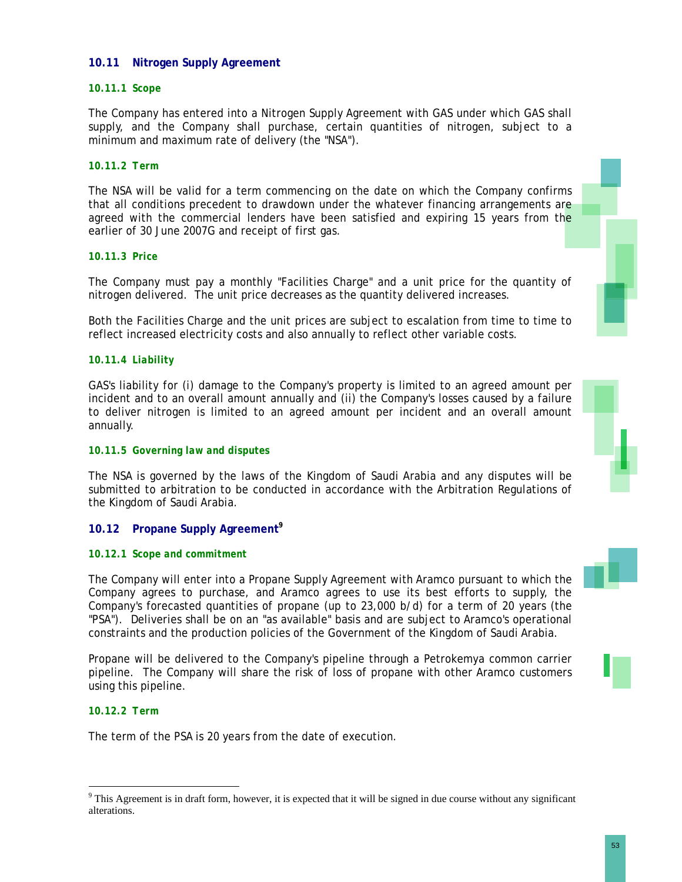## 10.11 Nitrogen Supply Agreement

### 10.11.1 Scope

The Company has entered into a Nitrogen Supply Agreement with GAS under which GAS shall supply, and the Company shall purchase, certain quantities of nitrogen, subject to a minimum and maximum rate of delivery (the "NSA").

### 10.11.2 Term

The NSA will be valid for a term commencing on the date on which the Company confirms that all conditions precedent to drawdown under the whatever financing arrangements are agreed with the commercial lenders have been satisfied and expiring 15 years from the earlier of 30 June 2007G and receipt of first gas.

### 10.11.3 Price

The Company must pay a monthly "Facilities Charge" and a unit price for the quantity of nitrogen delivered. The unit price decreases as the quantity delivered increases.

Both the Facilities Charge and the unit prices are subject to escalation from time to time to reflect increased electricity costs and also annually to reflect other variable costs.

### 10.11.4 Liability

GAS's liability for (i) damage to the Company's property is limited to an agreed amount per incident and to an overall amount annually and (ii) the Company's losses caused by a failure to deliver nitrogen is limited to an agreed amount per incident and an overall amount annually.

### 10.11.5 Governing law and disputes

The NSA is governed by the laws of the Kingdom of Saudi Arabia and any disputes will be submitted to arbitration to be conducted in accordance with the Arbitration Regulations of the Kingdom of Saudi Arabia.

## 10.12 Propane Supply Agreement[9]

### 10.12.1 Scope and commitment

The Company will enter into a Propane Supply Agreement with Aramco pursuant to which the Company agrees to purchase, and Aramco agrees to use its best efforts to supply, the Company's forecasted quantities of propane (up to 23,000 b/d) for a term of 20 years (the "PSA"). Deliveries shall be on an "as available" basis and are subject to Aramco's operational constraints and the production policies of the Government of the Kingdom of Saudi Arabia.

Propane will be delivered to the Company's pipeline through a Petrokemya common carrier pipeline. The Company will share the risk of loss of propane with other Aramco customers using this pipeline.

### 10.12.2 Term

The term of the PSA is 20 years from the date of execution.

---

[9] This Agreement is in draft form, however, it is expected that it will be signed in due course without any significant alterations.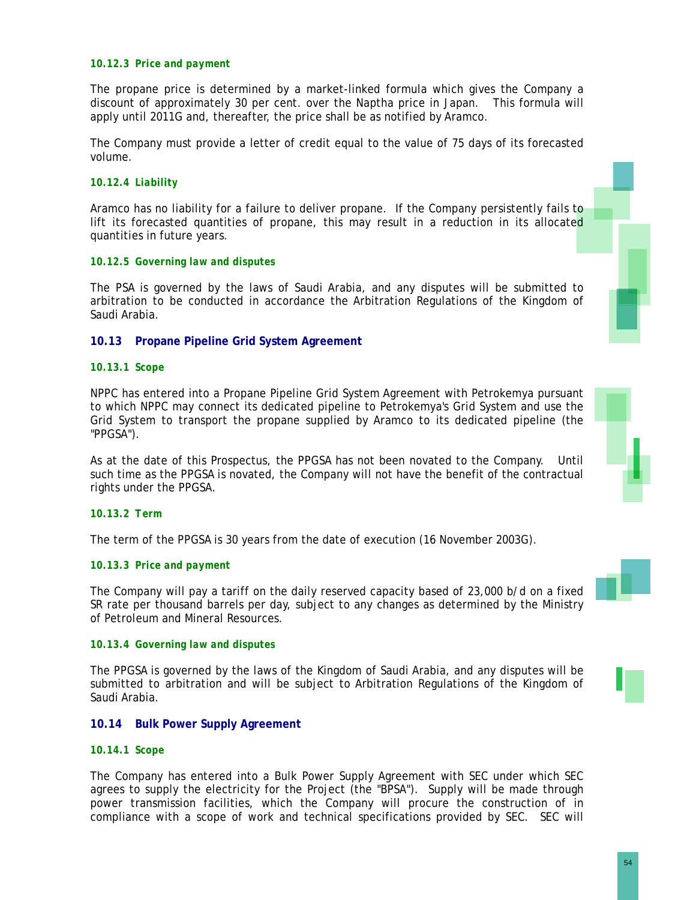#### 10.12.3 Price and payment

The propane price is determined by a market-linked formula which gives the Company a discount of approximately 30 per cent. over the Naptha price in Japan. This formula will apply until 2011G and, thereafter, the price shall be as notified by Aramco.

The Company must provide a letter of credit equal to the value of 75 days of its forecasted volume.

#### 10.12.4 Liability

Aramco has no liability for a failure to deliver propane. If the Company persistently fails to lift its forecasted quantities of propane, this may result in a reduction in its allocated quantities in future years.

#### 10.12.5 Governing law and disputes

The PSA is governed by the laws of Saudi Arabia, and any disputes will be submitted to arbitration to be conducted in accordance the Arbitration Regulations of the Kingdom of Saudi Arabia.

### 10.13 Propane Pipeline Grid System Agreement

#### 10.13.1 Scope

NPPC has entered into a Propane Pipeline Grid System Agreement with Petrokemya pursuant to which NPPC may connect its dedicated pipeline to Petrokemya's Grid System and use the Grid System to transport the propane supplied by Aramco to its dedicated pipeline (the "PPGSA").

As at the date of this Prospectus, the PPGSA has not been novated to the Company. Until such time as the PPGSA is novated, the Company will not have the benefit of the contractual rights under the PPGSA.

#### 10.13.2 Term

The term of the PPGSA is 30 years from the date of execution (16 November 2003G).

#### 10.13.3 Price and payment

The Company will pay a tariff on the daily reserved capacity based of 23,000 b/d on a fixed SR rate per thousand barrels per day, subject to any changes as determined by the Ministry of Petroleum and Mineral Resources.

#### 10.13.4 Governing law and disputes

The PPGSA is governed by the laws of the Kingdom of Saudi Arabia, and any disputes will be submitted to arbitration and will be subject to Arbitration Regulations of the Kingdom of Saudi Arabia.

### 10.14 Bulk Power Supply Agreement

#### 10.14.1 Scope

The Company has entered into a Bulk Power Supply Agreement with SEC under which SEC agrees to supply the electricity for the Project (the "BPSA"). Supply will be made through power transmission facilities, which the Company will procure the construction of in compliance with a scope of work and technical specifications provided by SEC. SEC will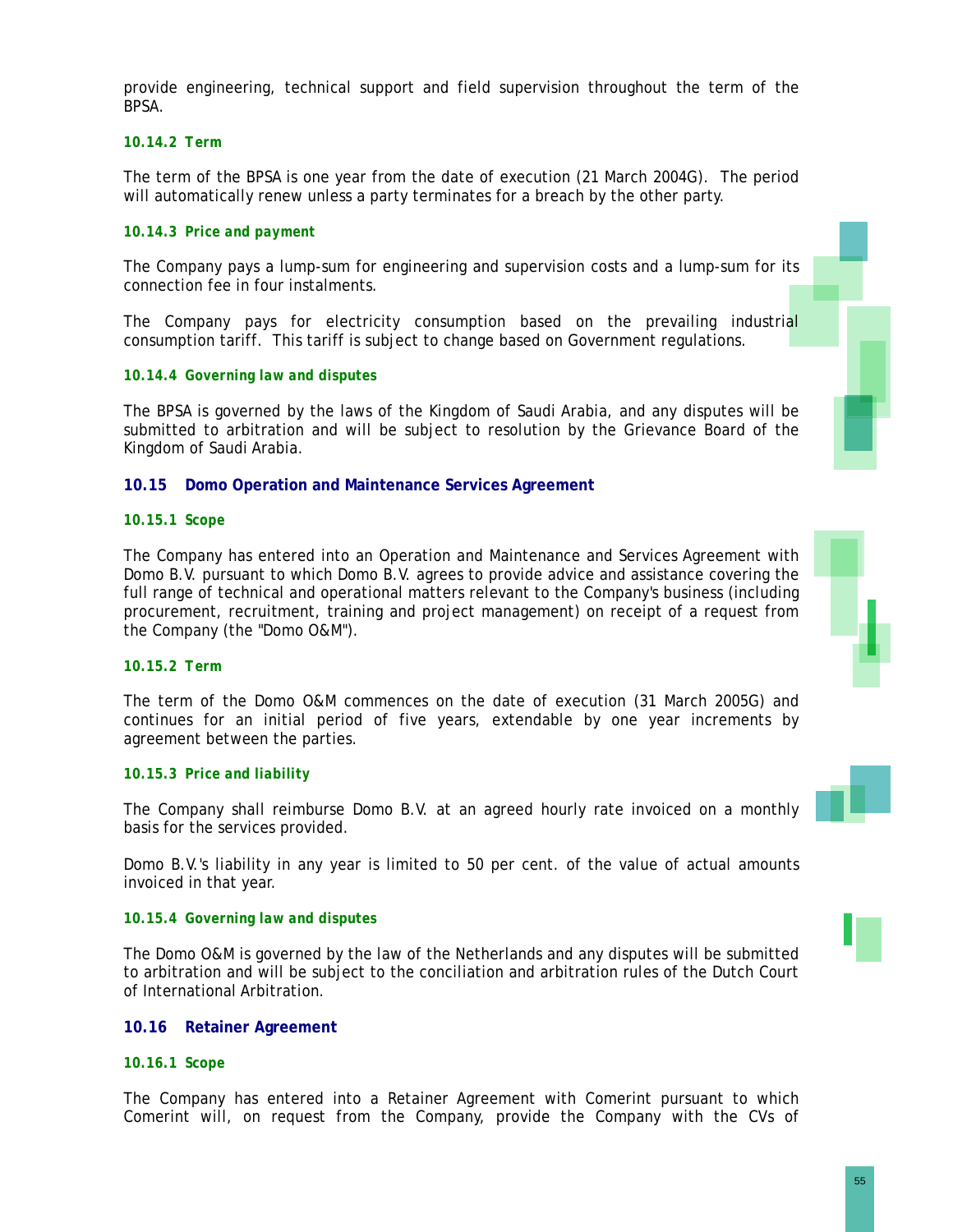provide engineering, technical support and field supervision throughout the term of the BPSA.

#### 10.14.2 Term

The term of the BPSA is one year from the date of execution (21 March 2004G). The period will automatically renew unless a party terminates for a breach by the other party.

#### 10.14.3 Price and payment

The Company pays a lump-sum for engineering and supervision costs and a lump-sum for its connection fee in four instalments.

The Company pays for electricity consumption based on the prevailing industrial consumption tariff. This tariff is subject to change based on Government regulations.

#### 10.14.4 Governing law and disputes

The BPSA is governed by the laws of the Kingdom of Saudi Arabia, and any disputes will be submitted to arbitration and will be subject to resolution by the Grievance Board of the Kingdom of Saudi Arabia.

### 10.15 Domo Operation and Maintenance Services Agreement

#### 10.15.1 Scope

The Company has entered into an Operation and Maintenance and Services Agreement with Domo B.V. pursuant to which Domo B.V. agrees to provide advice and assistance covering the full range of technical and operational matters relevant to the Company's business (including procurement, recruitment, training and project management) on receipt of a request from the Company (the "Domo O&M").

#### 10.15.2 Term

The term of the Domo O&M commences on the date of execution (31 March 2005G) and continues for an initial period of five years, extendable by one year increments by agreement between the parties.

#### 10.15.3 Price and liability

The Company shall reimburse Domo B.V. at an agreed hourly rate invoiced on a monthly basis for the services provided.

Domo B.V.'s liability in any year is limited to 50 per cent. of the value of actual amounts invoiced in that year.

#### 10.15.4 Governing law and disputes

The Domo O&M is governed by the law of the Netherlands and any disputes will be submitted to arbitration and will be subject to the conciliation and arbitration rules of the Dutch Court of International Arbitration.

### 10.16 Retainer Agreement

#### 10.16.1 Scope

The Company has entered into a Retainer Agreement with Comerint pursuant to which Comerint will, on request from the Company, provide the Company with the CVs of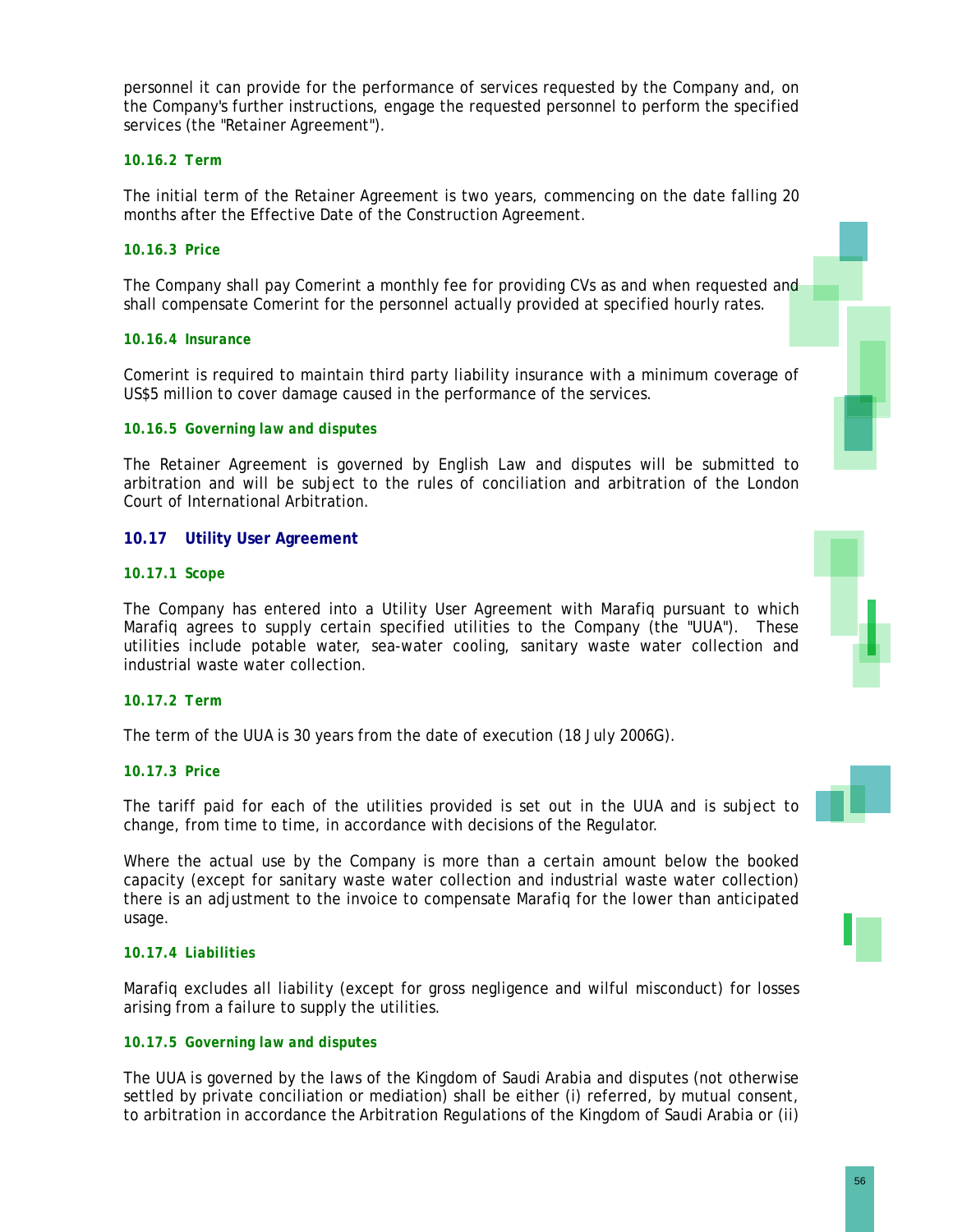personnel it can provide for the performance of services requested by the Company and, on the Company's further instructions, engage the requested personnel to perform the specified services (the "Retainer Agreement").

#### 10.16.2 Term

The initial term of the Retainer Agreement is two years, commencing on the date falling 20 months after the Effective Date of the Construction Agreement.

#### 10.16.3 Price

The Company shall pay Comerint a monthly fee for providing CVs as and when requested and shall compensate Comerint for the personnel actually provided at specified hourly rates.

#### 10.16.4 Insurance

Comerint is required to maintain third party liability insurance with a minimum coverage of US$5 million to cover damage caused in the performance of the services.

#### 10.16.5 Governing law and disputes

The Retainer Agreement is governed by English Law and disputes will be submitted to arbitration and will be subject to the rules of conciliation and arbitration of the London Court of International Arbitration.

### 10.17 Utility User Agreement

#### 10.17.1 Scope

The Company has entered into a Utility User Agreement with Marafiq pursuant to which Marafiq agrees to supply certain specified utilities to the Company (the "UUA"). These utilities include potable water, sea-water cooling, sanitary waste water collection and industrial waste water collection.

#### 10.17.2 Term

The term of the UUA is 30 years from the date of execution (18 July 2006G).

#### 10.17.3 Price

The tariff paid for each of the utilities provided is set out in the UUA and is subject to change, from time to time, in accordance with decisions of the Regulator.

Where the actual use by the Company is more than a certain amount below the booked capacity (except for sanitary waste water collection and industrial waste water collection) there is an adjustment to the invoice to compensate Marafiq for the lower than anticipated usage.

#### 10.17.4 Liabilities

Marafiq excludes all liability (except for gross negligence and wilful misconduct) for losses arising from a failure to supply the utilities.

#### 10.17.5 Governing law and disputes

The UUA is governed by the laws of the Kingdom of Saudi Arabia and disputes (not otherwise settled by private conciliation or mediation) shall be either (i) referred, by mutual consent, to arbitration in accordance the Arbitration Regulations of the Kingdom of Saudi Arabia or (ii)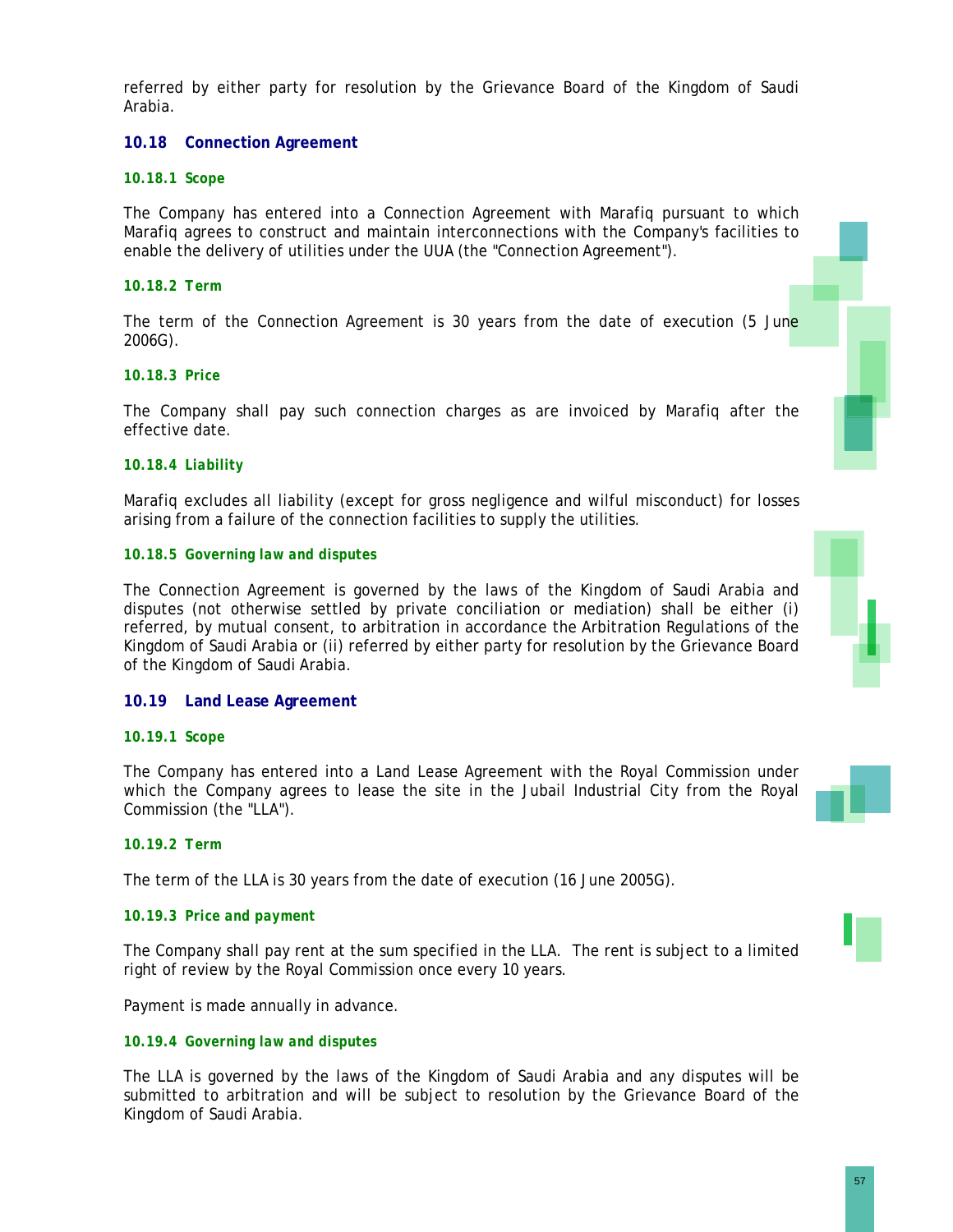referred by either party for resolution by the Grievance Board of the Kingdom of Saudi Arabia.

## 10.18 Connection Agreement

### *10.18.1 Scope*

The Company has entered into a Connection Agreement with Marafiq pursuant to which Marafiq agrees to construct and maintain interconnections with the Company's facilities to enable the delivery of utilities under the UUA (the "Connection Agreement").

### *10.18.2 Term*

The term of the Connection Agreement is 30 years from the date of execution (5 June 2006G).

### *10.18.3 Price*

The Company shall pay such connection charges as are invoiced by Marafiq after the effective date.

### *10.18.4 Liability*

Marafiq excludes all liability (except for gross negligence and wilful misconduct) for losses arising from a failure of the connection facilities to supply the utilities.

### *10.18.5 Governing law and disputes*

The Connection Agreement is governed by the laws of the Kingdom of Saudi Arabia and disputes (not otherwise settled by private conciliation or mediation) shall be either (i) referred, by mutual consent, to arbitration in accordance the Arbitration Regulations of the Kingdom of Saudi Arabia or (ii) referred by either party for resolution by the Grievance Board of the Kingdom of Saudi Arabia.

## 10.19 Land Lease Agreement

### *10.19.1 Scope*

The Company has entered into a Land Lease Agreement with the Royal Commission under which the Company agrees to lease the site in the Jubail Industrial City from the Royal Commission (the "LLA").

### *10.19.2 Term*

The term of the LLA is 30 years from the date of execution (16 June 2005G).

### *10.19.3 Price and payment*

The Company shall pay rent at the sum specified in the LLA. The rent is subject to a limited right of review by the Royal Commission once every 10 years.

Payment is made annually in advance.

### *10.19.4 Governing law and disputes*

The LLA is governed by the laws of the Kingdom of Saudi Arabia and any disputes will be submitted to arbitration and will be subject to resolution by the Grievance Board of the Kingdom of Saudi Arabia.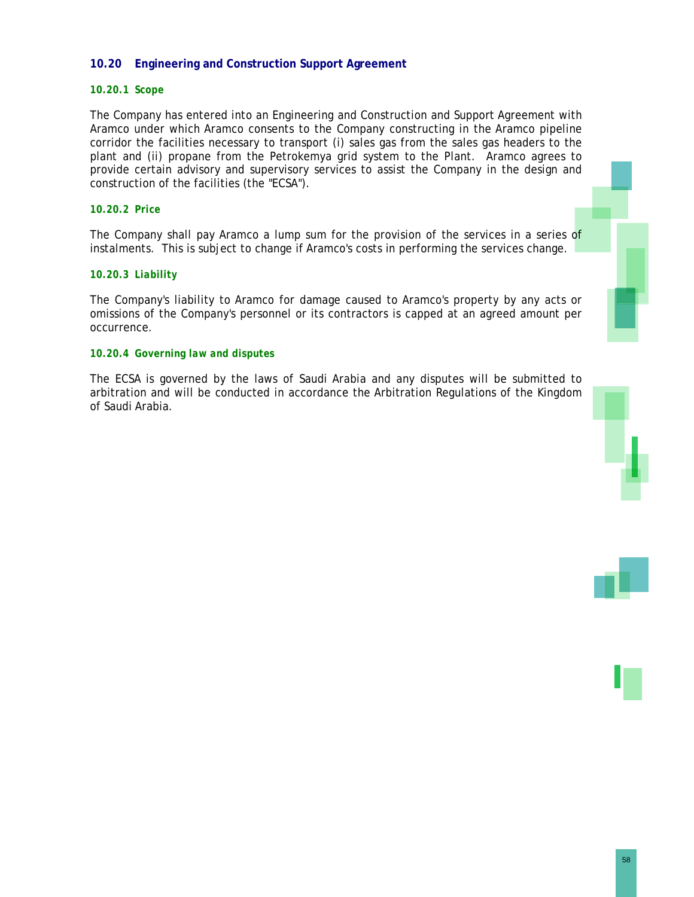## 10.20 Engineering and Construction Support Agreement

### 10.20.1 Scope

The Company has entered into an Engineering and Construction and Support Agreement with Aramco under which Aramco consents to the Company constructing in the Aramco pipeline corridor the facilities necessary to transport (i) sales gas from the sales gas headers to the plant and (ii) propane from the Petrokemya grid system to the Plant. Aramco agrees to provide certain advisory and supervisory services to assist the Company in the design and construction of the facilities (the "ECSA").

### 10.20.2 Price

The Company shall pay Aramco a lump sum for the provision of the services in a series of instalments. This is subject to change if Aramco's costs in performing the services change.

### 10.20.3 Liability

The Company's liability to Aramco for damage caused to Aramco's property by any acts or omissions of the Company's personnel or its contractors is capped at an agreed amount per occurrence.

### 10.20.4 Governing law and disputes

The ECSA is governed by the laws of Saudi Arabia and any disputes will be submitted to arbitration and will be conducted in accordance the Arbitration Regulations of the Kingdom of Saudi Arabia.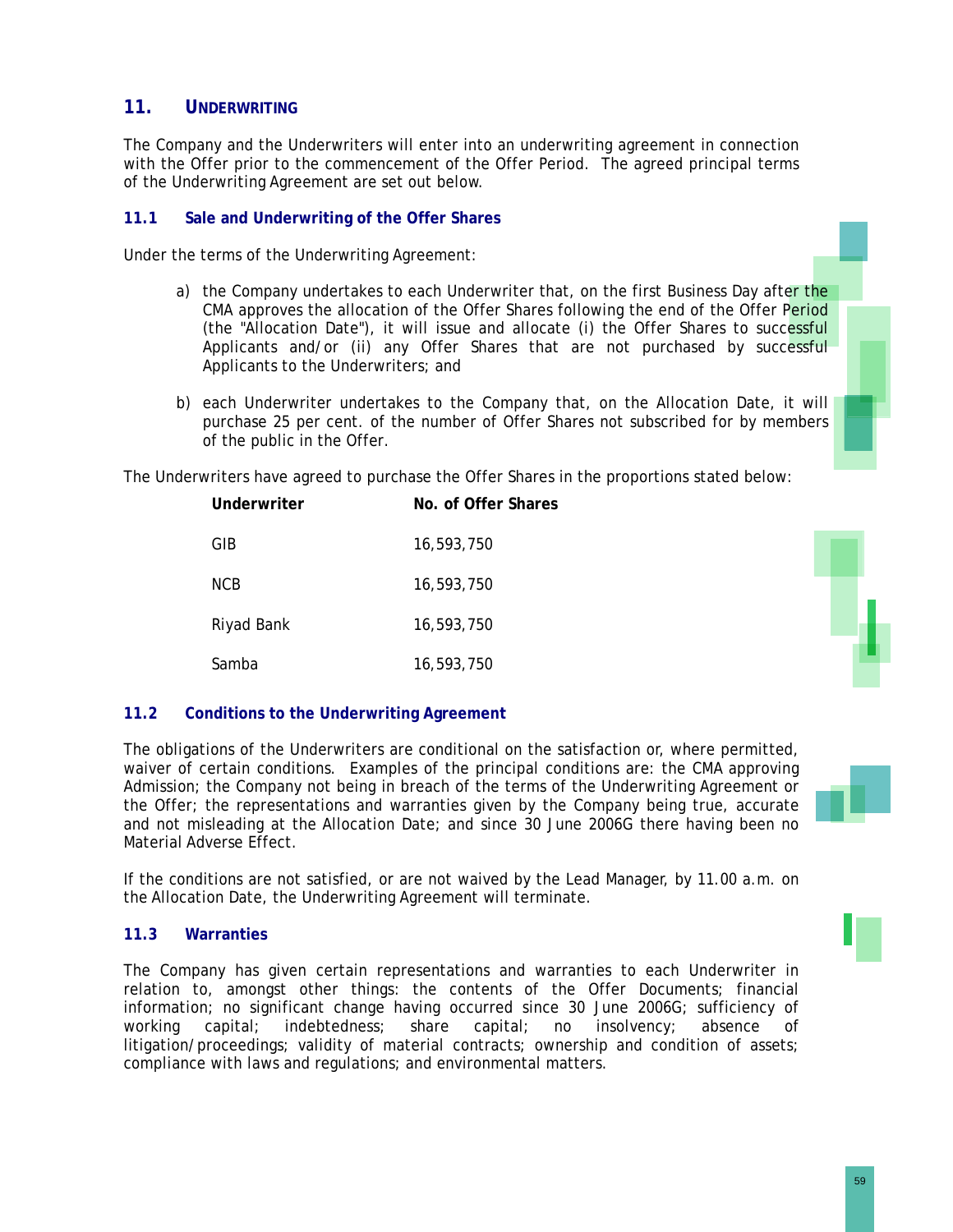## 11. UNDERWRITING

The Company and the Underwriters will enter into an underwriting agreement in connection with the Offer prior to the commencement of the Offer Period. The agreed principal terms of the Underwriting Agreement are set out below.

### 11.1 Sale and Underwriting of the Offer Shares

Under the terms of the Underwriting Agreement:

a) the Company undertakes to each Underwriter that, on the first Business Day after the CMA approves the allocation of the Offer Shares following the end of the Offer Period (the "Allocation Date"), it will issue and allocate (i) the Offer Shares to successful Applicants and/or (ii) any Offer Shares that are not purchased by successful Applicants to the Underwriters; and

b) each Underwriter undertakes to the Company that, on the Allocation Date, it will purchase 25 per cent. of the number of Offer Shares not subscribed for by members of the public in the Offer.

The Underwriters have agreed to purchase the Offer Shares in the proportions stated below:

| Underwriter | No. of Offer Shares |
|---|---|
| GIB | 16,593,750 |
| NCB | 16,593,750 |
| Riyad Bank | 16,593,750 |
| Samba | 16,593,750 |

### 11.2 Conditions to the Underwriting Agreement

The obligations of the Underwriters are conditional on the satisfaction or, where permitted, waiver of certain conditions. Examples of the principal conditions are: the CMA approving Admission; the Company not being in breach of the terms of the Underwriting Agreement or the Offer; the representations and warranties given by the Company being true, accurate and not misleading at the Allocation Date; and since 30 June 2006G there having been no Material Adverse Effect.

If the conditions are not satisfied, or are not waived by the Lead Manager, by 11.00 a.m. on the Allocation Date, the Underwriting Agreement will terminate.

### 11.3 Warranties

The Company has given certain representations and warranties to each Underwriter in relation to, amongst other things: the contents of the Offer Documents; financial information; no significant change having occurred since 30 June 2006G; sufficiency of working capital; indebtedness; share capital; no insolvency; absence of litigation/proceedings; validity of material contracts; ownership and condition of assets; compliance with laws and regulations; and environmental matters.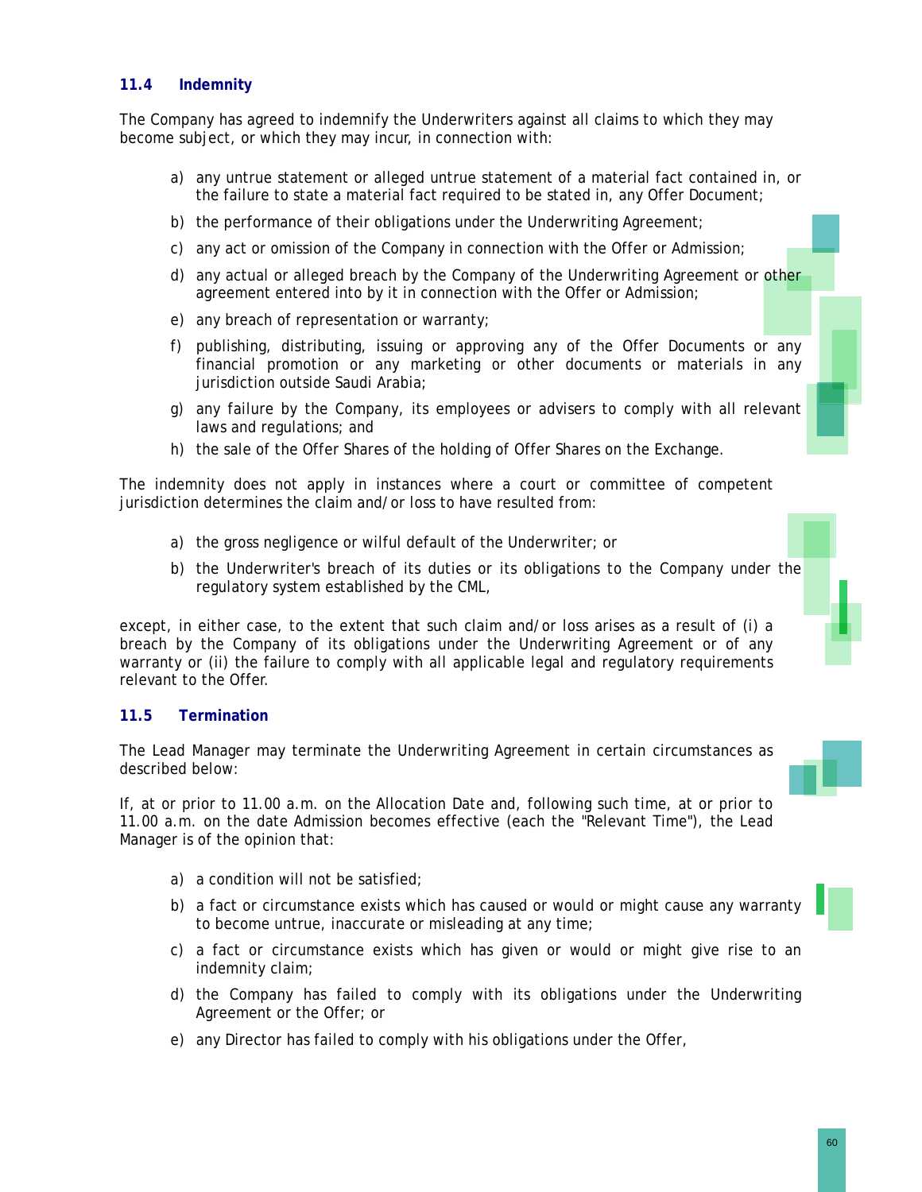### 11.4 Indemnity

The Company has agreed to indemnify the Underwriters against all claims to which they may become subject, or which they may incur, in connection with:

a) any untrue statement or alleged untrue statement of a material fact contained in, or the failure to state a material fact required to be stated in, any Offer Document;

b) the performance of their obligations under the Underwriting Agreement;

c) any act or omission of the Company in connection with the Offer or Admission;

d) any actual or alleged breach by the Company of the Underwriting Agreement or other agreement entered into by it in connection with the Offer or Admission;

e) any breach of representation or warranty;

f) publishing, distributing, issuing or approving any of the Offer Documents or any financial promotion or any marketing or other documents or materials in any jurisdiction outside Saudi Arabia;

g) any failure by the Company, its employees or advisers to comply with all relevant laws and regulations; and

h) the sale of the Offer Shares of the holding of Offer Shares on the Exchange.

The indemnity does not apply in instances where a court or committee of competent jurisdiction determines the claim and/or loss to have resulted from:

a) the gross negligence or wilful default of the Underwriter; or

b) the Underwriter's breach of its duties or its obligations to the Company under the regulatory system established by the CML,

except, in either case, to the extent that such claim and/or loss arises as a result of (i) a breach by the Company of its obligations under the Underwriting Agreement or of any warranty or (ii) the failure to comply with all applicable legal and regulatory requirements relevant to the Offer.

### 11.5 Termination

The Lead Manager may terminate the Underwriting Agreement in certain circumstances as described below:

If, at or prior to 11.00 a.m. on the Allocation Date and, following such time, at or prior to 11.00 a.m. on the date Admission becomes effective (each the "Relevant Time"), the Lead Manager is of the opinion that:

a) a condition will not be satisfied;

b) a fact or circumstance exists which has caused or would or might cause any warranty to become untrue, inaccurate or misleading at any time;

c) a fact or circumstance exists which has given or would or might give rise to an indemnity claim;

d) the Company has failed to comply with its obligations under the Underwriting Agreement or the Offer; or

e) any Director has failed to comply with his obligations under the Offer,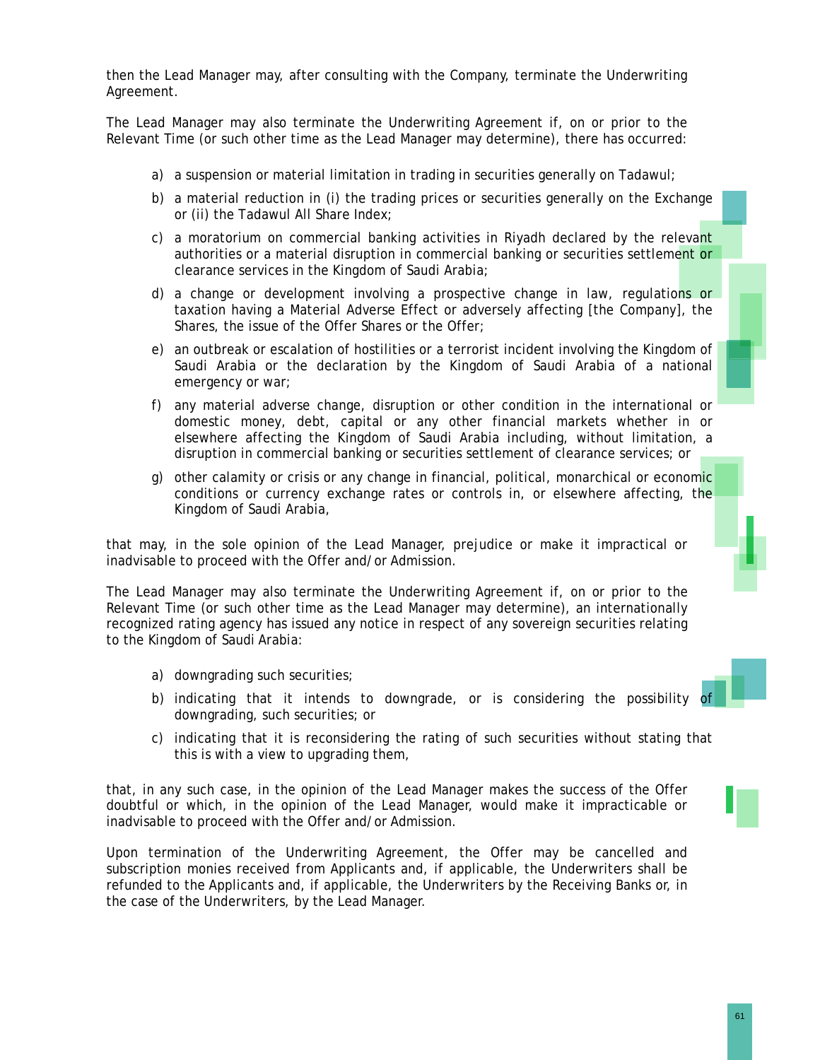then the Lead Manager may, after consulting with the Company, terminate the Underwriting Agreement.

The Lead Manager may also terminate the Underwriting Agreement if, on or prior to the Relevant Time (or such other time as the Lead Manager may determine), there has occurred:

a) a suspension or material limitation in trading in securities generally on Tadawul;

b) a material reduction in (i) the trading prices or securities generally on the Exchange or (ii) the Tadawul All Share Index;

c) a moratorium on commercial banking activities in Riyadh declared by the relevant authorities or a material disruption in commercial banking or securities settlement or clearance services in the Kingdom of Saudi Arabia;

d) a change or development involving a prospective change in law, regulations or taxation having a Material Adverse Effect or adversely affecting [the Company], the Shares, the issue of the Offer Shares or the Offer;

e) an outbreak or escalation of hostilities or a terrorist incident involving the Kingdom of Saudi Arabia or the declaration by the Kingdom of Saudi Arabia of a national emergency or war;

f) any material adverse change, disruption or other condition in the international or domestic money, debt, capital or any other financial markets whether in or elsewhere affecting the Kingdom of Saudi Arabia including, without limitation, a disruption in commercial banking or securities settlement of clearance services; or

g) other calamity or crisis or any change in financial, political, monarchical or economic conditions or currency exchange rates or controls in, or elsewhere affecting, the Kingdom of Saudi Arabia,

that may, in the sole opinion of the Lead Manager, prejudice or make it impractical or inadvisable to proceed with the Offer and/or Admission.

The Lead Manager may also terminate the Underwriting Agreement if, on or prior to the Relevant Time (or such other time as the Lead Manager may determine), an internationally recognized rating agency has issued any notice in respect of any sovereign securities relating to the Kingdom of Saudi Arabia:

a) downgrading such securities;

b) indicating that it intends to downgrade, or is considering the possibility of downgrading, such securities; or

c) indicating that it is reconsidering the rating of such securities without stating that this is with a view to upgrading them,

that, in any such case, in the opinion of the Lead Manager makes the success of the Offer doubtful or which, in the opinion of the Lead Manager, would make it impracticable or inadvisable to proceed with the Offer and/or Admission.

Upon termination of the Underwriting Agreement, the Offer may be cancelled and subscription monies received from Applicants and, if applicable, the Underwriters shall be refunded to the Applicants and, if applicable, the Underwriters by the Receiving Banks or, in the case of the Underwriters, by the Lead Manager.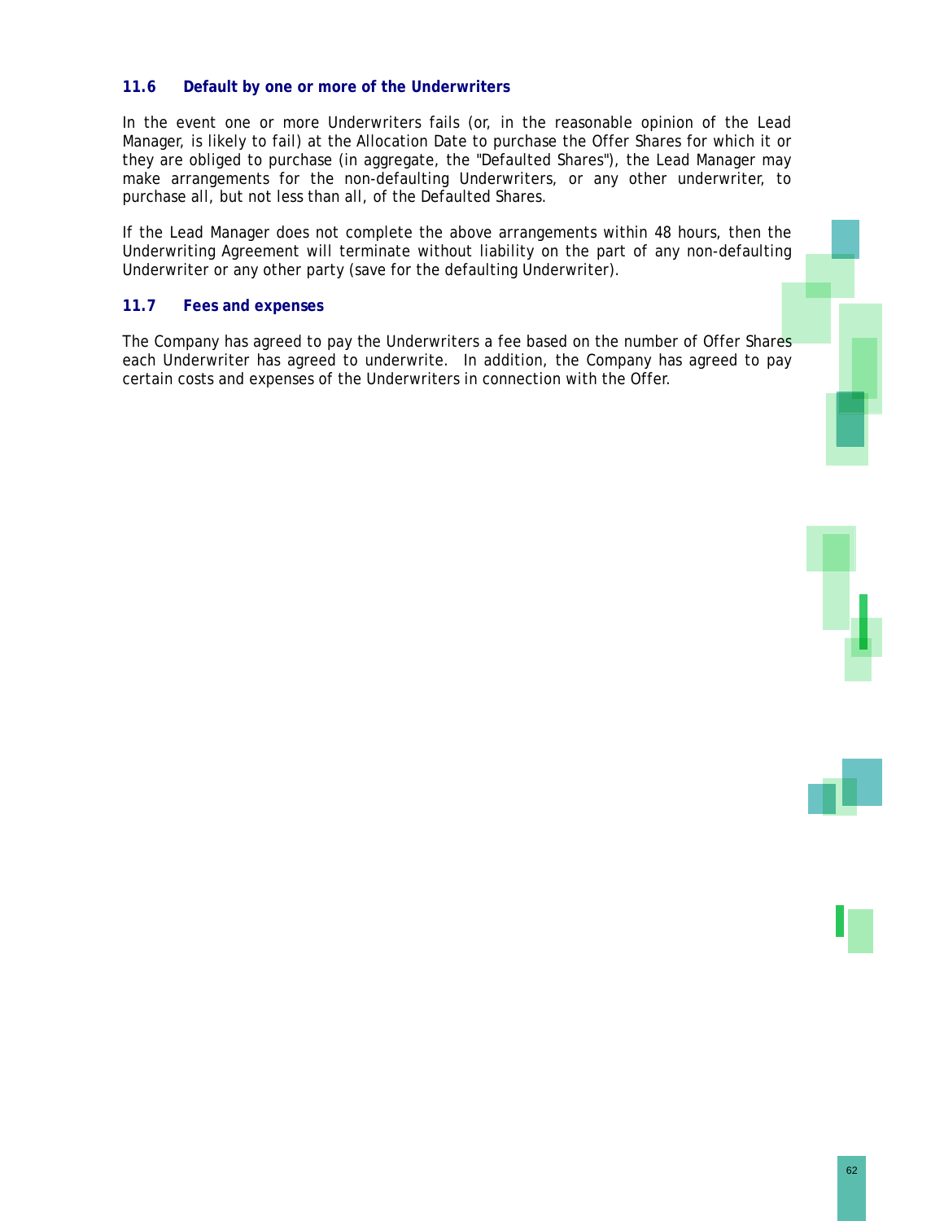### 11.6 Default by one or more of the Underwriters

In the event one or more Underwriters fails (or, in the reasonable opinion of the Lead Manager, is likely to fail) at the Allocation Date to purchase the Offer Shares for which it or they are obliged to purchase (in aggregate, the "Defaulted Shares"), the Lead Manager may make arrangements for the non-defaulting Underwriters, or any other underwriter, to purchase all, but not less than all, of the Defaulted Shares.

If the Lead Manager does not complete the above arrangements within 48 hours, then the Underwriting Agreement will terminate without liability on the part of any non-defaulting Underwriter or any other party (save for the defaulting Underwriter).

### 11.7 Fees and expenses

The Company has agreed to pay the Underwriters a fee based on the number of Offer Shares each Underwriter has agreed to underwrite. In addition, the Company has agreed to pay certain costs and expenses of the Underwriters in connection with the Offer.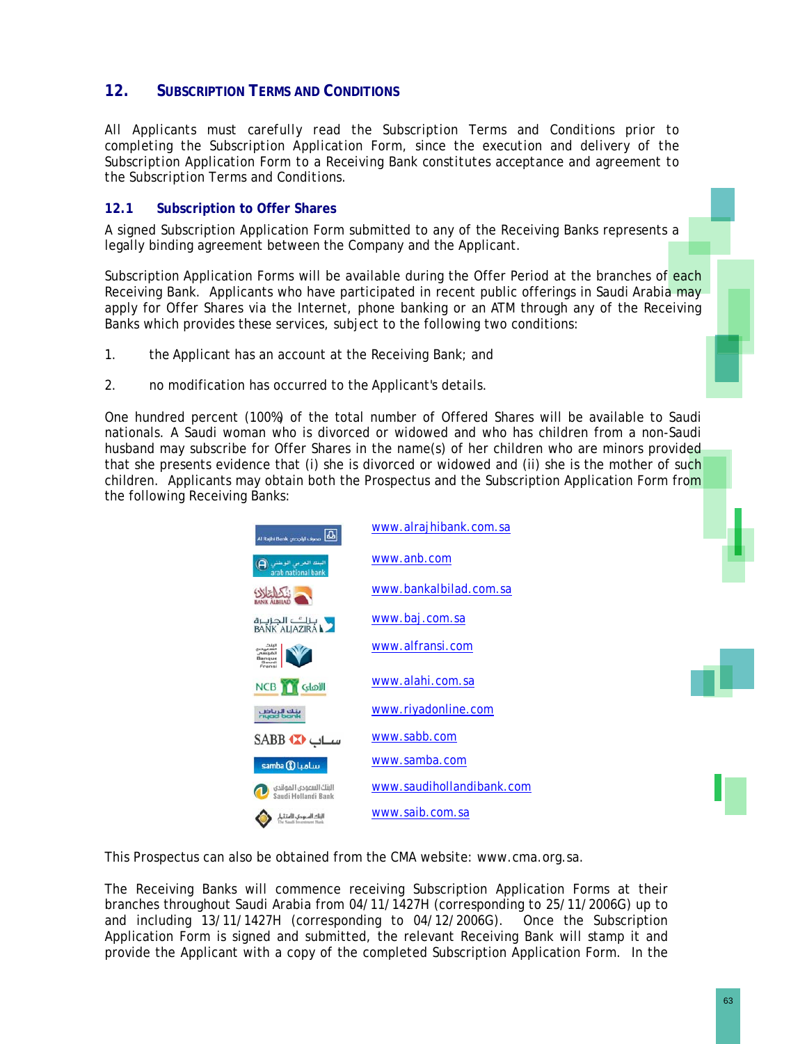## 12. Subscription Terms and Conditions

All Applicants must carefully read the Subscription Terms and Conditions prior to completing the Subscription Application Form, since the execution and delivery of the Subscription Application Form to a Receiving Bank constitutes acceptance and agreement to the Subscription Terms and Conditions.

### 12.1 Subscription to Offer Shares

A signed Subscription Application Form submitted to any of the Receiving Banks represents a legally binding agreement between the Company and the Applicant.

Subscription Application Forms will be available during the Offer Period at the branches of each Receiving Bank. Applicants who have participated in recent public offerings in Saudi Arabia may apply for Offer Shares via the Internet, phone banking or an ATM through any of the Receiving Banks which provides these services, subject to the following two conditions:

1. the Applicant has an account at the Receiving Bank; and
2. no modification has occurred to the Applicant's details.

One hundred percent (100%) of the total number of Offered Shares will be available to Saudi nationals. A Saudi woman who is divorced or widowed and who has children from a non-Saudi husband may subscribe for Offer Shares in the name(s) of her children who are minors provided that she presents evidence that (i) she is divorced or widowed and (ii) she is the mother of such children. Applicants may obtain both the Prospectus and the Subscription Application Form from the following Receiving Banks:

| Bank | Website |
|---|---|
| Al Rajhi Bank مصرف الراجحي | www.alrajhibank.com.sa |
| البنك العربي الوطني arab national bank | www.anb.com |
| بنك البلاد BANK ALBILAD | www.bankalbilad.com.sa |
| بنك الجزيرة BANK ALJAZIRA | www.baj.com.sa |
| البنك السعودي الفرنسي Banque Saudi Fransi | www.alfransi.com |
| NCB الأهلي | www.alahi.com.sa |
| بنك الرياض riyad bank | www.riyadonline.com |
| SABB ساب | www.sabb.com |
| samba سامبا | www.samba.com |
| البنك السعودي الهولندي Saudi Hollandi Bank | www.saudihollandibank.com |
| البنك السعودي للاستثمار The Saudi Investment Bank | www.saib.com.sa |

This Prospectus can also be obtained from the CMA website: www.cma.org.sa.

The Receiving Banks will commence receiving Subscription Application Forms at their branches throughout Saudi Arabia from 04/11/1427H (corresponding to 25/11/2006G) up to and including 13/11/1427H (corresponding to 04/12/2006G). Once the Subscription Application Form is signed and submitted, the relevant Receiving Bank will stamp it and provide the Applicant with a copy of the completed Subscription Application Form. In the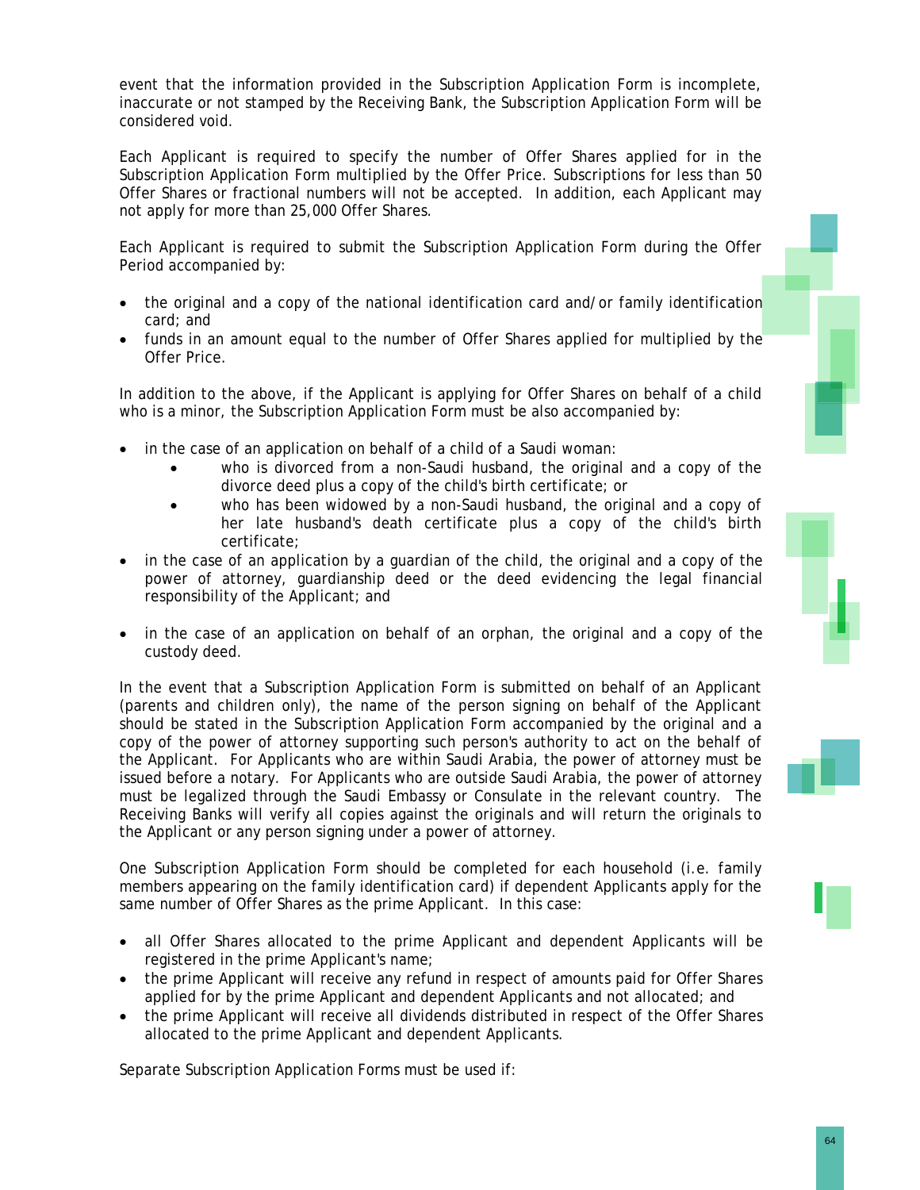event that the information provided in the Subscription Application Form is incomplete, inaccurate or not stamped by the Receiving Bank, the Subscription Application Form will be considered void.

Each Applicant is required to specify the number of Offer Shares applied for in the Subscription Application Form multiplied by the Offer Price. Subscriptions for less than 50 Offer Shares or fractional numbers will not be accepted. In addition, each Applicant may not apply for more than 25,000 Offer Shares.

Each Applicant is required to submit the Subscription Application Form during the Offer Period accompanied by:

- the original and a copy of the national identification card and/or family identification card; and
- funds in an amount equal to the number of Offer Shares applied for multiplied by the Offer Price.

In addition to the above, if the Applicant is applying for Offer Shares on behalf of a child who is a minor, the Subscription Application Form must be also accompanied by:

- in the case of an application on behalf of a child of a Saudi woman:
  - who is divorced from a non-Saudi husband, the original and a copy of the divorce deed plus a copy of the child's birth certificate; or
  - who has been widowed by a non-Saudi husband, the original and a copy of her late husband's death certificate plus a copy of the child's birth certificate;
- in the case of an application by a guardian of the child, the original and a copy of the power of attorney, guardianship deed or the deed evidencing the legal financial responsibility of the Applicant; and
- in the case of an application on behalf of an orphan, the original and a copy of the custody deed.

In the event that a Subscription Application Form is submitted on behalf of an Applicant (parents and children only), the name of the person signing on behalf of the Applicant should be stated in the Subscription Application Form accompanied by the original and a copy of the power of attorney supporting such person's authority to act on the behalf of the Applicant. For Applicants who are within Saudi Arabia, the power of attorney must be issued before a notary. For Applicants who are outside Saudi Arabia, the power of attorney must be legalized through the Saudi Embassy or Consulate in the relevant country. The Receiving Banks will verify all copies against the originals and will return the originals to the Applicant or any person signing under a power of attorney.

One Subscription Application Form should be completed for each household (i.e. family members appearing on the family identification card) if dependent Applicants apply for the same number of Offer Shares as the prime Applicant. In this case:

- all Offer Shares allocated to the prime Applicant and dependent Applicants will be registered in the prime Applicant's name;
- the prime Applicant will receive any refund in respect of amounts paid for Offer Shares applied for by the prime Applicant and dependent Applicants and not allocated; and
- the prime Applicant will receive all dividends distributed in respect of the Offer Shares allocated to the prime Applicant and dependent Applicants.

Separate Subscription Application Forms must be used if: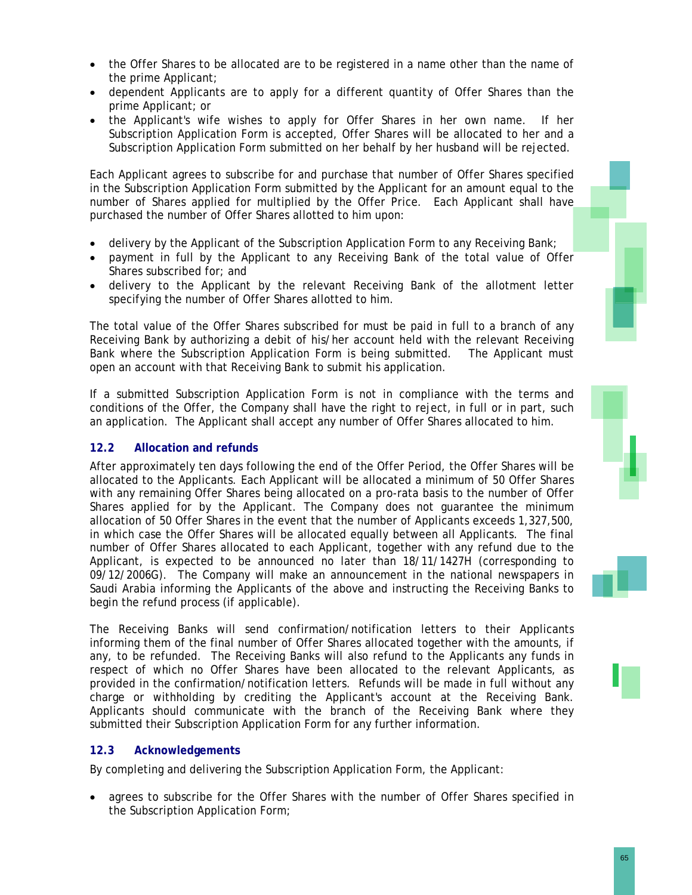- the Offer Shares to be allocated are to be registered in a name other than the name of the prime Applicant;
- dependent Applicants are to apply for a different quantity of Offer Shares than the prime Applicant; or
- the Applicant's wife wishes to apply for Offer Shares in her own name. If her Subscription Application Form is accepted, Offer Shares will be allocated to her and a Subscription Application Form submitted on her behalf by her husband will be rejected.

Each Applicant agrees to subscribe for and purchase that number of Offer Shares specified in the Subscription Application Form submitted by the Applicant for an amount equal to the number of Shares applied for multiplied by the Offer Price. Each Applicant shall have purchased the number of Offer Shares allotted to him upon:

- delivery by the Applicant of the Subscription Application Form to any Receiving Bank;
- payment in full by the Applicant to any Receiving Bank of the total value of Offer Shares subscribed for; and
- delivery to the Applicant by the relevant Receiving Bank of the allotment letter specifying the number of Offer Shares allotted to him.

The total value of the Offer Shares subscribed for must be paid in full to a branch of any Receiving Bank by authorizing a debit of his/her account held with the relevant Receiving Bank where the Subscription Application Form is being submitted. The Applicant must open an account with that Receiving Bank to submit his application.

If a submitted Subscription Application Form is not in compliance with the terms and conditions of the Offer, the Company shall have the right to reject, in full or in part, such an application. The Applicant shall accept any number of Offer Shares allocated to him.

### 12.2 Allocation and refunds

After approximately ten days following the end of the Offer Period, the Offer Shares will be allocated to the Applicants. Each Applicant will be allocated a minimum of 50 Offer Shares with any remaining Offer Shares being allocated on a pro-rata basis to the number of Offer Shares applied for by the Applicant. The Company does not guarantee the minimum allocation of 50 Offer Shares in the event that the number of Applicants exceeds 1,327,500, in which case the Offer Shares will be allocated equally between all Applicants. The final number of Offer Shares allocated to each Applicant, together with any refund due to the Applicant, is expected to be announced no later than 18/11/1427H (corresponding to 09/12/2006G). The Company will make an announcement in the national newspapers in Saudi Arabia informing the Applicants of the above and instructing the Receiving Banks to begin the refund process (if applicable).

The Receiving Banks will send confirmation/notification letters to their Applicants informing them of the final number of Offer Shares allocated together with the amounts, if any, to be refunded. The Receiving Banks will also refund to the Applicants any funds in respect of which no Offer Shares have been allocated to the relevant Applicants, as provided in the confirmation/notification letters. Refunds will be made in full without any charge or withholding by crediting the Applicant's account at the Receiving Bank. Applicants should communicate with the branch of the Receiving Bank where they submitted their Subscription Application Form for any further information.

### 12.3 Acknowledgements

By completing and delivering the Subscription Application Form, the Applicant:

- agrees to subscribe for the Offer Shares with the number of Offer Shares specified in the Subscription Application Form;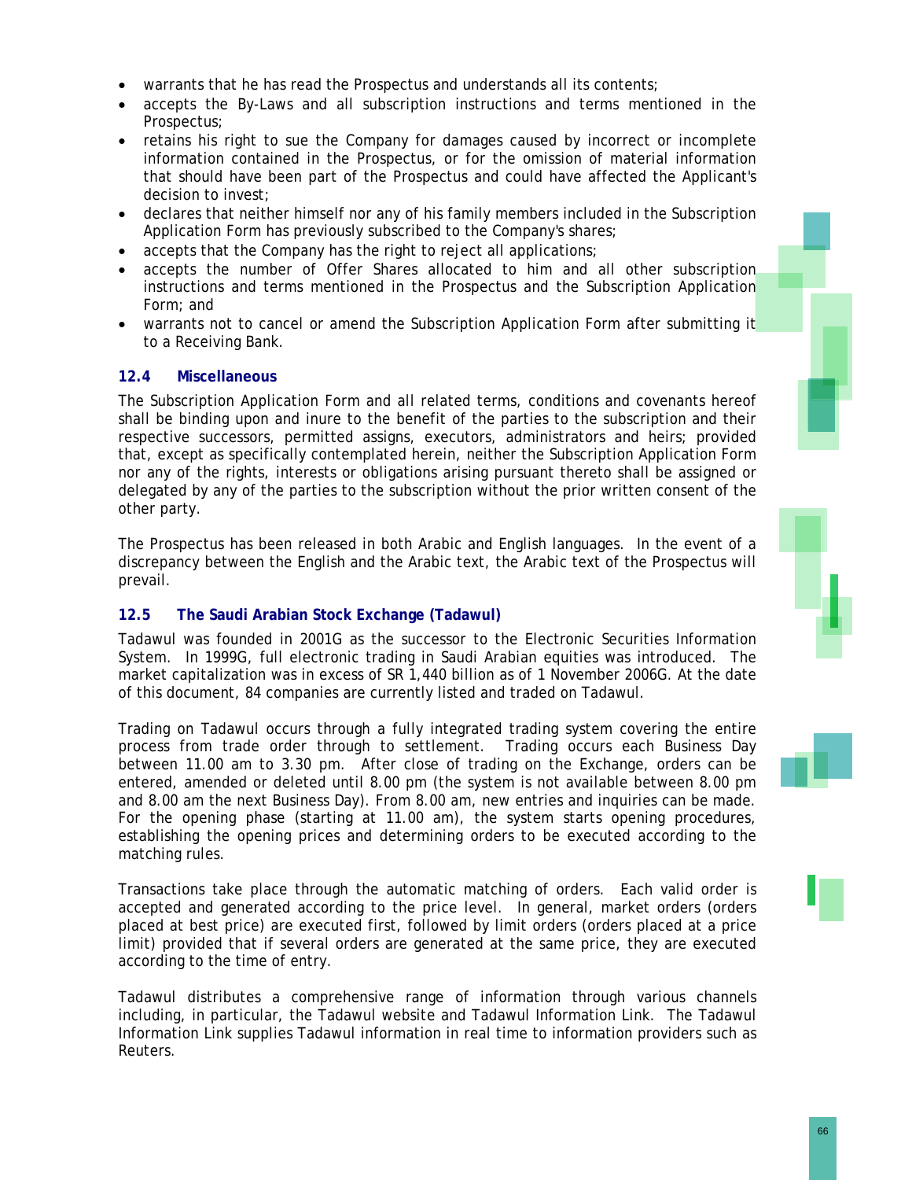- warrants that he has read the Prospectus and understands all its contents;
- accepts the By-Laws and all subscription instructions and terms mentioned in the Prospectus;
- retains his right to sue the Company for damages caused by incorrect or incomplete information contained in the Prospectus, or for the omission of material information that should have been part of the Prospectus and could have affected the Applicant's decision to invest;
- declares that neither himself nor any of his family members included in the Subscription Application Form has previously subscribed to the Company's shares;
- accepts that the Company has the right to reject all applications;
- accepts the number of Offer Shares allocated to him and all other subscription instructions and terms mentioned in the Prospectus and the Subscription Application Form; and
- warrants not to cancel or amend the Subscription Application Form after submitting it to a Receiving Bank.

### 12.4 Miscellaneous

The Subscription Application Form and all related terms, conditions and covenants hereof shall be binding upon and inure to the benefit of the parties to the subscription and their respective successors, permitted assigns, executors, administrators and heirs; provided that, except as specifically contemplated herein, neither the Subscription Application Form nor any of the rights, interests or obligations arising pursuant thereto shall be assigned or delegated by any of the parties to the subscription without the prior written consent of the other party.

The Prospectus has been released in both Arabic and English languages. In the event of a discrepancy between the English and the Arabic text, the Arabic text of the Prospectus will prevail.

### 12.5 The Saudi Arabian Stock Exchange (Tadawul)

Tadawul was founded in 2001G as the successor to the Electronic Securities Information System. In 1999G, full electronic trading in Saudi Arabian equities was introduced. The market capitalization was in excess of SR 1,440 billion as of 1 November 2006G. At the date of this document, 84 companies are currently listed and traded on Tadawul.

Trading on Tadawul occurs through a fully integrated trading system covering the entire process from trade order through to settlement. Trading occurs each Business Day between 11.00 am to 3.30 pm. After close of trading on the Exchange, orders can be entered, amended or deleted until 8.00 pm (the system is not available between 8.00 pm and 8.00 am the next Business Day). From 8.00 am, new entries and inquiries can be made. For the opening phase (starting at 11.00 am), the system starts opening procedures, establishing the opening prices and determining orders to be executed according to the matching rules.

Transactions take place through the automatic matching of orders. Each valid order is accepted and generated according to the price level. In general, market orders (orders placed at best price) are executed first, followed by limit orders (orders placed at a price limit) provided that if several orders are generated at the same price, they are executed according to the time of entry.

Tadawul distributes a comprehensive range of information through various channels including, in particular, the Tadawul website and Tadawul Information Link. The Tadawul Information Link supplies Tadawul information in real time to information providers such as Reuters.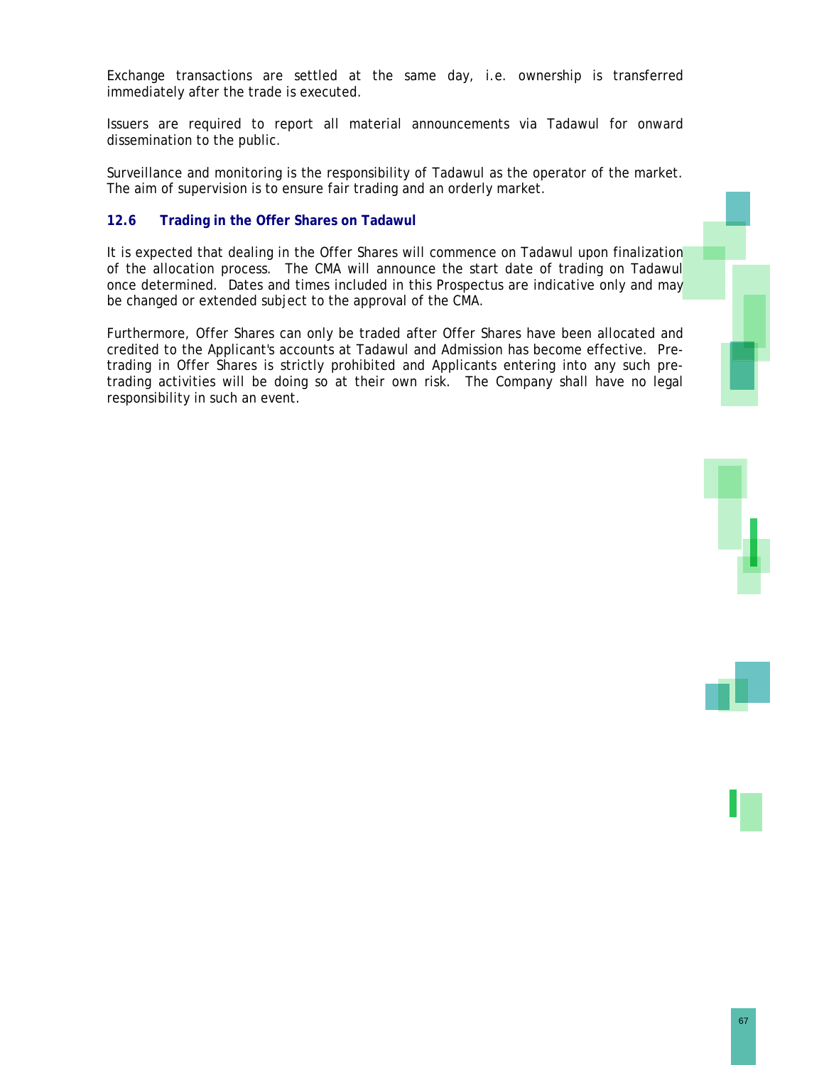Exchange transactions are settled at the same day, i.e. ownership is transferred immediately after the trade is executed.

Issuers are required to report all material announcements via Tadawul for onward dissemination to the public.

Surveillance and monitoring is the responsibility of Tadawul as the operator of the market. The aim of supervision is to ensure fair trading and an orderly market.

### 12.6 Trading in the Offer Shares on Tadawul

It is expected that dealing in the Offer Shares will commence on Tadawul upon finalization of the allocation process. The CMA will announce the start date of trading on Tadawul once determined. Dates and times included in this Prospectus are indicative only and may be changed or extended subject to the approval of the CMA.

Furthermore, Offer Shares can only be traded after Offer Shares have been allocated and credited to the Applicant's accounts at Tadawul and Admission has become effective. Pre-trading in Offer Shares is strictly prohibited and Applicants entering into any such pre-trading activities will be doing so at their own risk. The Company shall have no legal responsibility in such an event.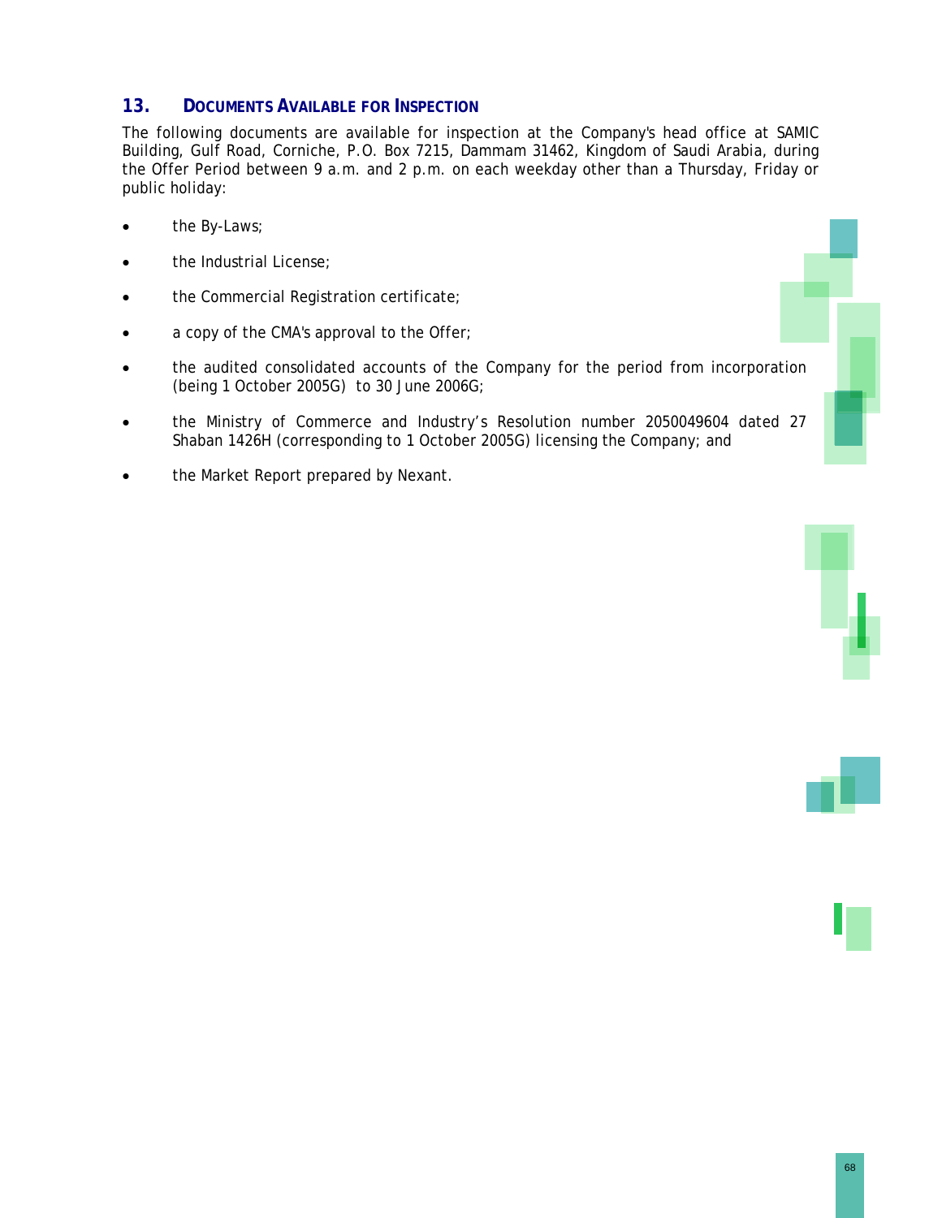## 13. Documents Available for Inspection

The following documents are available for inspection at the Company's head office at SAMIC Building, Gulf Road, Corniche, P.O. Box 7215, Dammam 31462, Kingdom of Saudi Arabia, during the Offer Period between 9 a.m. and 2 p.m. on each weekday other than a Thursday, Friday or public holiday:

- the By-Laws;
- the Industrial License;
- the Commercial Registration certificate;
- a copy of the CMA's approval to the Offer;
- the audited consolidated accounts of the Company for the period from incorporation (being 1 October 2005G) to 30 June 2006G;
- the Ministry of Commerce and Industry's Resolution number 2050049604 dated 27 Shaban 1426H (corresponding to 1 October 2005G) licensing the Company; and
- the Market Report prepared by Nexant.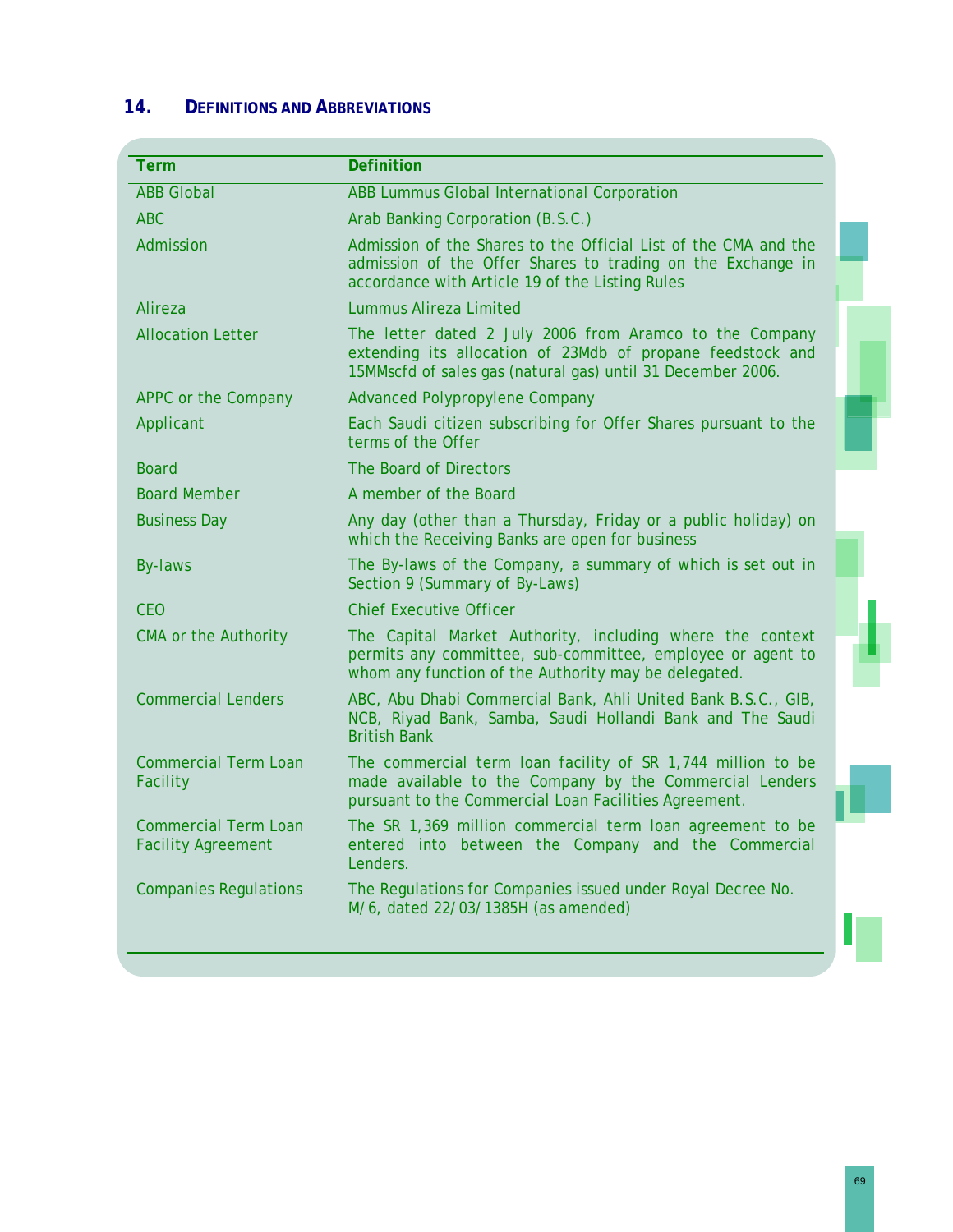## 14. DEFINITIONS AND ABBREVIATIONS

| Term | Definition |
|---|---|
| ABB Global | ABB Lummus Global International Corporation |
| ABC | Arab Banking Corporation (B.S.C.) |
| Admission | Admission of the Shares to the Official List of the CMA and the admission of the Offer Shares to trading on the Exchange in accordance with Article 19 of the Listing Rules |
| Alireza | Lummus Alireza Limited |
| Allocation Letter | The letter dated 2 July 2006 from Aramco to the Company extending its allocation of 23Mdb of propane feedstock and 15MMscfd of sales gas (natural gas) until 31 December 2006. |
| APPC or the Company | Advanced Polypropylene Company |
| Applicant | Each Saudi citizen subscribing for Offer Shares pursuant to the terms of the Offer |
| Board | The Board of Directors |
| Board Member | A member of the Board |
| Business Day | Any day (other than a Thursday, Friday or a public holiday) on which the Receiving Banks are open for business |
| By-laws | The By-laws of the Company, a summary of which is set out in Section 9 (Summary of By-Laws) |
| CEO | Chief Executive Officer |
| CMA or the Authority | The Capital Market Authority, including where the context permits any committee, sub-committee, employee or agent to whom any function of the Authority may be delegated. |
| Commercial Lenders | ABC, Abu Dhabi Commercial Bank, Ahli United Bank B.S.C., GIB, NCB, Riyad Bank, Samba, Saudi Hollandi Bank and The Saudi British Bank |
| Commercial Term Loan Facility | The commercial term loan facility of SR 1,744 million to be made available to the Company by the Commercial Lenders pursuant to the Commercial Loan Facilities Agreement. |
| Commercial Term Loan Facility Agreement | The SR 1,369 million commercial term loan agreement to be entered into between the Company and the Commercial Lenders. |
| Companies Regulations | The Regulations for Companies issued under Royal Decree No. M/6, dated 22/03/1385H (as amended) |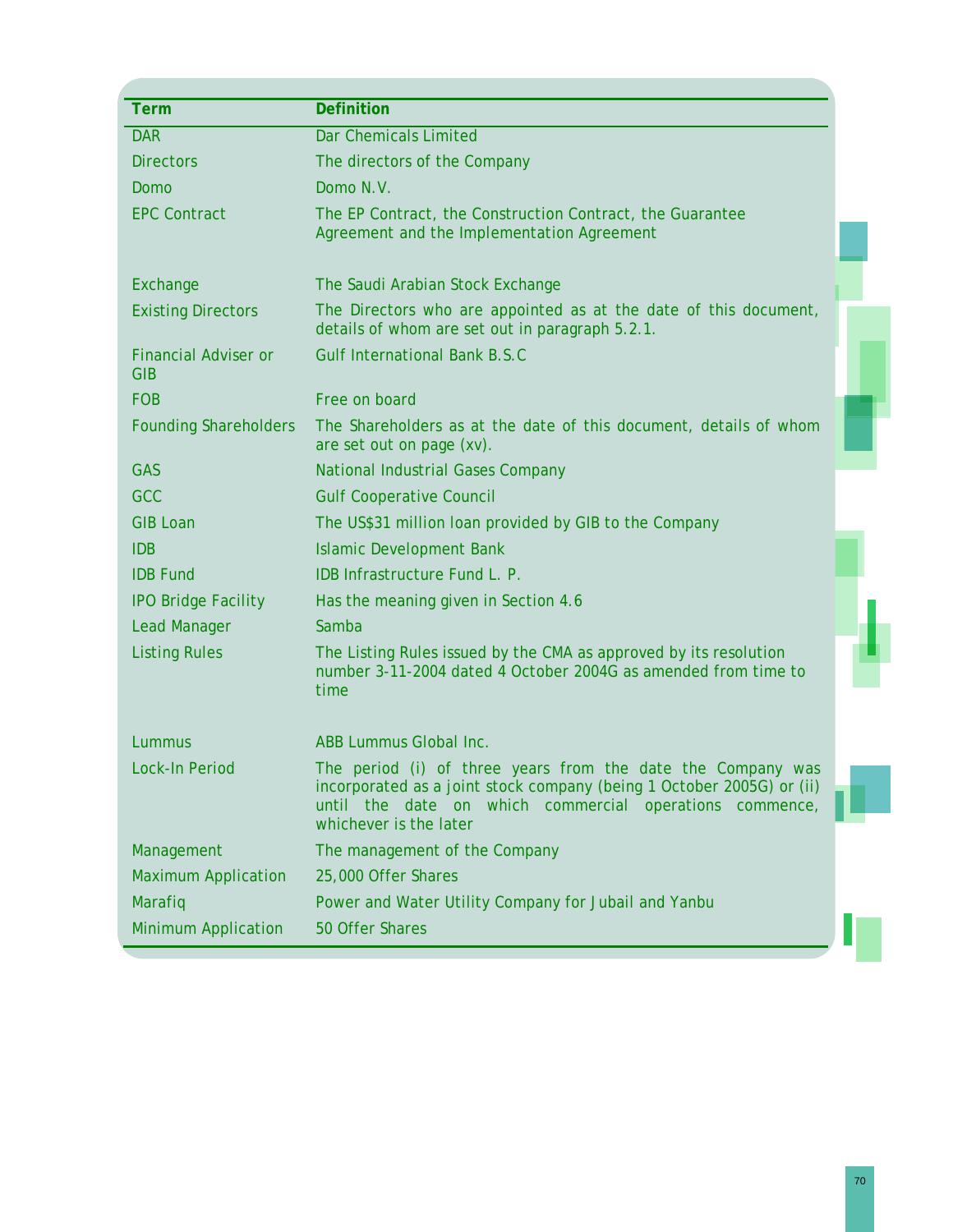| Term | Definition |
|---|---|
| DAR | Dar Chemicals Limited |
| Directors | The directors of the Company |
| Domo | Domo N.V. |
| EPC Contract | The EP Contract, the Construction Contract, the Guarantee Agreement and the Implementation Agreement |
| Exchange | The Saudi Arabian Stock Exchange |
| Existing Directors | The Directors who are appointed as at the date of this document, details of whom are set out in paragraph 5.2.1. |
| Financial Adviser or GIB | Gulf International Bank B.S.C |
| FOB | Free on board |
| Founding Shareholders | The Shareholders as at the date of this document, details of whom are set out on page (xv). |
| GAS | National Industrial Gases Company |
| GCC | Gulf Cooperative Council |
| GIB Loan | The US$31 million loan provided by GIB to the Company |
| IDB | Islamic Development Bank |
| IDB Fund | IDB Infrastructure Fund L. P. |
| IPO Bridge Facility | Has the meaning given in Section 4.6 |
| Lead Manager | Samba |
| Listing Rules | The Listing Rules issued by the CMA as approved by its resolution number 3-11-2004 dated 4 October 2004G as amended from time to time |
| Lummus | ABB Lummus Global Inc. |
| Lock-In Period | The period (i) of three years from the date the Company was incorporated as a joint stock company (being 1 October 2005G) or (ii) until the date on which commercial operations commence, whichever is the later |
| Management | The management of the Company |
| Maximum Application | 25,000 Offer Shares |
| Marafiq | Power and Water Utility Company for Jubail and Yanbu |
| Minimum Application | 50 Offer Shares |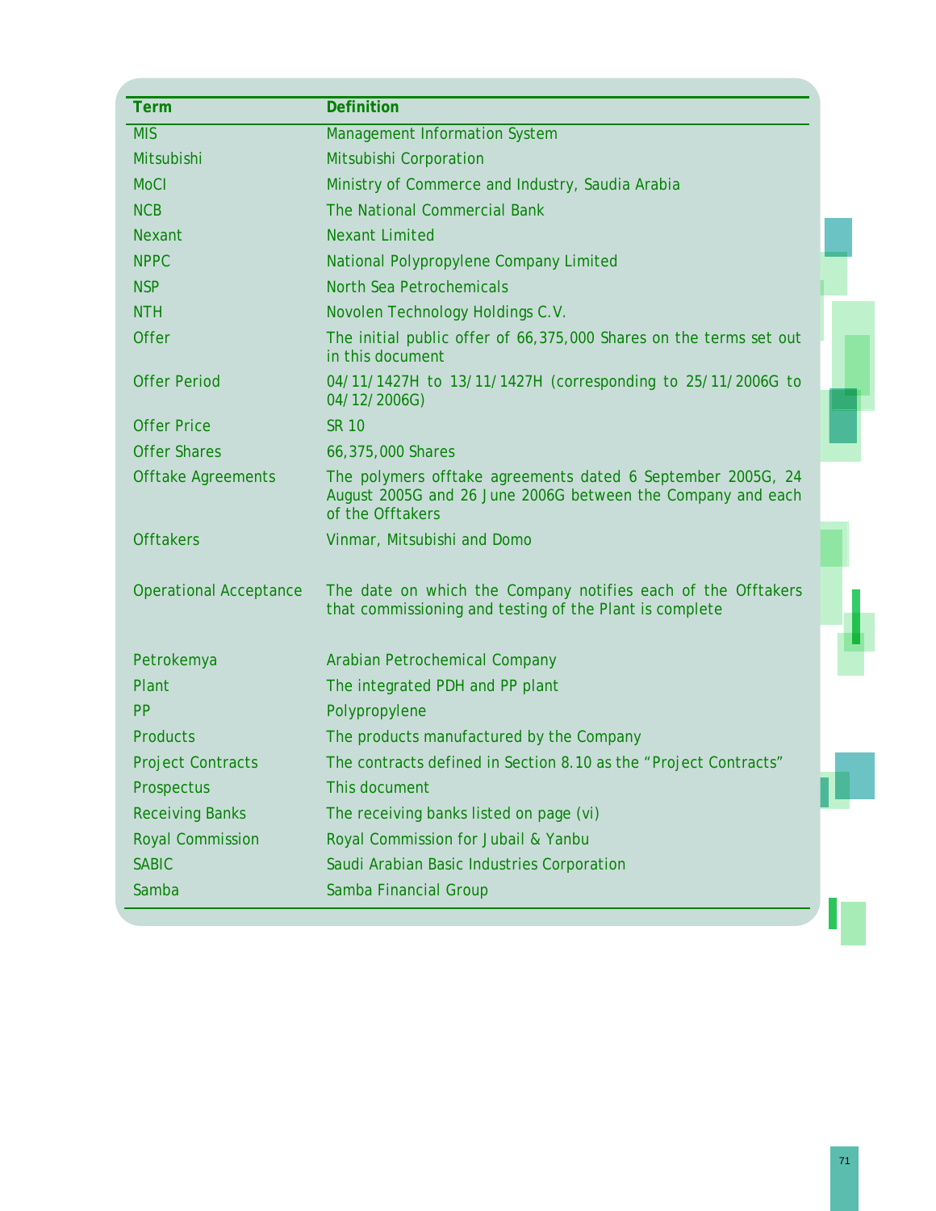| Term | Definition |
|---|---|
| MIS | Management Information System |
| Mitsubishi | Mitsubishi Corporation |
| MoCI | Ministry of Commerce and Industry, Saudia Arabia |
| NCB | The National Commercial Bank |
| Nexant | Nexant Limited |
| NPPC | National Polypropylene Company Limited |
| NSP | North Sea Petrochemicals |
| NTH | Novolen Technology Holdings C.V. |
| Offer | The initial public offer of 66,375,000 Shares on the terms set out in this document |
| Offer Period | 04/11/1427H to 13/11/1427H (corresponding to 25/11/2006G to 04/12/2006G) |
| Offer Price | SR 10 |
| Offer Shares | 66,375,000 Shares |
| Offtake Agreements | The polymers offtake agreements dated 6 September 2005G, 24 August 2005G and 26 June 2006G between the Company and each of the Offtakers |
| Offtakers | Vinmar, Mitsubishi and Domo |
| Operational Acceptance | The date on which the Company notifies each of the Offtakers that commissioning and testing of the Plant is complete |
| Petrokemya | Arabian Petrochemical Company |
| Plant | The integrated PDH and PP plant |
| PP | Polypropylene |
| Products | The products manufactured by the Company |
| Project Contracts | The contracts defined in Section 8.10 as the "Project Contracts" |
| Prospectus | This document |
| Receiving Banks | The receiving banks listed on page (vi) |
| Royal Commission | Royal Commission for Jubail & Yanbu |
| SABIC | Saudi Arabian Basic Industries Corporation |
| Samba | Samba Financial Group |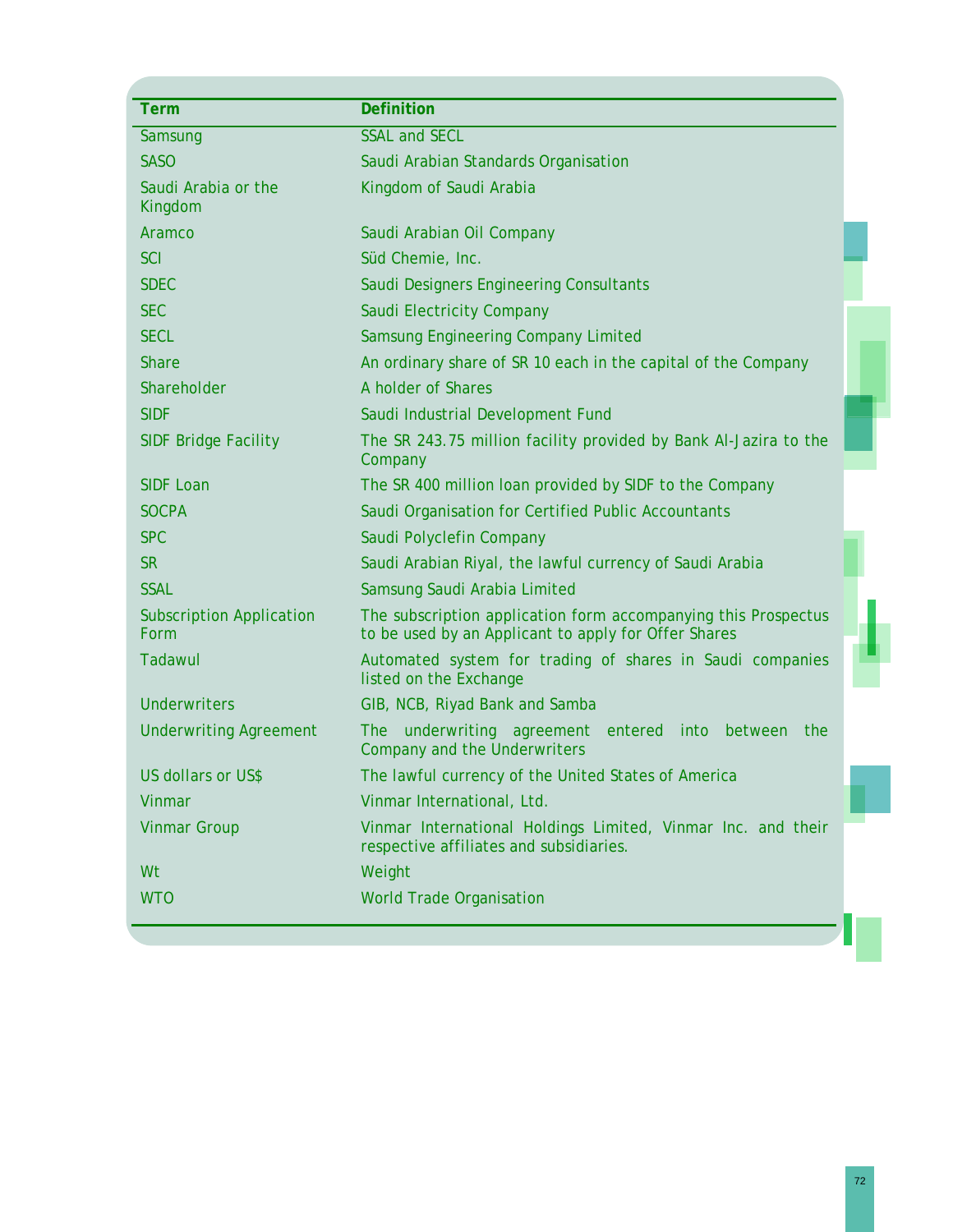| Term | Definition |
|---|---|
| Samsung | SSAL and SECL |
| SASO | Saudi Arabian Standards Organisation |
| Saudi Arabia or the Kingdom | Kingdom of Saudi Arabia |
| Aramco | Saudi Arabian Oil Company |
| SCI | Süd Chemie, Inc. |
| SDEC | Saudi Designers Engineering Consultants |
| SEC | Saudi Electricity Company |
| SECL | Samsung Engineering Company Limited |
| Share | An ordinary share of SR 10 each in the capital of the Company |
| Shareholder | A holder of Shares |
| SIDF | Saudi Industrial Development Fund |
| SIDF Bridge Facility | The SR 243.75 million facility provided by Bank Al-Jazira to the Company |
| SIDF Loan | The SR 400 million loan provided by SIDF to the Company |
| SOCPA | Saudi Organisation for Certified Public Accountants |
| SPC | Saudi Polyclefin Company |
| SR | Saudi Arabian Riyal, the lawful currency of Saudi Arabia |
| SSAL | Samsung Saudi Arabia Limited |
| Subscription Application Form | The subscription application form accompanying this Prospectus to be used by an Applicant to apply for Offer Shares |
| Tadawul | Automated system for trading of shares in Saudi companies listed on the Exchange |
| Underwriters | GIB, NCB, Riyad Bank and Samba |
| Underwriting Agreement | The underwriting agreement entered into between the Company and the Underwriters |
| US dollars or US$ | The lawful currency of the United States of America |
| Vinmar | Vinmar International, Ltd. |
| Vinmar Group | Vinmar International Holdings Limited, Vinmar Inc. and their respective affiliates and subsidiaries. |
| Wt | Weight |
| WTO | World Trade Organisation |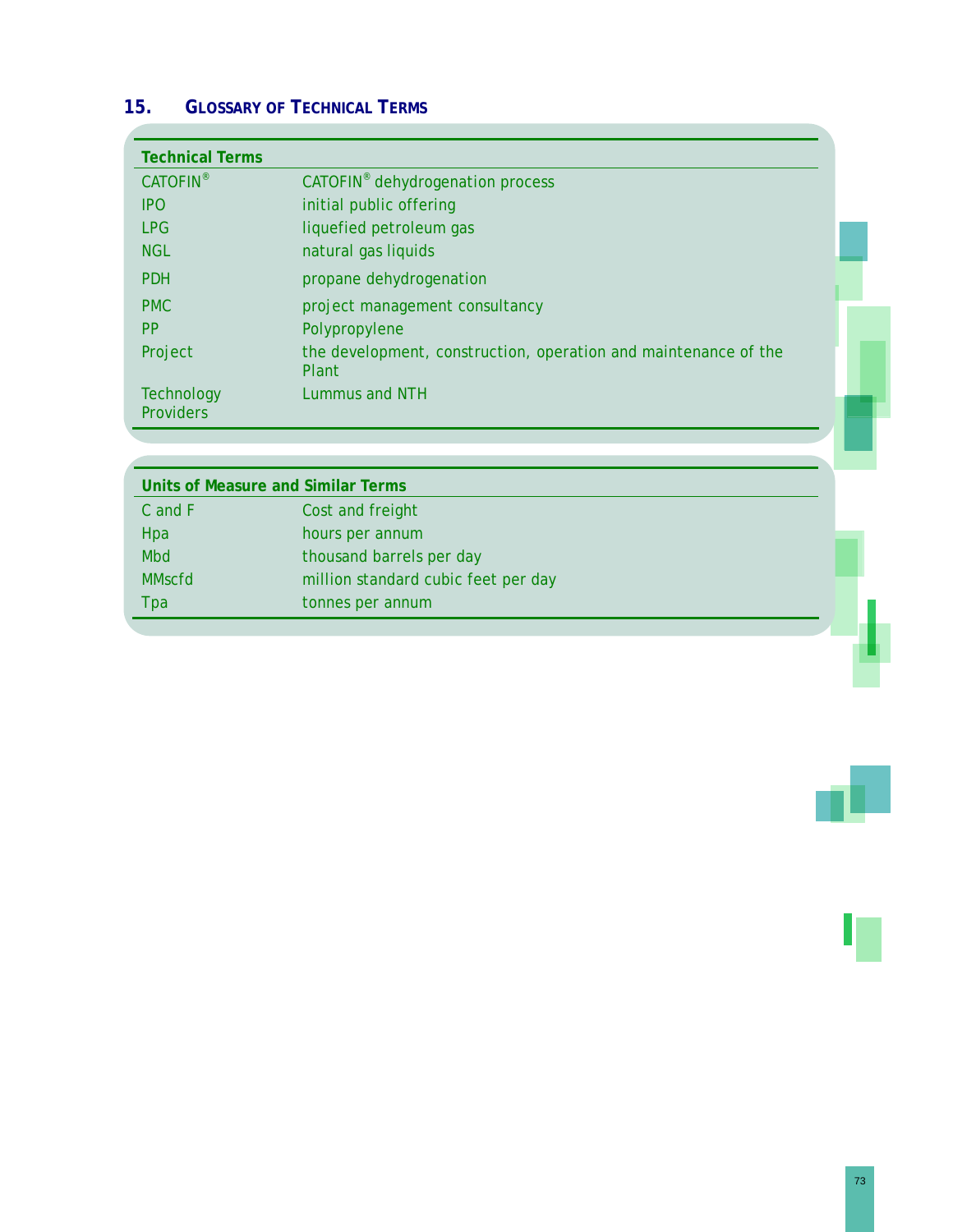## 15. GLOSSARY OF TECHNICAL TERMS

| Technical Terms | |
|---|---|
| CATOFIN® | CATOFIN® dehydrogenation process |
| IPO | initial public offering |
| LPG | liquefied petroleum gas |
| NGL | natural gas liquids |
| PDH | propane dehydrogenation |
| PMC | project management consultancy |
| PP | Polypropylene |
| Project | the development, construction, operation and maintenance of the Plant |
| Technology Providers | Lummus and NTH |

| Units of Measure and Similar Terms | |
|---|---|
| C and F | Cost and freight |
| Hpa | hours per annum |
| Mbd | thousand barrels per day |
| MMscfd | million standard cubic feet per day |
| Tpa | tonnes per annum |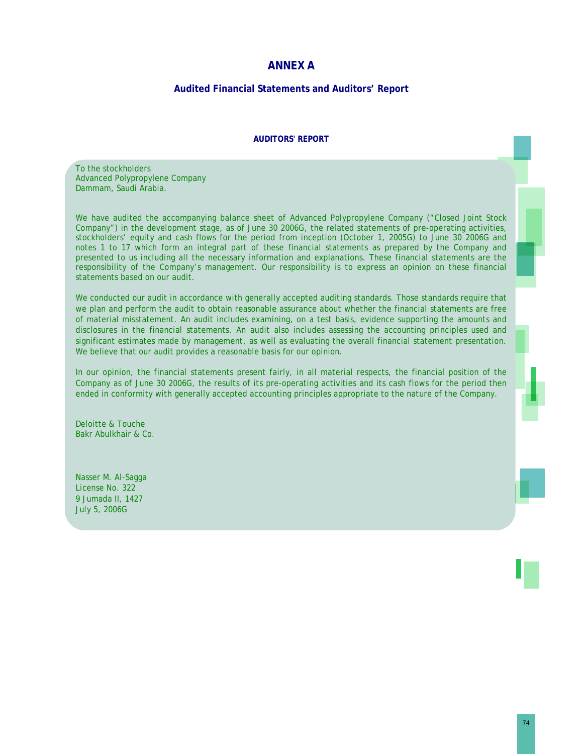# ANNEX A

## Audited Financial Statements and Auditors' Report

### AUDITORS' REPORT

To the stockholders
Advanced Polypropylene Company
Dammam, Saudi Arabia.

We have audited the accompanying balance sheet of Advanced Polypropylene Company ("Closed Joint Stock Company") in the development stage, as of June 30 2006G, the related statements of pre-operating activities, stockholders' equity and cash flows for the period from inception (October 1, 2005G) to June 30 2006G and notes 1 to 17 which form an integral part of these financial statements as prepared by the Company and presented to us including all the necessary information and explanations. These financial statements are the responsibility of the Company's management. Our responsibility is to express an opinion on these financial statements based on our audit.

We conducted our audit in accordance with generally accepted auditing standards. Those standards require that we plan and perform the audit to obtain reasonable assurance about whether the financial statements are free of material misstatement. An audit includes examining, on a test basis, evidence supporting the amounts and disclosures in the financial statements. An audit also includes assessing the accounting principles used and significant estimates made by management, as well as evaluating the overall financial statement presentation. We believe that our audit provides a reasonable basis for our opinion.

In our opinion, the financial statements present fairly, in all material respects, the financial position of the Company as of June 30 2006G, the results of its pre-operating activities and its cash flows for the period then ended in conformity with generally accepted accounting principles appropriate to the nature of the Company.

Deloitte & Touche
Bakr Abulkhair & Co.

Nasser M. Al-Sagga
License No. 322
9 Jumada II, 1427
July 5, 2006G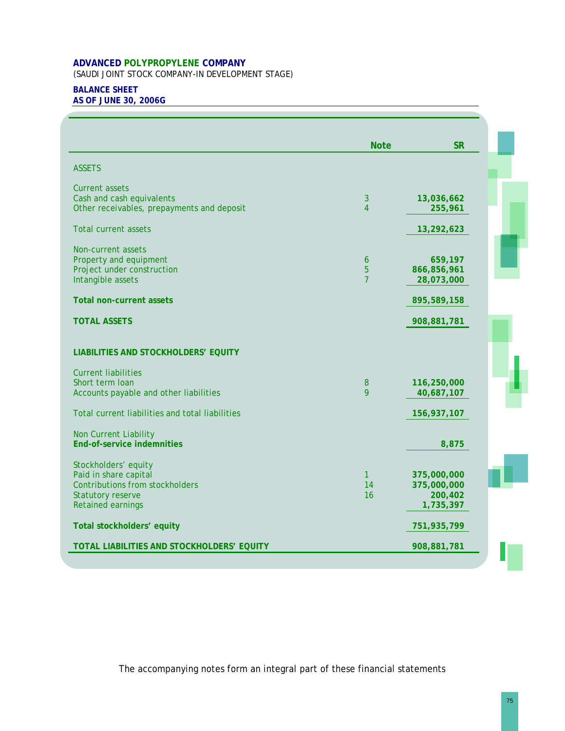**ADVANCED POLYPROPYLENE COMPANY**

(SAUDI JOINT STOCK COMPANY-IN DEVELOPMENT STAGE)

**BALANCE SHEET**
**AS OF JUNE 30, 2006G**

| | Note | SR |
|---|---|---|
| ASSETS | | |
| Current assets | | |
| Cash and cash equivalents | 3 | **13,036,662** |
| Other receivables, prepayments and deposit | 4 | **255,961** |
| Total current assets | | **13,292,623** |
| Non-current assets | | |
| Property and equipment | 6 | **659,197** |
| Project under construction | 5 | **866,856,961** |
| Intangible assets | 7 | **28,073,000** |
| **Total non-current assets** | | **895,589,158** |
| **TOTAL ASSETS** | | **908,881,781** |
| **LIABILITIES AND STOCKHOLDERS' EQUITY** | | |
| Current liabilities | | |
| Short term loan | 8 | **116,250,000** |
| Accounts payable and other liabilities | 9 | **40,687,107** |
| Total current liabilities and total liabilities | | **156,937,107** |
| Non Current Liability | | |
| **End-of-service indemnities** | | **8,875** |
| Stockholders' equity | | |
| Paid in share capital | 1 | **375,000,000** |
| Contributions from stockholders | 14 | **375,000,000** |
| Statutory reserve | 16 | **200,402** |
| Retained earnings | | **1,735,397** |
| **Total stockholders' equity** | | **751,935,799** |
| **TOTAL LIABILITIES AND STOCKHOLDERS' EQUITY** | | **908,881,781** |

The accompanying notes form an integral part of these financial statements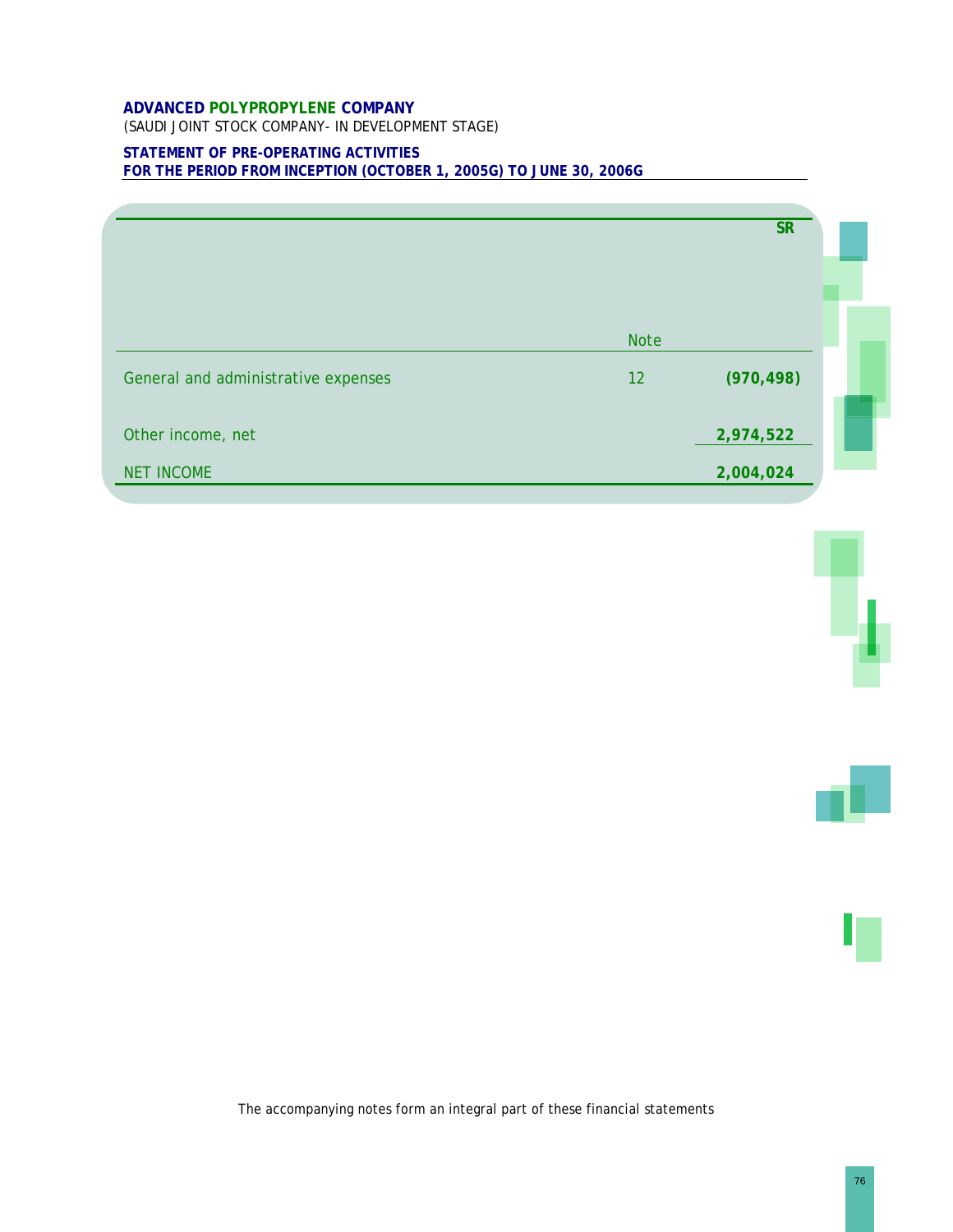**ADVANCED POLYPROPYLENE COMPANY**
(SAUDI JOINT STOCK COMPANY- IN DEVELOPMENT STAGE)

**STATEMENT OF PRE-OPERATING ACTIVITIES**
**FOR THE PERIOD FROM INCEPTION (OCTOBER 1, 2005G) TO JUNE 30, 2006G**

| | Note | SR |
|---|---|---|
| General and administrative expenses | 12 | **(970,498)** |
| Other income, net | | **2,974,522** |
| NET INCOME | | **2,004,024** |

The accompanying notes form an integral part of these financial statements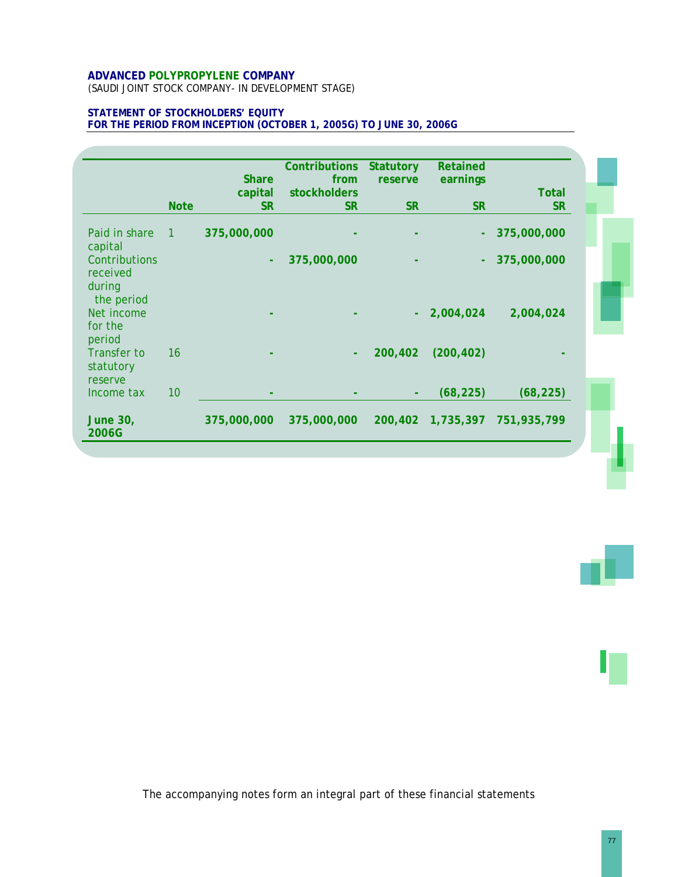**ADVANCED POLYPROPYLENE COMPANY**
(SAUDI JOINT STOCK COMPANY- IN DEVELOPMENT STAGE)

**STATEMENT OF STOCKHOLDERS' EQUITY**
**FOR THE PERIOD FROM INCEPTION (OCTOBER 1, 2005G) TO JUNE 30, 2006G**

| | Note | Share capital SR | Contributions from stockholders SR | Statutory reserve SR | Retained earnings SR | Total SR |
|---|---|---|---|---|---|---|
| Paid in share capital | 1 | 375,000,000 | - | - | - | 375,000,000 |
| Contributions received during the period | | - | 375,000,000 | - | - | 375,000,000 |
| Net income for the period | | - | - | - | 2,004,024 | 2,004,024 |
| Transfer to statutory reserve | 16 | - | - | 200,402 | (200,402) | - |
| Income tax | 10 | - | - | - | (68,225) | (68,225) |
| **June 30, 2006G** | | **375,000,000** | **375,000,000** | **200,402** | **1,735,397** | **751,935,799** |

The accompanying notes form an integral part of these financial statements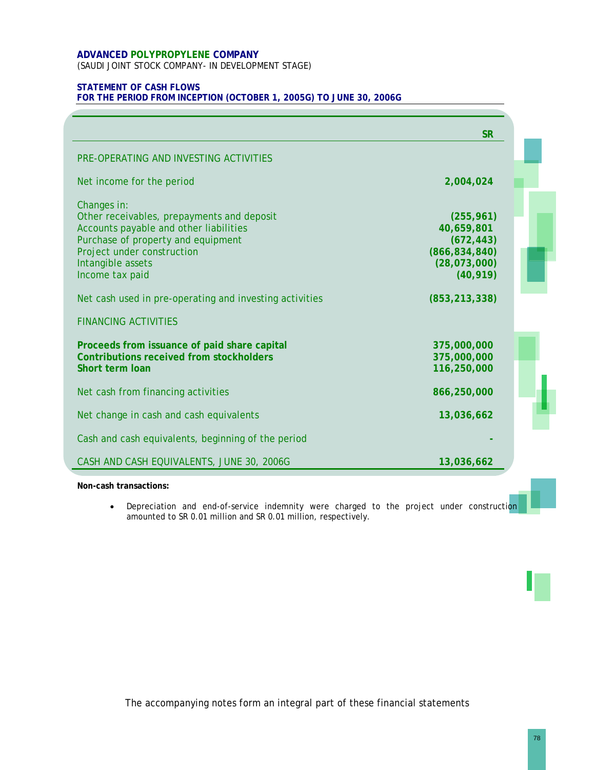**ADVANCED POLYPROPYLENE COMPANY**
(SAUDI JOINT STOCK COMPANY- IN DEVELOPMENT STAGE)

**STATEMENT OF CASH FLOWS**
**FOR THE PERIOD FROM INCEPTION (OCTOBER 1, 2005G) TO JUNE 30, 2006G**

| | SR |
|---|---|
| PRE-OPERATING AND INVESTING ACTIVITIES | |
| Net income for the period | 2,004,024 |
| Changes in: | |
| Other receivables, prepayments and deposit | (255,961) |
| Accounts payable and other liabilities | 40,659,801 |
| Purchase of property and equipment | (672,443) |
| Project under construction | (866,834,840) |
| Intangible assets | (28,073,000) |
| Income tax paid | (40,919) |
| Net cash used in pre-operating and investing activities | (853,213,338) |
| FINANCING ACTIVITIES | |
| **Proceeds from issuance of paid share capital** | 375,000,000 |
| **Contributions received from stockholders** | 375,000,000 |
| **Short term loan** | 116,250,000 |
| Net cash from financing activities | 866,250,000 |
| Net change in cash and cash equivalents | 13,036,662 |
| Cash and cash equivalents, beginning of the period | - |
| CASH AND CASH EQUIVALENTS, JUNE 30, 2006G | 13,036,662 |

**Non-cash transactions:**

- Depreciation and end-of-service indemnity were charged to the project under construction amounted to SR 0.01 million and SR 0.01 million, respectively.

The accompanying notes form an integral part of these financial statements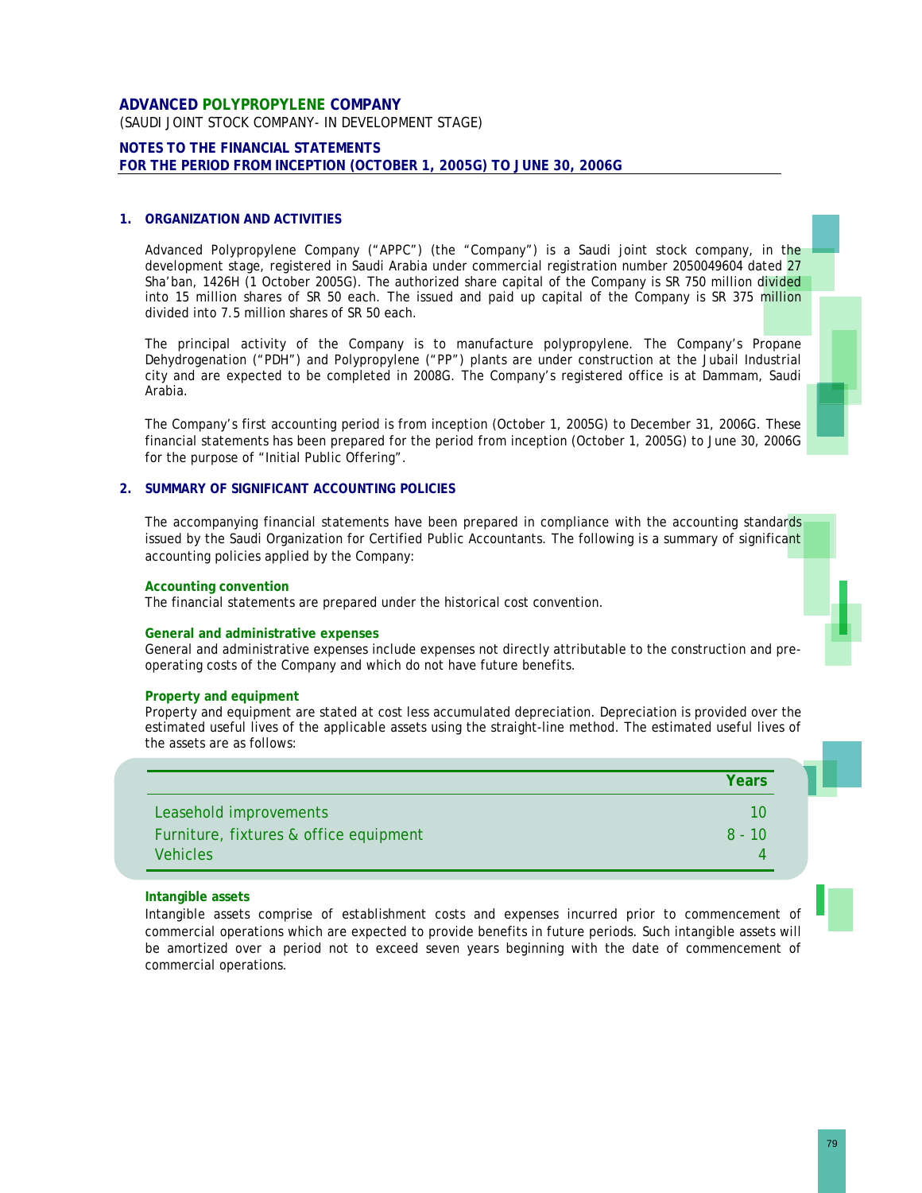**ADVANCED POLYPROPYLENE COMPANY**
(SAUDI JOINT STOCK COMPANY- IN DEVELOPMENT STAGE)

**NOTES TO THE FINANCIAL STATEMENTS**
**FOR THE PERIOD FROM INCEPTION (OCTOBER 1, 2005G) TO JUNE 30, 2006G**

## 1. ORGANIZATION AND ACTIVITIES

Advanced Polypropylene Company ("APPC") (the "Company") is a Saudi joint stock company, in the development stage, registered in Saudi Arabia under commercial registration number 2050049604 dated 27 Sha'ban, 1426H (1 October 2005G). The authorized share capital of the Company is SR 750 million divided into 15 million shares of SR 50 each. The issued and paid up capital of the Company is SR 375 million divided into 7.5 million shares of SR 50 each.

The principal activity of the Company is to manufacture polypropylene. The Company's Propane Dehydrogenation ("PDH") and Polypropylene ("PP") plants are under construction at the Jubail Industrial city and are expected to be completed in 2008G. The Company's registered office is at Dammam, Saudi Arabia.

The Company's first accounting period is from inception (October 1, 2005G) to December 31, 2006G. These financial statements has been prepared for the period from inception (October 1, 2005G) to June 30, 2006G for the purpose of "Initial Public Offering".

## 2. SUMMARY OF SIGNIFICANT ACCOUNTING POLICIES

The accompanying financial statements have been prepared in compliance with the accounting standards issued by the Saudi Organization for Certified Public Accountants. The following is a summary of significant accounting policies applied by the Company:

**Accounting convention**
The financial statements are prepared under the historical cost convention.

**General and administrative expenses**
General and administrative expenses include expenses not directly attributable to the construction and pre-operating costs of the Company and which do not have future benefits.

**Property and equipment**
Property and equipment are stated at cost less accumulated depreciation. Depreciation is provided over the estimated useful lives of the applicable assets using the straight-line method. The estimated useful lives of the assets are as follows:

| | Years |
|---|---|
| Leasehold improvements | 10 |
| Furniture, fixtures & office equipment | 8 - 10 |
| Vehicles | 4 |

**Intangible assets**
Intangible assets comprise of establishment costs and expenses incurred prior to commencement of commercial operations which are expected to provide benefits in future periods. Such intangible assets will be amortized over a period not to exceed seven years beginning with the date of commencement of commercial operations.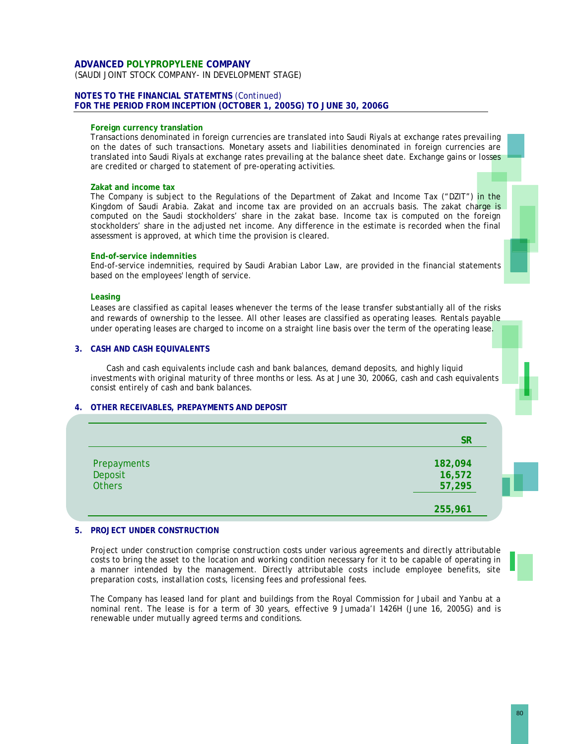**ADVANCED POLYPROPYLENE COMPANY**
(SAUDI JOINT STOCK COMPANY- IN DEVELOPMENT STAGE)

**NOTES TO THE FINANCIAL STATEMTNS** (Continued)
**FOR THE PERIOD FROM INCEPTION (OCTOBER 1, 2005G) TO JUNE 30, 2006G**

**Foreign currency translation**

Transactions denominated in foreign currencies are translated into Saudi Riyals at exchange rates prevailing on the dates of such transactions. Monetary assets and liabilities denominated in foreign currencies are translated into Saudi Riyals at exchange rates prevailing at the balance sheet date. Exchange gains or losses are credited or charged to statement of pre-operating activities.

**Zakat and income tax**

The Company is subject to the Regulations of the Department of Zakat and Income Tax ("DZIT") in the Kingdom of Saudi Arabia. Zakat and income tax are provided on an accruals basis. The zakat charge is computed on the Saudi stockholders' share in the zakat base. Income tax is computed on the foreign stockholders' share in the adjusted net income. Any difference in the estimate is recorded when the final assessment is approved, at which time the provision is cleared.

**End-of-service indemnities**

End-of-service indemnities, required by Saudi Arabian Labor Law, are provided in the financial statements based on the employees' length of service.

**Leasing**

Leases are classified as capital leases whenever the terms of the lease transfer substantially all of the risks and rewards of ownership to the lessee. All other leases are classified as operating leases. Rentals payable under operating leases are charged to income on a straight line basis over the term of the operating lease.

## 3. CASH AND CASH EQUIVALENTS

Cash and cash equivalents include cash and bank balances, demand deposits, and highly liquid investments with original maturity of three months or less. As at June 30, 2006G, cash and cash equivalents consist entirely of cash and bank balances.

## 4. OTHER RECEIVABLES, PREPAYMENTS AND DEPOSIT

| | SR |
|---|---|
| Prepayments | 182,094 |
| Deposit | 16,572 |
| Others | 57,295 |
| | 255,961 |

## 5. PROJECT UNDER CONSTRUCTION

Project under construction comprise construction costs under various agreements and directly attributable costs to bring the asset to the location and working condition necessary for it to be capable of operating in a manner intended by the management. Directly attributable costs include employee benefits, site preparation costs, installation costs, licensing fees and professional fees.

The Company has leased land for plant and buildings from the Royal Commission for Jubail and Yanbu at a nominal rent. The lease is for a term of 30 years, effective 9 Jumada'I 1426H (June 16, 2005G) and is renewable under mutually agreed terms and conditions.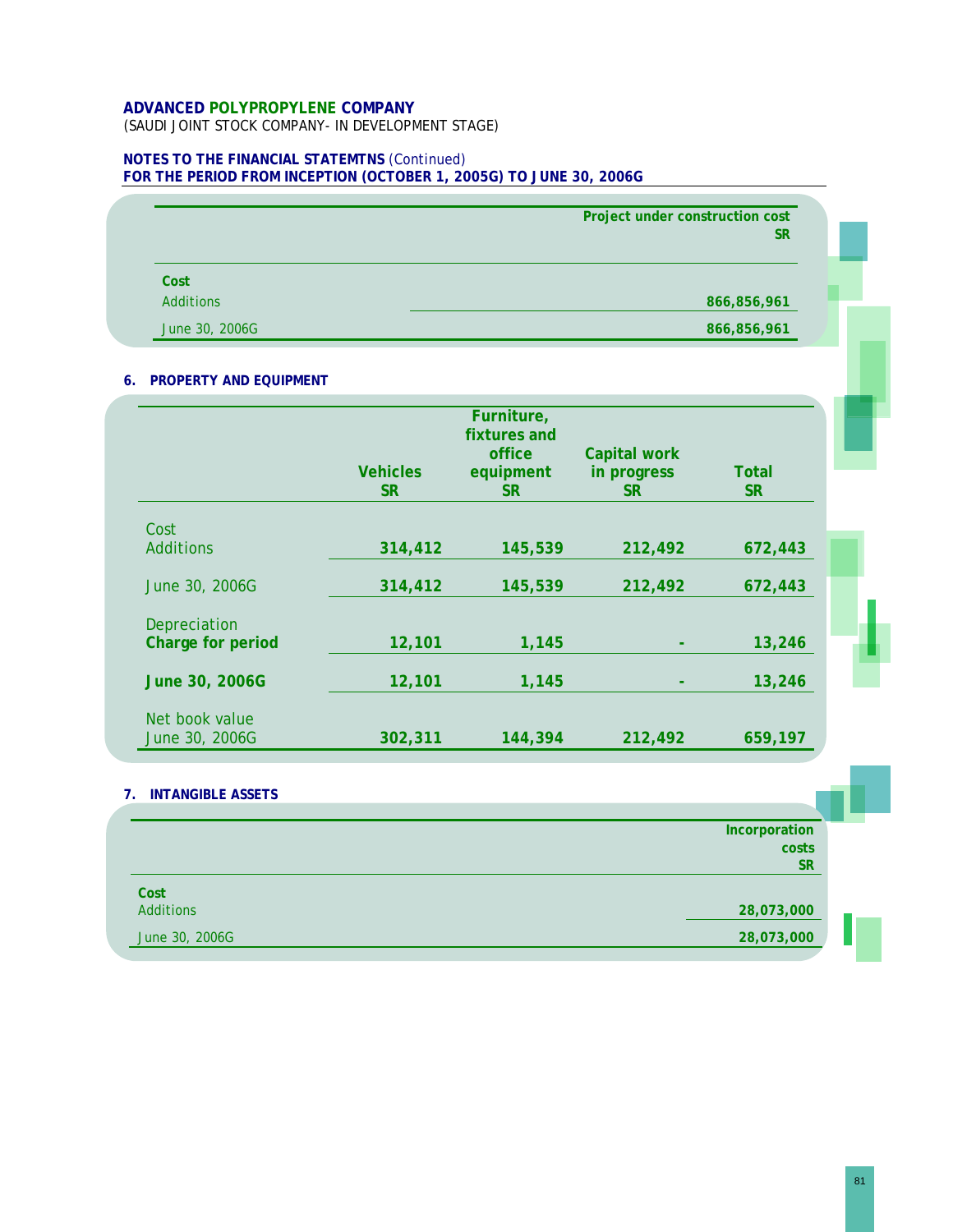**ADVANCED POLYPROPYLENE COMPANY**
(SAUDI JOINT STOCK COMPANY- IN DEVELOPMENT STAGE)

**NOTES TO THE FINANCIAL STATEMTNS** (Continued)
**FOR THE PERIOD FROM INCEPTION (OCTOBER 1, 2005G) TO JUNE 30, 2006G**

| | Project under construction cost SR |
|---|---|
| **Cost** | |
| Additions | 866,856,961 |
| June 30, 2006G | 866,856,961 |

**6. PROPERTY AND EQUIPMENT**

| | Vehicles SR | Furniture, fixtures and office equipment SR | Capital work in progress SR | Total SR |
|---|---|---|---|---|
| Cost | | | | |
| Additions | 314,412 | 145,539 | 212,492 | 672,443 |
| June 30, 2006G | 314,412 | 145,539 | 212,492 | 672,443 |
| Depreciation | | | | |
| **Charge for period** | 12,101 | 1,145 | - | 13,246 |
| **June 30, 2006G** | 12,101 | 1,145 | - | 13,246 |
| Net book value | | | | |
| June 30, 2006G | 302,311 | 144,394 | 212,492 | 659,197 |

**7. INTANGIBLE ASSETS**

| | Incorporation costs SR |
|---|---|
| **Cost** | |
| Additions | 28,073,000 |
| June 30, 2006G | 28,073,000 |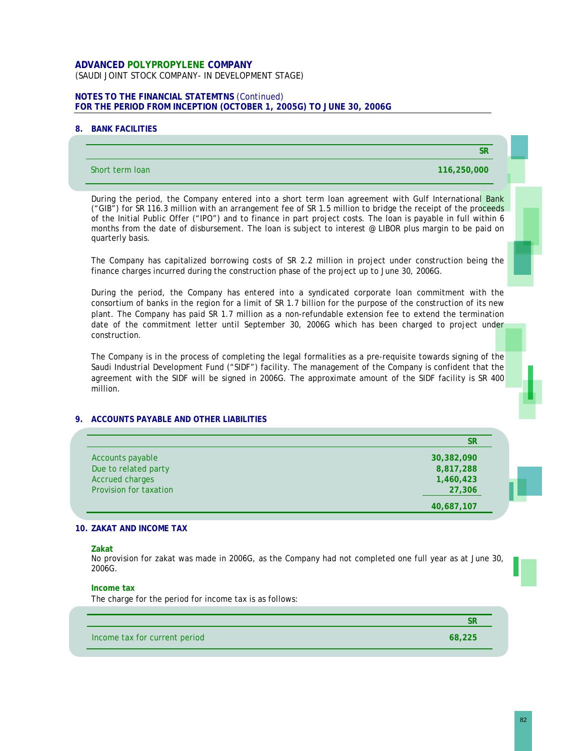**ADVANCED POLYPROPYLENE COMPANY**
(SAUDI JOINT STOCK COMPANY- IN DEVELOPMENT STAGE)

**NOTES TO THE FINANCIAL STATEMTNS** (Continued)
**FOR THE PERIOD FROM INCEPTION (OCTOBER 1, 2005G) TO JUNE 30, 2006G**

## 8. BANK FACILITIES

| | SR |
|---|---|
| Short term loan | 116,250,000 |

During the period, the Company entered into a short term loan agreement with Gulf International Bank ("GIB") for SR 116.3 million with an arrangement fee of SR 1.5 million to bridge the receipt of the proceeds of the Initial Public Offer ("IPO") and to finance in part project costs. The loan is payable in full within 6 months from the date of disbursement. The loan is subject to interest @ LIBOR plus margin to be paid on quarterly basis.

The Company has capitalized borrowing costs of SR 2.2 million in project under construction being the finance charges incurred during the construction phase of the project up to June 30, 2006G.

During the period, the Company has entered into a syndicated corporate loan commitment with the consortium of banks in the region for a limit of SR 1.7 billion for the purpose of the construction of its new plant. The Company has paid SR 1.7 million as a non-refundable extension fee to extend the termination date of the commitment letter until September 30, 2006G which has been charged to project under construction.

The Company is in the process of completing the legal formalities as a pre-requisite towards signing of the Saudi Industrial Development Fund ("SIDF") facility. The management of the Company is confident that the agreement with the SIDF will be signed in 2006G. The approximate amount of the SIDF facility is SR 400 million.

## 9. ACCOUNTS PAYABLE AND OTHER LIABILITIES

| | SR |
|---|---|
| Accounts payable | 30,382,090 |
| Due to related party | 8,817,288 |
| Accrued charges | 1,460,423 |
| Provision for taxation | 27,306 |
| | 40,687,107 |

## 10. ZAKAT AND INCOME TAX

**Zakat**

No provision for zakat was made in 2006G, as the Company had not completed one full year as at June 30, 2006G.

**Income tax**

The charge for the period for income tax is as follows:

| | SR |
|---|---|
| Income tax for current period | 68,225 |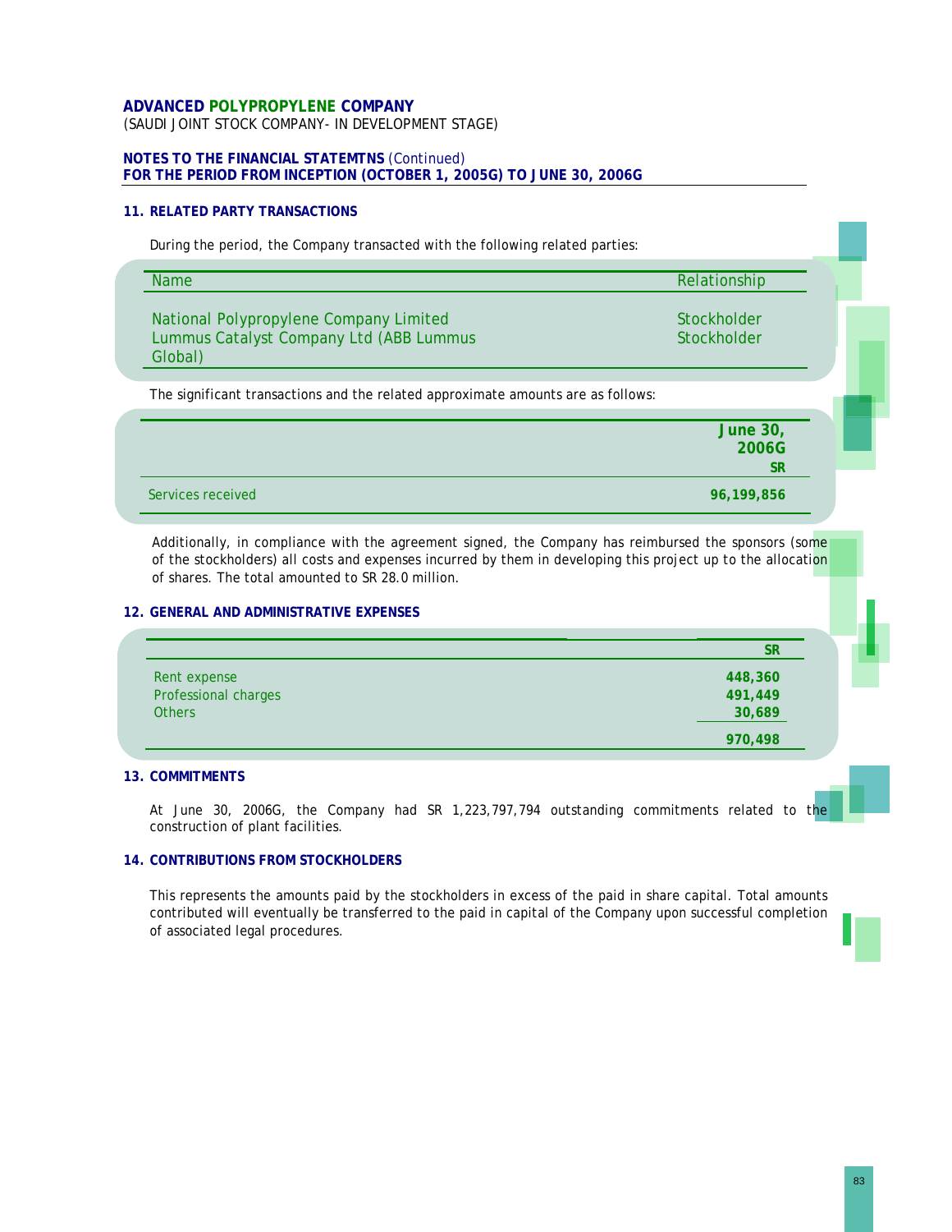**ADVANCED POLYPROPYLENE COMPANY**
(SAUDI JOINT STOCK COMPANY- IN DEVELOPMENT STAGE)

**NOTES TO THE FINANCIAL STATEMTNS** (Continued)
**FOR THE PERIOD FROM INCEPTION (OCTOBER 1, 2005G) TO JUNE 30, 2006G**

### 11. RELATED PARTY TRANSACTIONS

During the period, the Company transacted with the following related parties:

| Name | Relationship |
|---|---|
| National Polypropylene Company Limited | Stockholder |
| Lummus Catalyst Company Ltd (ABB Lummus Global) | Stockholder |

The significant transactions and the related approximate amounts are as follows:

| | June 30, 2006G SR |
|---|---|
| Services received | 96,199,856 |

Additionally, in compliance with the agreement signed, the Company has reimbursed the sponsors (some of the stockholders) all costs and expenses incurred by them in developing this project up to the allocation of shares. The total amounted to SR 28.0 million.

### 12. GENERAL AND ADMINISTRATIVE EXPENSES

| | SR |
|---|---|
| Rent expense | 448,360 |
| Professional charges | 491,449 |
| Others | 30,689 |
| | 970,498 |

### 13. COMMITMENTS

At June 30, 2006G, the Company had SR 1,223,797,794 outstanding commitments related to the construction of plant facilities.

### 14. CONTRIBUTIONS FROM STOCKHOLDERS

This represents the amounts paid by the stockholders in excess of the paid in share capital. Total amounts contributed will eventually be transferred to the paid in capital of the Company upon successful completion of associated legal procedures.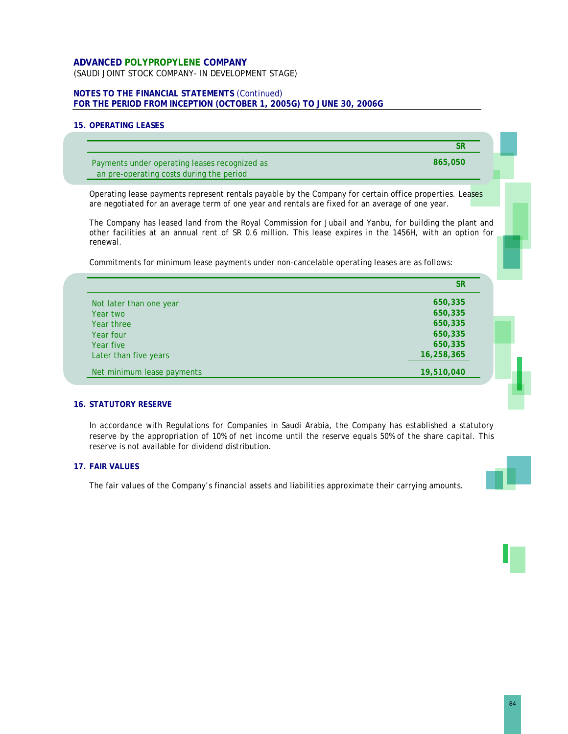**ADVANCED POLYPROPYLENE COMPANY**
(SAUDI JOINT STOCK COMPANY- IN DEVELOPMENT STAGE)

**NOTES TO THE FINANCIAL STATEMENTS** *(Continued)*
**FOR THE PERIOD FROM INCEPTION (OCTOBER 1, 2005G) TO JUNE 30, 2006G**

## 15. OPERATING LEASES

| | SR |
|---|---|
| Payments under operating leases recognized as an pre-operating costs during the period | **865,050** |

Operating lease payments represent rentals payable by the Company for certain office properties. Leases are negotiated for an average term of one year and rentals are fixed for an average of one year.

The Company has leased land from the Royal Commission for Jubail and Yanbu, for building the plant and other facilities at an annual rent of SR 0.6 million. This lease expires in the 1456H, with an option for renewal.

Commitments for minimum lease payments under non-cancelable operating leases are as follows:

| | SR |
|---|---|
| Not later than one year | **650,335** |
| Year two | **650,335** |
| Year three | **650,335** |
| Year four | **650,335** |
| Year five | **650,335** |
| Later than five years | **16,258,365** |
| Net minimum lease payments | **19,510,040** |

## 16. STATUTORY RESERVE

In accordance with Regulations for Companies in Saudi Arabia, the Company has established a statutory reserve by the appropriation of 10% of net income until the reserve equals 50% of the share capital. This reserve is not available for dividend distribution.

## 17. FAIR VALUES

The fair values of the Company's financial assets and liabilities approximate their carrying amounts.